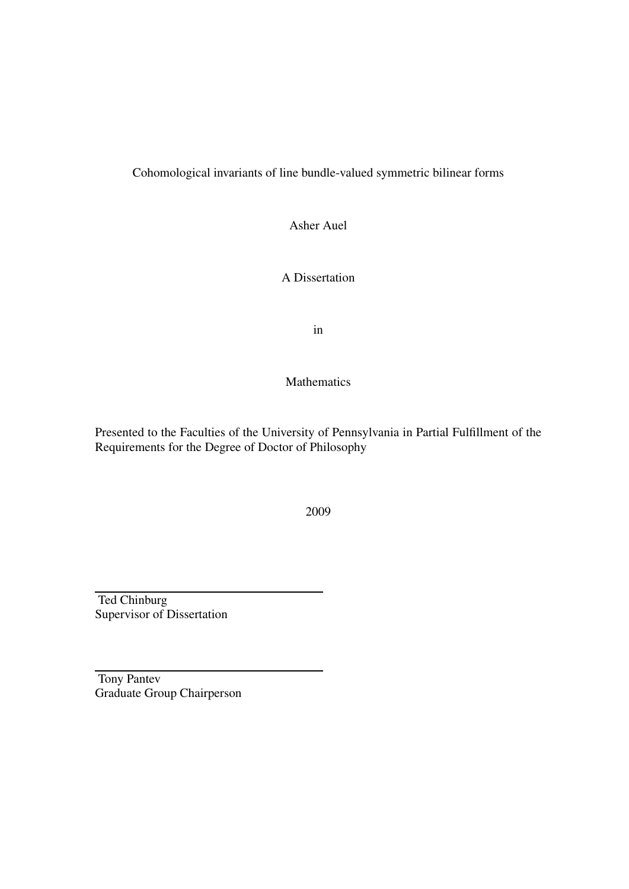Cohomological invariants of line bundle-valued symmetric bilinear forms

Asher Auel

A Dissertation

in

Mathematics

Presented to the Faculties of the University of Pennsylvania in Partial Fulfillment of the Requirements for the Degree of Doctor of Philosophy

2009

Ted Chinburg
Supervisor of Dissertation

Tony Pantev
Graduate Group Chairperson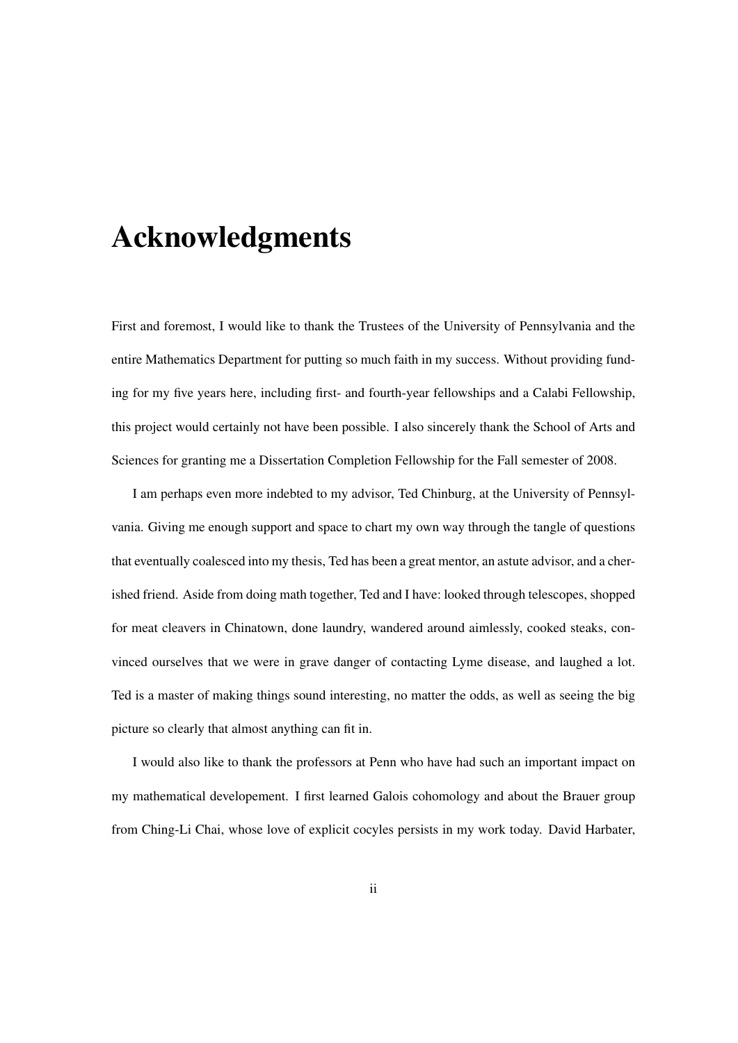# Acknowledgments

First and foremost, I would like to thank the Trustees of the University of Pennsylvania and the entire Mathematics Department for putting so much faith in my success. Without providing funding for my five years here, including first- and fourth-year fellowships and a Calabi Fellowship, this project would certainly not have been possible. I also sincerely thank the School of Arts and Sciences for granting me a Dissertation Completion Fellowship for the Fall semester of 2008.

I am perhaps even more indebted to my advisor, Ted Chinburg, at the University of Pennsylvania. Giving me enough support and space to chart my own way through the tangle of questions that eventually coalesced into my thesis, Ted has been a great mentor, an astute advisor, and a cherished friend. Aside from doing math together, Ted and I have: looked through telescopes, shopped for meat cleavers in Chinatown, done laundry, wandered around aimlessly, cooked steaks, convinced ourselves that we were in grave danger of contacting Lyme disease, and laughed a lot. Ted is a master of making things sound interesting, no matter the odds, as well as seeing the big picture so clearly that almost anything can fit in.

I would also like to thank the professors at Penn who have had such an important impact on my mathematical developement. I first learned Galois cohomology and about the Brauer group from Ching-Li Chai, whose love of explicit cocyles persists in my work today. David Harbater,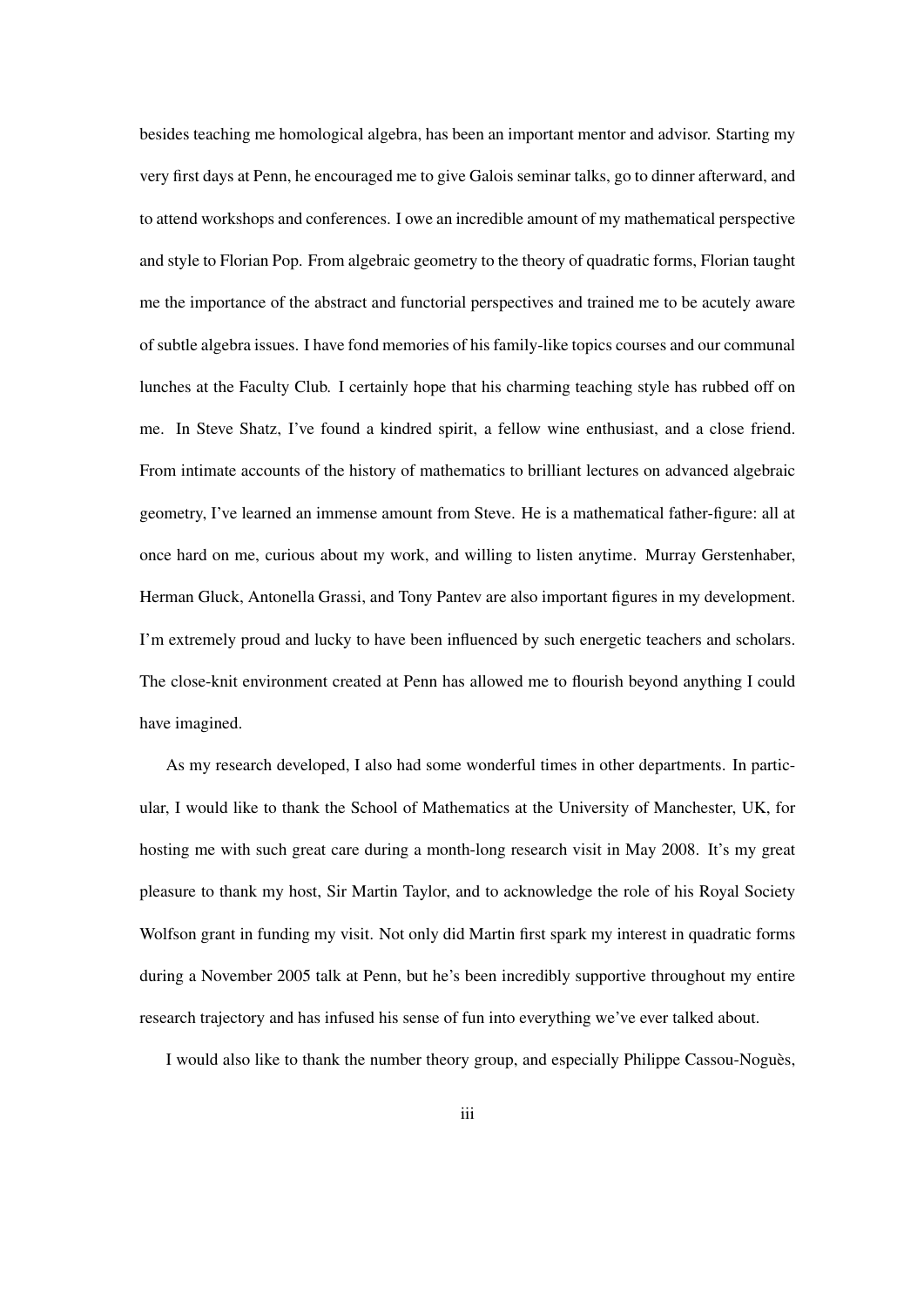besides teaching me homological algebra, has been an important mentor and advisor. Starting my very first days at Penn, he encouraged me to give Galois seminar talks, go to dinner afterward, and to attend workshops and conferences. I owe an incredible amount of my mathematical perspective and style to Florian Pop. From algebraic geometry to the theory of quadratic forms, Florian taught me the importance of the abstract and functorial perspectives and trained me to be acutely aware of subtle algebra issues. I have fond memories of his family-like topics courses and our communal lunches at the Faculty Club. I certainly hope that his charming teaching style has rubbed off on me. In Steve Shatz, I've found a kindred spirit, a fellow wine enthusiast, and a close friend. From intimate accounts of the history of mathematics to brilliant lectures on advanced algebraic geometry, I've learned an immense amount from Steve. He is a mathematical father-figure: all at once hard on me, curious about my work, and willing to listen anytime. Murray Gerstenhaber, Herman Gluck, Antonella Grassi, and Tony Pantev are also important figures in my development. I'm extremely proud and lucky to have been influenced by such energetic teachers and scholars. The close-knit environment created at Penn has allowed me to flourish beyond anything I could have imagined.

As my research developed, I also had some wonderful times in other departments. In particular, I would like to thank the School of Mathematics at the University of Manchester, UK, for hosting me with such great care during a month-long research visit in May 2008. It's my great pleasure to thank my host, Sir Martin Taylor, and to acknowledge the role of his Royal Society Wolfson grant in funding my visit. Not only did Martin first spark my interest in quadratic forms during a November 2005 talk at Penn, but he's been incredibly supportive throughout my entire research trajectory and has infused his sense of fun into everything we've ever talked about.

I would also like to thank the number theory group, and especially Philippe Cassou-Noguès,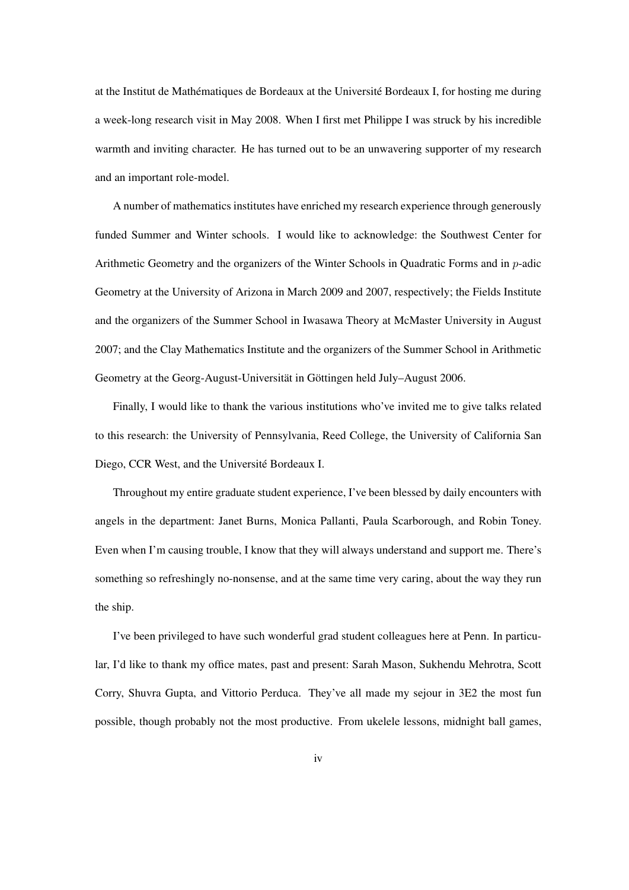at the Institut de Mathématiques de Bordeaux at the Université Bordeaux I, for hosting me during a week-long research visit in May 2008. When I first met Philippe I was struck by his incredible warmth and inviting character. He has turned out to be an unwavering supporter of my research and an important role-model.

A number of mathematics institutes have enriched my research experience through generously funded Summer and Winter schools. I would like to acknowledge: the Southwest Center for Arithmetic Geometry and the organizers of the Winter Schools in Quadratic Forms and in $p$-adic Geometry at the University of Arizona in March 2009 and 2007, respectively; the Fields Institute and the organizers of the Summer School in Iwasawa Theory at McMaster University in August 2007; and the Clay Mathematics Institute and the organizers of the Summer School in Arithmetic Geometry at the Georg-August-Universität in Göttingen held July–August 2006.

Finally, I would like to thank the various institutions who've invited me to give talks related to this research: the University of Pennsylvania, Reed College, the University of California San Diego, CCR West, and the Université Bordeaux I.

Throughout my entire graduate student experience, I've been blessed by daily encounters with angels in the department: Janet Burns, Monica Pallanti, Paula Scarborough, and Robin Toney. Even when I'm causing trouble, I know that they will always understand and support me. There's something so refreshingly no-nonsense, and at the same time very caring, about the way they run the ship.

I've been privileged to have such wonderful grad student colleagues here at Penn. In particular, I'd like to thank my office mates, past and present: Sarah Mason, Sukhendu Mehrotra, Scott Corry, Shuvra Gupta, and Vittorio Perduca. They've all made my sejour in 3E2 the most fun possible, though probably not the most productive. From ukelele lessons, midnight ball games,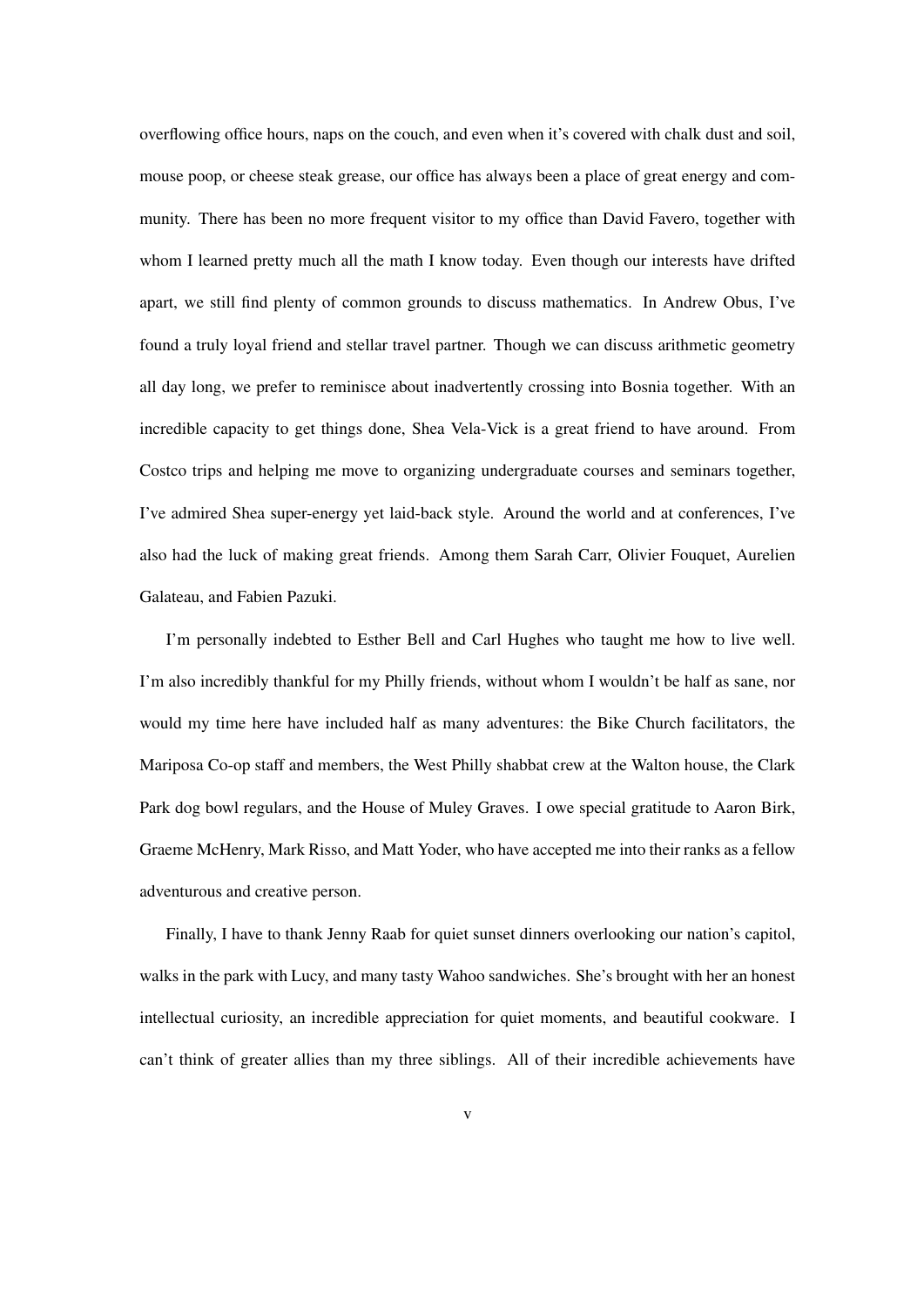overflowing office hours, naps on the couch, and even when it's covered with chalk dust and soil, mouse poop, or cheese steak grease, our office has always been a place of great energy and community. There has been no more frequent visitor to my office than David Favero, together with whom I learned pretty much all the math I know today. Even though our interests have drifted apart, we still find plenty of common grounds to discuss mathematics. In Andrew Obus, I've found a truly loyal friend and stellar travel partner. Though we can discuss arithmetic geometry all day long, we prefer to reminisce about inadvertently crossing into Bosnia together. With an incredible capacity to get things done, Shea Vela-Vick is a great friend to have around. From Costco trips and helping me move to organizing undergraduate courses and seminars together, I've admired Shea super-energy yet laid-back style. Around the world and at conferences, I've also had the luck of making great friends. Among them Sarah Carr, Olivier Fouquet, Aurelien Galateau, and Fabien Pazuki.

I'm personally indebted to Esther Bell and Carl Hughes who taught me how to live well. I'm also incredibly thankful for my Philly friends, without whom I wouldn't be half as sane, nor would my time here have included half as many adventures: the Bike Church facilitators, the Mariposa Co-op staff and members, the West Philly shabbat crew at the Walton house, the Clark Park dog bowl regulars, and the House of Muley Graves. I owe special gratitude to Aaron Birk, Graeme McHenry, Mark Risso, and Matt Yoder, who have accepted me into their ranks as a fellow adventurous and creative person.

Finally, I have to thank Jenny Raab for quiet sunset dinners overlooking our nation's capitol, walks in the park with Lucy, and many tasty Wahoo sandwiches. She's brought with her an honest intellectual curiosity, an incredible appreciation for quiet moments, and beautiful cookware. I can't think of greater allies than my three siblings. All of their incredible achievements have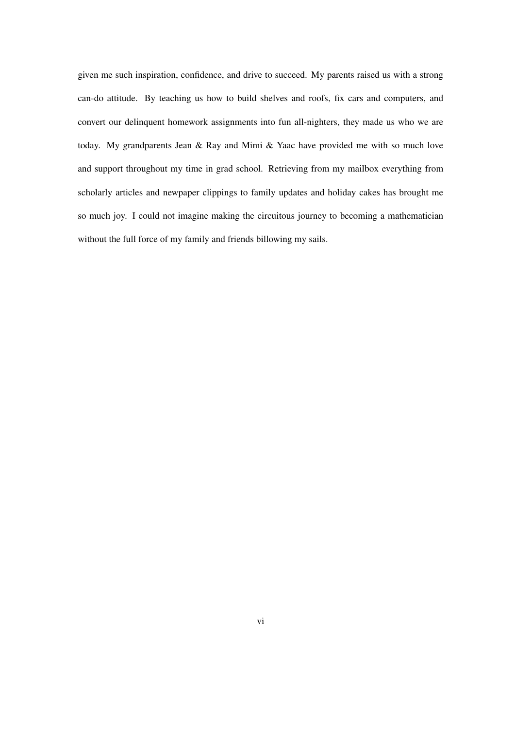given me such inspiration, confidence, and drive to succeed. My parents raised us with a strong can-do attitude. By teaching us how to build shelves and roofs, fix cars and computers, and convert our delinquent homework assignments into fun all-nighters, they made us who we are today. My grandparents Jean & Ray and Mimi & Yaac have provided me with so much love and support throughout my time in grad school. Retrieving from my mailbox everything from scholarly articles and newpaper clippings to family updates and holiday cakes has brought me so much joy. I could not imagine making the circuitous journey to becoming a mathematician without the full force of my family and friends billowing my sails.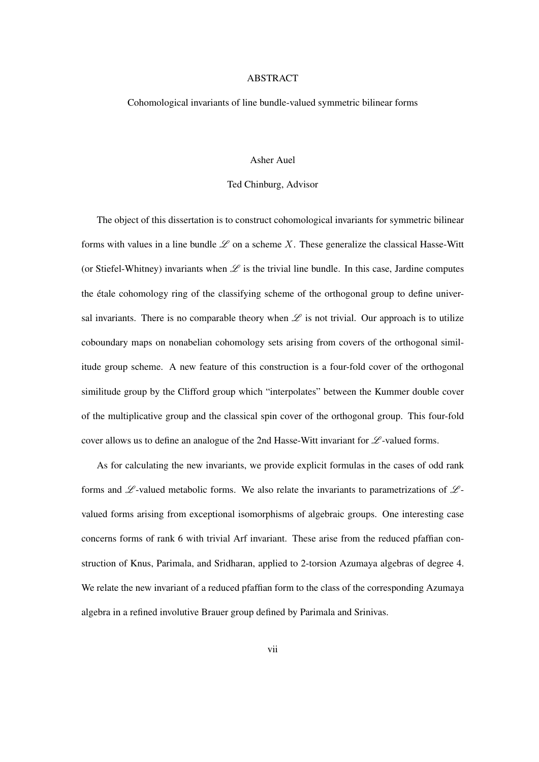# ABSTRACT

## Cohomological invariants of line bundle-valued symmetric bilinear forms

Asher Auel

Ted Chinburg, Advisor

The object of this dissertation is to construct cohomological invariants for symmetric bilinear forms with values in a line bundle $\mathscr{L}$ on a scheme $X$. These generalize the classical Hasse-Witt (or Stiefel-Whitney) invariants when $\mathscr{L}$ is the trivial line bundle. In this case, Jardine computes the étale cohomology ring of the classifying scheme of the orthogonal group to define universal invariants. There is no comparable theory when $\mathscr{L}$ is not trivial. Our approach is to utilize coboundary maps on nonabelian cohomology sets arising from covers of the orthogonal similitude group scheme. A new feature of this construction is a four-fold cover of the orthogonal similitude group by the Clifford group which "interpolates" between the Kummer double cover of the multiplicative group and the classical spin cover of the orthogonal group. This four-fold cover allows us to define an analogue of the 2nd Hasse-Witt invariant for $\mathscr{L}$-valued forms.

As for calculating the new invariants, we provide explicit formulas in the cases of odd rank forms and $\mathscr{L}$-valued metabolic forms. We also relate the invariants to parametrizations of $\mathscr{L}$-valued forms arising from exceptional isomorphisms of algebraic groups. One interesting case concerns forms of rank 6 with trivial Arf invariant. These arise from the reduced pfaffian construction of Knus, Parimala, and Sridharan, applied to 2-torsion Azumaya algebras of degree 4. We relate the new invariant of a reduced pfaffian form to the class of the corresponding Azumaya algebra in a refined involutive Brauer group defined by Parimala and Srinivas.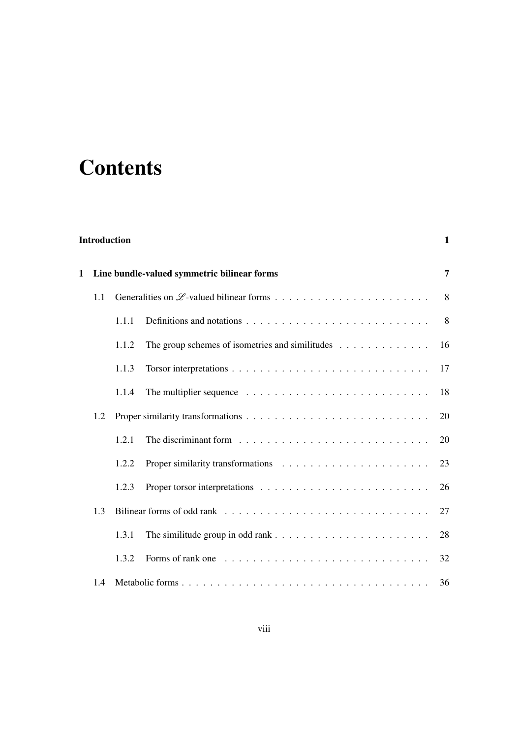# Contents

**Introduction** **1**

**1 Line bundle-valued symmetric bilinear forms** **7**

1.1 Generalities on $\mathscr{L}$-valued bilinear forms . . . . . . . . . . . . . . . . . . . . . . 8

1.1.1 Definitions and notations . . . . . . . . . . . . . . . . . . . . . . . . . . 8

1.1.2 The group schemes of isometries and similitudes . . . . . . . . . . . . . 16

1.1.3 Torsor interpretations . . . . . . . . . . . . . . . . . . . . . . . . . . . . 17

1.1.4 The multiplier sequence . . . . . . . . . . . . . . . . . . . . . . . . . . 18

1.2 Proper similarity transformations . . . . . . . . . . . . . . . . . . . . . . . . . . 20

1.2.1 The discriminant form . . . . . . . . . . . . . . . . . . . . . . . . . . . 20

1.2.2 Proper similarity transformations . . . . . . . . . . . . . . . . . . . . . 23

1.2.3 Proper torsor interpretations . . . . . . . . . . . . . . . . . . . . . . . . 26

1.3 Bilinear forms of odd rank . . . . . . . . . . . . . . . . . . . . . . . . . . . . . 27

1.3.1 The similitude group in odd rank . . . . . . . . . . . . . . . . . . . . . . 28

1.3.2 Forms of rank one . . . . . . . . . . . . . . . . . . . . . . . . . . . . . 32

1.4 Metabolic forms . . . . . . . . . . . . . . . . . . . . . . . . . . . . . . . . . . . 36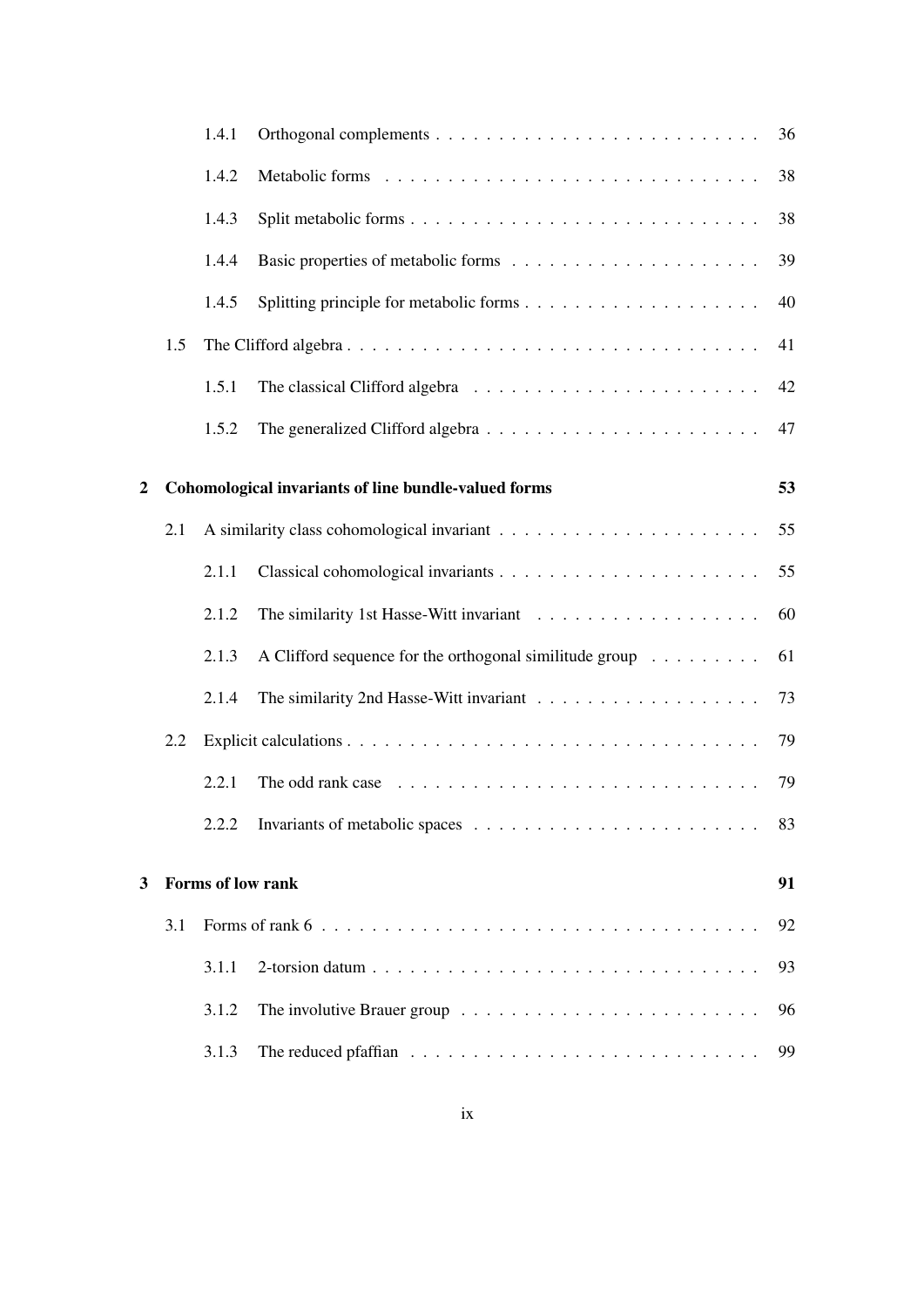| | | | |
|---|---|---|---|
| | 1.4.1 | Orthogonal complements | 36 |
| | 1.4.2 | Metabolic forms | 38 |
| | 1.4.3 | Split metabolic forms | 38 |
| | 1.4.4 | Basic properties of metabolic forms | 39 |
| | 1.4.5 | Splitting principle for metabolic forms | 40 |
| 1.5 | | The Clifford algebra | 41 |
| | 1.5.1 | The classical Clifford algebra | 42 |
| | 1.5.2 | The generalized Clifford algebra | 47 |

**2 Cohomological invariants of line bundle-valued forms** **53**

| | | | |
|---|---|---|---|
| 2.1 | | A similarity class cohomological invariant | 55 |
| | 2.1.1 | Classical cohomological invariants | 55 |
| | 2.1.2 | The similarity 1st Hasse-Witt invariant | 60 |
| | 2.1.3 | A Clifford sequence for the orthogonal similitude group | 61 |
| | 2.1.4 | The similarity 2nd Hasse-Witt invariant | 73 |
| 2.2 | | Explicit calculations | 79 |
| | 2.2.1 | The odd rank case | 79 |
| | 2.2.2 | Invariants of metabolic spaces | 83 |

**3 Forms of low rank** **91**

| | | | |
|---|---|---|---|
| 3.1 | | Forms of rank 6 | 92 |
| | 3.1.1 | 2-torsion datum | 93 |
| | 3.1.2 | The involutive Brauer group | 96 |
| | 3.1.3 | The reduced pfaffian | 99 |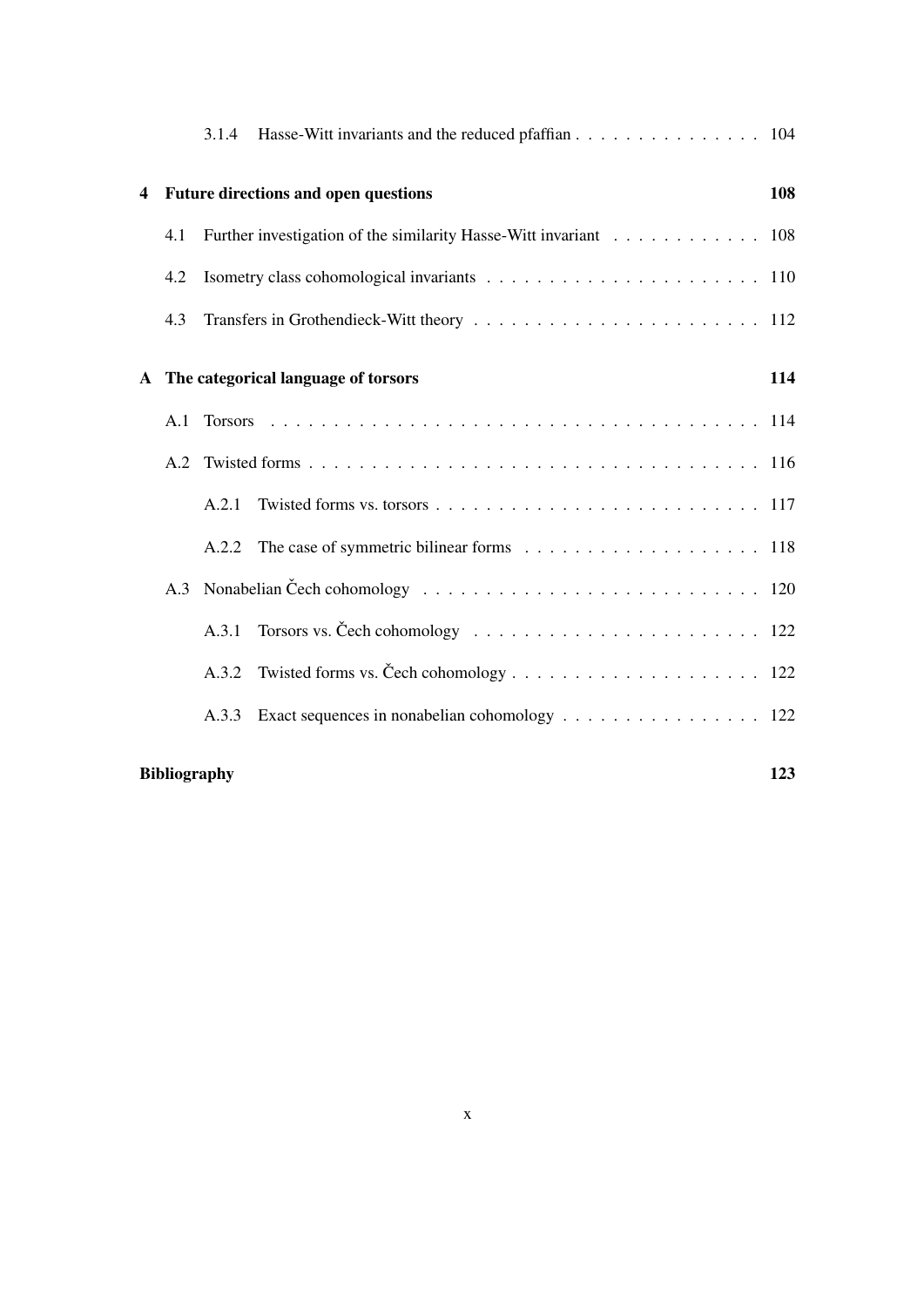3.1.4 Hasse-Witt invariants and the reduced pfaffian . . . . . . . . . . . . . . . 104

**4 Future directions and open questions** **108**

4.1 Further investigation of the similarity Hasse-Witt invariant . . . . . . . . . . . . 108

4.2 Isometry class cohomological invariants . . . . . . . . . . . . . . . . . . . . . . 110

4.3 Transfers in Grothendieck-Witt theory . . . . . . . . . . . . . . . . . . . . . . . 112

**A The categorical language of torsors** **114**

A.1 Torsors . . . . . . . . . . . . . . . . . . . . . . . . . . . . . . . . . . . . . . 114

A.2 Twisted forms . . . . . . . . . . . . . . . . . . . . . . . . . . . . . . . . . . . 116

A.2.1 Twisted forms vs. torsors . . . . . . . . . . . . . . . . . . . . . . . . . . 117

A.2.2 The case of symmetric bilinear forms . . . . . . . . . . . . . . . . . . . 118

A.3 Nonabelian Čech cohomology . . . . . . . . . . . . . . . . . . . . . . . . . . 120

A.3.1 Torsors vs. Čech cohomology . . . . . . . . . . . . . . . . . . . . . . . 122

A.3.2 Twisted forms vs. Čech cohomology . . . . . . . . . . . . . . . . . . . . 122

A.3.3 Exact sequences in nonabelian cohomology . . . . . . . . . . . . . . . . 122

**Bibliography** **123**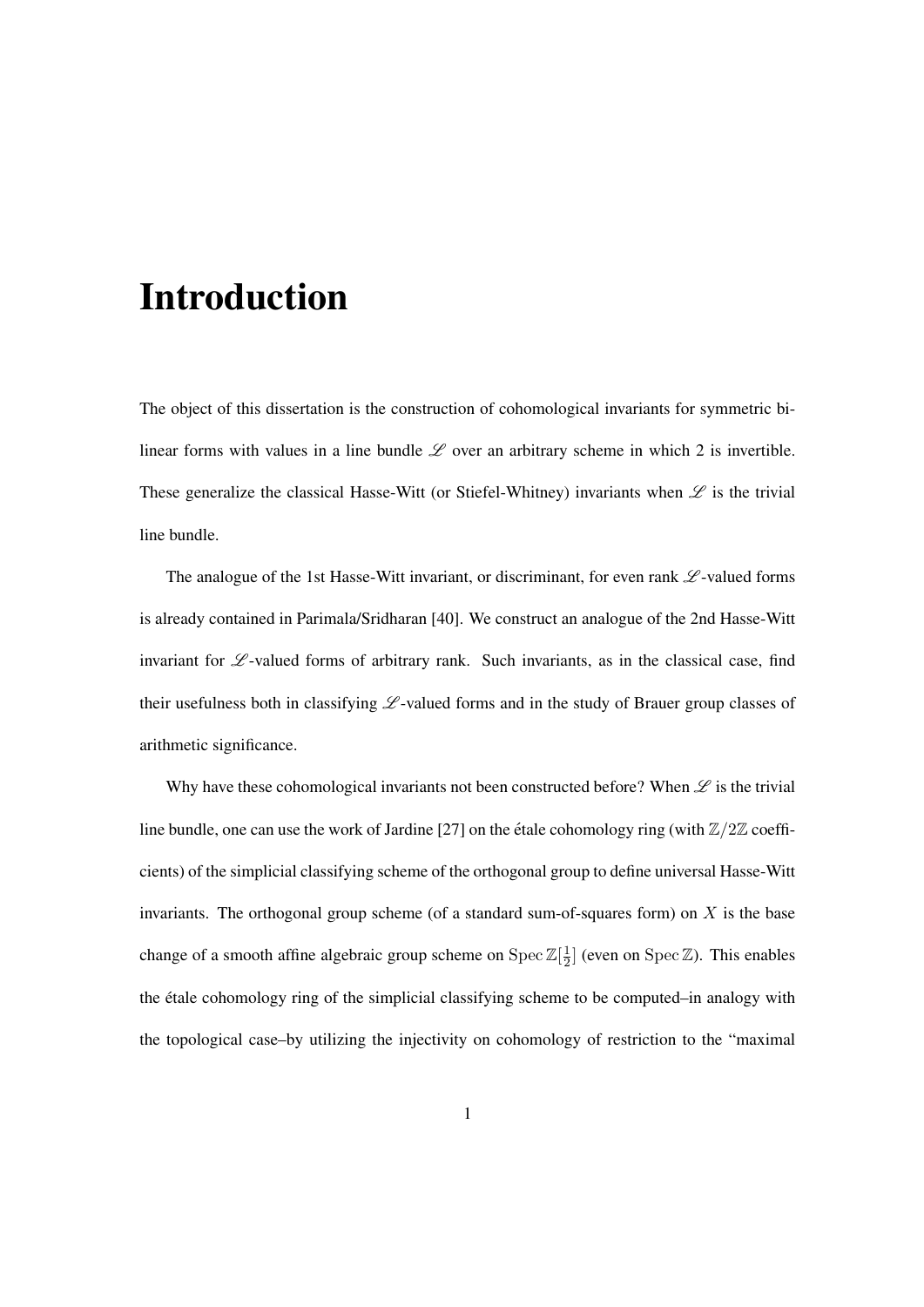# Introduction

The object of this dissertation is the construction of cohomological invariants for symmetric bilinear forms with values in a line bundle $\mathscr{L}$ over an arbitrary scheme in which 2 is invertible. These generalize the classical Hasse-Witt (or Stiefel-Whitney) invariants when $\mathscr{L}$ is the trivial line bundle.

The analogue of the 1st Hasse-Witt invariant, or discriminant, for even rank $\mathscr{L}$-valued forms is already contained in Parimala/Sridharan [40]. We construct an analogue of the 2nd Hasse-Witt invariant for $\mathscr{L}$-valued forms of arbitrary rank. Such invariants, as in the classical case, find their usefulness both in classifying $\mathscr{L}$-valued forms and in the study of Brauer group classes of arithmetic significance.

Why have these cohomological invariants not been constructed before? When $\mathscr{L}$ is the trivial line bundle, one can use the work of Jardine [27] on the étale cohomology ring (with $\mathbb{Z}/2\mathbb{Z}$ coefficients) of the simplicial classifying scheme of the orthogonal group to define universal Hasse-Witt invariants. The orthogonal group scheme (of a standard sum-of-squares form) on $X$ is the base change of a smooth affine algebraic group scheme on $\operatorname{Spec} \mathbb{Z}[\frac{1}{2}]$ (even on $\operatorname{Spec} \mathbb{Z}$). This enables the étale cohomology ring of the simplicial classifying scheme to be computed–in analogy with the topological case–by utilizing the injectivity on cohomology of restriction to the "maximal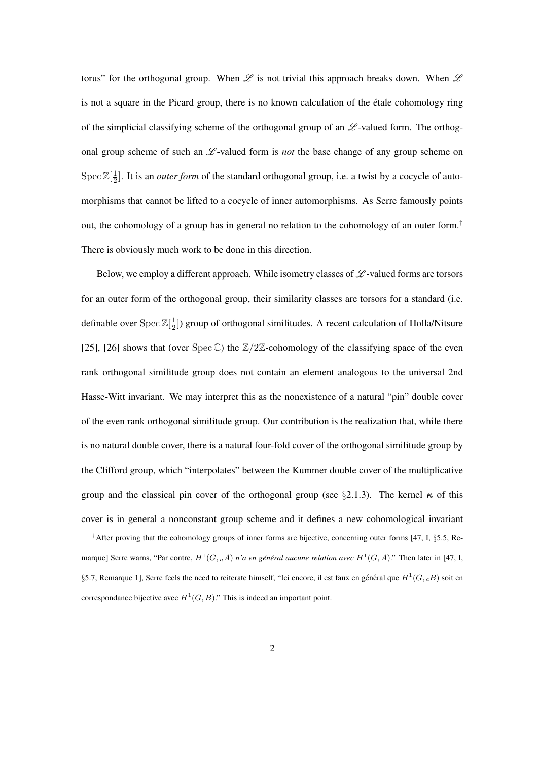torus" for the orthogonal group. When $\mathscr{L}$ is not trivial this approach breaks down. When $\mathscr{L}$ is not a square in the Picard group, there is no known calculation of the étale cohomology ring of the simplicial classifying scheme of the orthogonal group of an $\mathscr{L}$-valued form. The orthogonal group scheme of such an $\mathscr{L}$-valued form is *not* the base change of any group scheme on $\operatorname{Spec} \mathbb{Z}[\frac{1}{2}]$. It is an *outer form* of the standard orthogonal group, i.e. a twist by a cocycle of automorphisms that cannot be lifted to a cocycle of inner automorphisms. As Serre famously points out, the cohomology of a group has in general no relation to the cohomology of an outer form.[†] There is obviously much work to be done in this direction.

Below, we employ a different approach. While isometry classes of $\mathscr{L}$-valued forms are torsors for an outer form of the orthogonal group, their similarity classes are torsors for a standard (i.e. definable over $\operatorname{Spec} \mathbb{Z}[\frac{1}{2}]$) group of orthogonal similitudes. A recent calculation of Holla/Nitsure [25], [26] shows that (over $\operatorname{Spec} \mathbb{C}$) the $\mathbb{Z}/2\mathbb{Z}$-cohomology of the classifying space of the even rank orthogonal similitude group does not contain an element analogous to the universal 2nd Hasse-Witt invariant. We may interpret this as the nonexistence of a natural "pin" double cover of the even rank orthogonal similitude group. Our contribution is the realization that, while there is no natural double cover, there is a natural four-fold cover of the orthogonal similitude group by the Clifford group, which "interpolates" between the Kummer double cover of the multiplicative group and the classical pin cover of the orthogonal group (see §2.1.3). The kernel $\boldsymbol{\kappa}$ of this cover is in general a nonconstant group scheme and it defines a new cohomological invariant

[†]After proving that the cohomology groups of inner forms are bijective, concerning outer forms [47, I, §5.5, Remarque] Serre warns, "Par contre, $H^1(G, {}_aA)$ *n'a en général aucune relation avec* $H^1(G, A)$." Then later in [47, I, §5.7, Remarque 1], Serre feels the need to reiterate himself, "Ici encore, il est faux en général que $H^1(G, {}_cB)$ soit en correspondance bijective avec $H^1(G, B)$." This is indeed an important point.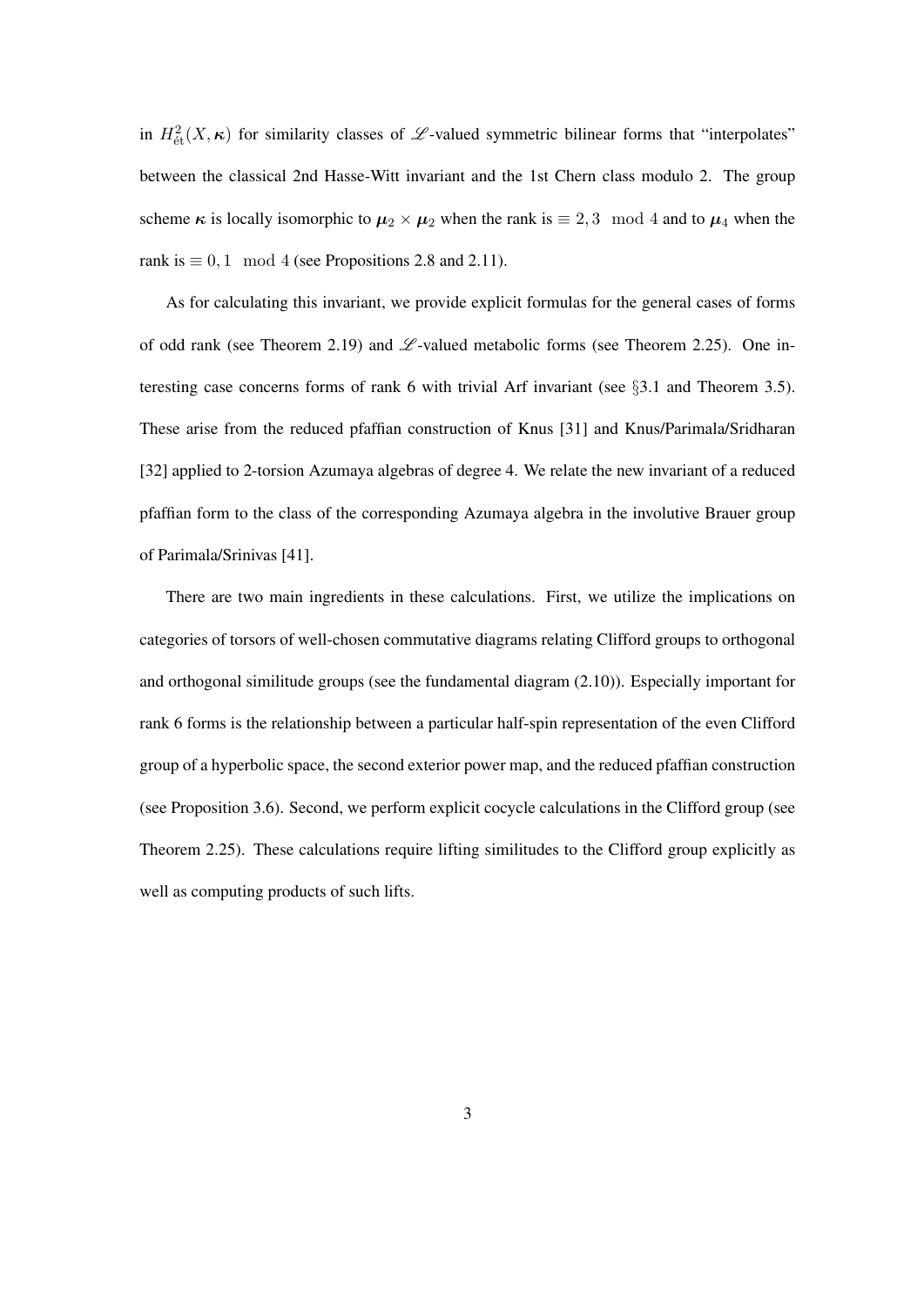in $H^2_{\text{ét}}(X, \boldsymbol{\kappa})$ for similarity classes of $\mathscr{L}$-valued symmetric bilinear forms that "interpolates" between the classical 2nd Hasse-Witt invariant and the 1st Chern class modulo 2. The group scheme $\boldsymbol{\kappa}$ is locally isomorphic to $\boldsymbol{\mu}_2 \times \boldsymbol{\mu}_2$ when the rank is $\equiv 2, 3 \mod 4$ and to $\boldsymbol{\mu}_4$ when the rank is $\equiv 0, 1 \mod 4$ (see Propositions 2.8 and 2.11).

As for calculating this invariant, we provide explicit formulas for the general cases of forms of odd rank (see Theorem 2.19) and $\mathscr{L}$-valued metabolic forms (see Theorem 2.25). One interesting case concerns forms of rank 6 with trivial Arf invariant (see §3.1 and Theorem 3.5). These arise from the reduced pfaffian construction of Knus [31] and Knus/Parimala/Sridharan [32] applied to 2-torsion Azumaya algebras of degree 4. We relate the new invariant of a reduced pfaffian form to the class of the corresponding Azumaya algebra in the involutive Brauer group of Parimala/Srinivas [41].

There are two main ingredients in these calculations. First, we utilize the implications on categories of torsors of well-chosen commutative diagrams relating Clifford groups to orthogonal and orthogonal similitude groups (see the fundamental diagram (2.10)). Especially important for rank 6 forms is the relationship between a particular half-spin representation of the even Clifford group of a hyperbolic space, the second exterior power map, and the reduced pfaffian construction (see Proposition 3.6). Second, we perform explicit cocycle calculations in the Clifford group (see Theorem 2.25). These calculations require lifting similitudes to the Clifford group explicitly as well as computing products of such lifts.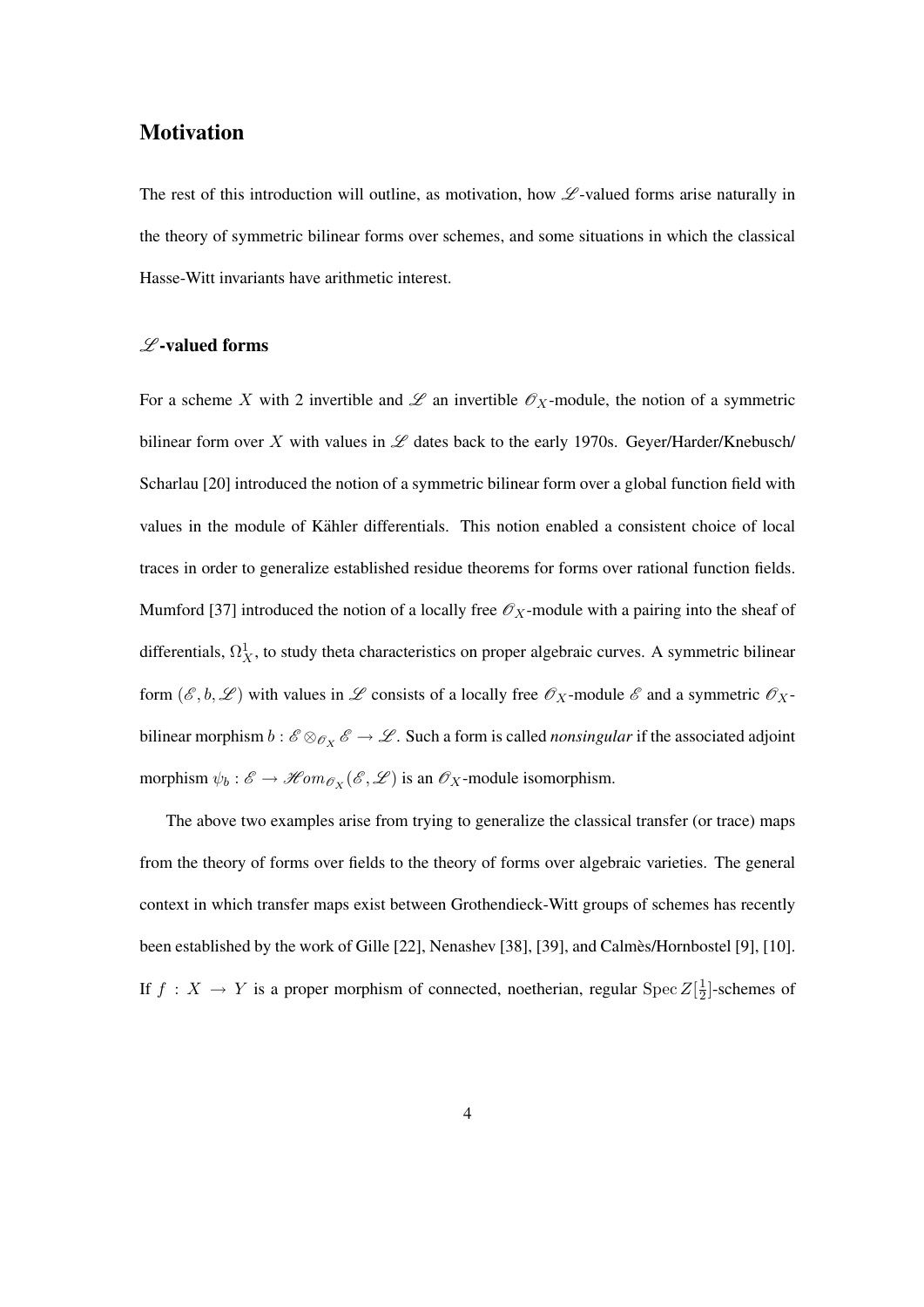## Motivation

The rest of this introduction will outline, as motivation, how $\mathscr{L}$-valued forms arise naturally in the theory of symmetric bilinear forms over schemes, and some situations in which the classical Hasse-Witt invariants have arithmetic interest.

### $\mathscr{L}$-valued forms

For a scheme $X$ with 2 invertible and $\mathscr{L}$ an invertible $\mathscr{O}_X$-module, the notion of a symmetric bilinear form over $X$ with values in $\mathscr{L}$ dates back to the early 1970s. Geyer/Harder/Knebusch/Scharlau [20] introduced the notion of a symmetric bilinear form over a global function field with values in the module of Kähler differentials. This notion enabled a consistent choice of local traces in order to generalize established residue theorems for forms over rational function fields. Mumford [37] introduced the notion of a locally free $\mathscr{O}_X$-module with a pairing into the sheaf of differentials, $\Omega^1_X$, to study theta characteristics on proper algebraic curves. A symmetric bilinear form $(\mathscr{E}, b, \mathscr{L})$ with values in $\mathscr{L}$ consists of a locally free $\mathscr{O}_X$-module $\mathscr{E}$ and a symmetric $\mathscr{O}_X$-bilinear morphism $b : \mathscr{E} \otimes_{\mathscr{O}_X} \mathscr{E} \to \mathscr{L}$. Such a form is called *nonsingular* if the associated adjoint morphism $\psi_b : \mathscr{E} \to \mathscr{H}om_{\mathscr{O}_X}(\mathscr{E}, \mathscr{L})$ is an $\mathscr{O}_X$-module isomorphism.

The above two examples arise from trying to generalize the classical transfer (or trace) maps from the theory of forms over fields to the theory of forms over algebraic varieties. The general context in which transfer maps exist between Grothendieck-Witt groups of schemes has recently been established by the work of Gille [22], Nenashev [38], [39], and Calmès/Hornbostel [9], [10]. If $f : X \to Y$ is a proper morphism of connected, noetherian, regular $\operatorname{Spec} Z[\frac{1}{2}]$-schemes of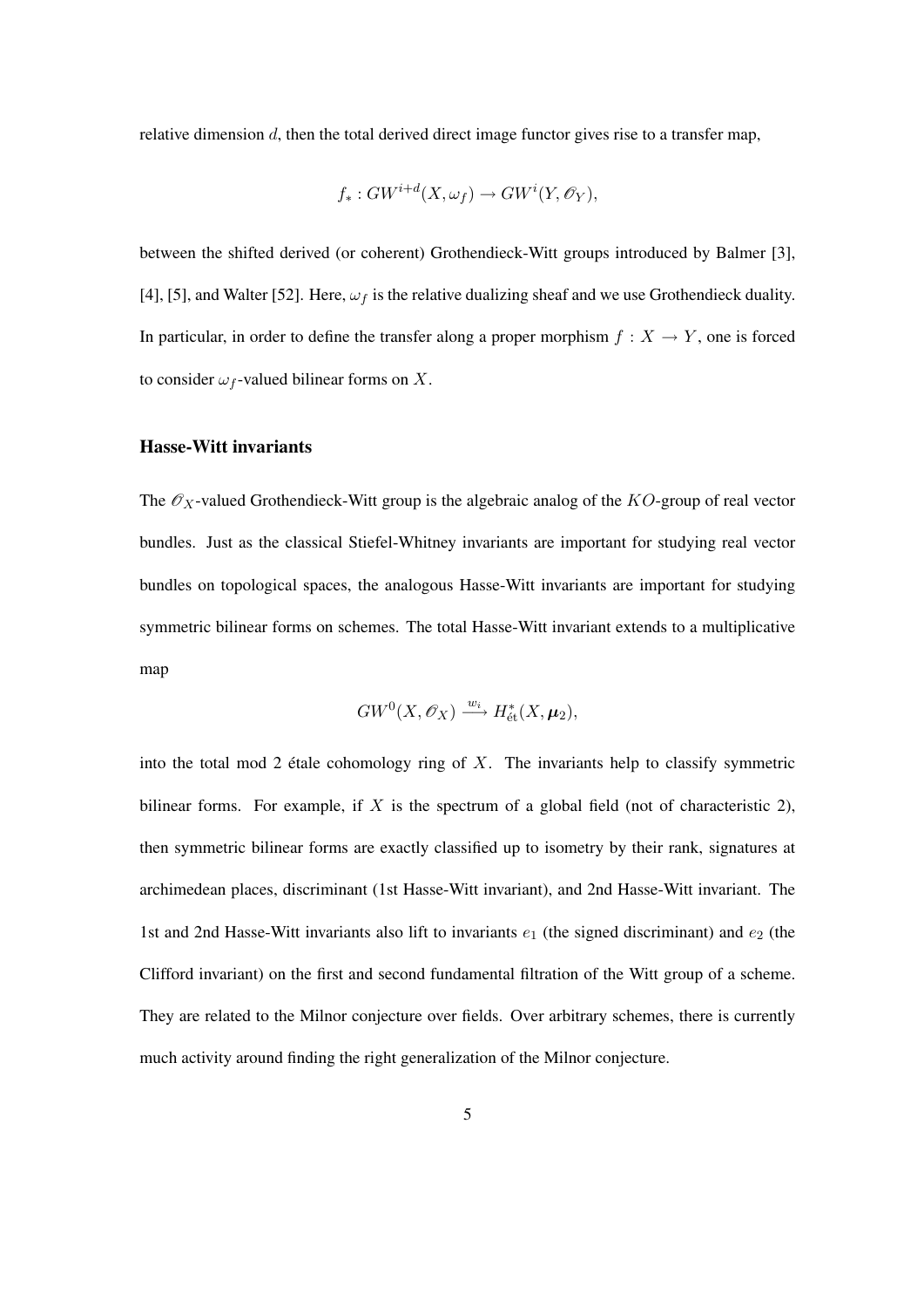relative dimension $d$, then the total derived direct image functor gives rise to a transfer map,

$$f_* : GW^{i+d}(X, \omega_f) \to GW^i(Y, \mathscr{O}_Y),$$

between the shifted derived (or coherent) Grothendieck-Witt groups introduced by Balmer [3], [4], [5], and Walter [52]. Here, $\omega_f$ is the relative dualizing sheaf and we use Grothendieck duality. In particular, in order to define the transfer along a proper morphism $f : X \to Y$, one is forced to consider $\omega_f$-valued bilinear forms on $X$.

### Hasse-Witt invariants

The $\mathscr{O}_X$-valued Grothendieck-Witt group is the algebraic analog of the $KO$-group of real vector bundles. Just as the classical Stiefel-Whitney invariants are important for studying real vector bundles on topological spaces, the analogous Hasse-Witt invariants are important for studying symmetric bilinear forms on schemes. The total Hasse-Witt invariant extends to a multiplicative map

$$GW^0(X, \mathscr{O}_X) \xrightarrow{w_i} H^*_{\text{ét}}(X, \boldsymbol{\mu}_2),$$

into the total mod 2 étale cohomology ring of $X$. The invariants help to classify symmetric bilinear forms. For example, if $X$ is the spectrum of a global field (not of characteristic 2), then symmetric bilinear forms are exactly classified up to isometry by their rank, signatures at archimedean places, discriminant (1st Hasse-Witt invariant), and 2nd Hasse-Witt invariant. The 1st and 2nd Hasse-Witt invariants also lift to invariants $e_1$ (the signed discriminant) and $e_2$ (the Clifford invariant) on the first and second fundamental filtration of the Witt group of a scheme. They are related to the Milnor conjecture over fields. Over arbitrary schemes, there is currently much activity around finding the right generalization of the Milnor conjecture.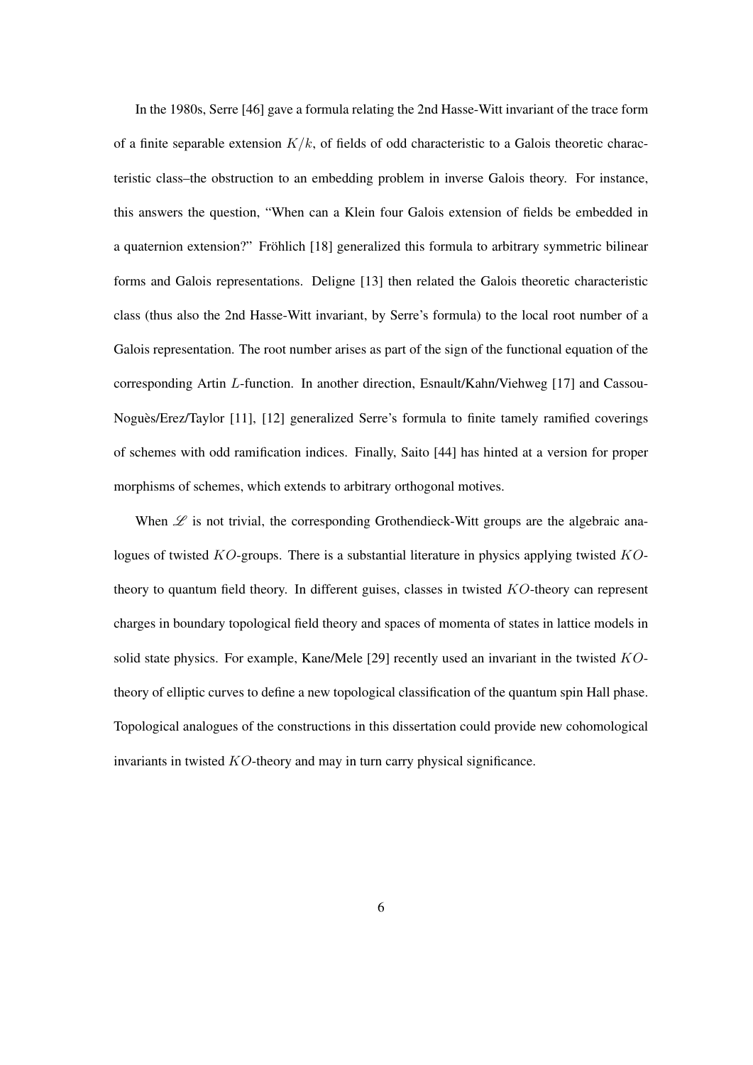In the 1980s, Serre [46] gave a formula relating the 2nd Hasse-Witt invariant of the trace form of a finite separable extension $K/k$, of fields of odd characteristic to a Galois theoretic characteristic class–the obstruction to an embedding problem in inverse Galois theory. For instance, this answers the question, "When can a Klein four Galois extension of fields be embedded in a quaternion extension?" Fröhlich [18] generalized this formula to arbitrary symmetric bilinear forms and Galois representations. Deligne [13] then related the Galois theoretic characteristic class (thus also the 2nd Hasse-Witt invariant, by Serre's formula) to the local root number of a Galois representation. The root number arises as part of the sign of the functional equation of the corresponding Artin $L$-function. In another direction, Esnault/Kahn/Viehweg [17] and Cassou-Noguès/Erez/Taylor [11], [12] generalized Serre's formula to finite tamely ramified coverings of schemes with odd ramification indices. Finally, Saito [44] has hinted at a version for proper morphisms of schemes, which extends to arbitrary orthogonal motives.

When $\mathscr{L}$ is not trivial, the corresponding Grothendieck-Witt groups are the algebraic analogues of twisted $KO$-groups. There is a substantial literature in physics applying twisted $KO$-theory to quantum field theory. In different guises, classes in twisted $KO$-theory can represent charges in boundary topological field theory and spaces of momenta of states in lattice models in solid state physics. For example, Kane/Mele [29] recently used an invariant in the twisted $KO$-theory of elliptic curves to define a new topological classification of the quantum spin Hall phase. Topological analogues of the constructions in this dissertation could provide new cohomological invariants in twisted $KO$-theory and may in turn carry physical significance.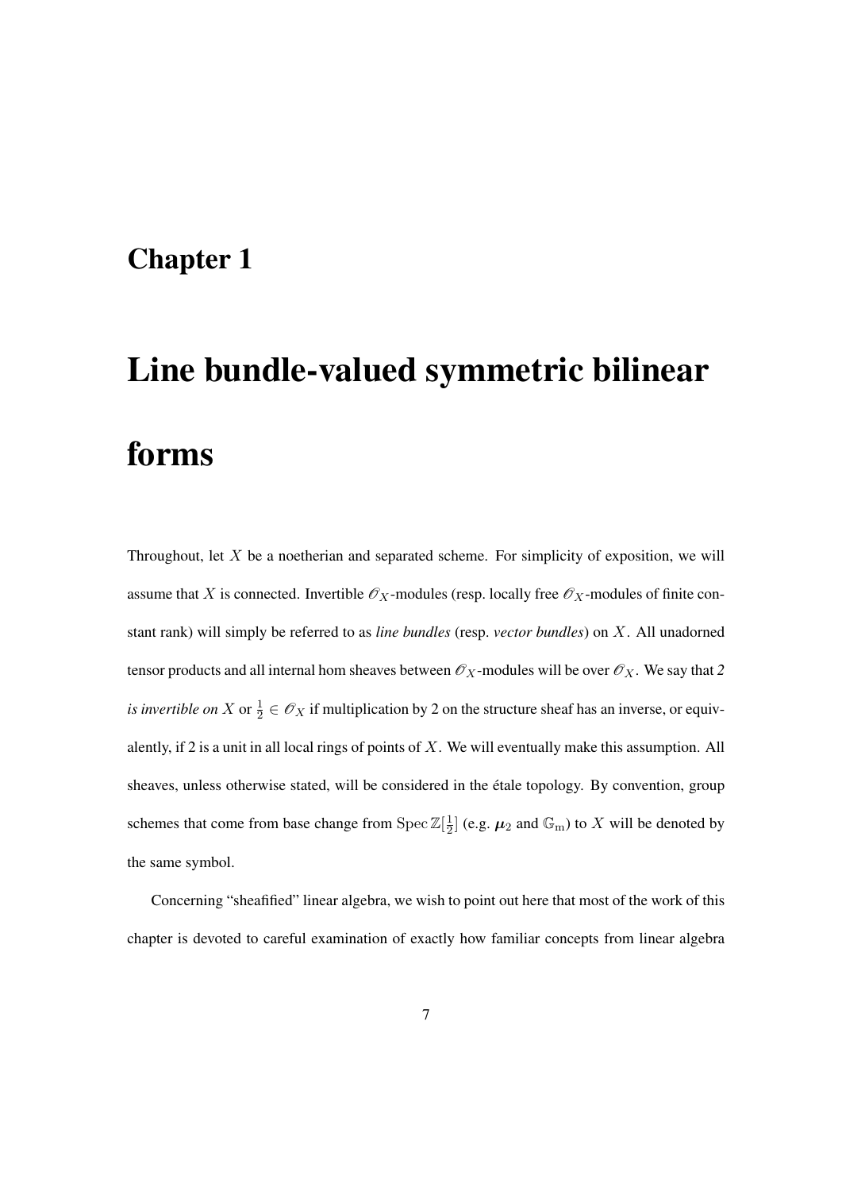# Chapter 1

# Line bundle-valued symmetric bilinear forms

Throughout, let $X$ be a noetherian and separated scheme. For simplicity of exposition, we will assume that $X$ is connected. Invertible $\mathscr{O}_X$-modules (resp. locally free $\mathscr{O}_X$-modules of finite constant rank) will simply be referred to as *line bundles* (resp. *vector bundles*) on $X$. All unadorned tensor products and all internal hom sheaves between $\mathscr{O}_X$-modules will be over $\mathscr{O}_X$. We say that *2 is invertible on* $X$ or $\frac{1}{2} \in \mathscr{O}_X$ if multiplication by 2 on the structure sheaf has an inverse, or equivalently, if 2 is a unit in all local rings of points of $X$. We will eventually make this assumption. All sheaves, unless otherwise stated, will be considered in the étale topology. By convention, group schemes that come from base change from $\operatorname{Spec} \mathbb{Z}[\frac{1}{2}]$ (e.g. $\boldsymbol{\mu}_2$ and $\mathbb{G}_{\mathrm{m}}$) to $X$ will be denoted by the same symbol.

Concerning "sheafified" linear algebra, we wish to point out here that most of the work of this chapter is devoted to careful examination of exactly how familiar concepts from linear algebra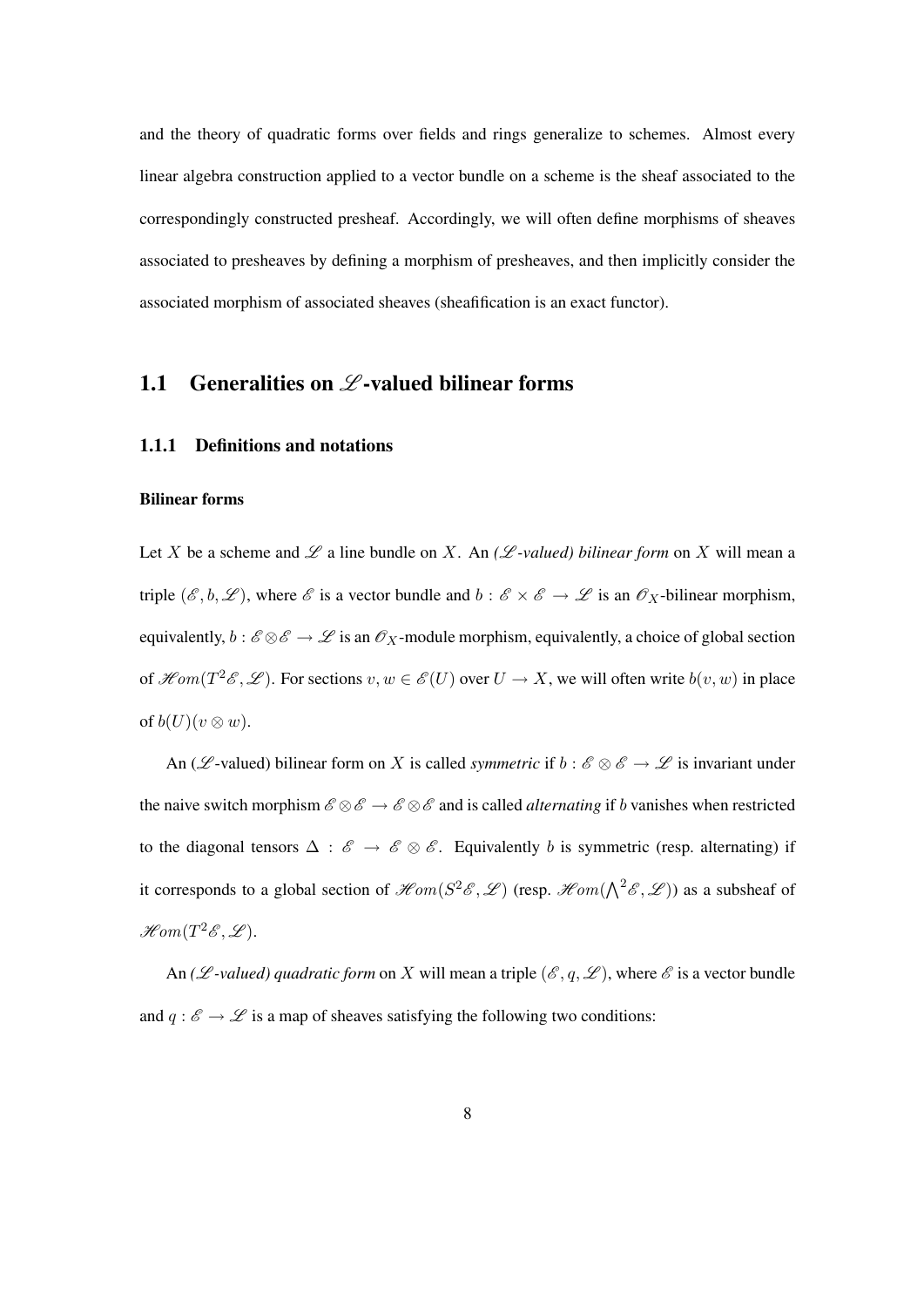and the theory of quadratic forms over fields and rings generalize to schemes. Almost every linear algebra construction applied to a vector bundle on a scheme is the sheaf associated to the correspondingly constructed presheaf. Accordingly, we will often define morphisms of sheaves associated to presheaves by defining a morphism of presheaves, and then implicitly consider the associated morphism of associated sheaves (sheafification is an exact functor).

## 1.1 Generalities on $\mathscr{L}$-valued bilinear forms

### 1.1.1 Definitions and notations

#### Bilinear forms

Let $X$ be a scheme and $\mathscr{L}$ a line bundle on $X$. An *($\mathscr{L}$-valued) bilinear form* on $X$ will mean a triple $(\mathscr{E}, b, \mathscr{L})$, where $\mathscr{E}$ is a vector bundle and $b : \mathscr{E} \times \mathscr{E} \to \mathscr{L}$ is an $\mathscr{O}_X$-bilinear morphism, equivalently, $b : \mathscr{E} \otimes \mathscr{E} \to \mathscr{L}$ is an $\mathscr{O}_X$-module morphism, equivalently, a choice of global section of $\mathscr{H}om(T^2\mathscr{E}, \mathscr{L})$. For sections $v, w \in \mathscr{E}(U)$ over $U \to X$, we will often write $b(v, w)$ in place of $b(U)(v \otimes w)$.

An ($\mathscr{L}$-valued) bilinear form on $X$ is called *symmetric* if $b : \mathscr{E} \otimes \mathscr{E} \to \mathscr{L}$ is invariant under the naive switch morphism $\mathscr{E} \otimes \mathscr{E} \to \mathscr{E} \otimes \mathscr{E}$ and is called *alternating* if $b$ vanishes when restricted to the diagonal tensors $\Delta : \mathscr{E} \to \mathscr{E} \otimes \mathscr{E}$. Equivalently $b$ is symmetric (resp. alternating) if it corresponds to a global section of $\mathscr{H}om(S^2\mathscr{E}, \mathscr{L})$ (resp. $\mathscr{H}om(\bigwedge^2\mathscr{E}, \mathscr{L})$) as a subsheaf of $\mathscr{H}om(T^2\mathscr{E}, \mathscr{L})$.

An *($\mathscr{L}$-valued) quadratic form* on $X$ will mean a triple $(\mathscr{E}, q, \mathscr{L})$, where $\mathscr{E}$ is a vector bundle and $q : \mathscr{E} \to \mathscr{L}$ is a map of sheaves satisfying the following two conditions: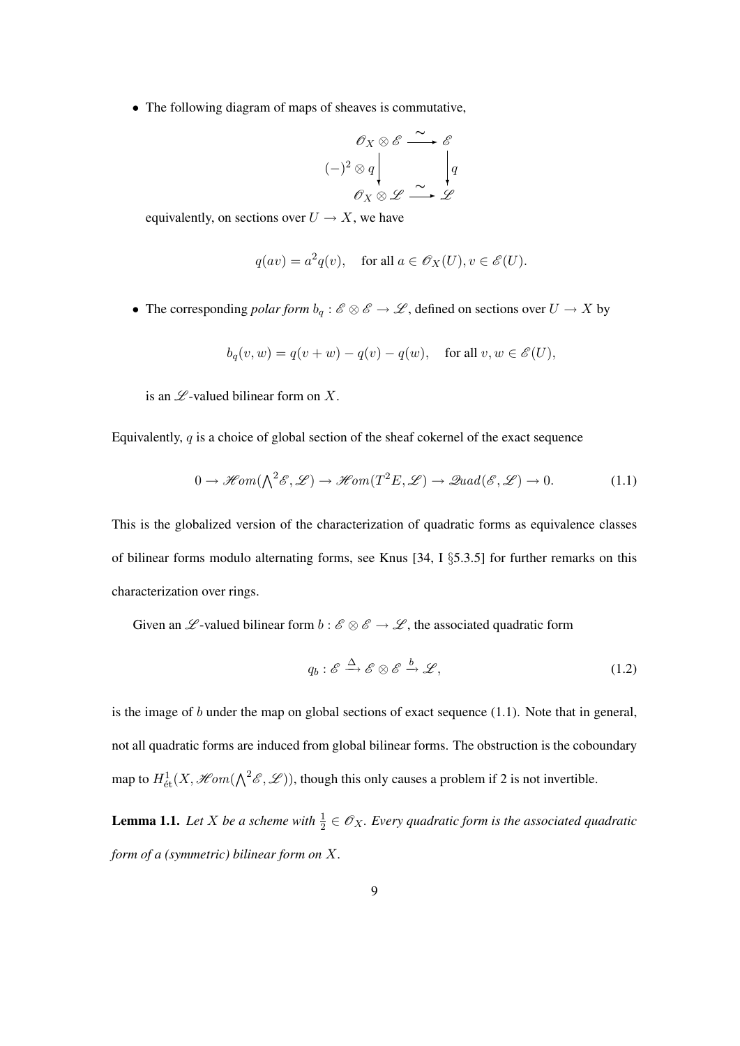- The following diagram of maps of sheaves is commutative,

$$\begin{array}{ccc} \mathscr{O}_X \otimes \mathscr{E} & \xrightarrow{\sim} & \mathscr{E} \\ {\scriptstyle (-)^2 \otimes q} \downarrow & & \downarrow {\scriptstyle q} \\ \mathscr{O}_X \otimes \mathscr{L} & \xrightarrow{\sim} & \mathscr{L} \end{array}$$

  equivalently, on sections over $U \to X$, we have

$$q(av) = a^2 q(v), \quad \text{for all } a \in \mathscr{O}_X(U), v \in \mathscr{E}(U).$$

- The corresponding *polar form* $b_q : \mathscr{E} \otimes \mathscr{E} \to \mathscr{L}$, defined on sections over $U \to X$ by

$$b_q(v, w) = q(v + w) - q(v) - q(w), \quad \text{for all } v, w \in \mathscr{E}(U),$$

  is an $\mathscr{L}$-valued bilinear form on $X$.

Equivalently, $q$ is a choice of global section of the sheaf cokernel of the exact sequence

$$0 \to \mathscr{H}om(\textstyle\bigwedge^2 \mathscr{E}, \mathscr{L}) \to \mathscr{H}om(T^2 E, \mathscr{L}) \to \mathscr{Q}uad(\mathscr{E}, \mathscr{L}) \to 0. \tag{1.1}$$

This is the globalized version of the characterization of quadratic forms as equivalence classes of bilinear forms modulo alternating forms, see Knus [34, I §5.3.5] for further remarks on this characterization over rings.

Given an $\mathscr{L}$-valued bilinear form $b : \mathscr{E} \otimes \mathscr{E} \to \mathscr{L}$, the associated quadratic form

$$q_b : \mathscr{E} \xrightarrow{\Delta} \mathscr{E} \otimes \mathscr{E} \xrightarrow{b} \mathscr{L}, \tag{1.2}$$

is the image of $b$ under the map on global sections of exact sequence (1.1). Note that in general, not all quadratic forms are induced from global bilinear forms. The obstruction is the coboundary map to $H^1_{\text{ét}}(X, \mathscr{H}om(\bigwedge^2 \mathscr{E}, \mathscr{L}))$, though this only causes a problem if 2 is not invertible.

**Lemma 1.1.** *Let $X$ be a scheme with $\frac{1}{2} \in \mathscr{O}_X$. Every quadratic form is the associated quadratic form of a (symmetric) bilinear form on $X$.*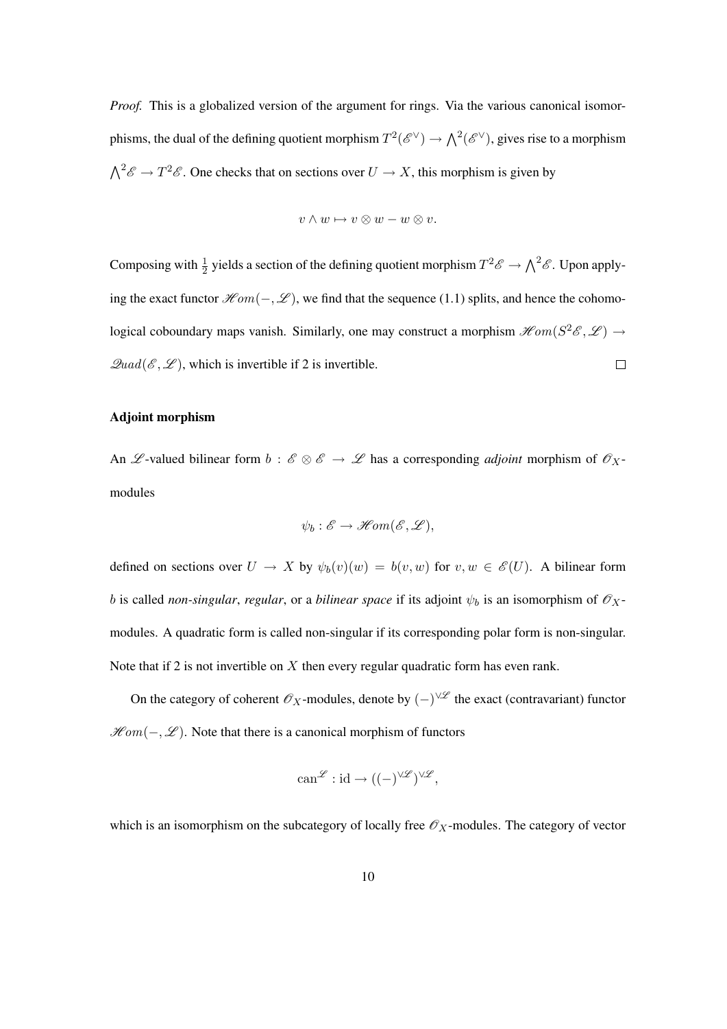*Proof.* This is a globalized version of the argument for rings. Via the various canonical isomorphisms, the dual of the defining quotient morphism $T^2(\mathscr{E}^\vee) \to \bigwedge^2(\mathscr{E}^\vee)$, gives rise to a morphism $\bigwedge^2\mathscr{E} \to T^2\mathscr{E}$. One checks that on sections over $U \to X$, this morphism is given by

$$v \wedge w \mapsto v \otimes w - w \otimes v.$$

Composing with $\frac{1}{2}$ yields a section of the defining quotient morphism $T^2\mathscr{E} \to \bigwedge^2\mathscr{E}$. Upon applying the exact functor $\mathscr{H}om(-, \mathscr{L})$, we find that the sequence (1.1) splits, and hence the cohomological coboundary maps vanish. Similarly, one may construct a morphism $\mathscr{H}om(S^2\mathscr{E}, \mathscr{L}) \to \mathscr{Q}uad(\mathscr{E}, \mathscr{L})$, which is invertible if 2 is invertible. $\square$

**Adjoint morphism**

An $\mathscr{L}$-valued bilinear form $b : \mathscr{E} \otimes \mathscr{E} \to \mathscr{L}$ has a corresponding *adjoint* morphism of $\mathscr{O}_X$-modules

$$\psi_b : \mathscr{E} \to \mathscr{H}om(\mathscr{E}, \mathscr{L}),$$

defined on sections over $U \to X$ by $\psi_b(v)(w) = b(v, w)$ for $v, w \in \mathscr{E}(U)$. A bilinear form $b$ is called *non-singular*, *regular*, or a *bilinear space* if its adjoint $\psi_b$ is an isomorphism of $\mathscr{O}_X$-modules. A quadratic form is called non-singular if its corresponding polar form is non-singular. Note that if 2 is not invertible on $X$ then every regular quadratic form has even rank.

On the category of coherent $\mathscr{O}_X$-modules, denote by $(-)^{\vee\mathscr{L}}$ the exact (contravariant) functor $\mathscr{H}om(-, \mathscr{L})$. Note that there is a canonical morphism of functors

$$\mathrm{can}^{\mathscr{L}} : \mathrm{id} \to ((-)^{\vee\mathscr{L}})^{\vee\mathscr{L}},$$

which is an isomorphism on the subcategory of locally free $\mathscr{O}_X$-modules. The category of vector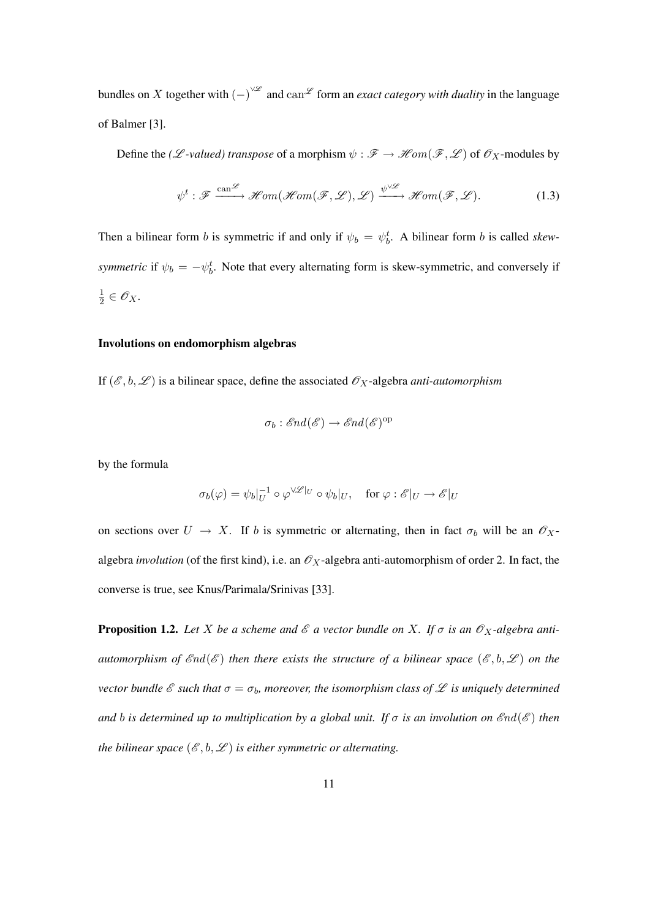bundles on $X$ together with $(-)^{\vee \mathscr{L}}$ and $\mathrm{can}^{\mathscr{L}}$ form an *exact category with duality* in the language of Balmer [3].

Define the *($\mathscr{L}$-valued) transpose* of a morphism $\psi : \mathscr{F} \to \mathscr{H}om(\mathscr{F}, \mathscr{L})$ of $\mathscr{O}_X$-modules by

$$\psi^t : \mathscr{F} \xrightarrow{\mathrm{can}^{\mathscr{L}}} \mathscr{H}om(\mathscr{H}om(\mathscr{F}, \mathscr{L}), \mathscr{L}) \xrightarrow{\psi^{\vee \mathscr{L}}} \mathscr{H}om(\mathscr{F}, \mathscr{L}). \tag{1.3}$$

Then a bilinear form $b$ is symmetric if and only if $\psi_b = \psi_b^t$. A bilinear form $b$ is called *skew-symmetric* if $\psi_b = -\psi_b^t$. Note that every alternating form is skew-symmetric, and conversely if $\frac{1}{2} \in \mathscr{O}_X$.

#### Involutions on endomorphism algebras

If $(\mathscr{E}, b, \mathscr{L})$ is a bilinear space, define the associated $\mathscr{O}_X$-algebra *anti-automorphism*

$$\sigma_b : \mathscr{E}nd(\mathscr{E}) \to \mathscr{E}nd(\mathscr{E})^{\mathrm{op}}$$

by the formula

$$\sigma_b(\varphi) = \psi_b|_U^{-1} \circ \varphi^{\vee \mathscr{L}|_U} \circ \psi_b|_U, \quad \text{for } \varphi : \mathscr{E}|_U \to \mathscr{E}|_U$$

on sections over $U \to X$. If $b$ is symmetric or alternating, then in fact $\sigma_b$ will be an $\mathscr{O}_X$-algebra *involution* (of the first kind), i.e. an $\mathscr{O}_X$-algebra anti-automorphism of order 2. In fact, the converse is true, see Knus/Parimala/Srinivas [33].

**Proposition 1.2.** *Let $X$ be a scheme and $\mathscr{E}$ a vector bundle on $X$. If $\sigma$ is an $\mathscr{O}_X$-algebra anti-automorphism of $\mathscr{E}nd(\mathscr{E})$ then there exists the structure of a bilinear space $(\mathscr{E}, b, \mathscr{L})$ on the vector bundle $\mathscr{E}$ such that $\sigma = \sigma_b$, moreover, the isomorphism class of $\mathscr{L}$ is uniquely determined and $b$ is determined up to multiplication by a global unit. If $\sigma$ is an involution on $\mathscr{E}nd(\mathscr{E})$ then the bilinear space $(\mathscr{E}, b, \mathscr{L})$ is either symmetric or alternating.*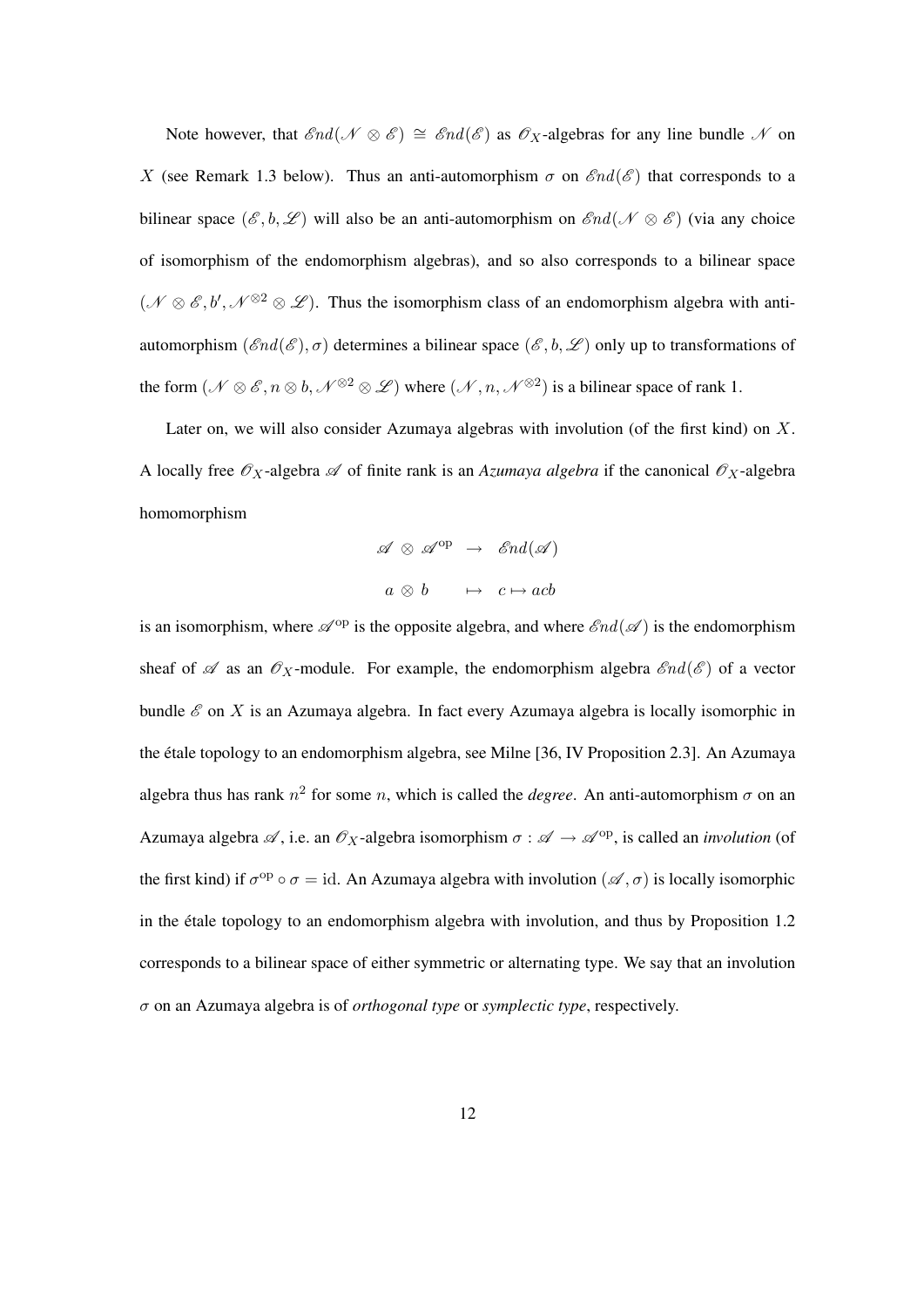Note however, that $\mathscr{E}nd(\mathscr{N} \otimes \mathscr{E}) \cong \mathscr{E}nd(\mathscr{E})$ as $\mathscr{O}_X$-algebras for any line bundle $\mathscr{N}$ on $X$ (see Remark 1.3 below). Thus an anti-automorphism $\sigma$ on $\mathscr{E}nd(\mathscr{E})$ that corresponds to a bilinear space $(\mathscr{E}, b, \mathscr{L})$ will also be an anti-automorphism on $\mathscr{E}nd(\mathscr{N} \otimes \mathscr{E})$ (via any choice of isomorphism of the endomorphism algebras), and so also corresponds to a bilinear space $(\mathscr{N} \otimes \mathscr{E}, b', \mathscr{N}^{\otimes 2} \otimes \mathscr{L})$. Thus the isomorphism class of an endomorphism algebra with anti-automorphism $(\mathscr{E}nd(\mathscr{E}), \sigma)$ determines a bilinear space $(\mathscr{E}, b, \mathscr{L})$ only up to transformations of the form $(\mathscr{N} \otimes \mathscr{E}, n \otimes b, \mathscr{N}^{\otimes 2} \otimes \mathscr{L})$ where $(\mathscr{N}, n, \mathscr{N}^{\otimes 2})$ is a bilinear space of rank 1.

Later on, we will also consider Azumaya algebras with involution (of the first kind) on $X$. A locally free $\mathscr{O}_X$-algebra $\mathscr{A}$ of finite rank is an *Azumaya algebra* if the canonical $\mathscr{O}_X$-algebra homomorphism

$$
\begin{aligned}
\mathscr{A} \otimes \mathscr{A}^{\mathrm{op}} &\to \mathscr{E}nd(\mathscr{A}) \\
a \otimes b &\mapsto c \mapsto acb
\end{aligned}
$$

is an isomorphism, where $\mathscr{A}^{\mathrm{op}}$ is the opposite algebra, and where $\mathscr{E}nd(\mathscr{A})$ is the endomorphism sheaf of $\mathscr{A}$ as an $\mathscr{O}_X$-module. For example, the endomorphism algebra $\mathscr{E}nd(\mathscr{E})$ of a vector bundle $\mathscr{E}$ on $X$ is an Azumaya algebra. In fact every Azumaya algebra is locally isomorphic in the étale topology to an endomorphism algebra, see Milne [36, IV Proposition 2.3]. An Azumaya algebra thus has rank $n^2$ for some $n$, which is called the *degree*. An anti-automorphism $\sigma$ on an Azumaya algebra $\mathscr{A}$, i.e. an $\mathscr{O}_X$-algebra isomorphism $\sigma : \mathscr{A} \to \mathscr{A}^{\mathrm{op}}$, is called an *involution* (of the first kind) if $\sigma^{\mathrm{op}} \circ \sigma = \mathrm{id}$. An Azumaya algebra with involution $(\mathscr{A}, \sigma)$ is locally isomorphic in the étale topology to an endomorphism algebra with involution, and thus by Proposition 1.2 corresponds to a bilinear space of either symmetric or alternating type. We say that an involution $\sigma$ on an Azumaya algebra is of *orthogonal type* or *symplectic type*, respectively.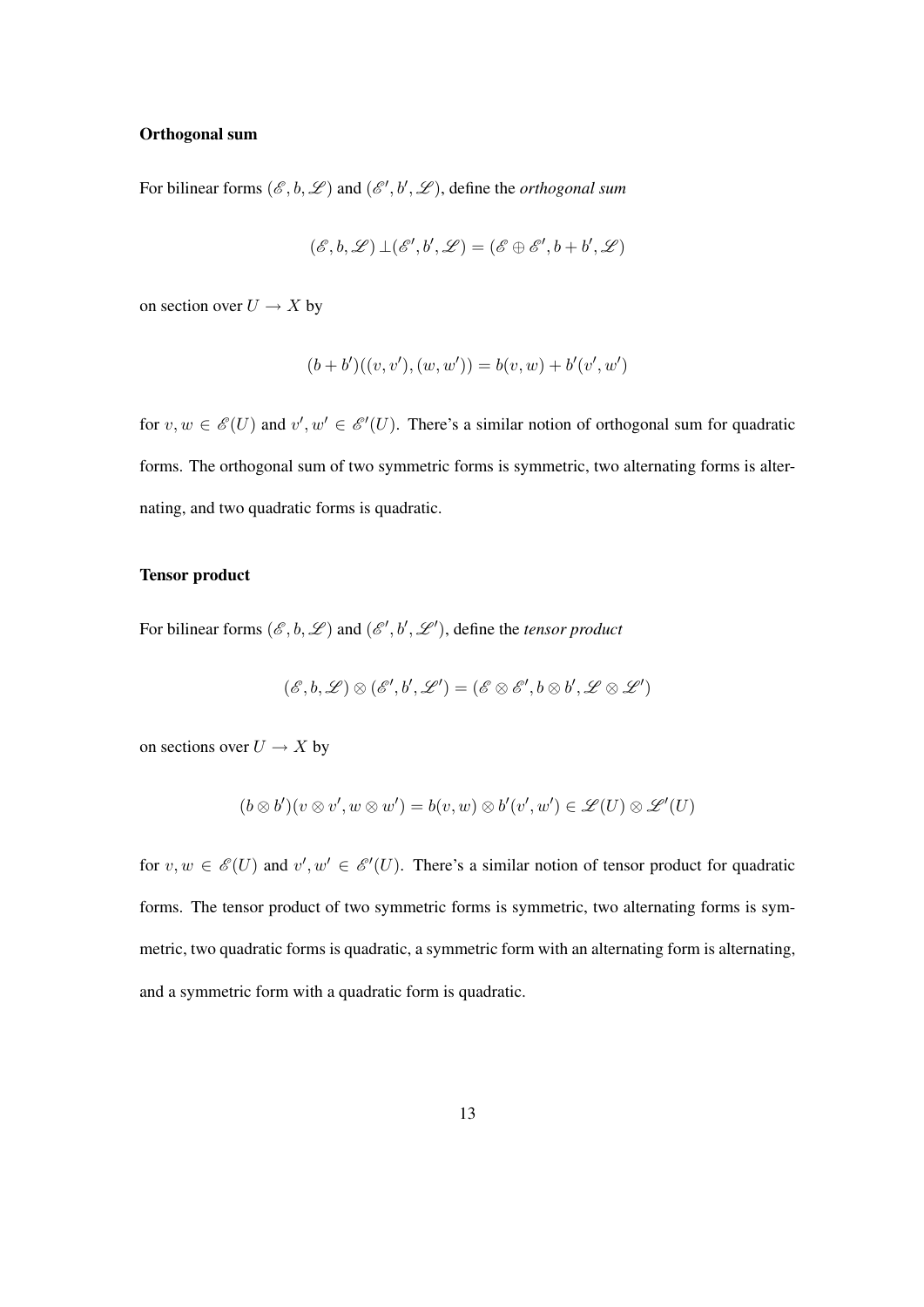**Orthogonal sum**

For bilinear forms $(\mathscr{E}, b, \mathscr{L})$ and $(\mathscr{E}', b', \mathscr{L})$, define the *orthogonal sum*

$$(\mathscr{E}, b, \mathscr{L}) \perp (\mathscr{E}', b', \mathscr{L}) = (\mathscr{E} \oplus \mathscr{E}', b + b', \mathscr{L})$$

on section over $U \to X$ by

$$(b + b')((v, v'), (w, w')) = b(v, w) + b'(v', w')$$

for $v, w \in \mathscr{E}(U)$ and $v', w' \in \mathscr{E}'(U)$. There's a similar notion of orthogonal sum for quadratic forms. The orthogonal sum of two symmetric forms is symmetric, two alternating forms is alternating, and two quadratic forms is quadratic.

**Tensor product**

For bilinear forms $(\mathscr{E}, b, \mathscr{L})$ and $(\mathscr{E}', b', \mathscr{L}')$, define the *tensor product*

$$(\mathscr{E}, b, \mathscr{L}) \otimes (\mathscr{E}', b', \mathscr{L}') = (\mathscr{E} \otimes \mathscr{E}', b \otimes b', \mathscr{L} \otimes \mathscr{L}')$$

on sections over $U \to X$ by

$$(b \otimes b')(v \otimes v', w \otimes w') = b(v, w) \otimes b'(v', w') \in \mathscr{L}(U) \otimes \mathscr{L}'(U)$$

for $v, w \in \mathscr{E}(U)$ and $v', w' \in \mathscr{E}'(U)$. There's a similar notion of tensor product for quadratic forms. The tensor product of two symmetric forms is symmetric, two alternating forms is symmetric, two quadratic forms is quadratic, a symmetric form with an alternating form is alternating, and a symmetric form with a quadratic form is quadratic.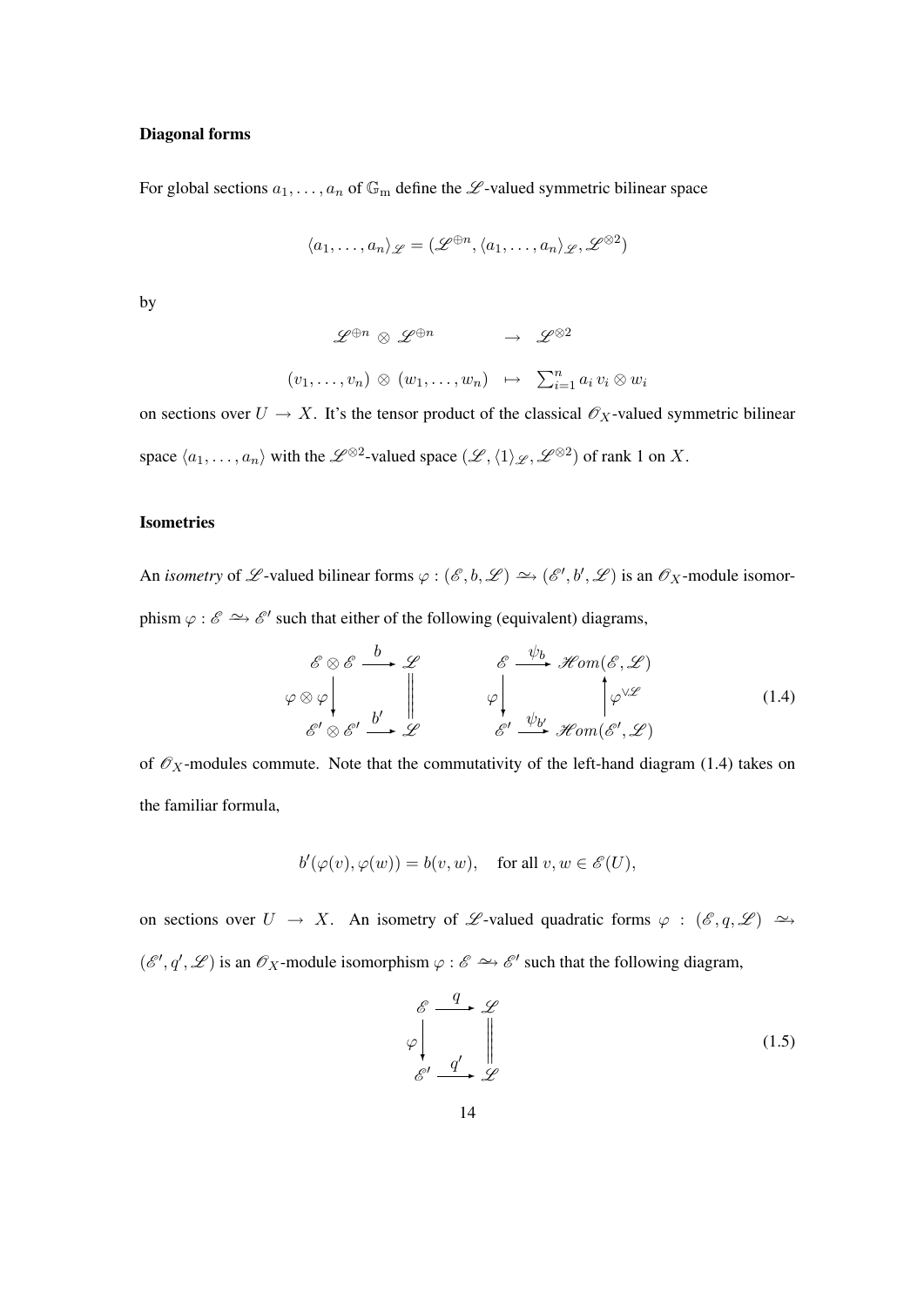### Diagonal forms

For global sections $a_1, \ldots, a_n$ of $\mathbb{G}_{\mathrm{m}}$ define the $\mathscr{L}$-valued symmetric bilinear space

$$\langle a_1, \ldots, a_n \rangle_{\mathscr{L}} = (\mathscr{L}^{\oplus n}, \langle a_1, \ldots, a_n \rangle_{\mathscr{L}}, \mathscr{L}^{\otimes 2})$$

by

$$\begin{array}{rcl} \mathscr{L}^{\oplus n} \otimes \mathscr{L}^{\oplus n} & \to & \mathscr{L}^{\otimes 2} \\ (v_1, \ldots, v_n) \otimes (w_1, \ldots, w_n) & \mapsto & \sum_{i=1}^{n} a_i \, v_i \otimes w_i \end{array}$$

on sections over $U \to X$. It's the tensor product of the classical $\mathscr{O}_X$-valued symmetric bilinear space $\langle a_1, \ldots, a_n \rangle$ with the $\mathscr{L}^{\otimes 2}$-valued space $(\mathscr{L}, \langle 1 \rangle_{\mathscr{L}}, \mathscr{L}^{\otimes 2})$ of rank 1 on $X$.

### Isometries

An *isometry* of $\mathscr{L}$-valued bilinear forms $\varphi : (\mathscr{E}, b, \mathscr{L}) \xrightarrow{\sim} (\mathscr{E}', b', \mathscr{L})$ is an $\mathscr{O}_X$-module isomorphism $\varphi : \mathscr{E} \xrightarrow{\sim} \mathscr{E}'$ such that either of the following (equivalent) diagrams,

$$\begin{array}{ccc} \mathscr{E} \otimes \mathscr{E} & \xrightarrow{b} & \mathscr{L} \\ {\scriptstyle \varphi \otimes \varphi} \downarrow & & \| \\ \mathscr{E}' \otimes \mathscr{E}' & \xrightarrow{b'} & \mathscr{L} \end{array} \qquad \begin{array}{ccc} \mathscr{E} & \xrightarrow{\psi_b} & \mathscr{H}om(\mathscr{E}, \mathscr{L}) \\ {\scriptstyle \varphi} \downarrow & & \uparrow {\scriptstyle \varphi^{\vee \mathscr{L}}} \\ \mathscr{E}' & \xrightarrow{\psi_{b'}} & \mathscr{H}om(\mathscr{E}', \mathscr{L}) \end{array} \tag{1.4}$$

of $\mathscr{O}_X$-modules commute. Note that the commutativity of the left-hand diagram (1.4) takes on the familiar formula,

$$b'(\varphi(v), \varphi(w)) = b(v, w), \quad \text{for all } v, w \in \mathscr{E}(U),$$

on sections over $U \to X$. An isometry of $\mathscr{L}$-valued quadratic forms $\varphi : (\mathscr{E}, q, \mathscr{L}) \xrightarrow{\sim} (\mathscr{E}', q', \mathscr{L})$ is an $\mathscr{O}_X$-module isomorphism $\varphi : \mathscr{E} \xrightarrow{\sim} \mathscr{E}'$ such that the following diagram,

$$\begin{array}{ccc} \mathscr{E} & \xrightarrow{q} & \mathscr{L} \\ {\scriptstyle \varphi} \downarrow & & \| \\ \mathscr{E}' & \xrightarrow{q'} & \mathscr{L} \end{array} \tag{1.5}$$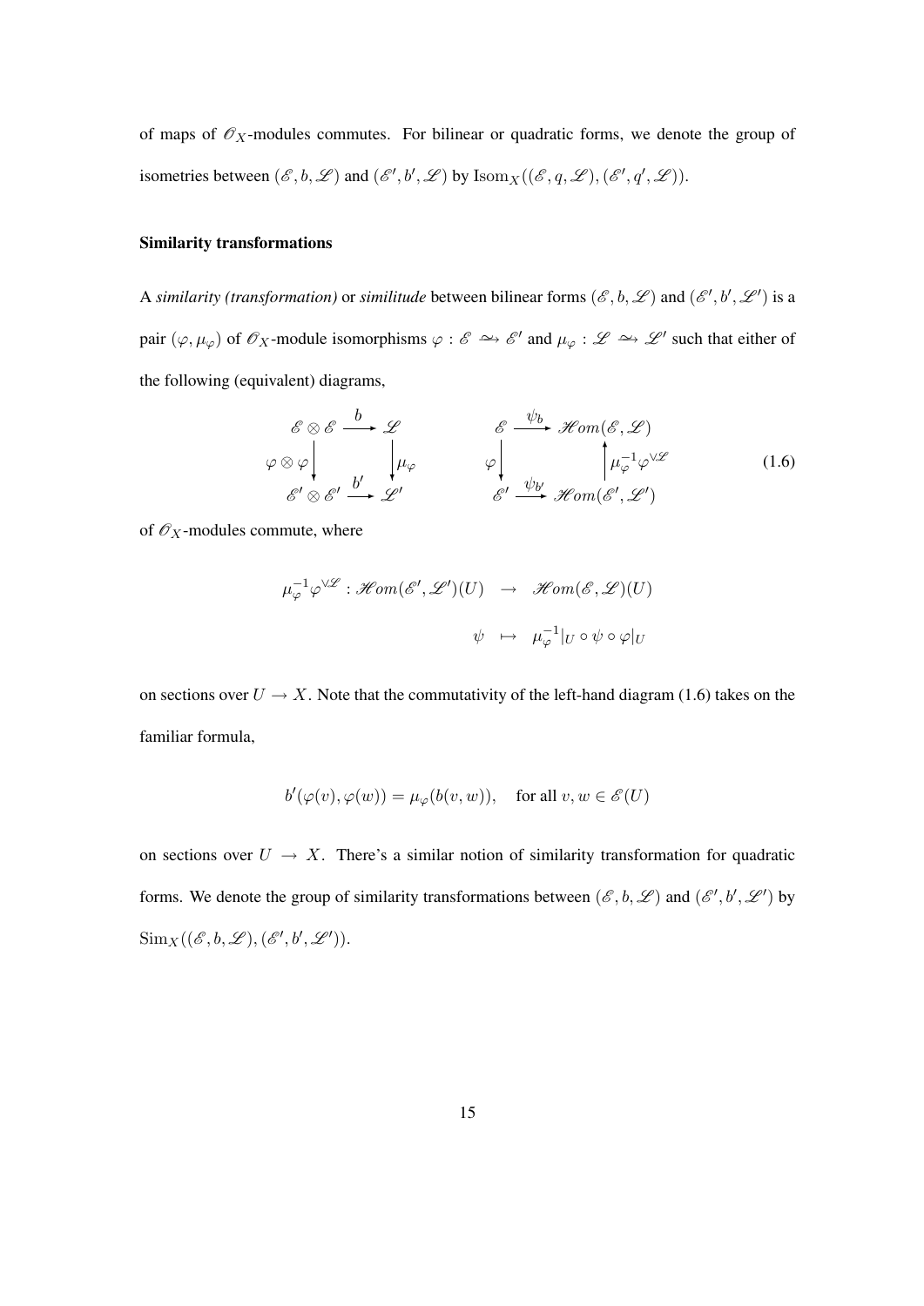of maps of $\mathscr{O}_X$-modules commutes. For bilinear or quadratic forms, we denote the group of isometries between $(\mathscr{E}, b, \mathscr{L})$ and $(\mathscr{E}', b', \mathscr{L})$ by $\mathrm{Isom}_X((\mathscr{E}, q, \mathscr{L}), (\mathscr{E}', q', \mathscr{L}))$.

### Similarity transformations

A *similarity (transformation)* or *similitude* between bilinear forms $(\mathscr{E}, b, \mathscr{L})$ and $(\mathscr{E}', b', \mathscr{L}')$ is a pair $(\varphi, \mu_\varphi)$ of $\mathscr{O}_X$-module isomorphisms $\varphi : \mathscr{E} \xrightarrow{\sim} \mathscr{E}'$ and $\mu_\varphi : \mathscr{L} \xrightarrow{\sim} \mathscr{L}'$ such that either of the following (equivalent) diagrams,

$$
\begin{array}{ccc}
\mathscr{E} \otimes \mathscr{E} & \xrightarrow{\ b\ } & \mathscr{L} \\
{\scriptstyle \varphi \otimes \varphi}\downarrow & & \downarrow{\scriptstyle \mu_\varphi} \\
\mathscr{E}' \otimes \mathscr{E}' & \xrightarrow{\ b'\ } & \mathscr{L}'
\end{array}
\qquad\qquad
\begin{array}{ccc}
\mathscr{E} & \xrightarrow{\ \psi_b\ } & \mathscr{H}om(\mathscr{E}, \mathscr{L}) \\
{\scriptstyle \varphi}\downarrow & & \uparrow{\scriptstyle \mu_\varphi^{-1}\varphi^{\vee_{\mathscr{L}}}} \\
\mathscr{E}' & \xrightarrow{\ \psi_{b'}\ } & \mathscr{H}om(\mathscr{E}', \mathscr{L}')
\end{array}
\tag{1.6}
$$

of $\mathscr{O}_X$-modules commute, where

$$
\begin{aligned}
\mu_\varphi^{-1}\varphi^{\vee_{\mathscr{L}}} : \mathscr{H}om(\mathscr{E}', \mathscr{L}')(U) &\to \mathscr{H}om(\mathscr{E}, \mathscr{L})(U) \\
\psi &\mapsto \mu_\varphi^{-1}|_U \circ \psi \circ \varphi|_U
\end{aligned}
$$

on sections over $U \to X$. Note that the commutativity of the left-hand diagram (1.6) takes on the familiar formula,

$$
b'(\varphi(v), \varphi(w)) = \mu_\varphi(b(v, w)), \quad \text{for all } v, w \in \mathscr{E}(U)
$$

on sections over $U \to X$. There's a similar notion of similarity transformation for quadratic forms. We denote the group of similarity transformations between $(\mathscr{E}, b, \mathscr{L})$ and $(\mathscr{E}', b', \mathscr{L}')$ by $\mathrm{Sim}_X((\mathscr{E}, b, \mathscr{L}), (\mathscr{E}', b', \mathscr{L}'))$.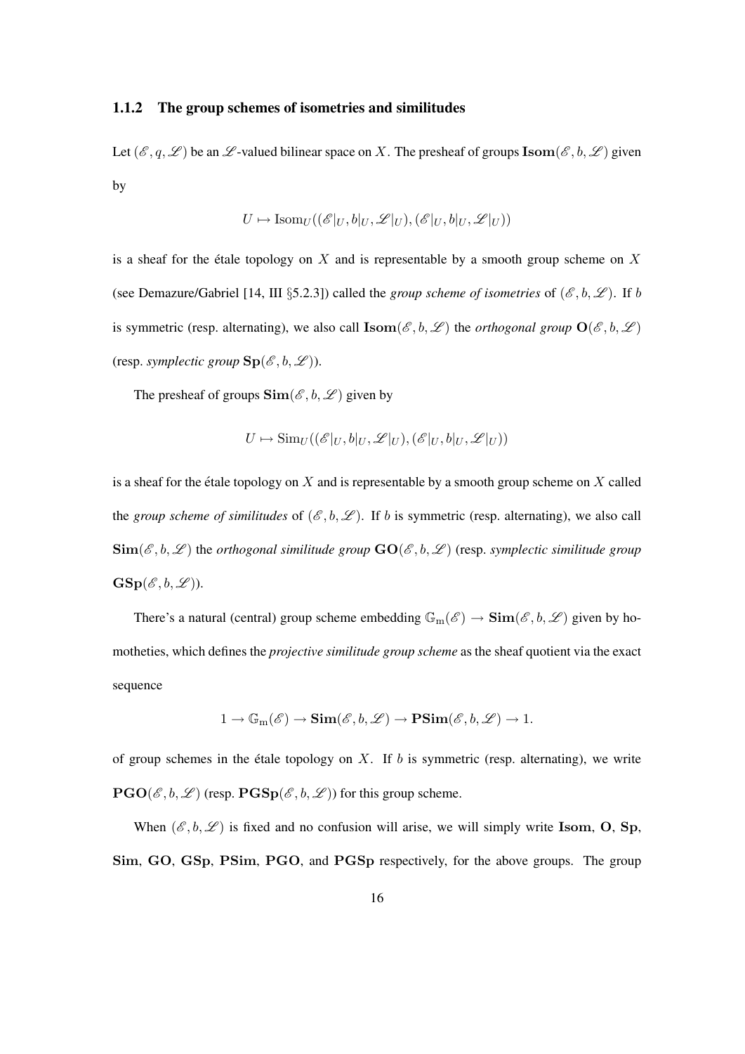### 1.1.2 The group schemes of isometries and similitudes

Let $(\mathscr{E}, q, \mathscr{L})$ be an $\mathscr{L}$-valued bilinear space on $X$. The presheaf of groups $\mathbf{Isom}(\mathscr{E}, b, \mathscr{L})$ given by

$$U \mapsto \mathrm{Isom}_U((\mathscr{E}|_U, b|_U, \mathscr{L}|_U), (\mathscr{E}|_U, b|_U, \mathscr{L}|_U))$$

is a sheaf for the étale topology on $X$ and is representable by a smooth group scheme on $X$ (see Demazure/Gabriel [14, III §5.2.3]) called the *group scheme of isometries* of $(\mathscr{E}, b, \mathscr{L})$. If $b$ is symmetric (resp. alternating), we also call $\mathbf{Isom}(\mathscr{E}, b, \mathscr{L})$ the *orthogonal group* $\mathbf{O}(\mathscr{E}, b, \mathscr{L})$ (resp. *symplectic group* $\mathbf{Sp}(\mathscr{E}, b, \mathscr{L})$).

The presheaf of groups $\mathbf{Sim}(\mathscr{E}, b, \mathscr{L})$ given by

$$U \mapsto \mathrm{Sim}_U((\mathscr{E}|_U, b|_U, \mathscr{L}|_U), (\mathscr{E}|_U, b|_U, \mathscr{L}|_U))$$

is a sheaf for the étale topology on $X$ and is representable by a smooth group scheme on $X$ called the *group scheme of similitudes* of $(\mathscr{E}, b, \mathscr{L})$. If $b$ is symmetric (resp. alternating), we also call $\mathbf{Sim}(\mathscr{E}, b, \mathscr{L})$ the *orthogonal similitude group* $\mathbf{GO}(\mathscr{E}, b, \mathscr{L})$ (resp. *symplectic similitude group* $\mathbf{GSp}(\mathscr{E}, b, \mathscr{L})$).

There's a natural (central) group scheme embedding $\mathbb{G}_{\mathrm{m}}(\mathscr{E}) \to \mathbf{Sim}(\mathscr{E}, b, \mathscr{L})$ given by homotheties, which defines the *projective similitude group scheme* as the sheaf quotient via the exact sequence

$$1 \to \mathbb{G}_{\mathrm{m}}(\mathscr{E}) \to \mathbf{Sim}(\mathscr{E}, b, \mathscr{L}) \to \mathbf{PSim}(\mathscr{E}, b, \mathscr{L}) \to 1.$$

of group schemes in the étale topology on $X$. If $b$ is symmetric (resp. alternating), we write $\mathbf{PGO}(\mathscr{E}, b, \mathscr{L})$ (resp. $\mathbf{PGSp}(\mathscr{E}, b, \mathscr{L})$) for this group scheme.

When $(\mathscr{E}, b, \mathscr{L})$ is fixed and no confusion will arise, we will simply write $\mathbf{Isom}$, $\mathbf{O}$, $\mathbf{Sp}$, $\mathbf{Sim}$, $\mathbf{GO}$, $\mathbf{GSp}$, $\mathbf{PSim}$, $\mathbf{PGO}$, and $\mathbf{PGSp}$ respectively, for the above groups. The group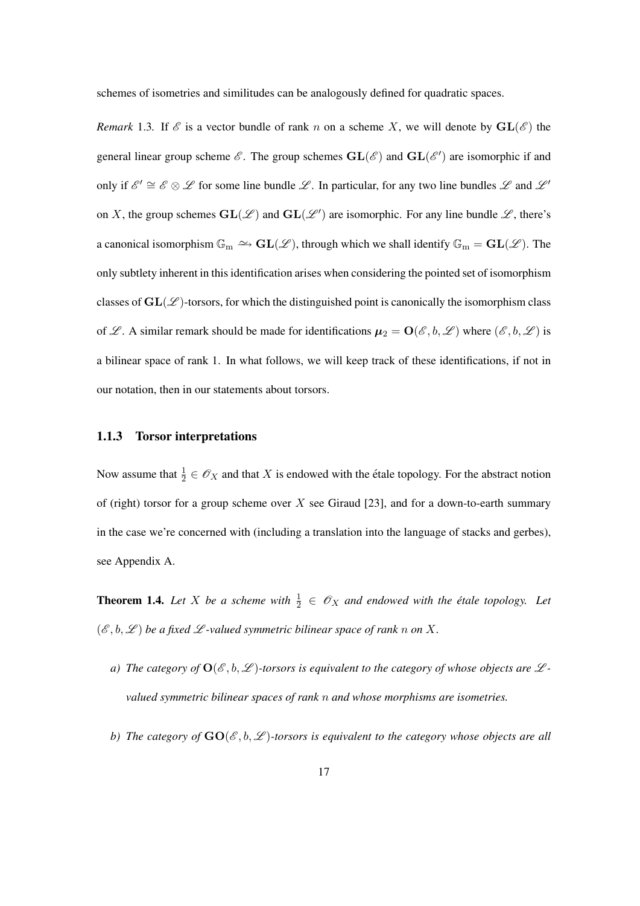schemes of isometries and similitudes can be analogously defined for quadratic spaces.

*Remark* 1.3. If $\mathscr{E}$ is a vector bundle of rank $n$ on a scheme $X$, we will denote by $\mathbf{GL}(\mathscr{E})$ the general linear group scheme $\mathscr{E}$. The group schemes $\mathbf{GL}(\mathscr{E})$ and $\mathbf{GL}(\mathscr{E}')$ are isomorphic if and only if $\mathscr{E}' \cong \mathscr{E} \otimes \mathscr{L}$ for some line bundle $\mathscr{L}$. In particular, for any two line bundles $\mathscr{L}$ and $\mathscr{L}'$ on $X$, the group schemes $\mathbf{GL}(\mathscr{L})$ and $\mathbf{GL}(\mathscr{L}')$ are isomorphic. For any line bundle $\mathscr{L}$, there's a canonical isomorphism $\mathbb{G}_{\mathrm{m}} \xrightarrow{\sim} \mathbf{GL}(\mathscr{L})$, through which we shall identify $\mathbb{G}_{\mathrm{m}} = \mathbf{GL}(\mathscr{L})$. The only subtlety inherent in this identification arises when considering the pointed set of isomorphism classes of $\mathbf{GL}(\mathscr{L})$-torsors, for which the distinguished point is canonically the isomorphism class of $\mathscr{L}$. A similar remark should be made for identifications $\boldsymbol{\mu}_2 = \mathbf{O}(\mathscr{E}, b, \mathscr{L})$ where $(\mathscr{E}, b, \mathscr{L})$ is a bilinear space of rank 1. In what follows, we will keep track of these identifications, if not in our notation, then in our statements about torsors.

### 1.1.3 Torsor interpretations

Now assume that $\frac{1}{2} \in \mathscr{O}_X$ and that $X$ is endowed with the étale topology. For the abstract notion of (right) torsor for a group scheme over $X$ see Giraud [23], and for a down-to-earth summary in the case we're concerned with (including a translation into the language of stacks and gerbes), see Appendix A.

**Theorem 1.4.** *Let $X$ be a scheme with $\frac{1}{2} \in \mathscr{O}_X$ and endowed with the étale topology. Let $(\mathscr{E}, b, \mathscr{L})$ be a fixed $\mathscr{L}$-valued symmetric bilinear space of rank $n$ on $X$.*

*a) The category of $\mathbf{O}(\mathscr{E}, b, \mathscr{L})$-torsors is equivalent to the category of whose objects are $\mathscr{L}$-valued symmetric bilinear spaces of rank $n$ and whose morphisms are isometries.*

*b) The category of $\mathbf{GO}(\mathscr{E}, b, \mathscr{L})$-torsors is equivalent to the category whose objects are all*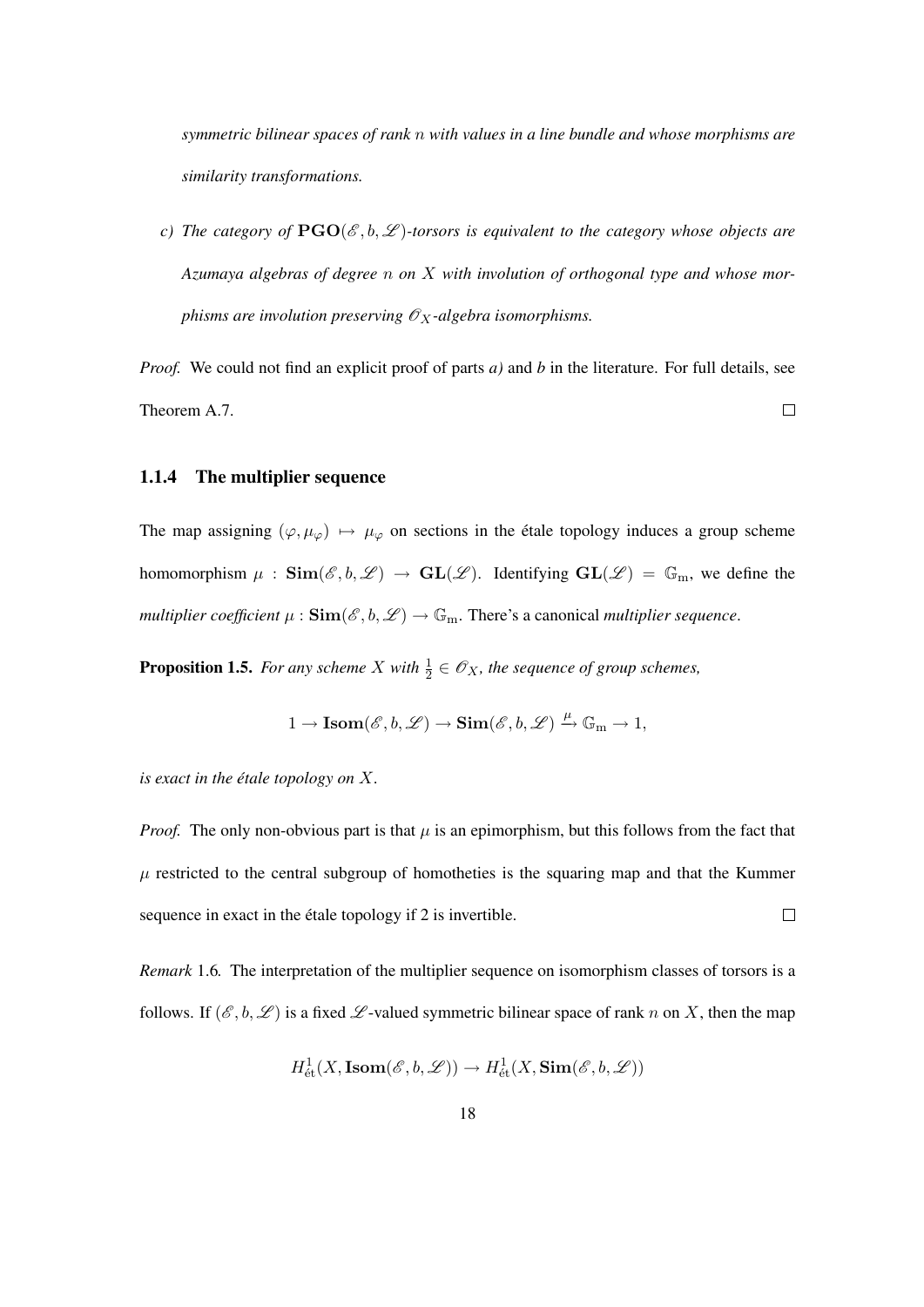*symmetric bilinear spaces of rank $n$ with values in a line bundle and whose morphisms are similarity transformations.*

*c) The category of $\mathbf{PGO}(\mathscr{E}, b, \mathscr{L})$-torsors is equivalent to the category whose objects are Azumaya algebras of degree $n$ on $X$ with involution of orthogonal type and whose morphisms are involution preserving $\mathscr{O}_X$-algebra isomorphisms.*

*Proof.* We could not find an explicit proof of parts *a)* and *b* in the literature. For full details, see Theorem A.7. $\square$

### 1.1.4 The multiplier sequence

The map assigning $(\varphi, \mu_\varphi) \mapsto \mu_\varphi$ on sections in the étale topology induces a group scheme homomorphism $\mu : \mathbf{Sim}(\mathscr{E}, b, \mathscr{L}) \to \mathbf{GL}(\mathscr{L})$. Identifying $\mathbf{GL}(\mathscr{L}) = \mathbb{G}_{\mathrm{m}}$, we define the *multiplier coefficient* $\mu : \mathbf{Sim}(\mathscr{E}, b, \mathscr{L}) \to \mathbb{G}_{\mathrm{m}}$. There's a canonical *multiplier sequence*.

**Proposition 1.5.** *For any scheme $X$ with $\frac{1}{2} \in \mathscr{O}_X$, the sequence of group schemes,*

$$1 \to \mathbf{Isom}(\mathscr{E}, b, \mathscr{L}) \to \mathbf{Sim}(\mathscr{E}, b, \mathscr{L}) \xrightarrow{\mu} \mathbb{G}_{\mathrm{m}} \to 1,$$

*is exact in the étale topology on $X$.*

*Proof.* The only non-obvious part is that $\mu$ is an epimorphism, but this follows from the fact that $\mu$ restricted to the central subgroup of homotheties is the squaring map and that the Kummer sequence in exact in the étale topology if 2 is invertible. $\square$

*Remark* 1.6. The interpretation of the multiplier sequence on isomorphism classes of torsors is a follows. If $(\mathscr{E}, b, \mathscr{L})$ is a fixed $\mathscr{L}$-valued symmetric bilinear space of rank $n$ on $X$, then the map

$$H^1_{\text{ét}}(X, \mathbf{Isom}(\mathscr{E}, b, \mathscr{L})) \to H^1_{\text{ét}}(X, \mathbf{Sim}(\mathscr{E}, b, \mathscr{L}))$$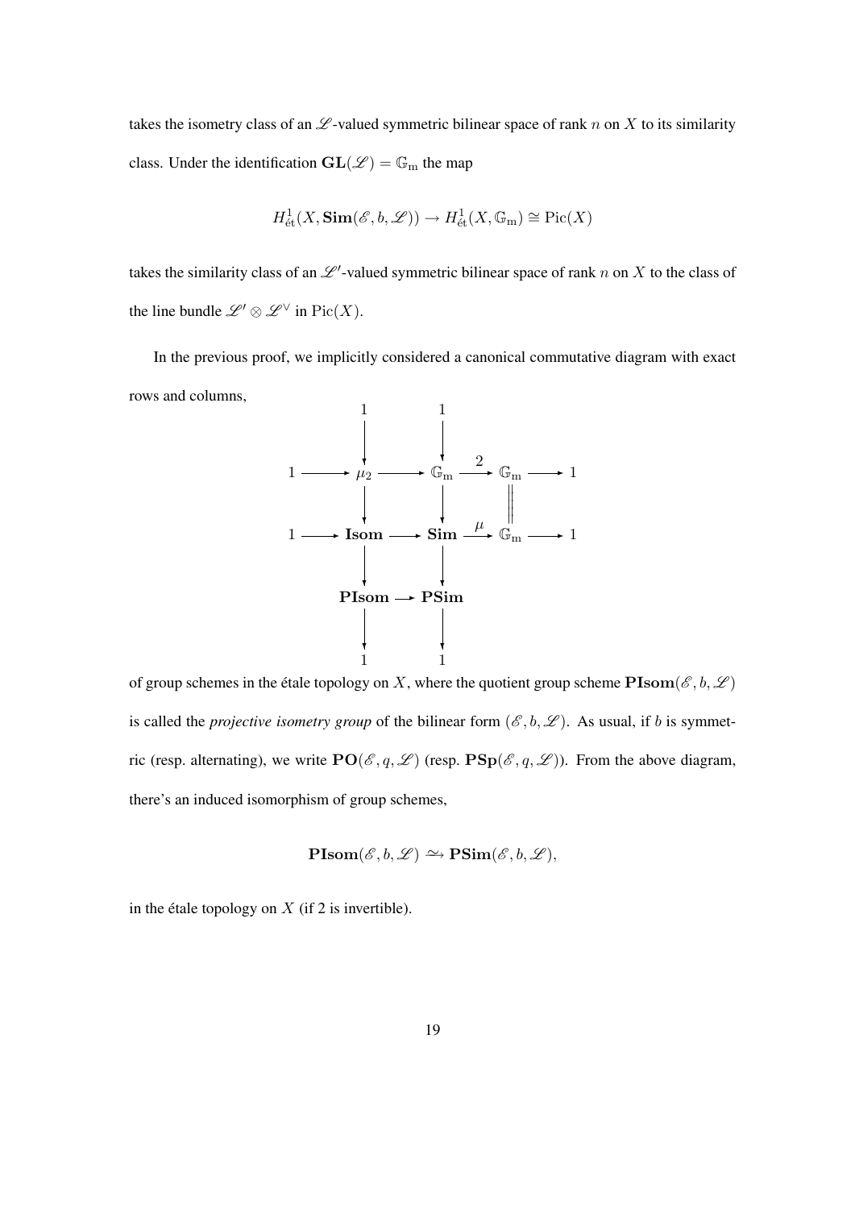takes the isometry class of an $\mathscr{L}$-valued symmetric bilinear space of rank $n$ on $X$ to its similarity class. Under the identification $\mathbf{GL}(\mathscr{L}) = \mathbb{G}_{\mathrm{m}}$ the map

$$H^1_{\text{ét}}(X, \mathbf{Sim}(\mathscr{E}, b, \mathscr{L})) \to H^1_{\text{ét}}(X, \mathbb{G}_{\mathrm{m}}) \cong \mathrm{Pic}(X)$$

takes the similarity class of an $\mathscr{L}'$-valued symmetric bilinear space of rank $n$ on $X$ to the class of the line bundle $\mathscr{L}' \otimes \mathscr{L}^\vee$ in $\mathrm{Pic}(X)$.

In the previous proof, we implicitly considered a canonical commutative diagram with exact rows and columns,

$$\begin{array}{ccccccccc}
 & & 1 & & 1 & & & & \\
 & & \downarrow & & \downarrow & & & & \\
1 & \longrightarrow & \mu_2 & \longrightarrow & \mathbb{G}_{\mathrm{m}} & \xrightarrow{2} & \mathbb{G}_{\mathrm{m}} & \longrightarrow & 1 \\
 & & \downarrow & & \downarrow & & \| & & \\
1 & \longrightarrow & \mathbf{Isom} & \longrightarrow & \mathbf{Sim} & \xrightarrow{\mu} & \mathbb{G}_{\mathrm{m}} & \longrightarrow & 1 \\
 & & \downarrow & & \downarrow & & & & \\
 & & \mathbf{PIsom} & \longrightarrow & \mathbf{PSim} & & & & \\
 & & \downarrow & & \downarrow & & & & \\
 & & 1 & & 1 & & & &
\end{array}$$

of group schemes in the étale topology on $X$, where the quotient group scheme $\mathbf{PIsom}(\mathscr{E}, b, \mathscr{L})$ is called the *projective isometry group* of the bilinear form $(\mathscr{E}, b, \mathscr{L})$. As usual, if $b$ is symmetric (resp. alternating), we write $\mathbf{PO}(\mathscr{E}, q, \mathscr{L})$ (resp. $\mathbf{PSp}(\mathscr{E}, q, \mathscr{L})$). From the above diagram, there's an induced isomorphism of group schemes,

$$\mathbf{PIsom}(\mathscr{E}, b, \mathscr{L}) \xrightarrow{\sim} \mathbf{PSim}(\mathscr{E}, b, \mathscr{L}),$$

in the étale topology on $X$ (if 2 is invertible).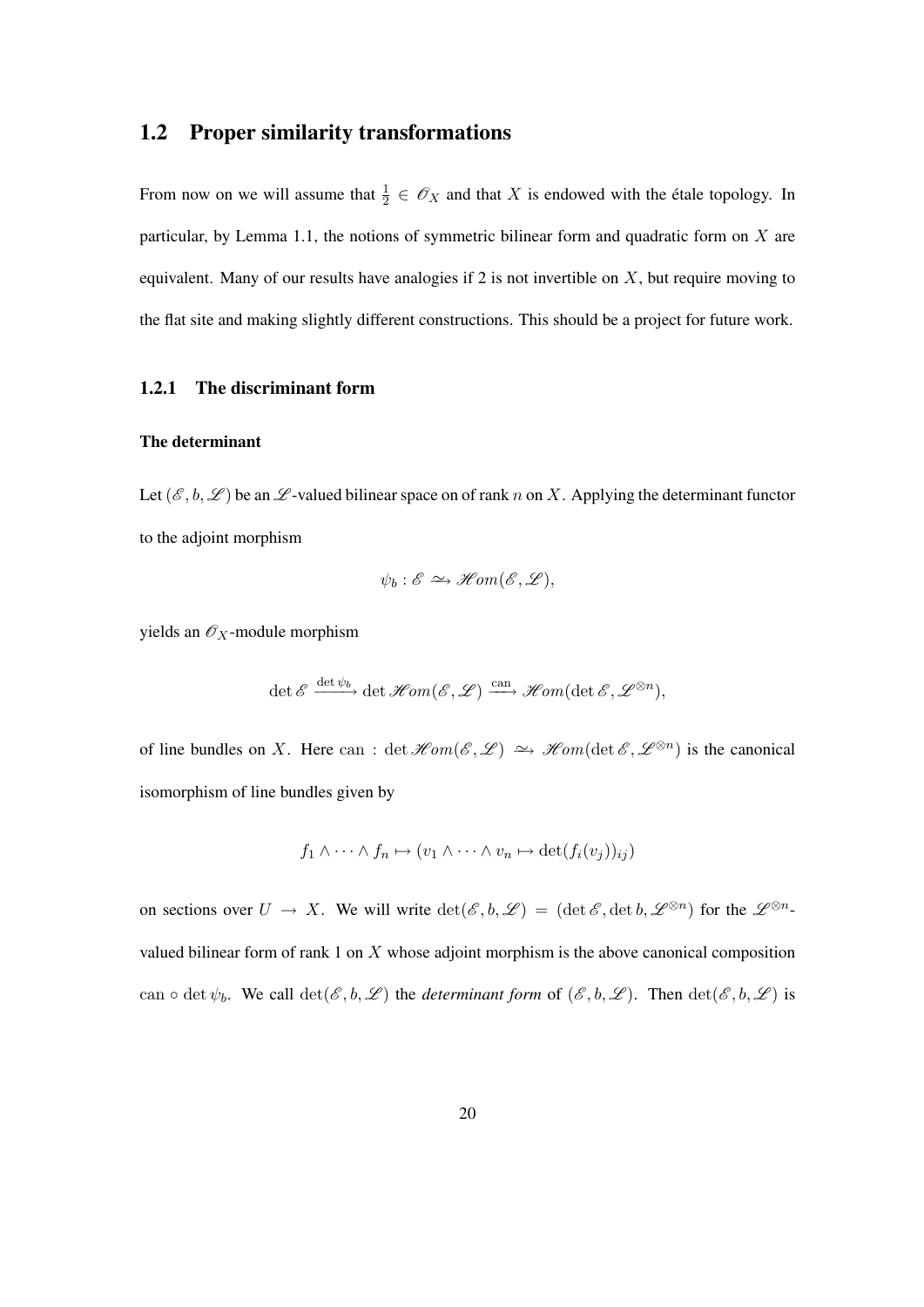## 1.2 Proper similarity transformations

From now on we will assume that $\frac{1}{2} \in \mathscr{O}_X$ and that $X$ is endowed with the étale topology. In particular, by Lemma 1.1, the notions of symmetric bilinear form and quadratic form on $X$ are equivalent. Many of our results have analogies if 2 is not invertible on $X$, but require moving to the flat site and making slightly different constructions. This should be a project for future work.

### 1.2.1 The discriminant form

#### The determinant

Let $(\mathscr{E}, b, \mathscr{L})$ be an $\mathscr{L}$-valued bilinear space on of rank $n$ on $X$. Applying the determinant functor to the adjoint morphism

$$\psi_b : \mathscr{E} \xrightarrow{\sim} \mathscr{H}om(\mathscr{E}, \mathscr{L}),$$

yields an $\mathscr{O}_X$-module morphism

$$\det \mathscr{E} \xrightarrow{\det \psi_b} \det \mathscr{H}om(\mathscr{E}, \mathscr{L}) \xrightarrow{\text{can}} \mathscr{H}om(\det \mathscr{E}, \mathscr{L}^{\otimes n}),$$

of line bundles on $X$. Here $\text{can} : \det \mathscr{H}om(\mathscr{E}, \mathscr{L}) \xrightarrow{\sim} \mathscr{H}om(\det \mathscr{E}, \mathscr{L}^{\otimes n})$ is the canonical isomorphism of line bundles given by

$$f_1 \wedge \cdots \wedge f_n \mapsto (v_1 \wedge \cdots \wedge v_n \mapsto \det(f_i(v_j))_{ij})$$

on sections over $U \to X$. We will write $\det(\mathscr{E}, b, \mathscr{L}) = (\det \mathscr{E}, \det b, \mathscr{L}^{\otimes n})$ for the $\mathscr{L}^{\otimes n}$-valued bilinear form of rank 1 on $X$ whose adjoint morphism is the above canonical composition $\text{can} \circ \det \psi_b$. We call $\det(\mathscr{E}, b, \mathscr{L})$ the *determinant form* of $(\mathscr{E}, b, \mathscr{L})$. Then $\det(\mathscr{E}, b, \mathscr{L})$ is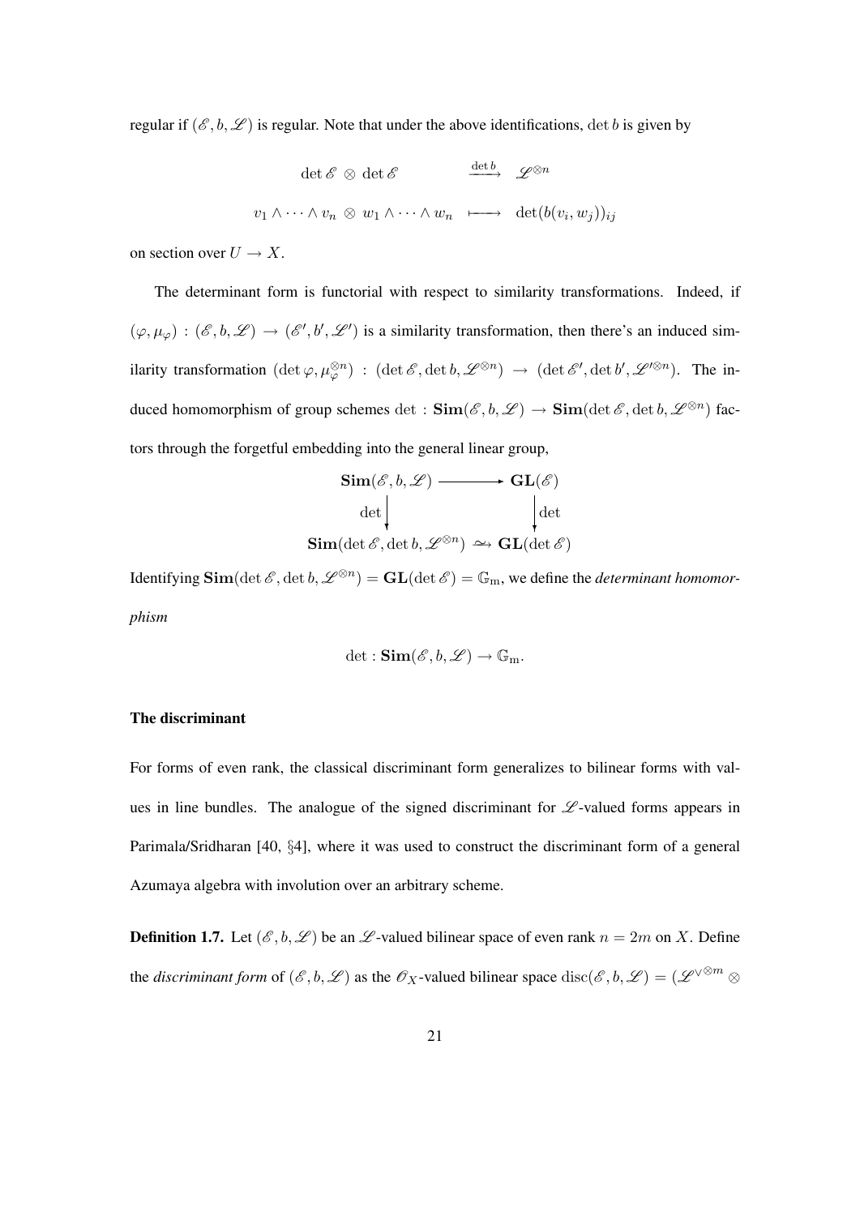regular if $(\mathscr{E}, b, \mathscr{L})$ is regular. Note that under the above identifications, $\det b$ is given by

$$\begin{array}{ccc} \det \mathscr{E} \otimes \det \mathscr{E} & \xrightarrow{\det b} & \mathscr{L}^{\otimes n} \\ v_1 \wedge \cdots \wedge v_n \otimes w_1 \wedge \cdots \wedge w_n & \longmapsto & \det(b(v_i, w_j))_{ij} \end{array}$$

on section over $U \to X$.

The determinant form is functorial with respect to similarity transformations. Indeed, if $(\varphi, \mu_\varphi) : (\mathscr{E}, b, \mathscr{L}) \to (\mathscr{E}', b', \mathscr{L}')$ is a similarity transformation, then there's an induced similarity transformation $(\det \varphi, \mu_\varphi^{\otimes n}) : (\det \mathscr{E}, \det b, \mathscr{L}^{\otimes n}) \to (\det \mathscr{E}', \det b', \mathscr{L}'^{\otimes n})$. The induced homomorphism of group schemes $\det : \mathbf{Sim}(\mathscr{E}, b, \mathscr{L}) \to \mathbf{Sim}(\det \mathscr{E}, \det b, \mathscr{L}^{\otimes n})$ factors through the forgetful embedding into the general linear group,

$$\begin{array}{ccc} \mathbf{Sim}(\mathscr{E}, b, \mathscr{L}) & \longrightarrow & \mathbf{GL}(\mathscr{E}) \\ \downarrow \det & & \downarrow \det \\ \mathbf{Sim}(\det \mathscr{E}, \det b, \mathscr{L}^{\otimes n}) & \xrightarrow{\sim} & \mathbf{GL}(\det \mathscr{E}) \end{array}$$

Identifying $\mathbf{Sim}(\det \mathscr{E}, \det b, \mathscr{L}^{\otimes n}) = \mathbf{GL}(\det \mathscr{E}) = \mathbb{G}_{\mathrm{m}}$, we define the *determinant homomorphism*

$$\det : \mathbf{Sim}(\mathscr{E}, b, \mathscr{L}) \to \mathbb{G}_{\mathrm{m}}.$$

### The discriminant

For forms of even rank, the classical discriminant form generalizes to bilinear forms with values in line bundles. The analogue of the signed discriminant for $\mathscr{L}$-valued forms appears in Parimala/Sridharan [40, §4], where it was used to construct the discriminant form of a general Azumaya algebra with involution over an arbitrary scheme.

**Definition 1.7.** Let $(\mathscr{E}, b, \mathscr{L})$ be an $\mathscr{L}$-valued bilinear space of even rank $n = 2m$ on $X$. Define the *discriminant form* of $(\mathscr{E}, b, \mathscr{L})$ as the $\mathscr{O}_X$-valued bilinear space $\mathrm{disc}(\mathscr{E}, b, \mathscr{L}) = (\mathscr{L}^{\vee \otimes m} \otimes$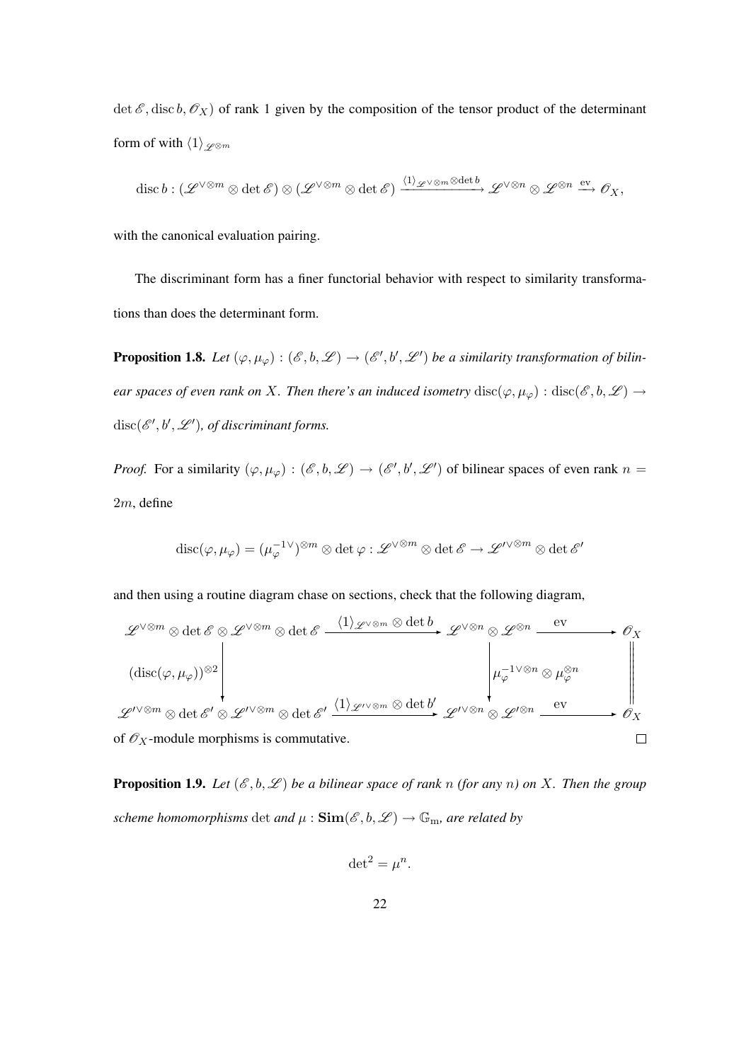$\det \mathscr{E}, \operatorname{disc} b, \mathscr{O}_X)$ of rank 1 given by the composition of the tensor product of the determinant form of with $\langle 1 \rangle_{\mathscr{L}^{\otimes m}}$

$$\operatorname{disc} b : (\mathscr{L}^{\vee \otimes m} \otimes \det \mathscr{E}) \otimes (\mathscr{L}^{\vee \otimes m} \otimes \det \mathscr{E}) \xrightarrow{\langle 1 \rangle_{\mathscr{L}^{\vee \otimes m}} \otimes \det b} \mathscr{L}^{\vee \otimes n} \otimes \mathscr{L}^{\otimes n} \xrightarrow{\text{ev}} \mathscr{O}_X,$$

with the canonical evaluation pairing.

The discriminant form has a finer functorial behavior with respect to similarity transformations than does the determinant form.

**Proposition 1.8.** *Let $(\varphi, \mu_\varphi) : (\mathscr{E}, b, \mathscr{L}) \to (\mathscr{E}', b', \mathscr{L}')$ be a similarity transformation of bilinear spaces of even rank on $X$. Then there's an induced isometry $\operatorname{disc}(\varphi, \mu_\varphi) : \operatorname{disc}(\mathscr{E}, b, \mathscr{L}) \to \operatorname{disc}(\mathscr{E}', b', \mathscr{L}')$, of discriminant forms.*

*Proof.* For a similarity $(\varphi, \mu_\varphi) : (\mathscr{E}, b, \mathscr{L}) \to (\mathscr{E}', b', \mathscr{L}')$ of bilinear spaces of even rank $n = 2m$, define

$$\operatorname{disc}(\varphi, \mu_\varphi) = (\mu_\varphi^{-1\vee})^{\otimes m} \otimes \det \varphi : \mathscr{L}^{\vee \otimes m} \otimes \det \mathscr{E} \to \mathscr{L}'^{\vee \otimes m} \otimes \det \mathscr{E}'$$

and then using a routine diagram chase on sections, check that the following diagram,

$$\begin{array}{ccccc}
\mathscr{L}^{\vee \otimes m} \otimes \det \mathscr{E} \otimes \mathscr{L}^{\vee \otimes m} \otimes \det \mathscr{E} & \xrightarrow{\langle 1 \rangle_{\mathscr{L}^{\vee \otimes m}} \otimes \det b} & \mathscr{L}^{\vee \otimes n} \otimes \mathscr{L}^{\otimes n} & \xrightarrow{\text{ev}} & \mathscr{O}_X \\
\Big\downarrow {\scriptstyle (\operatorname{disc}(\varphi, \mu_\varphi))^{\otimes 2}} & & \Big\downarrow {\scriptstyle \mu_\varphi^{-1\vee \otimes n} \otimes \mu_\varphi^{\otimes n}} & & \Big\| \\
\mathscr{L}'^{\vee \otimes m} \otimes \det \mathscr{E}' \otimes \mathscr{L}'^{\vee \otimes m} \otimes \det \mathscr{E}' & \xrightarrow{\langle 1 \rangle_{\mathscr{L}'^{\vee \otimes m}} \otimes \det b'} & \mathscr{L}'^{\vee \otimes n} \otimes \mathscr{L}'^{\otimes n} & \xrightarrow{\text{ev}} & \mathscr{O}_X
\end{array}$$

of $\mathscr{O}_X$-module morphisms is commutative. □

**Proposition 1.9.** *Let $(\mathscr{E}, b, \mathscr{L})$ be a bilinear space of rank $n$ (for any $n$) on $X$. Then the group scheme homomorphisms $\det$ and $\mu : \mathbf{Sim}(\mathscr{E}, b, \mathscr{L}) \to \mathbb{G}_{\mathrm{m}}$, are related by*

$$\det{}^2 = \mu^n.$$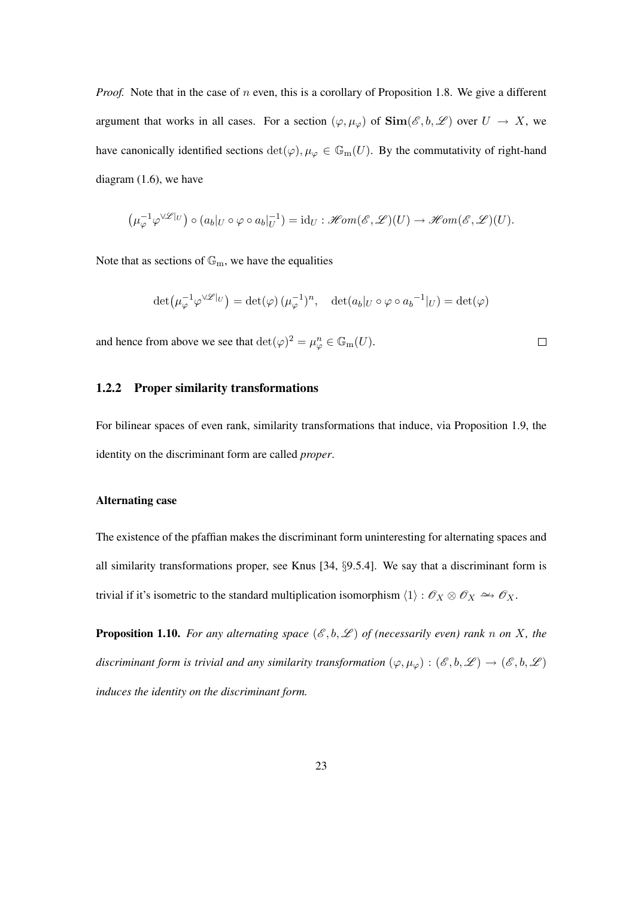*Proof.* Note that in the case of $n$ even, this is a corollary of Proposition 1.8. We give a different argument that works in all cases. For a section $(\varphi, \mu_\varphi)$ of $\mathbf{Sim}(\mathscr{E}, b, \mathscr{L})$ over $U \to X$, we have canonically identified sections $\det(\varphi), \mu_\varphi \in \mathbb{G}_{\mathrm{m}}(U)$. By the commutativity of right-hand diagram (1.6), we have

$$\big(\mu_\varphi^{-1}\varphi^{\vee \mathscr{L}|_U}\big) \circ (a_b|_U \circ \varphi \circ a_b|_U^{-1}) = \mathrm{id}_U : \mathscr{H}om(\mathscr{E}, \mathscr{L})(U) \to \mathscr{H}om(\mathscr{E}, \mathscr{L})(U).$$

Note that as sections of $\mathbb{G}_{\mathrm{m}}$, we have the equalities

$$\det\big(\mu_\varphi^{-1}\varphi^{\vee \mathscr{L}|_U}\big) = \det(\varphi)\,(\mu_\varphi^{-1})^n, \quad \det(a_b|_U \circ \varphi \circ {a_b}^{-1}|_U) = \det(\varphi)$$

and hence from above we see that $\det(\varphi)^2 = \mu_\varphi^n \in \mathbb{G}_{\mathrm{m}}(U)$. $\square$

### 1.2.2 Proper similarity transformations

For bilinear spaces of even rank, similarity transformations that induce, via Proposition 1.9, the identity on the discriminant form are called *proper*.

#### Alternating case

The existence of the pfaffian makes the discriminant form uninteresting for alternating spaces and all similarity transformations proper, see Knus [34, §9.5.4]. We say that a discriminant form is trivial if it's isometric to the standard multiplication isomorphism $\langle 1 \rangle : \mathscr{O}_X \otimes \mathscr{O}_X \xrightarrow{\sim} \mathscr{O}_X$.

**Proposition 1.10.** *For any alternating space $(\mathscr{E}, b, \mathscr{L})$ of (necessarily even) rank $n$ on $X$, the discriminant form is trivial and any similarity transformation $(\varphi, \mu_\varphi) : (\mathscr{E}, b, \mathscr{L}) \to (\mathscr{E}, b, \mathscr{L})$ induces the identity on the discriminant form.*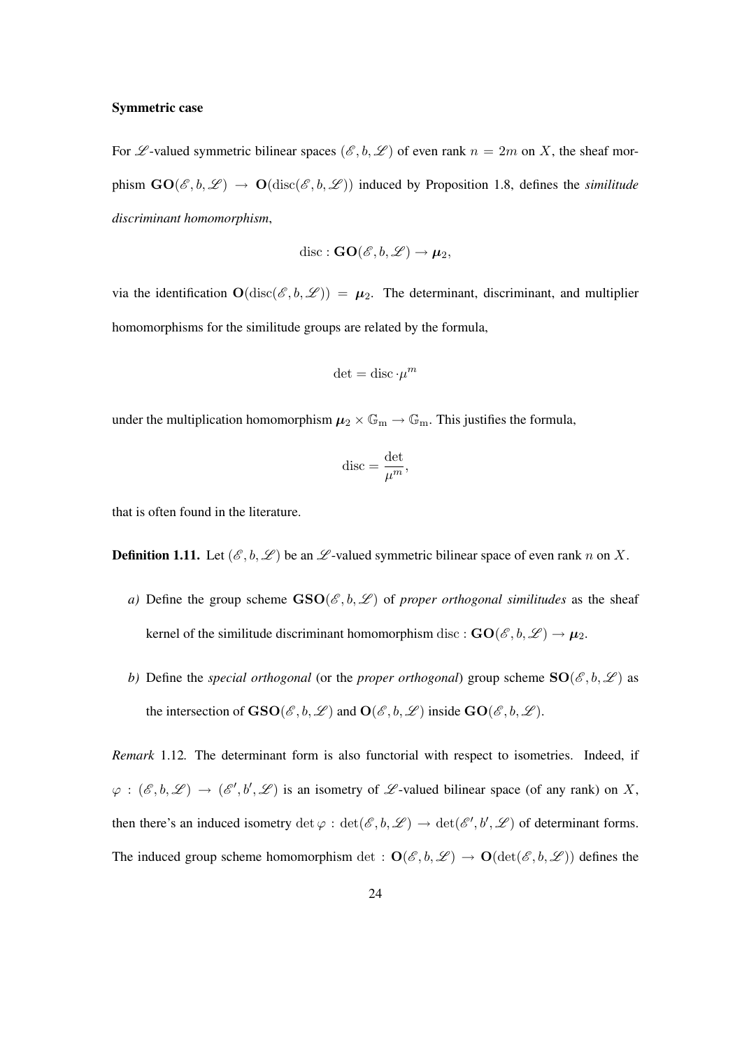**Symmetric case**

For $\mathscr{L}$-valued symmetric bilinear spaces $(\mathscr{E}, b, \mathscr{L})$ of even rank $n = 2m$ on $X$, the sheaf morphism $\mathbf{GO}(\mathscr{E}, b, \mathscr{L}) \to \mathbf{O}(\operatorname{disc}(\mathscr{E}, b, \mathscr{L}))$ induced by Proposition 1.8, defines the *similitude discriminant homomorphism*,

$$\operatorname{disc} : \mathbf{GO}(\mathscr{E}, b, \mathscr{L}) \to \boldsymbol{\mu}_2,$$

via the identification $\mathbf{O}(\operatorname{disc}(\mathscr{E}, b, \mathscr{L})) = \boldsymbol{\mu}_2$. The determinant, discriminant, and multiplier homomorphisms for the similitude groups are related by the formula,

$$\det = \operatorname{disc} \cdot \mu^m$$

under the multiplication homomorphism $\boldsymbol{\mu}_2 \times \mathbb{G}_{\mathrm{m}} \to \mathbb{G}_{\mathrm{m}}$. This justifies the formula,

$$\operatorname{disc} = \frac{\det}{\mu^m},$$

that is often found in the literature.

**Definition 1.11.** Let $(\mathscr{E}, b, \mathscr{L})$ be an $\mathscr{L}$-valued symmetric bilinear space of even rank $n$ on $X$.

*a)* Define the group scheme $\mathbf{GSO}(\mathscr{E}, b, \mathscr{L})$ of *proper orthogonal similitudes* as the sheaf kernel of the similitude discriminant homomorphism $\operatorname{disc} : \mathbf{GO}(\mathscr{E}, b, \mathscr{L}) \to \boldsymbol{\mu}_2$.

*b)* Define the *special orthogonal* (or the *proper orthogonal*) group scheme $\mathbf{SO}(\mathscr{E}, b, \mathscr{L})$ as the intersection of $\mathbf{GSO}(\mathscr{E}, b, \mathscr{L})$ and $\mathbf{O}(\mathscr{E}, b, \mathscr{L})$ inside $\mathbf{GO}(\mathscr{E}, b, \mathscr{L})$.

*Remark* 1.12. The determinant form is also functorial with respect to isometries. Indeed, if $\varphi : (\mathscr{E}, b, \mathscr{L}) \to (\mathscr{E}', b', \mathscr{L})$ is an isometry of $\mathscr{L}$-valued bilinear space (of any rank) on $X$, then there's an induced isometry $\det \varphi : \det(\mathscr{E}, b, \mathscr{L}) \to \det(\mathscr{E}', b', \mathscr{L})$ of determinant forms. The induced group scheme homomorphism $\det : \mathbf{O}(\mathscr{E}, b, \mathscr{L}) \to \mathbf{O}(\det(\mathscr{E}, b, \mathscr{L}))$ defines the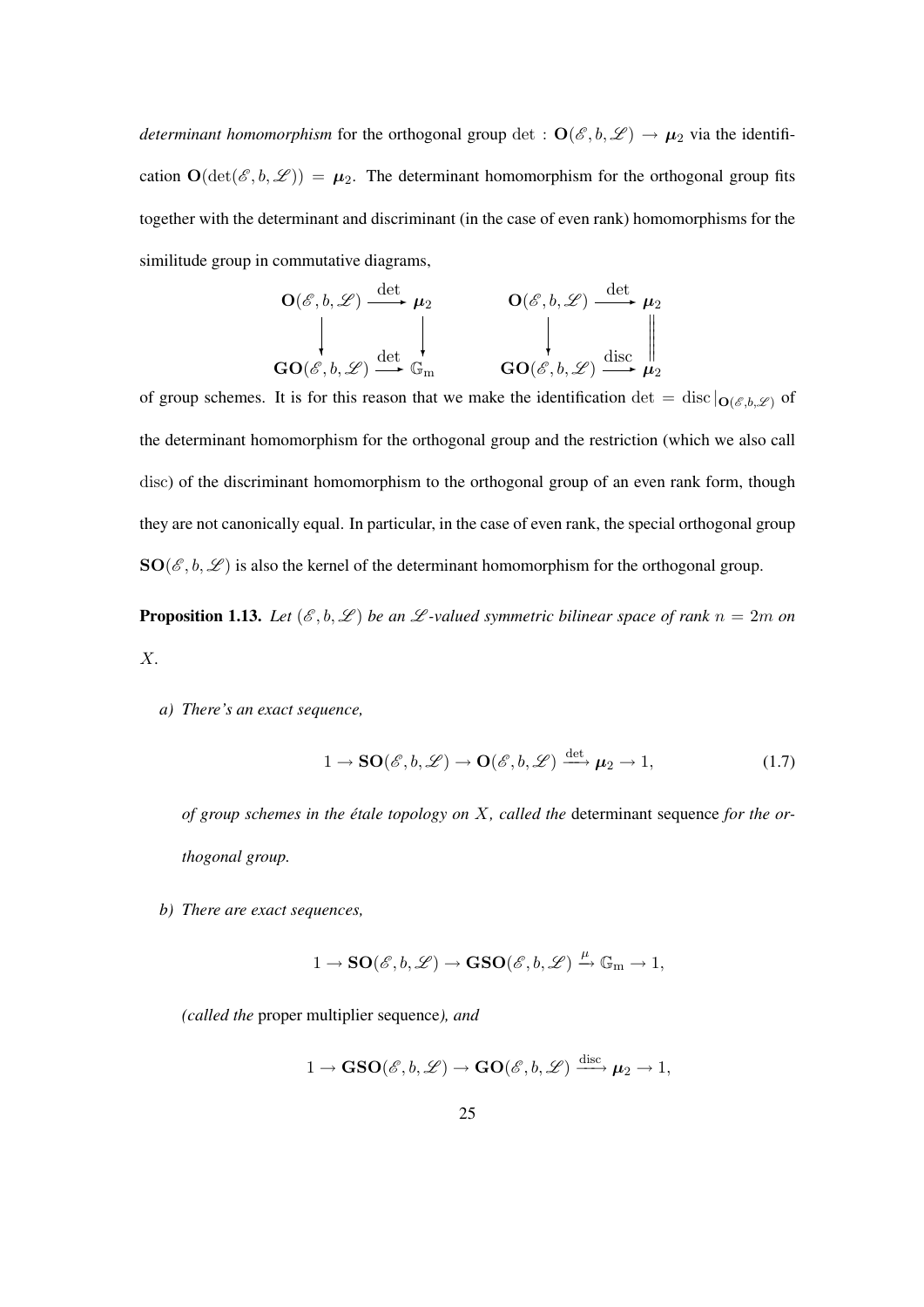*determinant homomorphism* for the orthogonal group $\det : \mathbf{O}(\mathscr{E}, b, \mathscr{L}) \to \boldsymbol{\mu}_2$ via the identification $\mathbf{O}(\det(\mathscr{E}, b, \mathscr{L})) = \boldsymbol{\mu}_2$. The determinant homomorphism for the orthogonal group fits together with the determinant and discriminant (in the case of even rank) homomorphisms for the similitude group in commutative diagrams,

$$
\begin{array}{ccc}
\mathbf{O}(\mathscr{E}, b, \mathscr{L}) & \xrightarrow{\det} & \boldsymbol{\mu}_2 \\
\downarrow & & \downarrow \\
\mathbf{GO}(\mathscr{E}, b, \mathscr{L}) & \xrightarrow{\det} & \mathbb{G}_{\mathrm{m}}
\end{array}
\qquad\qquad
\begin{array}{ccc}
\mathbf{O}(\mathscr{E}, b, \mathscr{L}) & \xrightarrow{\det} & \boldsymbol{\mu}_2 \\
\downarrow & & \| \\
\mathbf{GO}(\mathscr{E}, b, \mathscr{L}) & \xrightarrow{\mathrm{disc}} & \boldsymbol{\mu}_2
\end{array}
$$

of group schemes. It is for this reason that we make the identification $\det = \mathrm{disc}|_{\mathbf{O}(\mathscr{E},b,\mathscr{L})}$ of the determinant homomorphism for the orthogonal group and the restriction (which we also call $\mathrm{disc}$) of the discriminant homomorphism to the orthogonal group of an even rank form, though they are not canonically equal. In particular, in the case of even rank, the special orthogonal group $\mathbf{SO}(\mathscr{E}, b, \mathscr{L})$ is also the kernel of the determinant homomorphism for the orthogonal group.

**Proposition 1.13.** *Let $(\mathscr{E}, b, \mathscr{L})$ be an $\mathscr{L}$-valued symmetric bilinear space of rank $n = 2m$ on $X$.*

*a) There's an exact sequence,*

$$1 \to \mathbf{SO}(\mathscr{E}, b, \mathscr{L}) \to \mathbf{O}(\mathscr{E}, b, \mathscr{L}) \xrightarrow{\det} \boldsymbol{\mu}_2 \to 1, \tag{1.7}$$

*of group schemes in the étale topology on $X$, called the* determinant sequence *for the orthogonal group.*

*b) There are exact sequences,*

$$1 \to \mathbf{SO}(\mathscr{E}, b, \mathscr{L}) \to \mathbf{GSO}(\mathscr{E}, b, \mathscr{L}) \xrightarrow{\mu} \mathbb{G}_{\mathrm{m}} \to 1,$$

*(called the* proper multiplier sequence*), and*

$$1 \to \mathbf{GSO}(\mathscr{E}, b, \mathscr{L}) \to \mathbf{GO}(\mathscr{E}, b, \mathscr{L}) \xrightarrow{\mathrm{disc}} \boldsymbol{\mu}_2 \to 1,$$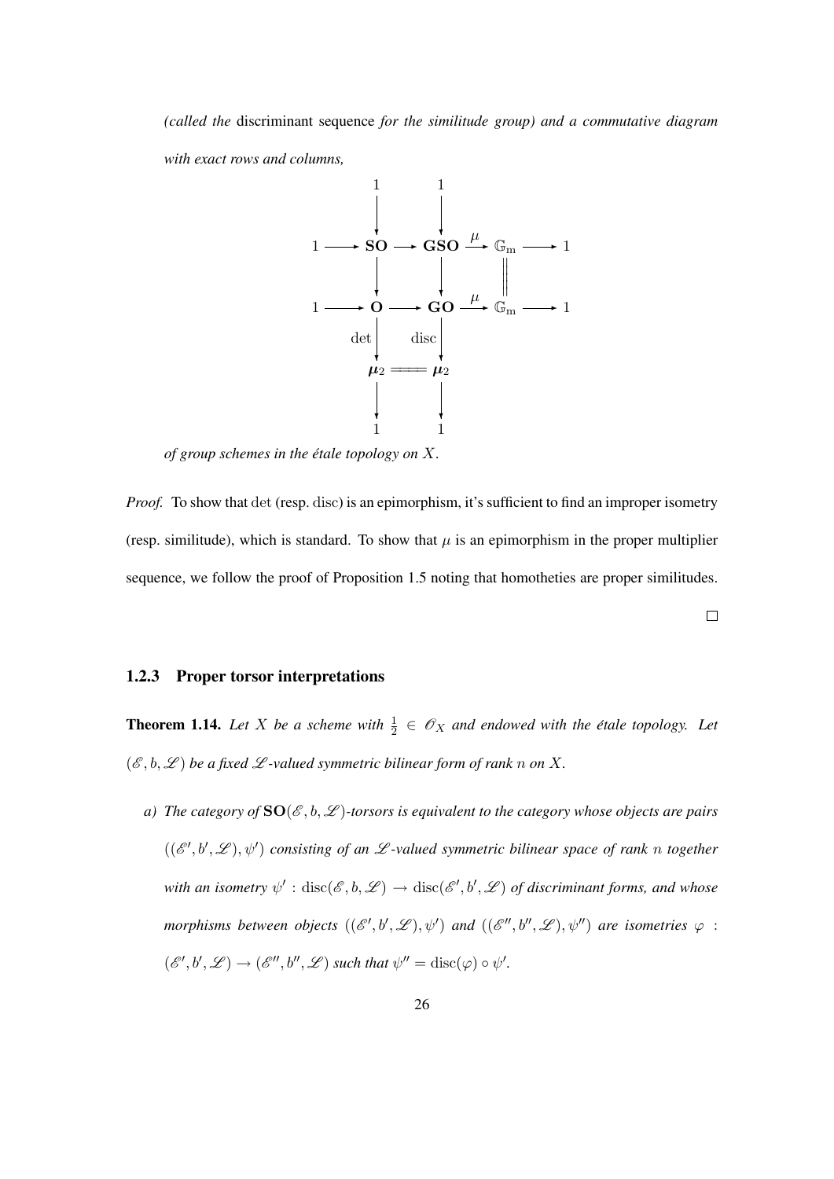*(called the* discriminant sequence *for the similitude group) and a commutative diagram with exact rows and columns,*

$$
\begin{array}{ccccccccc}
 & & 1 & & 1 & & & & \\
 & & \downarrow & & \downarrow & & & & \\
1 & \longrightarrow & \mathbf{SO} & \longrightarrow & \mathbf{GSO} & \xrightarrow{\mu} & \mathbb{G}_{\mathrm{m}} & \longrightarrow & 1 \\
 & & \downarrow & & \downarrow & & \| & & \\
1 & \longrightarrow & \mathbf{O} & \longrightarrow & \mathbf{GO} & \xrightarrow{\mu} & \mathbb{G}_{\mathrm{m}} & \longrightarrow & 1 \\
 & & {\scriptstyle \det}\downarrow & & {\scriptstyle \mathrm{disc}}\downarrow & & & & \\
 & & \boldsymbol{\mu}_2 & = & \boldsymbol{\mu}_2 & & & & \\
 & & \downarrow & & \downarrow & & & & \\
 & & 1 & & 1 & & & &
\end{array}
$$

*of group schemes in the étale topology on $X$.*

*Proof.* To show that $\det$ (resp. $\mathrm{disc}$) is an epimorphism, it's sufficient to find an improper isometry (resp. similitude), which is standard. To show that $\mu$ is an epimorphism in the proper multiplier sequence, we follow the proof of Proposition 1.5 noting that homotheties are proper similitudes. □

### 1.2.3 Proper torsor interpretations

**Theorem 1.14.** *Let $X$ be a scheme with $\frac{1}{2} \in \mathscr{O}_X$ and endowed with the étale topology. Let $(\mathscr{E}, b, \mathscr{L})$ be a fixed $\mathscr{L}$-valued symmetric bilinear form of rank $n$ on $X$.*

*a) The category of $\mathbf{SO}(\mathscr{E}, b, \mathscr{L})$-torsors is equivalent to the category whose objects are pairs $((\mathscr{E}', b', \mathscr{L}), \psi')$ consisting of an $\mathscr{L}$-valued symmetric bilinear space of rank $n$ together with an isometry $\psi' : \mathrm{disc}(\mathscr{E}, b, \mathscr{L}) \to \mathrm{disc}(\mathscr{E}', b', \mathscr{L})$ of discriminant forms, and whose morphisms between objects $((\mathscr{E}', b', \mathscr{L}), \psi')$ and $((\mathscr{E}'', b'', \mathscr{L}), \psi'')$ are isometries $\varphi : (\mathscr{E}', b', \mathscr{L}) \to (\mathscr{E}'', b'', \mathscr{L})$ such that $\psi'' = \mathrm{disc}(\varphi) \circ \psi'$.*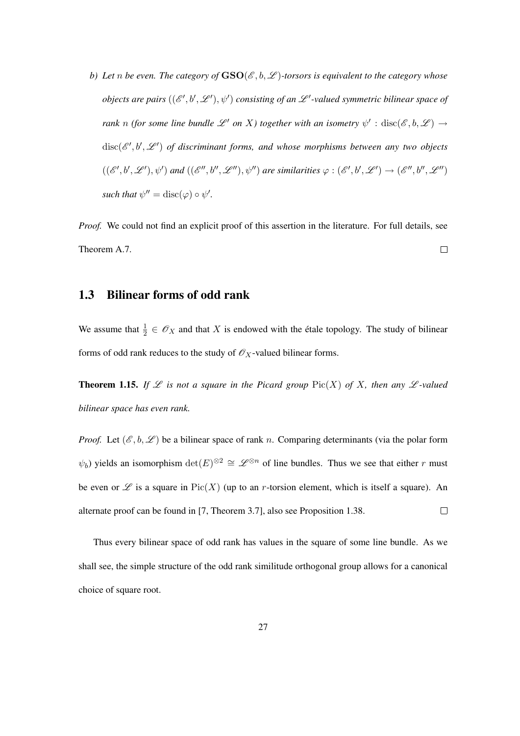*b) Let $n$ be even. The category of $\mathbf{GSO}(\mathscr{E}, b, \mathscr{L})$-torsors is equivalent to the category whose objects are pairs $((\mathscr{E}', b', \mathscr{L}'), \psi')$ consisting of an $\mathscr{L}'$-valued symmetric bilinear space of rank $n$ (for some line bundle $\mathscr{L}'$ on $X$) together with an isometry $\psi' : \operatorname{disc}(\mathscr{E}, b, \mathscr{L}) \to \operatorname{disc}(\mathscr{E}', b', \mathscr{L}')$ of discriminant forms, and whose morphisms between any two objects $((\mathscr{E}', b', \mathscr{L}'), \psi')$ and $((\mathscr{E}'', b'', \mathscr{L}''), \psi'')$ are similarities $\varphi : (\mathscr{E}', b', \mathscr{L}') \to (\mathscr{E}'', b'', \mathscr{L}'')$ such that $\psi'' = \operatorname{disc}(\varphi) \circ \psi'$.*

*Proof.* We could not find an explicit proof of this assertion in the literature. For full details, see Theorem A.7. □

## 1.3 Bilinear forms of odd rank

We assume that $\frac{1}{2} \in \mathscr{O}_X$ and that $X$ is endowed with the étale topology. The study of bilinear forms of odd rank reduces to the study of $\mathscr{O}_X$-valued bilinear forms.

**Theorem 1.15.** *If $\mathscr{L}$ is not a square in the Picard group $\operatorname{Pic}(X)$ of $X$, then any $\mathscr{L}$-valued bilinear space has even rank.*

*Proof.* Let $(\mathscr{E}, b, \mathscr{L})$ be a bilinear space of rank $n$. Comparing determinants (via the polar form $\psi_b$) yields an isomorphism $\det(E)^{\otimes 2} \cong \mathscr{L}^{\otimes n}$ of line bundles. Thus we see that either $r$ must be even or $\mathscr{L}$ is a square in $\operatorname{Pic}(X)$ (up to an $r$-torsion element, which is itself a square). An alternate proof can be found in [7, Theorem 3.7], also see Proposition 1.38. □

Thus every bilinear space of odd rank has values in the square of some line bundle. As we shall see, the simple structure of the odd rank similitude orthogonal group allows for a canonical choice of square root.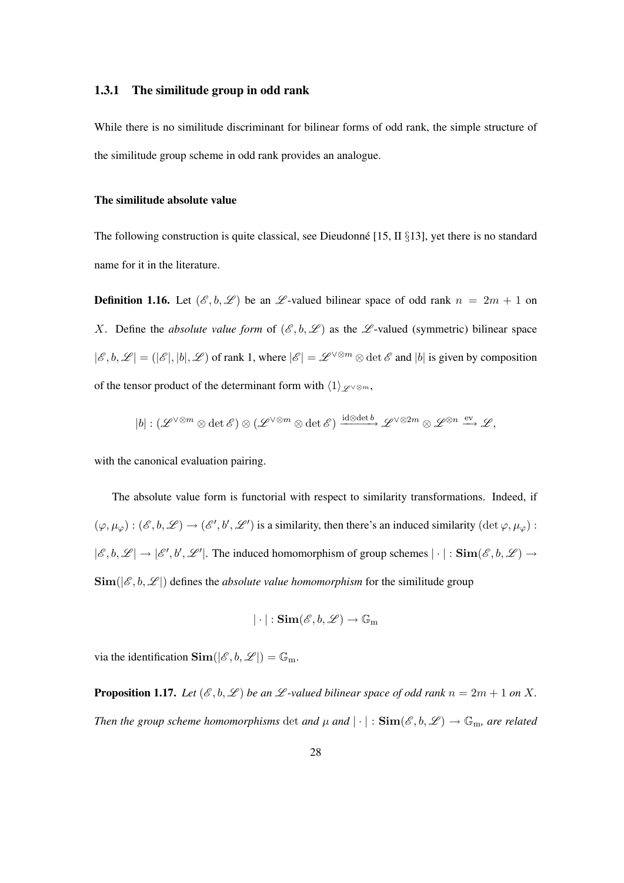### 1.3.1 The similitude group in odd rank

While there is no similitude discriminant for bilinear forms of odd rank, the simple structure of the similitude group scheme in odd rank provides an analogue.

#### The similitude absolute value

The following construction is quite classical, see Dieudonné [15, II §13], yet there is no standard name for it in the literature.

**Definition 1.16.** Let $(\mathscr{E}, b, \mathscr{L})$ be an $\mathscr{L}$-valued bilinear space of odd rank $n = 2m+1$ on $X$. Define the *absolute value form* of $(\mathscr{E}, b, \mathscr{L})$ as the $\mathscr{L}$-valued (symmetric) bilinear space $|\mathscr{E}, b, \mathscr{L}| = (|\mathscr{E}|, |b|, \mathscr{L})$ of rank 1, where $|\mathscr{E}| = \mathscr{L}^{\vee \otimes m} \otimes \det \mathscr{E}$ and $|b|$ is given by composition of the tensor product of the determinant form with $\langle 1 \rangle_{\mathscr{L}^{\vee \otimes m}}$,

$$|b| : (\mathscr{L}^{\vee \otimes m} \otimes \det \mathscr{E}) \otimes (\mathscr{L}^{\vee \otimes m} \otimes \det \mathscr{E}) \xrightarrow{\mathrm{id} \otimes \det b} \mathscr{L}^{\vee \otimes 2m} \otimes \mathscr{L}^{\otimes n} \xrightarrow{\mathrm{ev}} \mathscr{L},$$

with the canonical evaluation pairing.

The absolute value form is functorial with respect to similarity transformations. Indeed, if $(\varphi, \mu_\varphi) : (\mathscr{E}, b, \mathscr{L}) \to (\mathscr{E}', b', \mathscr{L}')$ is a similarity, then there's an induced similarity $(\det \varphi, \mu_\varphi) : |\mathscr{E}, b, \mathscr{L}| \to |\mathscr{E}', b', \mathscr{L}'|$. The induced homomorphism of group schemes $|\cdot| : \mathbf{Sim}(\mathscr{E}, b, \mathscr{L}) \to \mathbf{Sim}(|\mathscr{E}, b, \mathscr{L}|)$ defines the *absolute value homomorphism* for the similitude group

$$|\cdot| : \mathbf{Sim}(\mathscr{E}, b, \mathscr{L}) \to \mathbb{G}_{\mathrm{m}}$$

via the identification $\mathbf{Sim}(|\mathscr{E}, b, \mathscr{L}|) = \mathbb{G}_{\mathrm{m}}$.

**Proposition 1.17.** *Let $(\mathscr{E}, b, \mathscr{L})$ be an $\mathscr{L}$-valued bilinear space of odd rank $n = 2m+1$ on $X$. Then the group scheme homomorphisms $\det$ and $\mu$ and $|\cdot| : \mathbf{Sim}(\mathscr{E}, b, \mathscr{L}) \to \mathbb{G}_{\mathrm{m}}$, are related*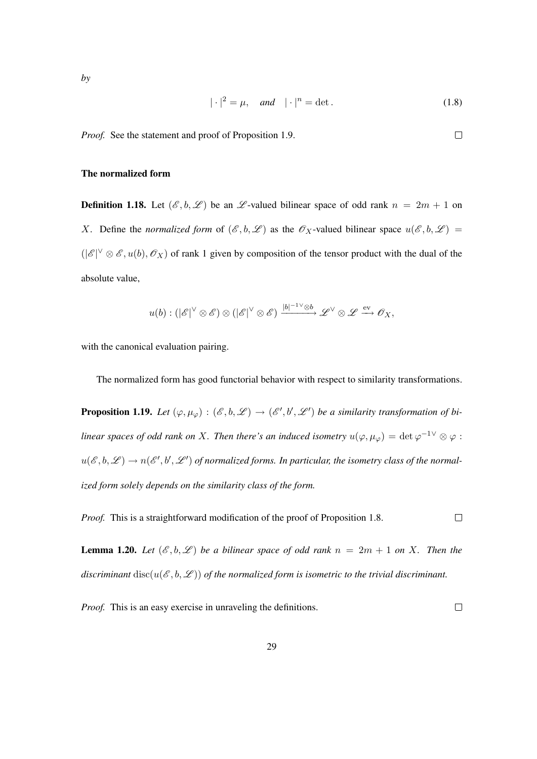*by*

$$|\cdot|^2 = \mu, \quad \textit{and} \quad |\cdot|^n = \det. \tag{1.8}$$

*Proof.* See the statement and proof of Proposition 1.9. $\square$

#### The normalized form

**Definition 1.18.** Let $(\mathscr{E}, b, \mathscr{L})$ be an $\mathscr{L}$-valued bilinear space of odd rank $n = 2m+1$ on $X$. Define the *normalized form* of $(\mathscr{E}, b, \mathscr{L})$ as the $\mathscr{O}_X$-valued bilinear space $u(\mathscr{E}, b, \mathscr{L}) = (|\mathscr{E}|^\vee \otimes \mathscr{E}, u(b), \mathscr{O}_X)$ of rank 1 given by composition of the tensor product with the dual of the absolute value,

$$u(b) : (|\mathscr{E}|^\vee \otimes \mathscr{E}) \otimes (|\mathscr{E}|^\vee \otimes \mathscr{E}) \xrightarrow{|b|^{-1\vee} \otimes b} \mathscr{L}^\vee \otimes \mathscr{L} \xrightarrow{\text{ev}} \mathscr{O}_X,$$

with the canonical evaluation pairing.

The normalized form has good functorial behavior with respect to similarity transformations.

**Proposition 1.19.** *Let $(\varphi, \mu_\varphi) : (\mathscr{E}, b, \mathscr{L}) \to (\mathscr{E}', b', \mathscr{L}')$ be a similarity transformation of bilinear spaces of odd rank on $X$. Then there's an induced isometry $u(\varphi, \mu_\varphi) = \det \varphi^{-1\vee} \otimes \varphi : u(\mathscr{E}, b, \mathscr{L}) \to n(\mathscr{E}', b', \mathscr{L}')$ of normalized forms. In particular, the isometry class of the normalized form solely depends on the similarity class of the form.*

*Proof.* This is a straightforward modification of the proof of Proposition 1.8. $\square$

**Lemma 1.20.** *Let $(\mathscr{E}, b, \mathscr{L})$ be a bilinear space of odd rank $n = 2m+1$ on $X$. Then the discriminant $\operatorname{disc}(u(\mathscr{E}, b, \mathscr{L}))$ of the normalized form is isometric to the trivial discriminant.*

*Proof.* This is an easy exercise in unraveling the definitions. $\square$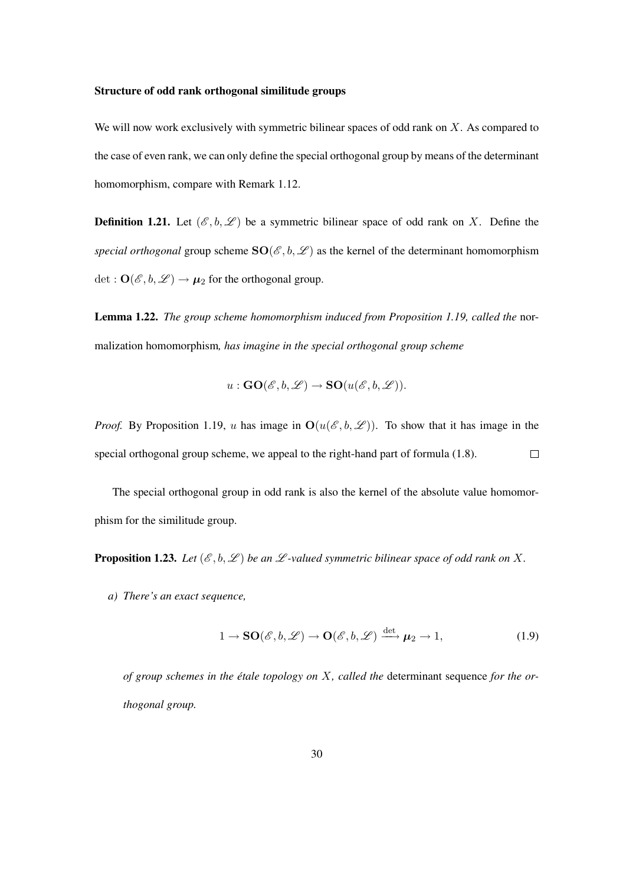**Structure of odd rank orthogonal similitude groups**

We will now work exclusively with symmetric bilinear spaces of odd rank on $X$. As compared to the case of even rank, we can only define the special orthogonal group by means of the determinant homomorphism, compare with Remark 1.12.

**Definition 1.21.** Let $(\mathscr{E}, b, \mathscr{L})$ be a symmetric bilinear space of odd rank on $X$. Define the *special orthogonal* group scheme $\mathbf{SO}(\mathscr{E}, b, \mathscr{L})$ as the kernel of the determinant homomorphism $\det : \mathbf{O}(\mathscr{E}, b, \mathscr{L}) \to \boldsymbol{\mu}_2$ for the orthogonal group.

**Lemma 1.22.** *The group scheme homomorphism induced from Proposition 1.19, called the* normalization homomorphism*, has imagine in the special orthogonal group scheme*

$$u : \mathbf{GO}(\mathscr{E}, b, \mathscr{L}) \to \mathbf{SO}(u(\mathscr{E}, b, \mathscr{L})).$$

*Proof.* By Proposition 1.19, $u$ has image in $\mathbf{O}(u(\mathscr{E}, b, \mathscr{L}))$. To show that it has image in the special orthogonal group scheme, we appeal to the right-hand part of formula (1.8). $\square$

The special orthogonal group in odd rank is also the kernel of the absolute value homomorphism for the similitude group.

**Proposition 1.23.** *Let $(\mathscr{E}, b, \mathscr{L})$ be an $\mathscr{L}$-valued symmetric bilinear space of odd rank on $X$.*

*a) There's an exact sequence,*

$$1 \to \mathbf{SO}(\mathscr{E}, b, \mathscr{L}) \to \mathbf{O}(\mathscr{E}, b, \mathscr{L}) \xrightarrow{\det} \boldsymbol{\mu}_2 \to 1, \tag{1.9}$$

*of group schemes in the étale topology on $X$, called the* determinant sequence *for the orthogonal group.*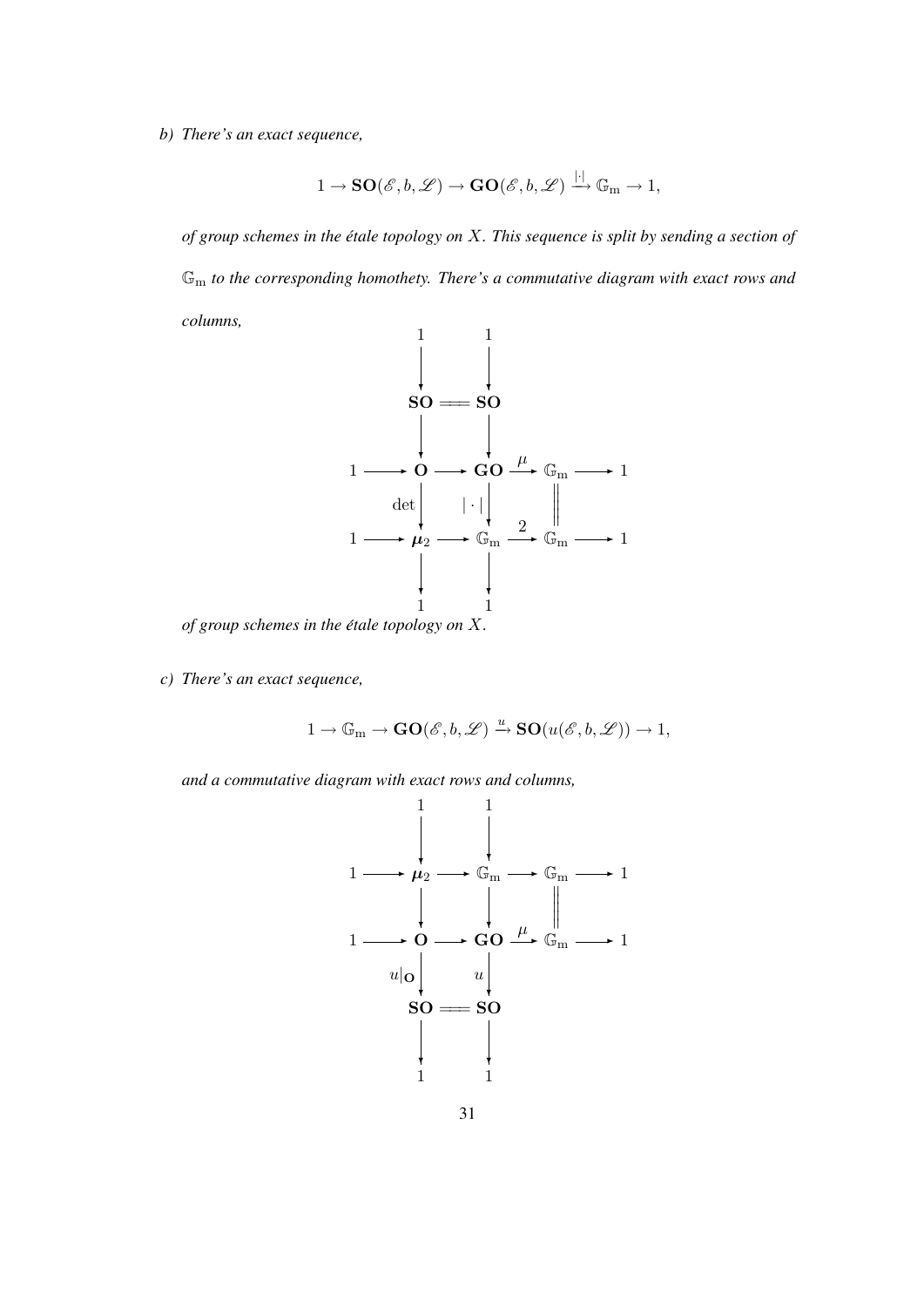*b) There's an exact sequence,*

$$1 \to \mathbf{SO}(\mathscr{E}, b, \mathscr{L}) \to \mathbf{GO}(\mathscr{E}, b, \mathscr{L}) \xrightarrow{|\cdot|} \mathbb{G}_{\mathrm{m}} \to 1,$$

*of group schemes in the étale topology on $X$. This sequence is split by sending a section of $\mathbb{G}_{\mathrm{m}}$ to the corresponding homothety. There's a commutative diagram with exact rows and columns,*

$$\begin{array}{ccccccccc}
 & & 1 & & 1 & & & & \\
 & & \downarrow & & \downarrow & & & & \\
 & & \mathbf{SO} & = & \mathbf{SO} & & & & \\
 & & \downarrow & & \downarrow & & & & \\
1 & \to & \mathbf{O} & \to & \mathbf{GO} & \xrightarrow{\mu} & \mathbb{G}_{\mathrm{m}} & \to & 1 \\
 & & \downarrow{\scriptstyle \det} & & \downarrow{\scriptstyle |\cdot|} & & \| & & \\
1 & \to & \boldsymbol{\mu}_2 & \to & \mathbb{G}_{\mathrm{m}} & \xrightarrow{2} & \mathbb{G}_{\mathrm{m}} & \to & 1 \\
 & & \downarrow & & \downarrow & & & & \\
 & & 1 & & 1 & & & &
\end{array}$$

*of group schemes in the étale topology on $X$.*

*c) There's an exact sequence,*

$$1 \to \mathbb{G}_{\mathrm{m}} \to \mathbf{GO}(\mathscr{E}, b, \mathscr{L}) \xrightarrow{u} \mathbf{SO}(u(\mathscr{E}, b, \mathscr{L})) \to 1,$$

*and a commutative diagram with exact rows and columns,*

$$\begin{array}{ccccccccc}
 & & 1 & & 1 & & & & \\
 & & \downarrow & & \downarrow & & & & \\
1 & \to & \boldsymbol{\mu}_2 & \to & \mathbb{G}_{\mathrm{m}} & \to & \mathbb{G}_{\mathrm{m}} & \to & 1 \\
 & & \downarrow & & \downarrow & & \| & & \\
1 & \to & \mathbf{O} & \to & \mathbf{GO} & \xrightarrow{\mu} & \mathbb{G}_{\mathrm{m}} & \to & 1 \\
 & & \downarrow{\scriptstyle u|_{\mathbf{O}}} & & \downarrow{\scriptstyle u} & & & & \\
 & & \mathbf{SO} & = & \mathbf{SO} & & & & \\
 & & \downarrow & & \downarrow & & & & \\
 & & 1 & & 1 & & & &
\end{array}$$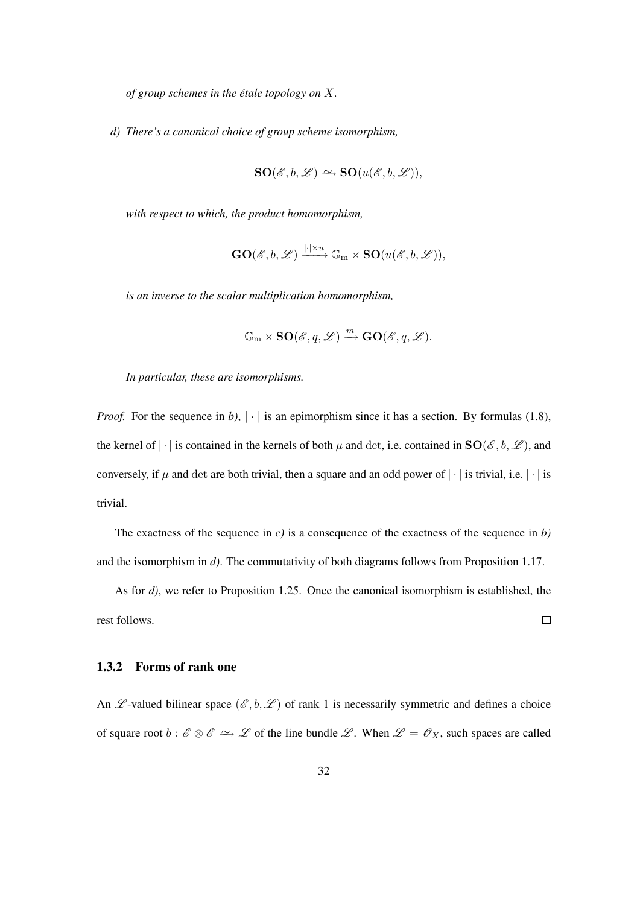*of group schemes in the étale topology on $X$.*

*d) There's a canonical choice of group scheme isomorphism,*

$$\mathbf{SO}(\mathscr{E}, b, \mathscr{L}) \xrightarrow{\sim} \mathbf{SO}(u(\mathscr{E}, b, \mathscr{L})),$$

*with respect to which, the product homomorphism,*

$$\mathbf{GO}(\mathscr{E}, b, \mathscr{L}) \xrightarrow{|\cdot| \times u} \mathbb{G}_{\mathrm{m}} \times \mathbf{SO}(u(\mathscr{E}, b, \mathscr{L})),$$

*is an inverse to the scalar multiplication homomorphism,*

$$\mathbb{G}_{\mathrm{m}} \times \mathbf{SO}(\mathscr{E}, q, \mathscr{L}) \xrightarrow{m} \mathbf{GO}(\mathscr{E}, q, \mathscr{L}).$$

*In particular, these are isomorphisms.*

*Proof.* For the sequence in *b)*, $|\cdot|$ is an epimorphism since it has a section. By formulas (1.8), the kernel of $|\cdot|$ is contained in the kernels of both $\mu$ and $\det$, i.e. contained in $\mathbf{SO}(\mathscr{E}, b, \mathscr{L})$, and conversely, if $\mu$ and $\det$ are both trivial, then a square and an odd power of $|\cdot|$ is trivial, i.e. $|\cdot|$ is trivial.

The exactness of the sequence in *c)* is a consequence of the exactness of the sequence in *b)* and the isomorphism in *d)*. The commutativity of both diagrams follows from Proposition 1.17.

As for *d)*, we refer to Proposition 1.25. Once the canonical isomorphism is established, the rest follows. □

### 1.3.2 Forms of rank one

An $\mathscr{L}$-valued bilinear space $(\mathscr{E}, b, \mathscr{L})$ of rank 1 is necessarily symmetric and defines a choice of square root $b : \mathscr{E} \otimes \mathscr{E} \xrightarrow{\sim} \mathscr{L}$ of the line bundle $\mathscr{L}$. When $\mathscr{L} = \mathscr{O}_X$, such spaces are called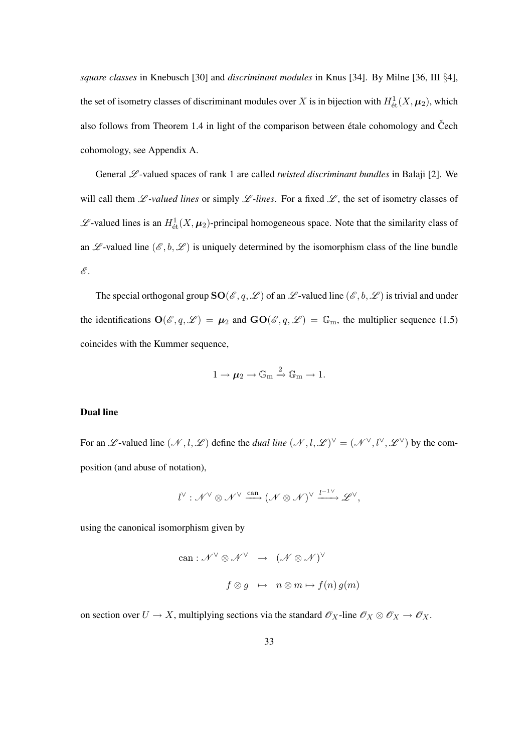*square classes* in Knebusch [30] and *discriminant modules* in Knus [34]. By Milne [36, III §4], the set of isometry classes of discriminant modules over $X$ is in bijection with $H^1_{\text{ét}}(X, \boldsymbol{\mu}_2)$, which also follows from Theorem 1.4 in light of the comparison between étale cohomology and Čech cohomology, see Appendix A.

General $\mathscr{L}$-valued spaces of rank 1 are called *twisted discriminant bundles* in Balaji [2]. We will call them *$\mathscr{L}$-valued lines* or simply *$\mathscr{L}$-lines*. For a fixed $\mathscr{L}$, the set of isometry classes of $\mathscr{L}$-valued lines is an $H^1_{\text{ét}}(X, \boldsymbol{\mu}_2)$-principal homogeneous space. Note that the similarity class of an $\mathscr{L}$-valued line $(\mathscr{E}, b, \mathscr{L})$ is uniquely determined by the isomorphism class of the line bundle $\mathscr{E}$.

The special orthogonal group $\mathbf{SO}(\mathscr{E}, q, \mathscr{L})$ of an $\mathscr{L}$-valued line $(\mathscr{E}, b, \mathscr{L})$ is trivial and under the identifications $\mathbf{O}(\mathscr{E}, q, \mathscr{L}) = \boldsymbol{\mu}_2$ and $\mathbf{GO}(\mathscr{E}, q, \mathscr{L}) = \mathbb{G}_{\text{m}}$, the multiplier sequence (1.5) coincides with the Kummer sequence,

$$1 \to \boldsymbol{\mu}_2 \to \mathbb{G}_{\text{m}} \xrightarrow{2} \mathbb{G}_{\text{m}} \to 1.$$

**Dual line**

For an $\mathscr{L}$-valued line $(\mathscr{N}, l, \mathscr{L})$ define the *dual line* $(\mathscr{N}, l, \mathscr{L})^\vee = (\mathscr{N}^\vee, l^\vee, \mathscr{L}^\vee)$ by the composition (and abuse of notation),

$$l^\vee : \mathscr{N}^\vee \otimes \mathscr{N}^\vee \xrightarrow{\text{can}} (\mathscr{N} \otimes \mathscr{N})^\vee \xrightarrow{l^{-1\vee}} \mathscr{L}^\vee,$$

using the canonical isomorphism given by

$$\begin{aligned} \text{can} : \mathscr{N}^\vee \otimes \mathscr{N}^\vee &\to (\mathscr{N} \otimes \mathscr{N})^\vee \\ f \otimes g &\mapsto n \otimes m \mapsto f(n)\, g(m) \end{aligned}$$

on section over $U \to X$, multiplying sections via the standard $\mathscr{O}_X$-line $\mathscr{O}_X \otimes \mathscr{O}_X \to \mathscr{O}_X$.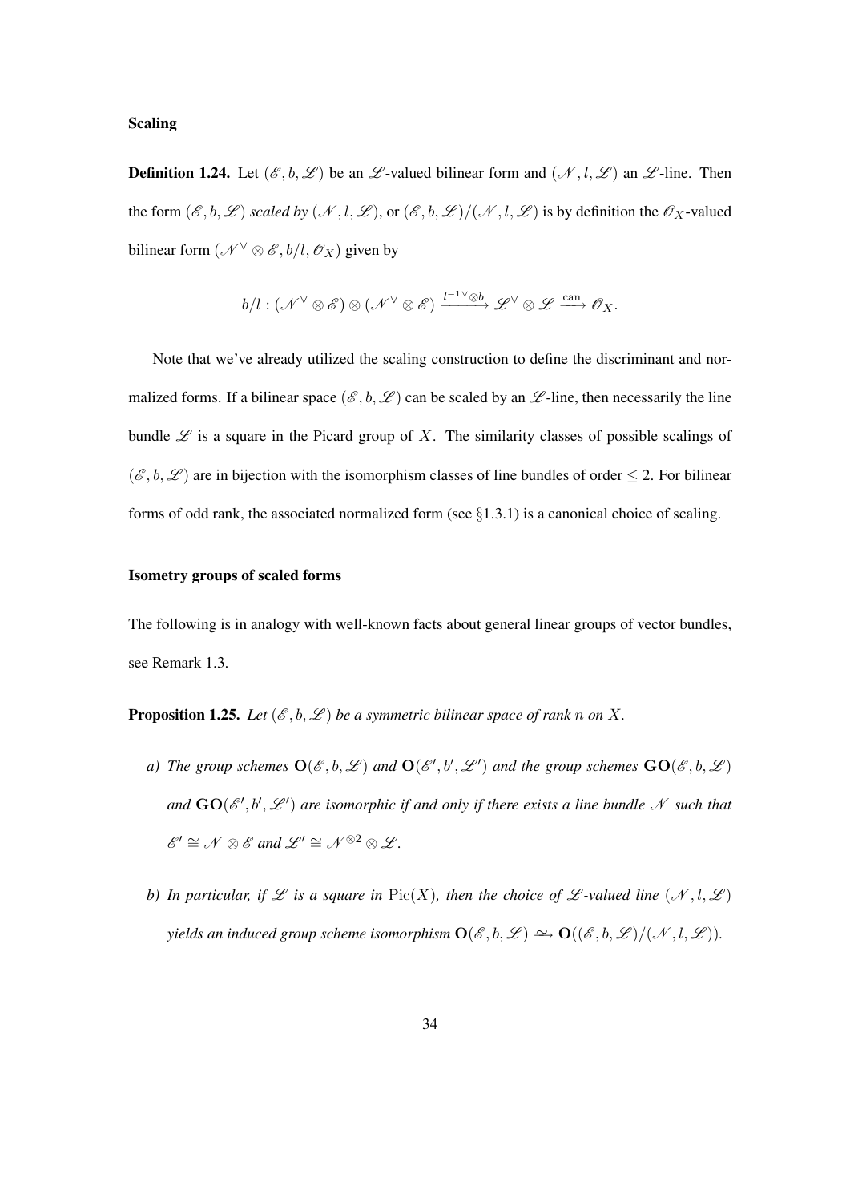#### Scaling

**Definition 1.24.** Let $(\mathscr{E}, b, \mathscr{L})$ be an $\mathscr{L}$-valued bilinear form and $(\mathscr{N}, l, \mathscr{L})$ an $\mathscr{L}$-line. Then the form $(\mathscr{E}, b, \mathscr{L})$ *scaled by* $(\mathscr{N}, l, \mathscr{L})$, or $(\mathscr{E}, b, \mathscr{L})/(\mathscr{N}, l, \mathscr{L})$ is by definition the $\mathscr{O}_X$-valued bilinear form $(\mathscr{N}^\vee \otimes \mathscr{E}, b/l, \mathscr{O}_X)$ given by

$$b/l : (\mathscr{N}^\vee \otimes \mathscr{E}) \otimes (\mathscr{N}^\vee \otimes \mathscr{E}) \xrightarrow{l^{-1\vee} \otimes b} \mathscr{L}^\vee \otimes \mathscr{L} \xrightarrow{\text{can}} \mathscr{O}_X.$$

Note that we've already utilized the scaling construction to define the discriminant and normalized forms. If a bilinear space $(\mathscr{E}, b, \mathscr{L})$ can be scaled by an $\mathscr{L}$-line, then necessarily the line bundle $\mathscr{L}$ is a square in the Picard group of $X$. The similarity classes of possible scalings of $(\mathscr{E}, b, \mathscr{L})$ are in bijection with the isomorphism classes of line bundles of order $\leq 2$. For bilinear forms of odd rank, the associated normalized form (see §1.3.1) is a canonical choice of scaling.

#### Isometry groups of scaled forms

The following is in analogy with well-known facts about general linear groups of vector bundles, see Remark 1.3.

**Proposition 1.25.** *Let $(\mathscr{E}, b, \mathscr{L})$ be a symmetric bilinear space of rank $n$ on $X$.*

*a) The group schemes $\mathbf{O}(\mathscr{E}, b, \mathscr{L})$ and $\mathbf{O}(\mathscr{E}', b', \mathscr{L}')$ and the group schemes $\mathbf{GO}(\mathscr{E}, b, \mathscr{L})$ and $\mathbf{GO}(\mathscr{E}', b', \mathscr{L}')$ are isomorphic if and only if there exists a line bundle $\mathscr{N}$ such that $\mathscr{E}' \cong \mathscr{N} \otimes \mathscr{E}$ and $\mathscr{L}' \cong \mathscr{N}^{\otimes 2} \otimes \mathscr{L}$.*

*b) In particular, if $\mathscr{L}$ is a square in $\mathrm{Pic}(X)$, then the choice of $\mathscr{L}$-valued line $(\mathscr{N}, l, \mathscr{L})$ yields an induced group scheme isomorphism $\mathbf{O}(\mathscr{E}, b, \mathscr{L}) \xrightarrow{\sim} \mathbf{O}((\mathscr{E}, b, \mathscr{L})/(\mathscr{N}, l, \mathscr{L}))$.*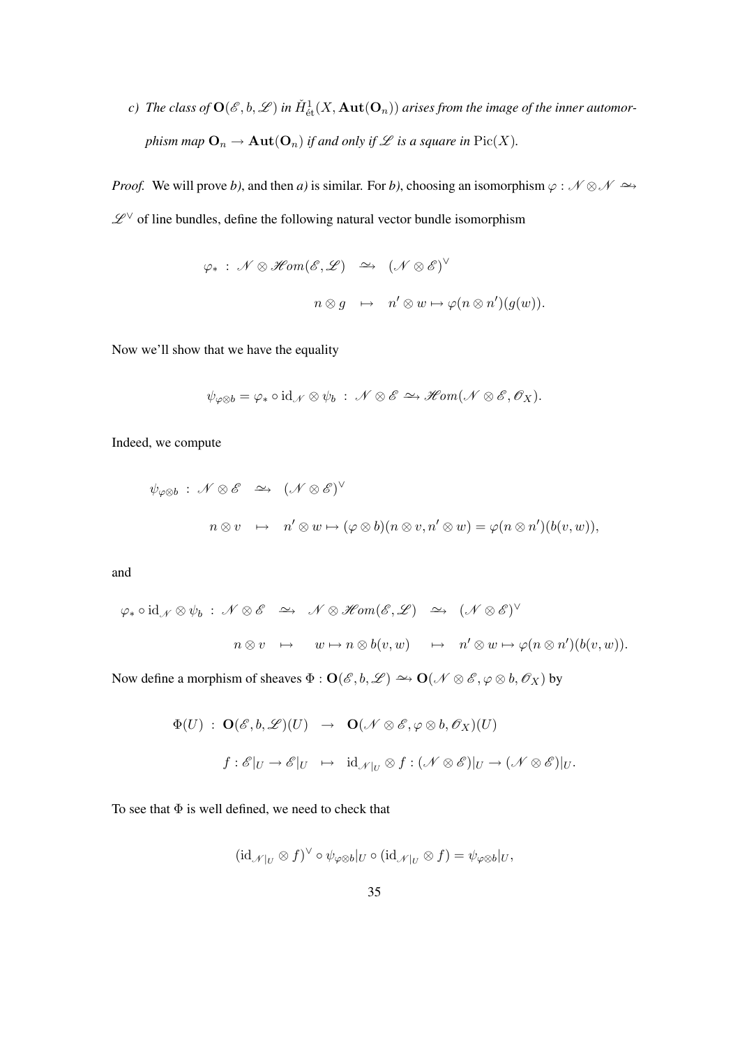*c) The class of $\mathbf{O}(\mathscr{E}, b, \mathscr{L})$ in $\check{H}^1_{\text{ét}}(X, \mathbf{Aut}(\mathbf{O}_n))$ arises from the image of the inner automorphism map $\mathbf{O}_n \to \mathbf{Aut}(\mathbf{O}_n)$ if and only if $\mathscr{L}$ is a square in $\operatorname{Pic}(X)$.*

*Proof.* We will prove *b)*, and then *a)* is similar. For *b)*, choosing an isomorphism $\varphi : \mathscr{N} \otimes \mathscr{N} \xrightarrow{\sim} \mathscr{L}^\vee$ of line bundles, define the following natural vector bundle isomorphism

$$\begin{aligned}
\varphi_* \ : \ \mathscr{N} \otimes \mathscr{H}om(\mathscr{E}, \mathscr{L}) \ &\xrightarrow{\sim} \ (\mathscr{N} \otimes \mathscr{E})^\vee \\
n \otimes g \ &\mapsto \ n' \otimes w \mapsto \varphi(n \otimes n')(g(w)).
\end{aligned}$$

Now we'll show that we have the equality

$$\psi_{\varphi \otimes b} = \varphi_* \circ \mathrm{id}_{\mathscr{N}} \otimes \psi_b \ : \ \mathscr{N} \otimes \mathscr{E} \xrightarrow{\sim} \mathscr{H}om(\mathscr{N} \otimes \mathscr{E}, \mathscr{O}_X).$$

Indeed, we compute

$$\begin{aligned}
\psi_{\varphi \otimes b} \ : \ \mathscr{N} \otimes \mathscr{E} \ &\xrightarrow{\sim} \ (\mathscr{N} \otimes \mathscr{E})^\vee \\
n \otimes v \ &\mapsto \ n' \otimes w \mapsto (\varphi \otimes b)(n \otimes v, n' \otimes w) = \varphi(n \otimes n')(b(v, w)),
\end{aligned}$$

and

$$\begin{aligned}
\varphi_* \circ \mathrm{id}_{\mathscr{N}} \otimes \psi_b \ : \ \mathscr{N} \otimes \mathscr{E} \ &\xrightarrow{\sim} \ \mathscr{N} \otimes \mathscr{H}om(\mathscr{E}, \mathscr{L}) \ \xrightarrow{\sim} \ (\mathscr{N} \otimes \mathscr{E})^\vee \\
n \otimes v \ &\mapsto \ \ w \mapsto n \otimes b(v, w) \ \ \mapsto \ n' \otimes w \mapsto \varphi(n \otimes n')(b(v, w)).
\end{aligned}$$

Now define a morphism of sheaves $\Phi : \mathbf{O}(\mathscr{E}, b, \mathscr{L}) \xrightarrow{\sim} \mathbf{O}(\mathscr{N} \otimes \mathscr{E}, \varphi \otimes b, \mathscr{O}_X)$ by

$$\begin{aligned}
\Phi(U) \ : \ \mathbf{O}(\mathscr{E}, b, \mathscr{L})(U) \ &\to \ \mathbf{O}(\mathscr{N} \otimes \mathscr{E}, \varphi \otimes b, \mathscr{O}_X)(U) \\
f : \mathscr{E}|_U \to \mathscr{E}|_U \ &\mapsto \ \mathrm{id}_{\mathscr{N}|_U} \otimes f : (\mathscr{N} \otimes \mathscr{E})|_U \to (\mathscr{N} \otimes \mathscr{E})|_U.
\end{aligned}$$

To see that $\Phi$ is well defined, we need to check that

$$(\mathrm{id}_{\mathscr{N}|_U} \otimes f)^\vee \circ \psi_{\varphi \otimes b}|_U \circ (\mathrm{id}_{\mathscr{N}|_U} \otimes f) = \psi_{\varphi \otimes b}|_U,$$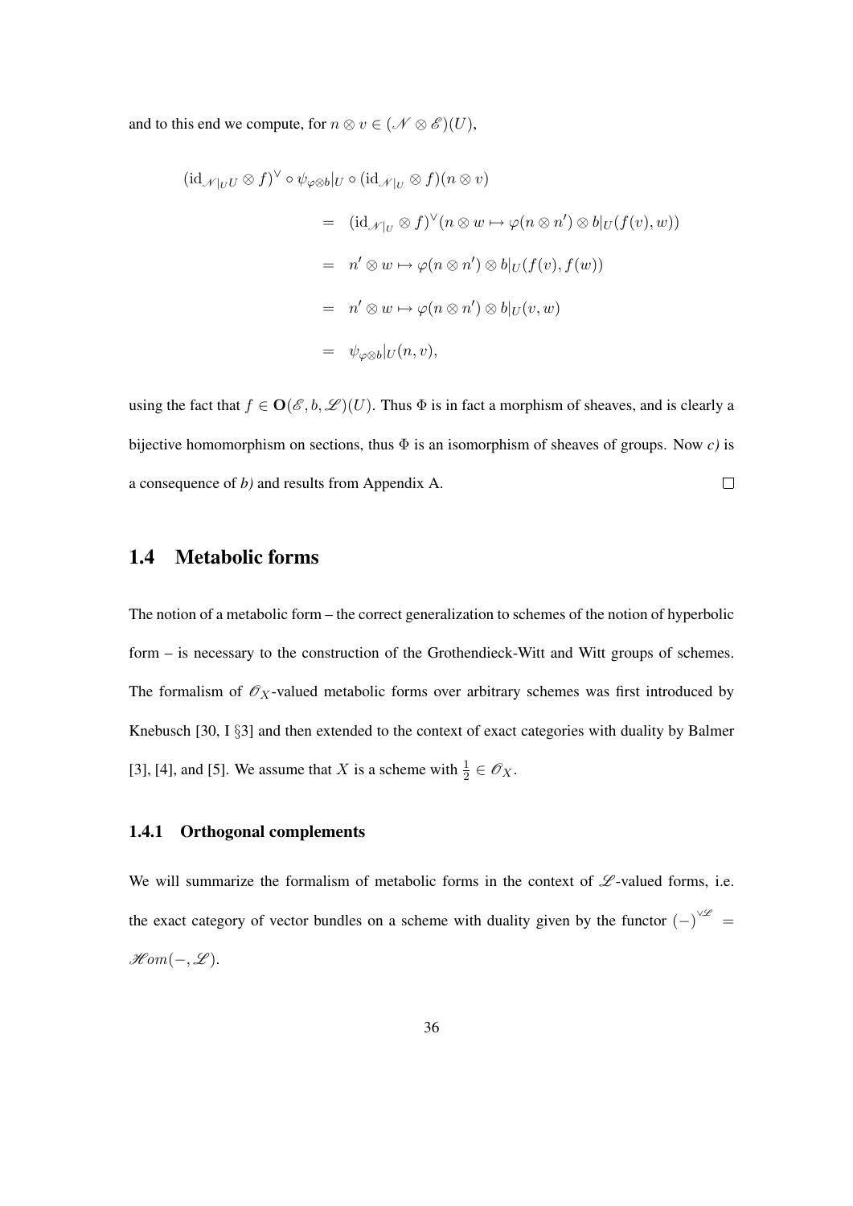and to this end we compute, for $n \otimes v \in (\mathscr{N} \otimes \mathscr{E})(U)$,

$$
\begin{aligned}
(\mathrm{id}_{\mathscr{N}|_U U} \otimes f)^\vee \circ \psi_{\varphi\otimes b}|_U \circ (\mathrm{id}_{\mathscr{N}|_U} \otimes f)(n \otimes v) \\
&= (\mathrm{id}_{\mathscr{N}|_U} \otimes f)^\vee (n \otimes w \mapsto \varphi(n \otimes n') \otimes b|_U(f(v), w)) \\
&= n' \otimes w \mapsto \varphi(n \otimes n') \otimes b|_U(f(v), f(w)) \\
&= n' \otimes w \mapsto \varphi(n \otimes n') \otimes b|_U(v, w) \\
&= \psi_{\varphi\otimes b}|_U(n, v),
\end{aligned}
$$

using the fact that $f \in \mathbf{O}(\mathscr{E}, b, \mathscr{L})(U)$. Thus $\Phi$ is in fact a morphism of sheaves, and is clearly a bijective homomorphism on sections, thus $\Phi$ is an isomorphism of sheaves of groups. Now *c)* is a consequence of *b)* and results from Appendix A. $\square$

## 1.4 Metabolic forms

The notion of a metabolic form – the correct generalization to schemes of the notion of hyperbolic form – is necessary to the construction of the Grothendieck-Witt and Witt groups of schemes. The formalism of $\mathscr{O}_X$-valued metabolic forms over arbitrary schemes was first introduced by Knebusch [30, I §3] and then extended to the context of exact categories with duality by Balmer [3], [4], and [5]. We assume that $X$ is a scheme with $\frac{1}{2} \in \mathscr{O}_X$.

### 1.4.1 Orthogonal complements

We will summarize the formalism of metabolic forms in the context of $\mathscr{L}$-valued forms, i.e. the exact category of vector bundles on a scheme with duality given by the functor $(-)^{\vee_{\mathscr{L}}} = \mathscr{H}om(-, \mathscr{L})$.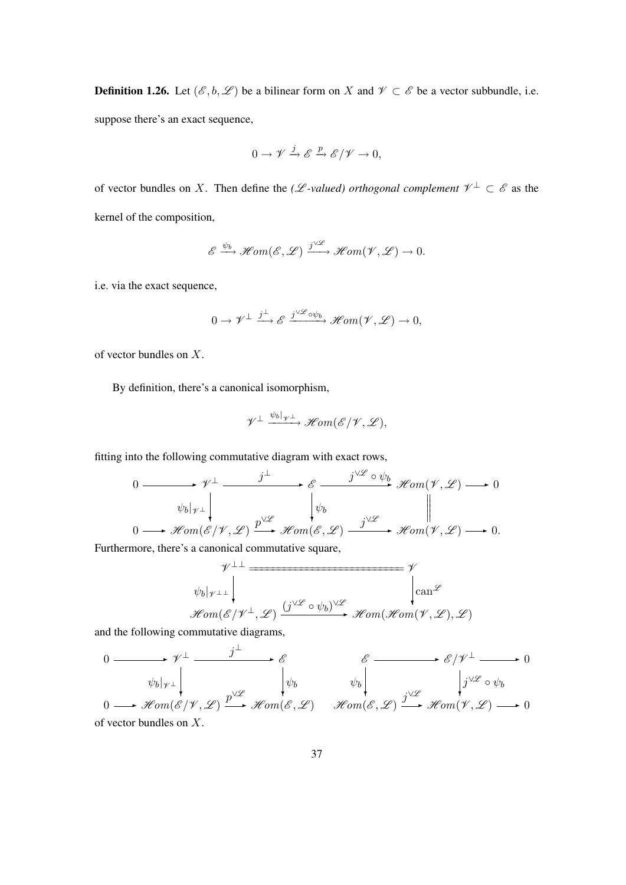**Definition 1.26.** Let $(\mathscr{E}, b, \mathscr{L})$ be a bilinear form on $X$ and $\mathscr{V} \subset \mathscr{E}$ be a vector subbundle, i.e. suppose there's an exact sequence,

$$0 \to \mathscr{V} \xrightarrow{j} \mathscr{E} \xrightarrow{p} \mathscr{E}/\mathscr{V} \to 0,$$

of vector bundles on $X$. Then define the *($\mathscr{L}$-valued) orthogonal complement* $\mathscr{V}^\perp \subset \mathscr{E}$ as the kernel of the composition,

$$\mathscr{E} \xrightarrow{\psi_b} \mathscr{H}om(\mathscr{E}, \mathscr{L}) \xrightarrow{j^{\vee \mathscr{L}}} \mathscr{H}om(\mathscr{V}, \mathscr{L}) \to 0.$$

i.e. via the exact sequence,

$$0 \to \mathscr{V}^\perp \xrightarrow{j^\perp} \mathscr{E} \xrightarrow{j^{\vee \mathscr{L}} \circ \psi_b} \mathscr{H}om(\mathscr{V}, \mathscr{L}) \to 0,$$

of vector bundles on $X$.

By definition, there's a canonical isomorphism,

$$\mathscr{V}^\perp \xrightarrow{\psi_b|_{\mathscr{V}^\perp}} \mathscr{H}om(\mathscr{E}/\mathscr{V}, \mathscr{L}),$$

fitting into the following commutative diagram with exact rows,

$$\begin{array}{ccccccccc}
0 & \longrightarrow & \mathscr{V}^\perp & \xrightarrow{j^\perp} & \mathscr{E} & \xrightarrow{j^{\vee \mathscr{L}} \circ \psi_b} & \mathscr{H}om(\mathscr{V}, \mathscr{L}) & \longrightarrow & 0 \\
 & & \downarrow{\scriptstyle \psi_b|_{\mathscr{V}^\perp}} & & \downarrow{\scriptstyle \psi_b} & & \| & & \\
0 & \longrightarrow & \mathscr{H}om(\mathscr{E}/\mathscr{V}, \mathscr{L}) & \xrightarrow{p^{\vee \mathscr{L}}} & \mathscr{H}om(\mathscr{E}, \mathscr{L}) & \xrightarrow{j^{\vee \mathscr{L}}} & \mathscr{H}om(\mathscr{V}, \mathscr{L}) & \longrightarrow & 0.
\end{array}$$

Furthermore, there's a canonical commutative square,

$$\begin{array}{ccc}
\mathscr{V}^{\perp\perp} & = & \mathscr{V} \\
\downarrow{\scriptstyle \psi_b|_{\mathscr{V}^{\perp\perp}}} & & \downarrow{\scriptstyle \mathrm{can}^{\mathscr{L}}} \\
\mathscr{H}om(\mathscr{E}/\mathscr{V}^\perp, \mathscr{L}) & \xrightarrow{(j^{\vee \mathscr{L}} \circ \psi_b)^{\vee \mathscr{L}}} & \mathscr{H}om(\mathscr{H}om(\mathscr{V}, \mathscr{L}), \mathscr{L})
\end{array}$$

and the following commutative diagrams,

$$\begin{array}{ccccc}
0 & \longrightarrow & \mathscr{V}^\perp & \xrightarrow{j^\perp} & \mathscr{E} \\
 & & \downarrow{\scriptstyle \psi_b|_{\mathscr{V}^\perp}} & & \downarrow{\scriptstyle \psi_b} \\
0 & \longrightarrow & \mathscr{H}om(\mathscr{E}/\mathscr{V}, \mathscr{L}) & \xrightarrow{p^{\vee \mathscr{L}}} & \mathscr{H}om(\mathscr{E}, \mathscr{L})
\end{array}
\qquad
\begin{array}{ccccc}
\mathscr{E} & \longrightarrow & \mathscr{E}/\mathscr{V}^\perp & \longrightarrow & 0 \\
\downarrow{\scriptstyle \psi_b} & & \downarrow{\scriptstyle j^{\vee \mathscr{L}} \circ \psi_b} & & \\
\mathscr{H}om(\mathscr{E}, \mathscr{L}) & \xrightarrow{j^{\vee \mathscr{L}}} & \mathscr{H}om(\mathscr{V}, \mathscr{L}) & \longrightarrow & 0
\end{array}$$

of vector bundles on $X$.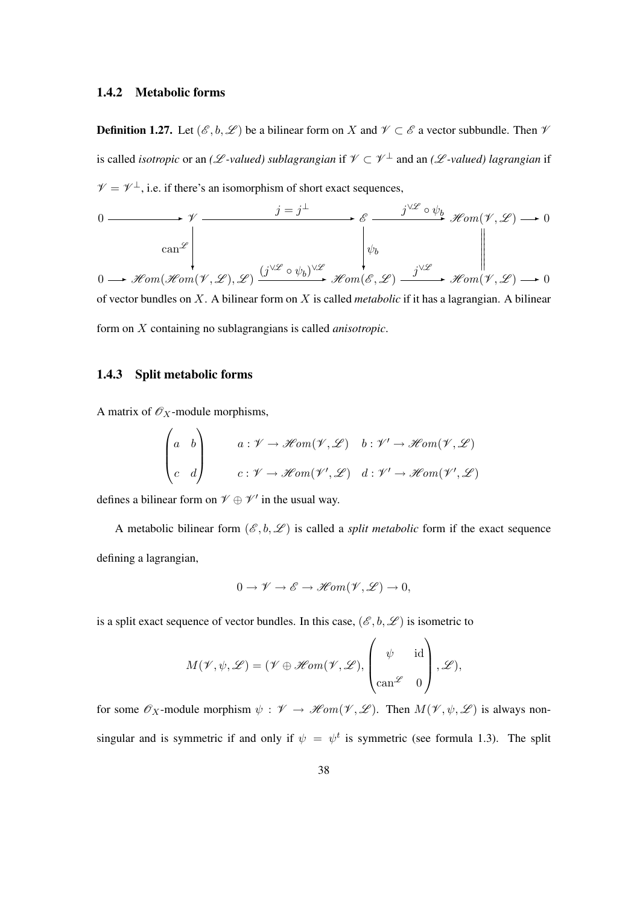### 1.4.2 Metabolic forms

**Definition 1.27.** Let $(\mathscr{E}, b, \mathscr{L})$ be a bilinear form on $X$ and $\mathscr{V} \subset \mathscr{E}$ a vector subbundle. Then $\mathscr{V}$ is called *isotropic* or an *($\mathscr{L}$-valued) sublagrangian* if $\mathscr{V} \subset \mathscr{V}^\perp$ and an *($\mathscr{L}$-valued) lagrangian* if $\mathscr{V} = \mathscr{V}^\perp$, i.e. if there's an isomorphism of short exact sequences,

$$
\begin{array}{ccccccccc}
0 & \longrightarrow & \mathscr{V} & \xrightarrow{\quad j = j^\perp \quad} & \mathscr{E} & \xrightarrow{\quad j^{\vee \mathscr{L}} \circ \psi_b \quad} & \mathscr{H}om(\mathscr{V}, \mathscr{L}) & \longrightarrow & 0 \\
& & \Big\downarrow {\scriptstyle \mathrm{can}^{\mathscr{L}}} & & \Big\downarrow {\scriptstyle \psi_b} & & \Big\| & & \\
0 & \longrightarrow & \mathscr{H}om(\mathscr{H}om(\mathscr{V}, \mathscr{L}), \mathscr{L}) & \xrightarrow{(j^{\vee \mathscr{L}} \circ \psi_b)^{\vee \mathscr{L}}} & \mathscr{H}om(\mathscr{E}, \mathscr{L}) & \xrightarrow{\quad j^{\vee \mathscr{L}} \quad} & \mathscr{H}om(\mathscr{V}, \mathscr{L}) & \longrightarrow & 0
\end{array}
$$

of vector bundles on $X$. A bilinear form on $X$ is called *metabolic* if it has a lagrangian. A bilinear form on $X$ containing no sublagrangians is called *anisotropic*.

### 1.4.3 Split metabolic forms

A matrix of $\mathscr{O}_X$-module morphisms,

$$
\begin{pmatrix} a & b \\ c & d \end{pmatrix} \qquad \begin{array}{ll} a : \mathscr{V} \to \mathscr{H}om(\mathscr{V}, \mathscr{L}) & b : \mathscr{V}' \to \mathscr{H}om(\mathscr{V}, \mathscr{L}) \\ c : \mathscr{V} \to \mathscr{H}om(\mathscr{V}', \mathscr{L}) & d : \mathscr{V}' \to \mathscr{H}om(\mathscr{V}', \mathscr{L}) \end{array}
$$

defines a bilinear form on $\mathscr{V} \oplus \mathscr{V}'$ in the usual way.

A metabolic bilinear form $(\mathscr{E}, b, \mathscr{L})$ is called a *split metabolic* form if the exact sequence defining a lagrangian,

$$0 \to \mathscr{V} \to \mathscr{E} \to \mathscr{H}om(\mathscr{V}, \mathscr{L}) \to 0,$$

is a split exact sequence of vector bundles. In this case, $(\mathscr{E}, b, \mathscr{L})$ is isometric to

$$M(\mathscr{V}, \psi, \mathscr{L}) = (\mathscr{V} \oplus \mathscr{H}om(\mathscr{V}, \mathscr{L}), \begin{pmatrix} \psi & \mathrm{id} \\ \mathrm{can}^{\mathscr{L}} & 0 \end{pmatrix}, \mathscr{L}),$$

for some $\mathscr{O}_X$-module morphism $\psi : \mathscr{V} \to \mathscr{H}om(\mathscr{V}, \mathscr{L})$. Then $M(\mathscr{V}, \psi, \mathscr{L})$ is always non-singular and is symmetric if and only if $\psi = \psi^t$ is symmetric (see formula 1.3). The split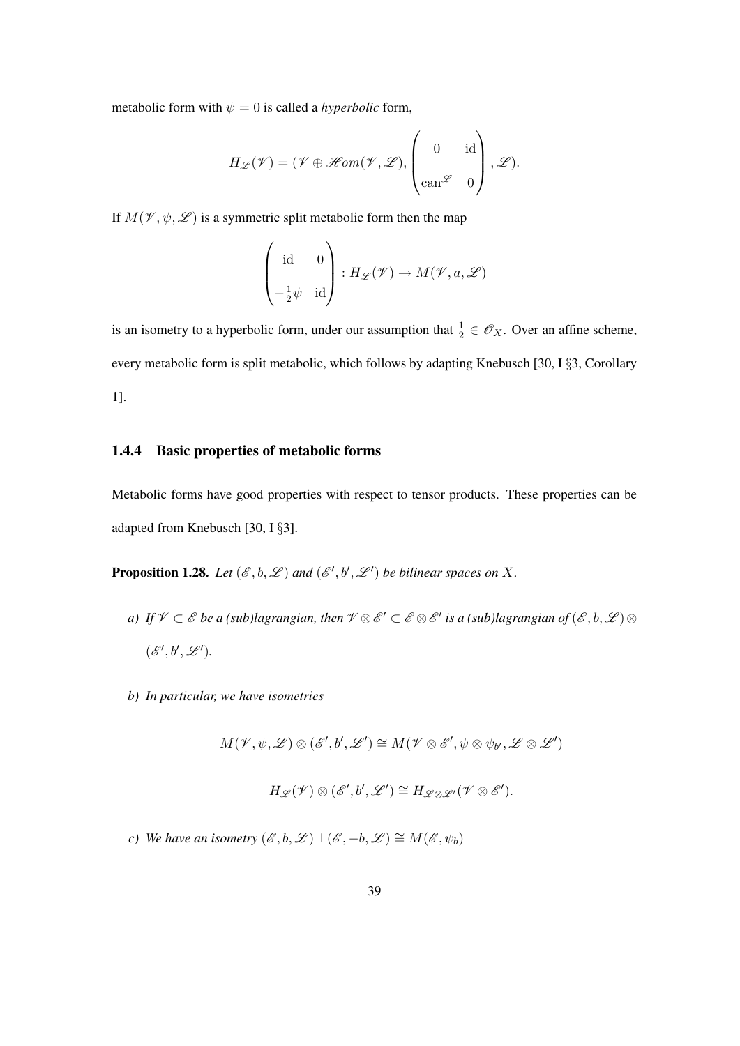metabolic form with $\psi = 0$ is called a *hyperbolic* form,

$$H_{\mathscr{L}}(\mathscr{V}) = (\mathscr{V} \oplus \mathscr{H}om(\mathscr{V}, \mathscr{L}), \begin{pmatrix} 0 & \mathrm{id} \\ \mathrm{can}^{\mathscr{L}} & 0 \end{pmatrix}, \mathscr{L}).$$

If $M(\mathscr{V}, \psi, \mathscr{L})$ is a symmetric split metabolic form then the map

$$\begin{pmatrix} \mathrm{id} & 0 \\ -\frac{1}{2}\psi & \mathrm{id} \end{pmatrix} : H_{\mathscr{L}}(\mathscr{V}) \to M(\mathscr{V}, a, \mathscr{L})$$

is an isometry to a hyperbolic form, under our assumption that $\frac{1}{2} \in \mathscr{O}_X$. Over an affine scheme, every metabolic form is split metabolic, which follows by adapting Knebusch [30, I §3, Corollary 1].

### 1.4.4 Basic properties of metabolic forms

Metabolic forms have good properties with respect to tensor products. These properties can be adapted from Knebusch [30, I §3].

**Proposition 1.28.** *Let $(\mathscr{E}, b, \mathscr{L})$ and $(\mathscr{E}', b', \mathscr{L}')$ be bilinear spaces on $X$.*

*a) If $\mathscr{V} \subset \mathscr{E}$ be a (sub)lagrangian, then $\mathscr{V} \otimes \mathscr{E}' \subset \mathscr{E} \otimes \mathscr{E}'$ is a (sub)lagrangian of $(\mathscr{E}, b, \mathscr{L}) \otimes (\mathscr{E}', b', \mathscr{L}')$.*

*b) In particular, we have isometries*

$$M(\mathscr{V}, \psi, \mathscr{L}) \otimes (\mathscr{E}', b', \mathscr{L}') \cong M(\mathscr{V} \otimes \mathscr{E}', \psi \otimes \psi_{b'}, \mathscr{L} \otimes \mathscr{L}')$$

$$H_{\mathscr{L}}(\mathscr{V}) \otimes (\mathscr{E}', b', \mathscr{L}') \cong H_{\mathscr{L} \otimes \mathscr{L}'}(\mathscr{V} \otimes \mathscr{E}').$$

*c) We have an isometry $(\mathscr{E}, b, \mathscr{L}) \perp (\mathscr{E}, -b, \mathscr{L}) \cong M(\mathscr{E}, \psi_b)$*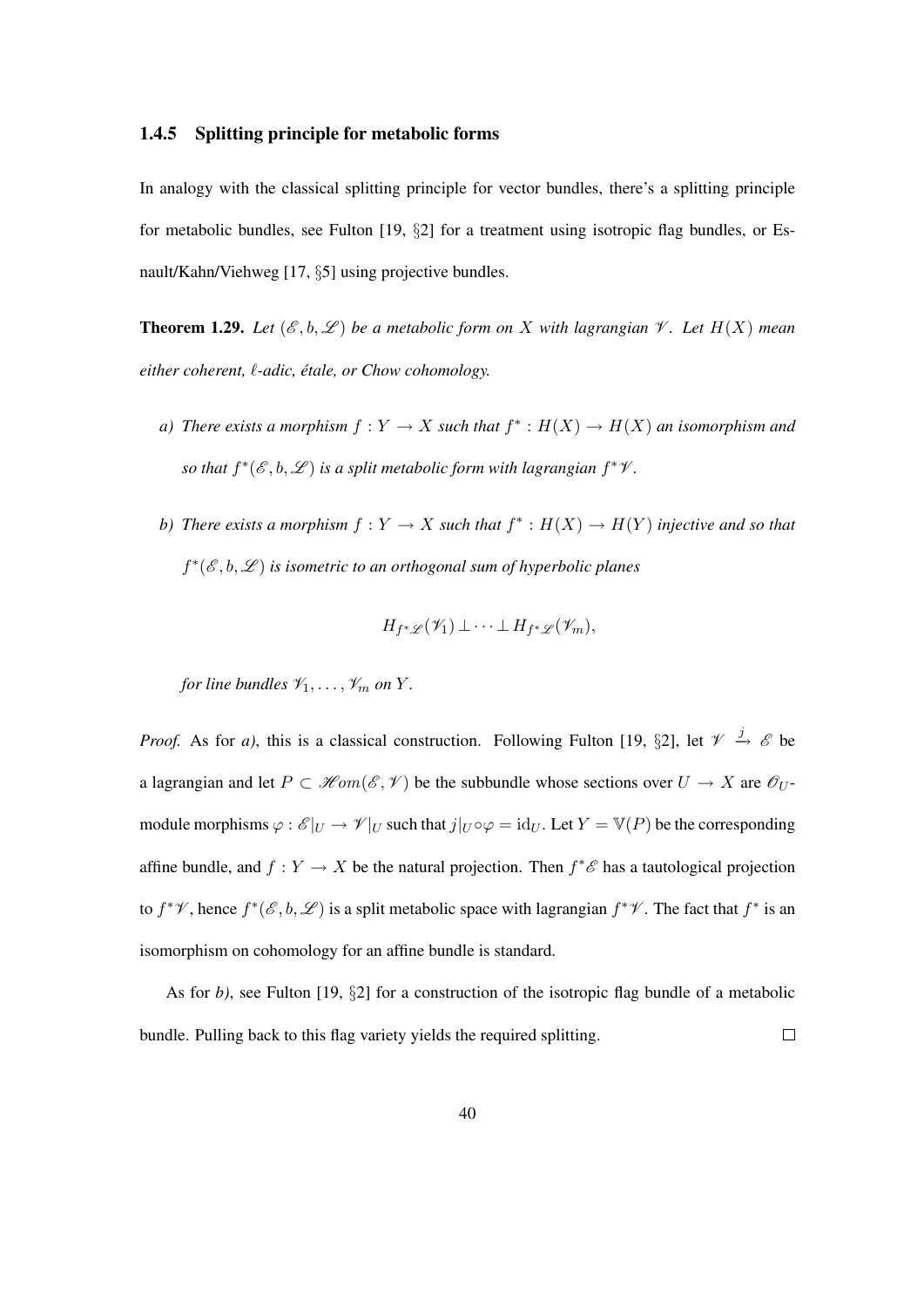### 1.4.5 Splitting principle for metabolic forms

In analogy with the classical splitting principle for vector bundles, there's a splitting principle for metabolic bundles, see Fulton [19, §2] for a treatment using isotropic flag bundles, or Esnault/Kahn/Viehweg [17, §5] using projective bundles.

**Theorem 1.29.** *Let $(\mathscr{E}, b, \mathscr{L})$ be a metabolic form on $X$ with lagrangian $\mathscr{V}$. Let $H(X)$ mean either coherent, $\ell$-adic, étale, or Chow cohomology.*

*a) There exists a morphism $f : Y \to X$ such that $f^* : H(X) \to H(X)$ an isomorphism and so that $f^*(\mathscr{E}, b, \mathscr{L})$ is a split metabolic form with lagrangian $f^*\mathscr{V}$.*

*b) There exists a morphism $f : Y \to X$ such that $f^* : H(X) \to H(Y)$ injective and so that $f^*(\mathscr{E}, b, \mathscr{L})$ is isometric to an orthogonal sum of hyperbolic planes*

$$H_{f^*\mathscr{L}}(\mathscr{V}_1) \perp \cdots \perp H_{f^*\mathscr{L}}(\mathscr{V}_m),$$

*for line bundles $\mathscr{V}_1, \ldots, \mathscr{V}_m$ on $Y$.*

*Proof.* As for *a)*, this is a classical construction. Following Fulton [19, §2], let $\mathscr{V} \xrightarrow{j} \mathscr{E}$ be a lagrangian and let $P \subset \mathscr{H}om(\mathscr{E}, \mathscr{V})$ be the subbundle whose sections over $U \to X$ are $\mathscr{O}_U$-module morphisms $\varphi : \mathscr{E}|_U \to \mathscr{V}|_U$ such that $j|_U \circ \varphi = \mathrm{id}_U$. Let $Y = \mathbb{V}(P)$ be the corresponding affine bundle, and let $f : Y \to X$ be the natural projection. Then $f^*\mathscr{E}$ has a tautological projection to $f^*\mathscr{V}$, hence $f^*(\mathscr{E}, b, \mathscr{L})$ is a split metabolic space with lagrangian $f^*\mathscr{V}$. The fact that $f^*$ is an isomorphism on cohomology for an affine bundle is standard.

As for *b)*, see Fulton [19, §2] for a construction of the isotropic flag bundle of a metabolic bundle. Pulling back to this flag variety yields the required splitting. $\square$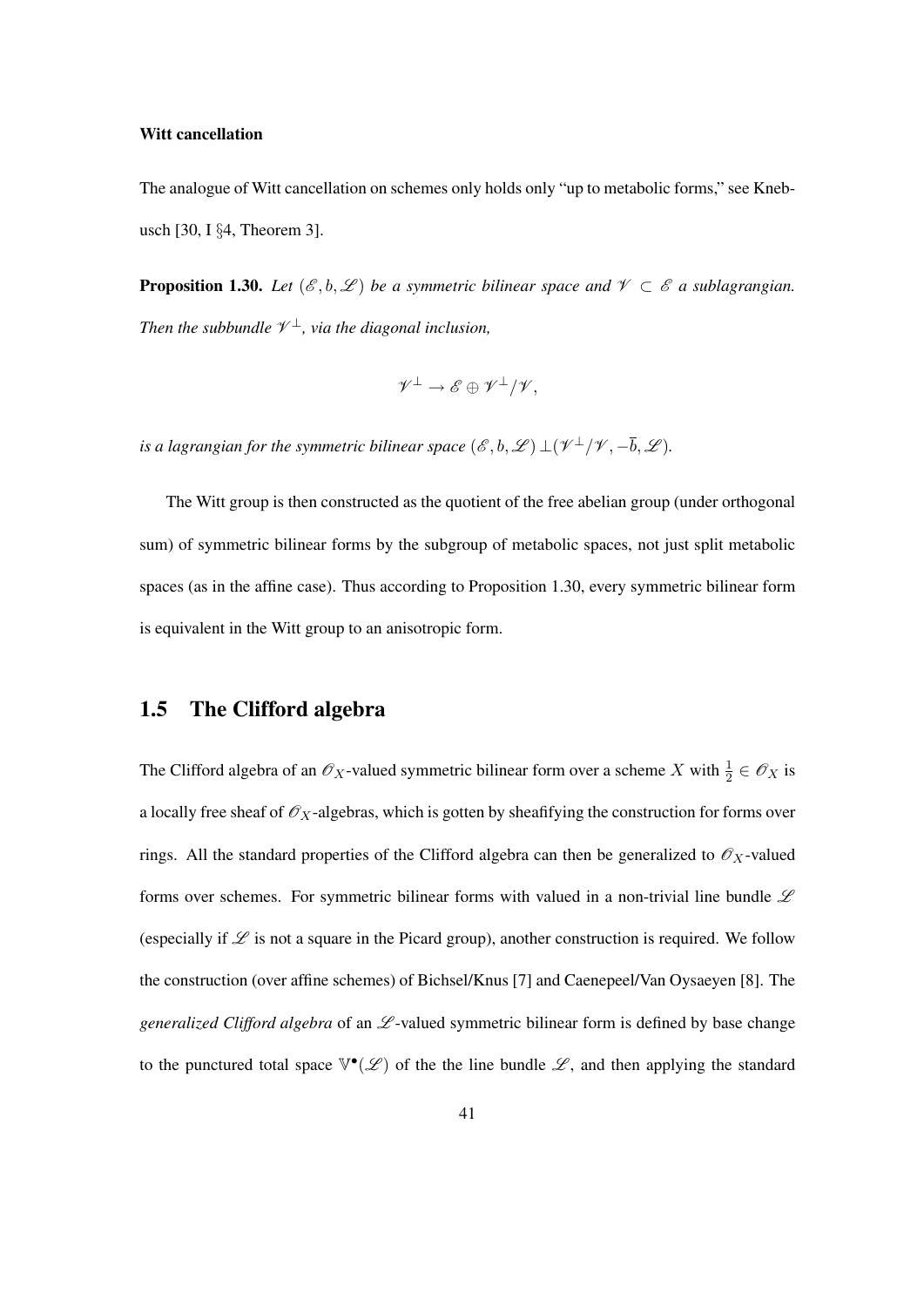**Witt cancellation**

The analogue of Witt cancellation on schemes only holds only "up to metabolic forms," see Knebusch [30, I §4, Theorem 3].

**Proposition 1.30.** *Let $(\mathscr{E}, b, \mathscr{L})$ be a symmetric bilinear space and $\mathscr{V} \subset \mathscr{E}$ a sublagrangian. Then the subbundle $\mathscr{V}^\perp$, via the diagonal inclusion,*

$$\mathscr{V}^\perp \to \mathscr{E} \oplus \mathscr{V}^\perp/\mathscr{V},$$

*is a lagrangian for the symmetric bilinear space $(\mathscr{E}, b, \mathscr{L}) \perp (\mathscr{V}^\perp/\mathscr{V}, -\overline{b}, \mathscr{L})$.*

The Witt group is then constructed as the quotient of the free abelian group (under orthogonal sum) of symmetric bilinear forms by the subgroup of metabolic spaces, not just split metabolic spaces (as in the affine case). Thus according to Proposition 1.30, every symmetric bilinear form is equivalent in the Witt group to an anisotropic form.

## 1.5 The Clifford algebra

The Clifford algebra of an $\mathscr{O}_X$-valued symmetric bilinear form over a scheme $X$ with $\frac{1}{2} \in \mathscr{O}_X$ is a locally free sheaf of $\mathscr{O}_X$-algebras, which is gotten by sheafifying the construction for forms over rings. All the standard properties of the Clifford algebra can then be generalized to $\mathscr{O}_X$-valued forms over schemes. For symmetric bilinear forms with valued in a non-trivial line bundle $\mathscr{L}$ (especially if $\mathscr{L}$ is not a square in the Picard group), another construction is required. We follow the construction (over affine schemes) of Bichsel/Knus [7] and Caenepeel/Van Oysaeyen [8]. The *generalized Clifford algebra* of an $\mathscr{L}$-valued symmetric bilinear form is defined by base change to the punctured total space $\mathbb{V}^\bullet(\mathscr{L})$ of the the line bundle $\mathscr{L}$, and then applying the standard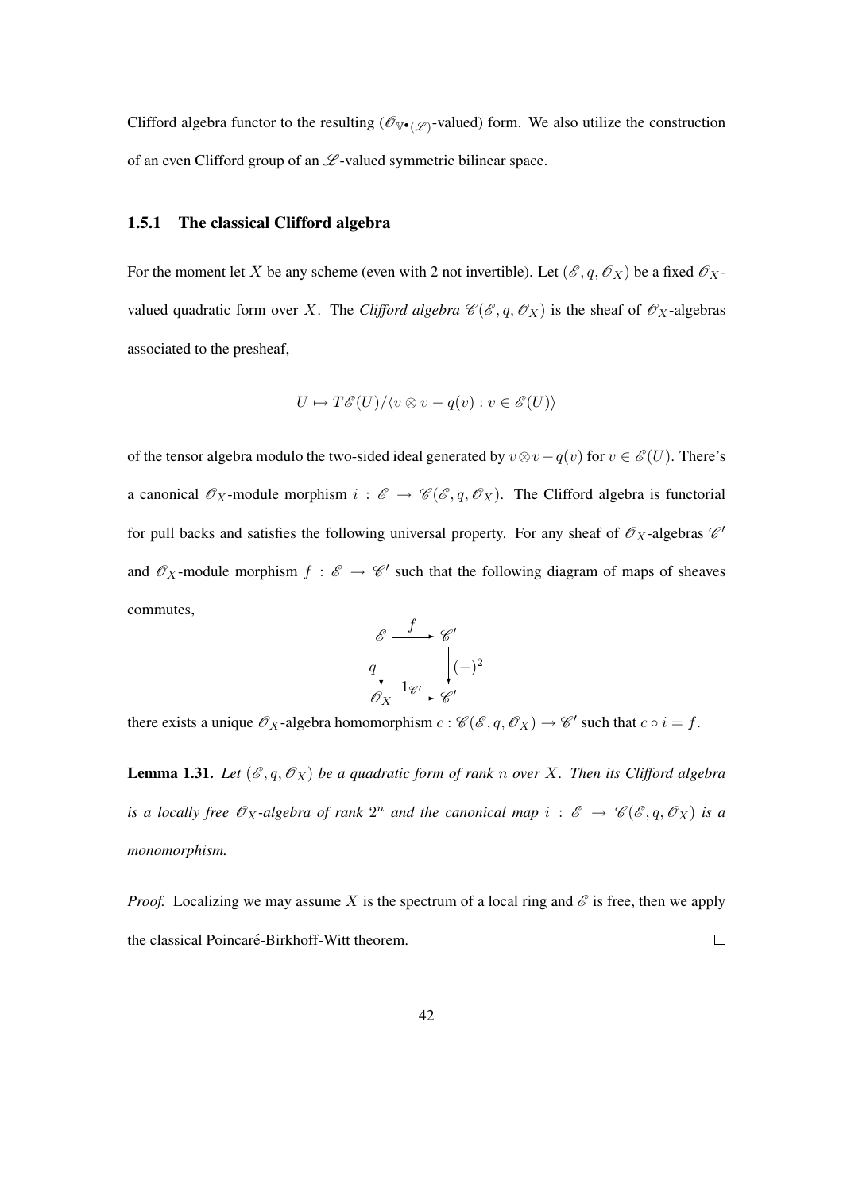Clifford algebra functor to the resulting ($\mathscr{O}_{\mathbb{V}^\bullet(\mathscr{L})}$-valued) form. We also utilize the construction of an even Clifford group of an $\mathscr{L}$-valued symmetric bilinear space.

### 1.5.1 The classical Clifford algebra

For the moment let $X$ be any scheme (even with 2 not invertible). Let $(\mathscr{E}, q, \mathscr{O}_X)$ be a fixed $\mathscr{O}_X$-valued quadratic form over $X$. The *Clifford algebra* $\mathscr{C}(\mathscr{E}, q, \mathscr{O}_X)$ is the sheaf of $\mathscr{O}_X$-algebras associated to the presheaf,

$$U \mapsto T\mathscr{E}(U)/\langle v \otimes v - q(v) : v \in \mathscr{E}(U)\rangle$$

of the tensor algebra modulo the two-sided ideal generated by $v \otimes v - q(v)$ for $v \in \mathscr{E}(U)$. There's a canonical $\mathscr{O}_X$-module morphism $i : \mathscr{E} \to \mathscr{C}(\mathscr{E}, q, \mathscr{O}_X)$. The Clifford algebra is functorial for pull backs and satisfies the following universal property. For any sheaf of $\mathscr{O}_X$-algebras $\mathscr{C}'$ and $\mathscr{O}_X$-module morphism $f : \mathscr{E} \to \mathscr{C}'$ such that the following diagram of maps of sheaves commutes,

$$\begin{array}{ccc} \mathscr{E} & \xrightarrow{f} & \mathscr{C}' \\ {\scriptstyle q}\downarrow & & \downarrow{\scriptstyle (-)^2} \\ \mathscr{O}_X & \xrightarrow{1_{\mathscr{C}'}} & \mathscr{C}' \end{array}$$

there exists a unique $\mathscr{O}_X$-algebra homomorphism $c : \mathscr{C}(\mathscr{E}, q, \mathscr{O}_X) \to \mathscr{C}'$ such that $c \circ i = f$.

**Lemma 1.31.** *Let $(\mathscr{E}, q, \mathscr{O}_X)$ be a quadratic form of rank $n$ over $X$. Then its Clifford algebra is a locally free $\mathscr{O}_X$-algebra of rank $2^n$ and the canonical map $i : \mathscr{E} \to \mathscr{C}(\mathscr{E}, q, \mathscr{O}_X)$ is a monomorphism.*

*Proof.* Localizing we may assume $X$ is the spectrum of a local ring and $\mathscr{E}$ is free, then we apply the classical Poincaré-Birkhoff-Witt theorem. $\square$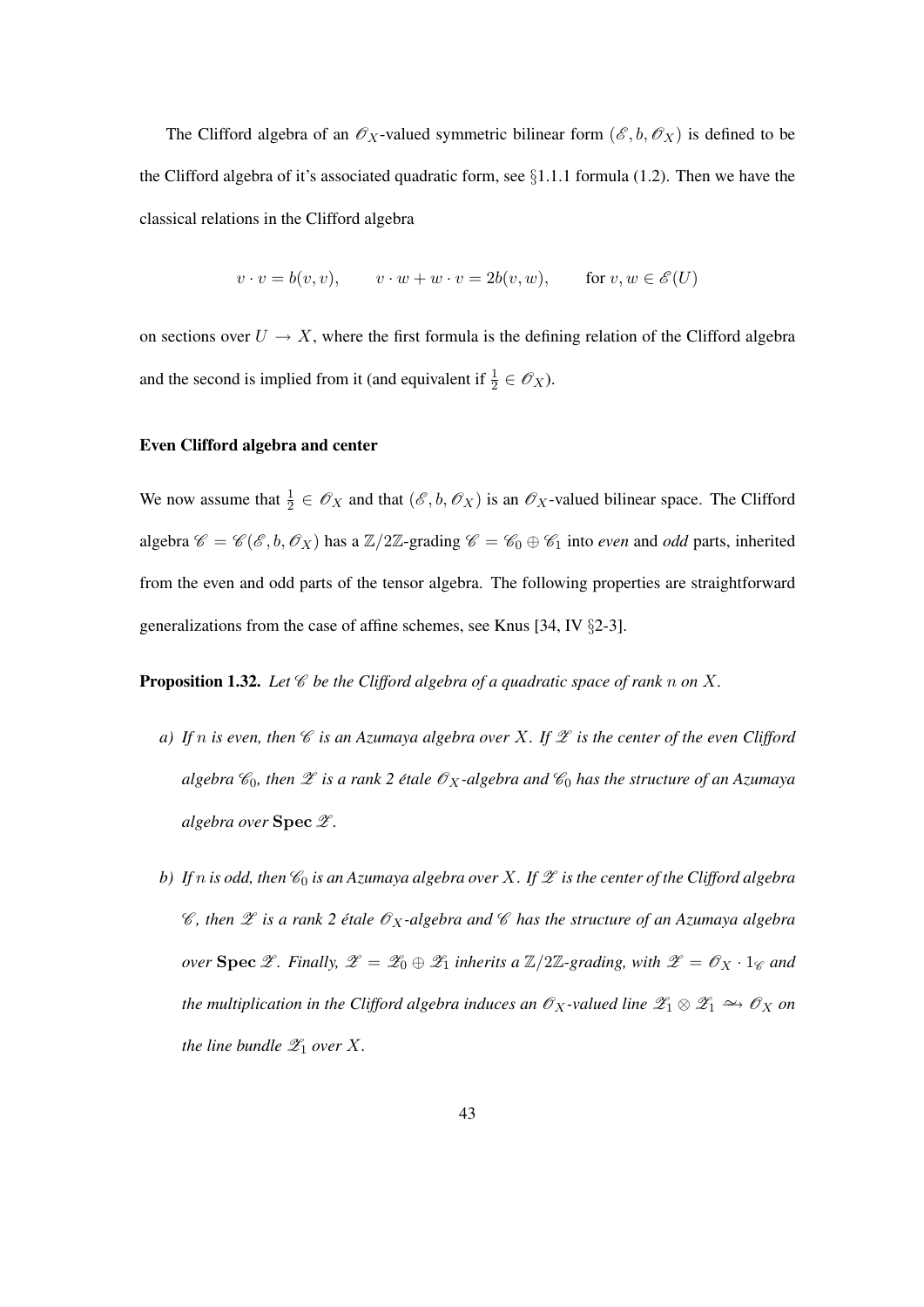The Clifford algebra of an $\mathscr{O}_X$-valued symmetric bilinear form $(\mathscr{E}, b, \mathscr{O}_X)$ is defined to be the Clifford algebra of it's associated quadratic form, see §1.1.1 formula (1.2). Then we have the classical relations in the Clifford algebra

$$v \cdot v = b(v, v), \qquad v \cdot w + w \cdot v = 2b(v, w), \qquad \text{for } v, w \in \mathscr{E}(U)$$

on sections over $U \to X$, where the first formula is the defining relation of the Clifford algebra and the second is implied from it (and equivalent if $\frac{1}{2} \in \mathscr{O}_X$).

#### Even Clifford algebra and center

We now assume that $\frac{1}{2} \in \mathscr{O}_X$ and that $(\mathscr{E}, b, \mathscr{O}_X)$ is an $\mathscr{O}_X$-valued bilinear space. The Clifford algebra $\mathscr{C} = \mathscr{C}(\mathscr{E}, b, \mathscr{O}_X)$ has a $\mathbb{Z}/2\mathbb{Z}$-grading $\mathscr{C} = \mathscr{C}_0 \oplus \mathscr{C}_1$ into *even* and *odd* parts, inherited from the even and odd parts of the tensor algebra. The following properties are straightforward generalizations from the case of affine schemes, see Knus [34, IV §2-3].

**Proposition 1.32.** *Let $\mathscr{C}$ be the Clifford algebra of a quadratic space of rank $n$ on $X$.*

- *a) If $n$ is even, then $\mathscr{C}$ is an Azumaya algebra over $X$. If $\mathscr{Z}$ is the center of the even Clifford algebra $\mathscr{C}_0$, then $\mathscr{Z}$ is a rank 2 étale $\mathscr{O}_X$-algebra and $\mathscr{C}_0$ has the structure of an Azumaya algebra over $\mathbf{Spec}\, \mathscr{Z}$.*

- *b) If $n$ is odd, then $\mathscr{C}_0$ is an Azumaya algebra over $X$. If $\mathscr{Z}$ is the center of the Clifford algebra $\mathscr{C}$, then $\mathscr{Z}$ is a rank 2 étale $\mathscr{O}_X$-algebra and $\mathscr{C}$ has the structure of an Azumaya algebra over $\mathbf{Spec}\, \mathscr{Z}$. Finally, $\mathscr{Z} = \mathscr{Z}_0 \oplus \mathscr{Z}_1$ inherits a $\mathbb{Z}/2\mathbb{Z}$-grading, with $\mathscr{Z} = \mathscr{O}_X \cdot 1_{\mathscr{C}}$ and the multiplication in the Clifford algebra induces an $\mathscr{O}_X$-valued line $\mathscr{Z}_1 \otimes \mathscr{Z}_1 \xrightarrow{\sim} \mathscr{O}_X$ on the line bundle $\mathscr{Z}_1$ over $X$.*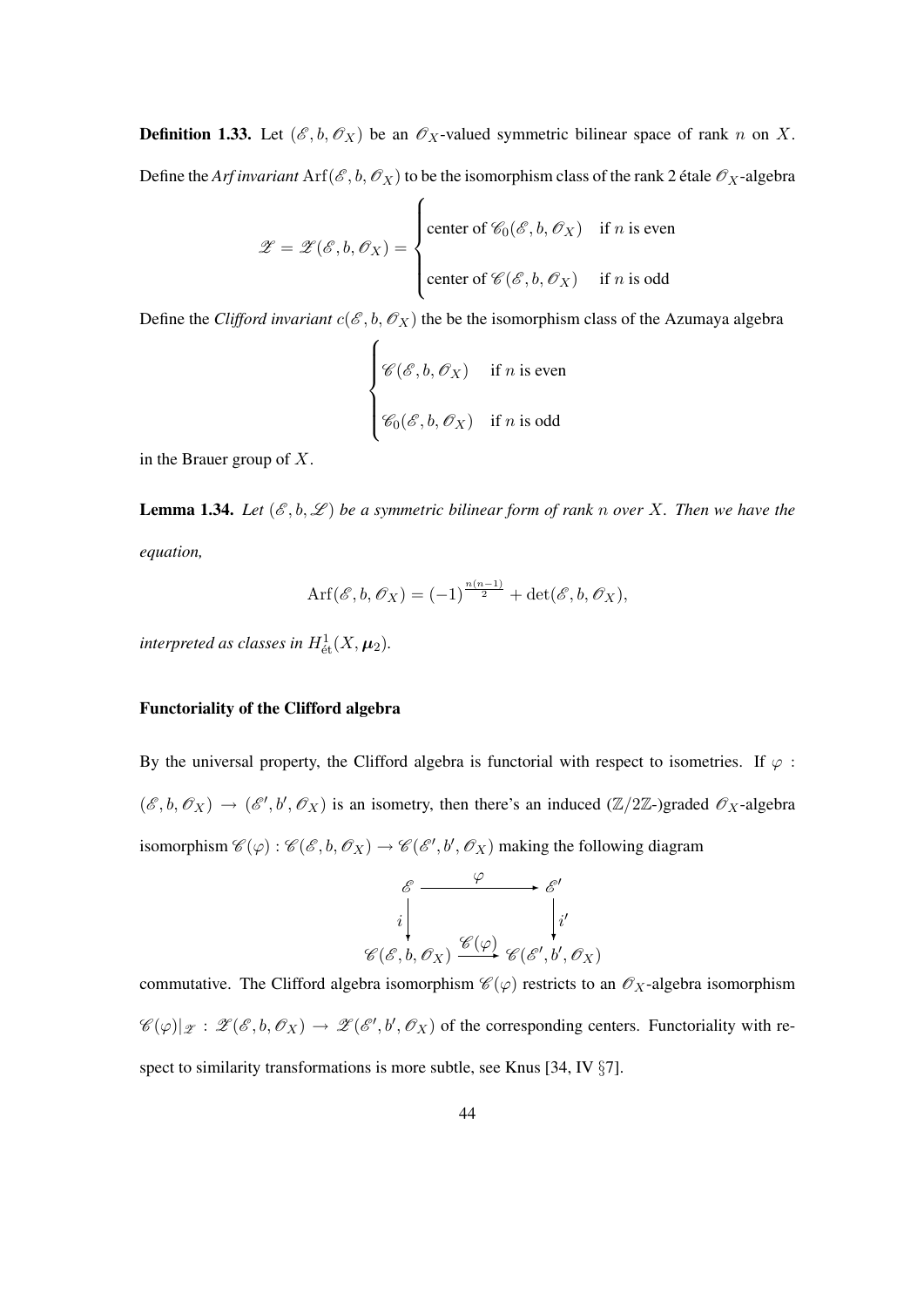**Definition 1.33.** Let $(\mathscr{E}, b, \mathscr{O}_X)$ be an $\mathscr{O}_X$-valued symmetric bilinear space of rank $n$ on $X$. Define the *Arf invariant* $\mathrm{Arf}(\mathscr{E}, b, \mathscr{O}_X)$ to be the isomorphism class of the rank 2 étale $\mathscr{O}_X$-algebra

$$\mathscr{Z} = \mathscr{Z}(\mathscr{E}, b, \mathscr{O}_X) = \begin{cases} \text{center of } \mathscr{C}_0(\mathscr{E}, b, \mathscr{O}_X) & \text{if } n \text{ is even} \\ \text{center of } \mathscr{C}(\mathscr{E}, b, \mathscr{O}_X) & \text{if } n \text{ is odd} \end{cases}$$

Define the *Clifford invariant* $c(\mathscr{E}, b, \mathscr{O}_X)$ the be the isomorphism class of the Azumaya algebra

$$\begin{cases} \mathscr{C}(\mathscr{E}, b, \mathscr{O}_X) & \text{if } n \text{ is even} \\ \mathscr{C}_0(\mathscr{E}, b, \mathscr{O}_X) & \text{if } n \text{ is odd} \end{cases}$$

in the Brauer group of $X$.

**Lemma 1.34.** *Let $(\mathscr{E}, b, \mathscr{L})$ be a symmetric bilinear form of rank $n$ over $X$. Then we have the equation,*

$$\mathrm{Arf}(\mathscr{E}, b, \mathscr{O}_X) = (-1)^{\frac{n(n-1)}{2}} + \det(\mathscr{E}, b, \mathscr{O}_X),$$

*interpreted as classes in $H^1_{\text{ét}}(X, \boldsymbol{\mu}_2)$.*

### Functoriality of the Clifford algebra

By the universal property, the Clifford algebra is functorial with respect to isometries. If $\varphi : (\mathscr{E}, b, \mathscr{O}_X) \to (\mathscr{E}', b', \mathscr{O}_X)$ is an isometry, then there's an induced ($\mathbb{Z}/2\mathbb{Z}$-)graded $\mathscr{O}_X$-algebra isomorphism $\mathscr{C}(\varphi) : \mathscr{C}(\mathscr{E}, b, \mathscr{O}_X) \to \mathscr{C}(\mathscr{E}', b', \mathscr{O}_X)$ making the following diagram

$$\begin{array}{ccc} \mathscr{E} & \xrightarrow{\quad\varphi\quad} & \mathscr{E}' \\ {\scriptstyle i}\downarrow & & \downarrow{\scriptstyle i'} \\ \mathscr{C}(\mathscr{E}, b, \mathscr{O}_X) & \xrightarrow{\mathscr{C}(\varphi)} & \mathscr{C}(\mathscr{E}', b', \mathscr{O}_X) \end{array}$$

commutative. The Clifford algebra isomorphism $\mathscr{C}(\varphi)$ restricts to an $\mathscr{O}_X$-algebra isomorphism $\mathscr{C}(\varphi)|_{\mathscr{Z}} : \mathscr{Z}(\mathscr{E}, b, \mathscr{O}_X) \to \mathscr{Z}(\mathscr{E}', b', \mathscr{O}_X)$ of the corresponding centers. Functoriality with respect to similarity transformations is more subtle, see Knus [34, IV §7].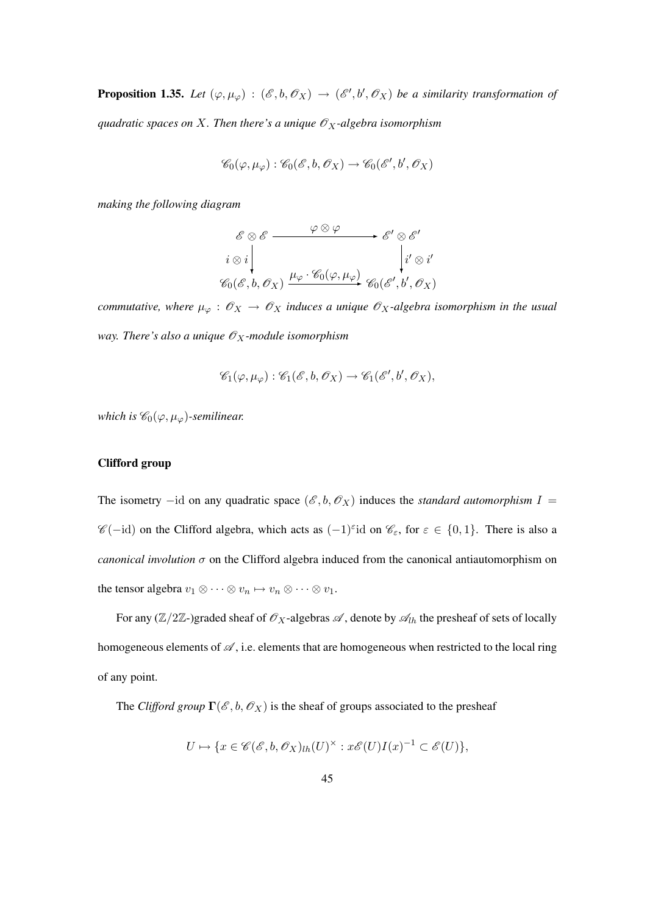**Proposition 1.35.** *Let $(\varphi, \mu_\varphi) : (\mathscr{E}, b, \mathscr{O}_X) \to (\mathscr{E}', b', \mathscr{O}_X)$ be a similarity transformation of quadratic spaces on $X$. Then there's a unique $\mathscr{O}_X$-algebra isomorphism*

$$\mathscr{C}_0(\varphi, \mu_\varphi) : \mathscr{C}_0(\mathscr{E}, b, \mathscr{O}_X) \to \mathscr{C}_0(\mathscr{E}', b', \mathscr{O}_X)$$

*making the following diagram*

$$\begin{array}{ccc}
\mathscr{E} \otimes \mathscr{E} & \xrightarrow{\quad \varphi \otimes \varphi \quad} & \mathscr{E}' \otimes \mathscr{E}' \\
{\scriptstyle i \otimes i} \downarrow & & \downarrow {\scriptstyle i' \otimes i'} \\
\mathscr{C}_0(\mathscr{E}, b, \mathscr{O}_X) & \xrightarrow{\mu_\varphi \cdot \mathscr{C}_0(\varphi, \mu_\varphi)} & \mathscr{C}_0(\mathscr{E}', b', \mathscr{O}_X)
\end{array}$$

*commutative, where $\mu_\varphi : \mathscr{O}_X \to \mathscr{O}_X$ induces a unique $\mathscr{O}_X$-algebra isomorphism in the usual way. There's also a unique $\mathscr{O}_X$-module isomorphism*

$$\mathscr{C}_1(\varphi, \mu_\varphi) : \mathscr{C}_1(\mathscr{E}, b, \mathscr{O}_X) \to \mathscr{C}_1(\mathscr{E}', b', \mathscr{O}_X),$$

*which is $\mathscr{C}_0(\varphi, \mu_\varphi)$-semilinear.*

#### Clifford group

The isometry $-\mathrm{id}$ on any quadratic space $(\mathscr{E}, b, \mathscr{O}_X)$ induces the *standard automorphism* $I = \mathscr{C}(-\mathrm{id})$ on the Clifford algebra, which acts as $(-1)^\varepsilon \mathrm{id}$ on $\mathscr{C}_\varepsilon$, for $\varepsilon \in \{0, 1\}$. There is also a *canonical involution* $\sigma$ on the Clifford algebra induced from the canonical antiautomorphism on the tensor algebra $v_1 \otimes \cdots \otimes v_n \mapsto v_n \otimes \cdots \otimes v_1$.

For any ($\mathbb{Z}/2\mathbb{Z}$-)graded sheaf of $\mathscr{O}_X$-algebras $\mathscr{A}$, denote by $\mathscr{A}_{lh}$ the presheaf of sets of locally homogeneous elements of $\mathscr{A}$, i.e. elements that are homogeneous when restricted to the local ring of any point.

The *Clifford group* $\mathbf{\Gamma}(\mathscr{E}, b, \mathscr{O}_X)$ is the sheaf of groups associated to the presheaf

$$U \mapsto \{x \in \mathscr{C}(\mathscr{E}, b, \mathscr{O}_X)_{lh}(U)^\times : x\mathscr{E}(U)I(x)^{-1} \subset \mathscr{E}(U)\},$$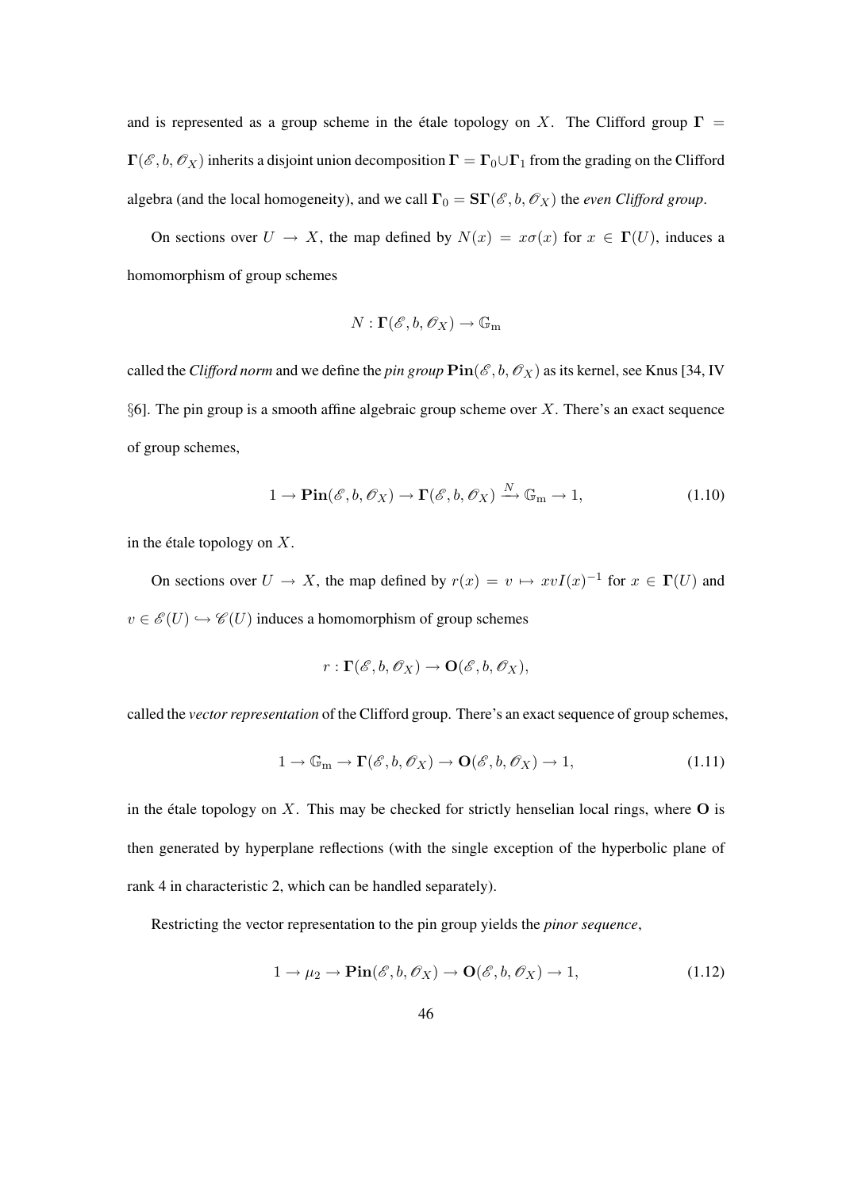and is represented as a group scheme in the étale topology on $X$. The Clifford group $\mathbf{\Gamma} = \mathbf{\Gamma}(\mathscr{E}, b, \mathscr{O}_X)$ inherits a disjoint union decomposition $\mathbf{\Gamma} = \mathbf{\Gamma}_0 \cup \mathbf{\Gamma}_1$ from the grading on the Clifford algebra (and the local homogeneity), and we call $\mathbf{\Gamma}_0 = \mathbf{S\Gamma}(\mathscr{E}, b, \mathscr{O}_X)$ the *even Clifford group*.

On sections over $U \to X$, the map defined by $N(x) = x\sigma(x)$ for $x \in \mathbf{\Gamma}(U)$, induces a homomorphism of group schemes

$$N : \mathbf{\Gamma}(\mathscr{E}, b, \mathscr{O}_X) \to \mathbb{G}_{\mathrm{m}}$$

called the *Clifford norm* and we define the *pin group* $\mathbf{Pin}(\mathscr{E}, b, \mathscr{O}_X)$ as its kernel, see Knus [34, IV §6]. The pin group is a smooth affine algebraic group scheme over $X$. There's an exact sequence of group schemes,

$$1 \to \mathbf{Pin}(\mathscr{E}, b, \mathscr{O}_X) \to \mathbf{\Gamma}(\mathscr{E}, b, \mathscr{O}_X) \xrightarrow{N} \mathbb{G}_{\mathrm{m}} \to 1, \tag{1.10}$$

in the étale topology on $X$.

On sections over $U \to X$, the map defined by $r(x) = v \mapsto xvI(x)^{-1}$ for $x \in \mathbf{\Gamma}(U)$ and $v \in \mathscr{E}(U) \hookrightarrow \mathscr{C}(U)$ induces a homomorphism of group schemes

$$r : \mathbf{\Gamma}(\mathscr{E}, b, \mathscr{O}_X) \to \mathbf{O}(\mathscr{E}, b, \mathscr{O}_X),$$

called the *vector representation* of the Clifford group. There's an exact sequence of group schemes,

$$1 \to \mathbb{G}_{\mathrm{m}} \to \mathbf{\Gamma}(\mathscr{E}, b, \mathscr{O}_X) \to \mathbf{O}(\mathscr{E}, b, \mathscr{O}_X) \to 1, \tag{1.11}$$

in the étale topology on $X$. This may be checked for strictly henselian local rings, where $\mathbf{O}$ is then generated by hyperplane reflections (with the single exception of the hyperbolic plane of rank 4 in characteristic 2, which can be handled separately).

Restricting the vector representation to the pin group yields the *pinor sequence*,

$$1 \to \mu_2 \to \mathbf{Pin}(\mathscr{E}, b, \mathscr{O}_X) \to \mathbf{O}(\mathscr{E}, b, \mathscr{O}_X) \to 1, \tag{1.12}$$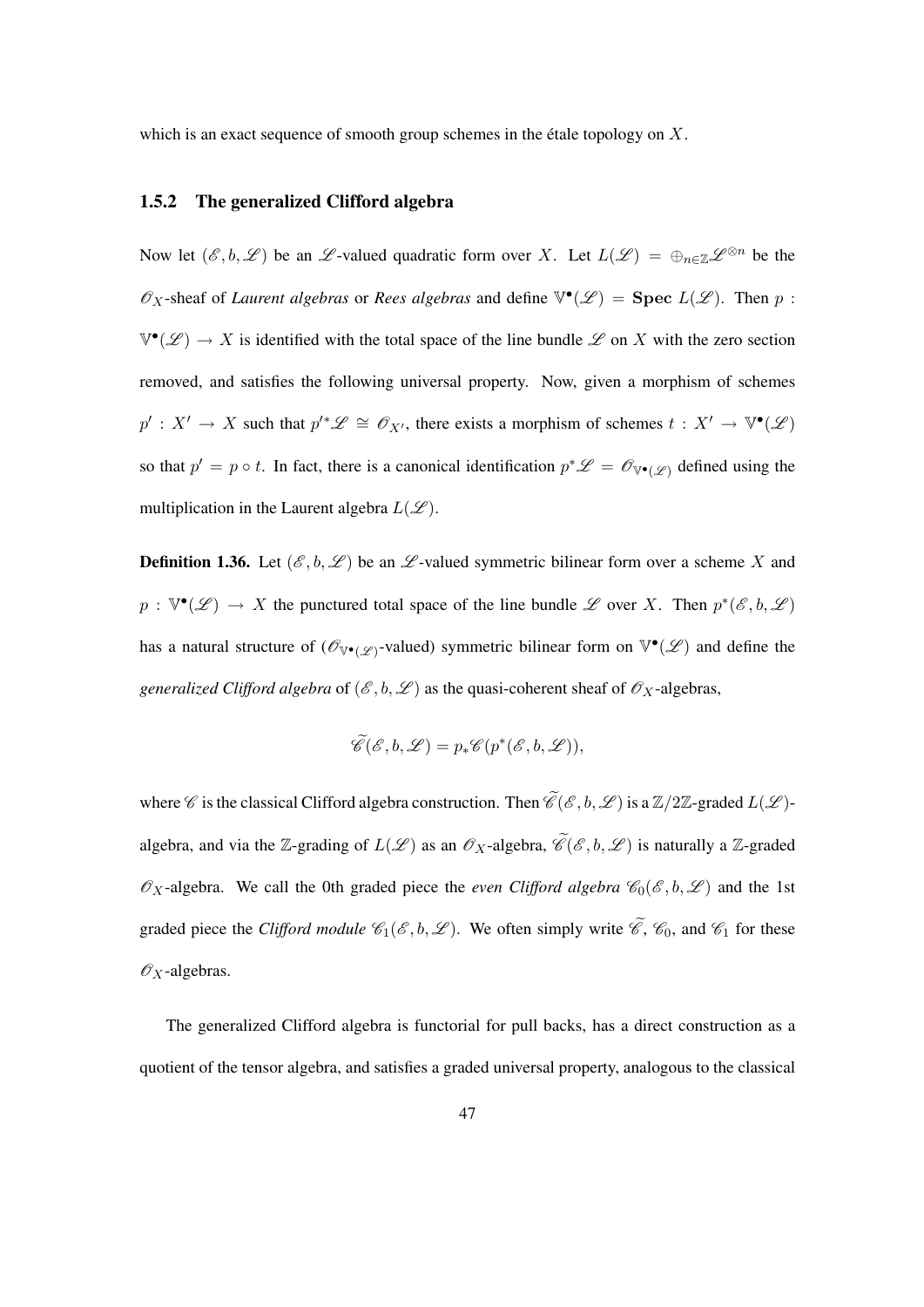which is an exact sequence of smooth group schemes in the étale topology on $X$.

### 1.5.2 The generalized Clifford algebra

Now let $(\mathscr{E}, b, \mathscr{L})$ be an $\mathscr{L}$-valued quadratic form over $X$. Let $L(\mathscr{L}) = \oplus_{n \in \mathbb{Z}} \mathscr{L}^{\otimes n}$ be the $\mathscr{O}_X$-sheaf of *Laurent algebras* or *Rees algebras* and define $\mathbb{V}^\bullet(\mathscr{L}) = \mathbf{Spec}\ L(\mathscr{L})$. Then $p : \mathbb{V}^\bullet(\mathscr{L}) \to X$ is identified with the total space of the line bundle $\mathscr{L}$ on $X$ with the zero section removed, and satisfies the following universal property. Now, given a morphism of schemes $p' : X' \to X$ such that $p'^* \mathscr{L} \cong \mathscr{O}_{X'}$, there exists a morphism of schemes $t : X' \to \mathbb{V}^\bullet(\mathscr{L})$ so that $p' = p \circ t$. In fact, there is a canonical identification $p^* \mathscr{L} = \mathscr{O}_{\mathbb{V}^\bullet(\mathscr{L})}$ defined using the multiplication in the Laurent algebra $L(\mathscr{L})$.

**Definition 1.36.** Let $(\mathscr{E}, b, \mathscr{L})$ be an $\mathscr{L}$-valued symmetric bilinear form over a scheme $X$ and $p : \mathbb{V}^\bullet(\mathscr{L}) \to X$ the punctured total space of the line bundle $\mathscr{L}$ over $X$. Then $p^*(\mathscr{E}, b, \mathscr{L})$ has a natural structure of ($\mathscr{O}_{\mathbb{V}^\bullet(\mathscr{L})}$-valued) symmetric bilinear form on $\mathbb{V}^\bullet(\mathscr{L})$ and define the *generalized Clifford algebra* of $(\mathscr{E}, b, \mathscr{L})$ as the quasi-coherent sheaf of $\mathscr{O}_X$-algebras,

$$\widetilde{\mathscr{C}}(\mathscr{E}, b, \mathscr{L}) = p_* \mathscr{C}(p^*(\mathscr{E}, b, \mathscr{L})),$$

where $\mathscr{C}$ is the classical Clifford algebra construction. Then $\widetilde{\mathscr{C}}(\mathscr{E}, b, \mathscr{L})$ is a $\mathbb{Z}/2\mathbb{Z}$-graded $L(\mathscr{L})$-algebra, and via the $\mathbb{Z}$-grading of $L(\mathscr{L})$ as an $\mathscr{O}_X$-algebra, $\widetilde{\mathscr{C}}(\mathscr{E}, b, \mathscr{L})$ is naturally a $\mathbb{Z}$-graded $\mathscr{O}_X$-algebra. We call the 0th graded piece the *even Clifford algebra* $\mathscr{C}_0(\mathscr{E}, b, \mathscr{L})$ and the 1st graded piece the *Clifford module* $\mathscr{C}_1(\mathscr{E}, b, \mathscr{L})$. We often simply write $\widetilde{\mathscr{C}}$, $\mathscr{C}_0$, and $\mathscr{C}_1$ for these $\mathscr{O}_X$-algebras.

The generalized Clifford algebra is functorial for pull backs, has a direct construction as a quotient of the tensor algebra, and satisfies a graded universal property, analogous to the classical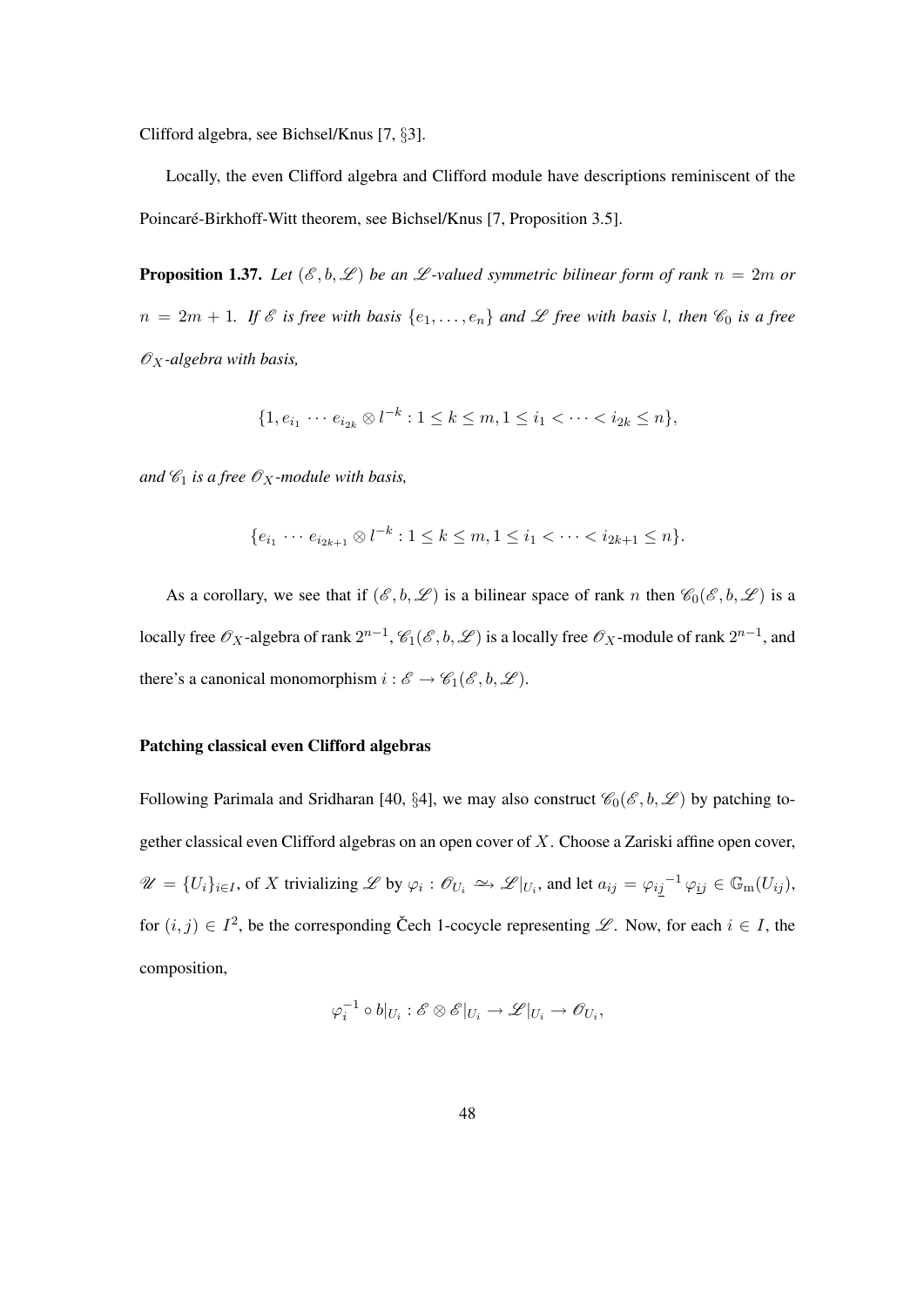Clifford algebra, see Bichsel/Knus [7, §3].

Locally, the even Clifford algebra and Clifford module have descriptions reminiscent of the Poincaré-Birkhoff-Witt theorem, see Bichsel/Knus [7, Proposition 3.5].

**Proposition 1.37.** *Let $(\mathscr{E}, b, \mathscr{L})$ be an $\mathscr{L}$-valued symmetric bilinear form of rank $n = 2m$ or $n = 2m + 1$. If $\mathscr{E}$ is free with basis $\{e_1, \ldots, e_n\}$ and $\mathscr{L}$ free with basis $l$, then $\mathscr{C}_0$ is a free $\mathscr{O}_X$-algebra with basis,*

$$\{1, e_{i_1} \cdots e_{i_{2k}} \otimes l^{-k} : 1 \leq k \leq m, 1 \leq i_1 < \cdots < i_{2k} \leq n\},$$

*and $\mathscr{C}_1$ is a free $\mathscr{O}_X$-module with basis,*

$$\{e_{i_1} \cdots e_{i_{2k+1}} \otimes l^{-k} : 1 \leq k \leq m, 1 \leq i_1 < \cdots < i_{2k+1} \leq n\}.$$

As a corollary, we see that if $(\mathscr{E}, b, \mathscr{L})$ is a bilinear space of rank $n$ then $\mathscr{C}_0(\mathscr{E}, b, \mathscr{L})$ is a locally free $\mathscr{O}_X$-algebra of rank $2^{n-1}$, $\mathscr{C}_1(\mathscr{E}, b, \mathscr{L})$ is a locally free $\mathscr{O}_X$-module of rank $2^{n-1}$, and there's a canonical monomorphism $i : \mathscr{E} \to \mathscr{C}_1(\mathscr{E}, b, \mathscr{L})$.

#### Patching classical even Clifford algebras

Following Parimala and Sridharan [40, §4], we may also construct $\mathscr{C}_0(\mathscr{E}, b, \mathscr{L})$ by patching together classical even Clifford algebras on an open cover of $X$. Choose a Zariski affine open cover, $\mathscr{U} = \{U_i\}_{i \in I}$, of $X$ trivializing $\mathscr{L}$ by $\varphi_i : \mathscr{O}_{U_i} \xrightarrow{\sim} \mathscr{L}|_{U_i}$, and let $a_{ij} = {\varphi_{i\underline{j}}}^{-1} \varphi_{ij} \in \mathbb{G}_{\mathrm{m}}(U_{ij})$, for $(i, j) \in I^2$, be the corresponding Čech 1-cocycle representing $\mathscr{L}$. Now, for each $i \in I$, the composition,

$$\varphi_i^{-1} \circ b|_{U_i} : \mathscr{E} \otimes \mathscr{E}|_{U_i} \to \mathscr{L}|_{U_i} \to \mathscr{O}_{U_i},$$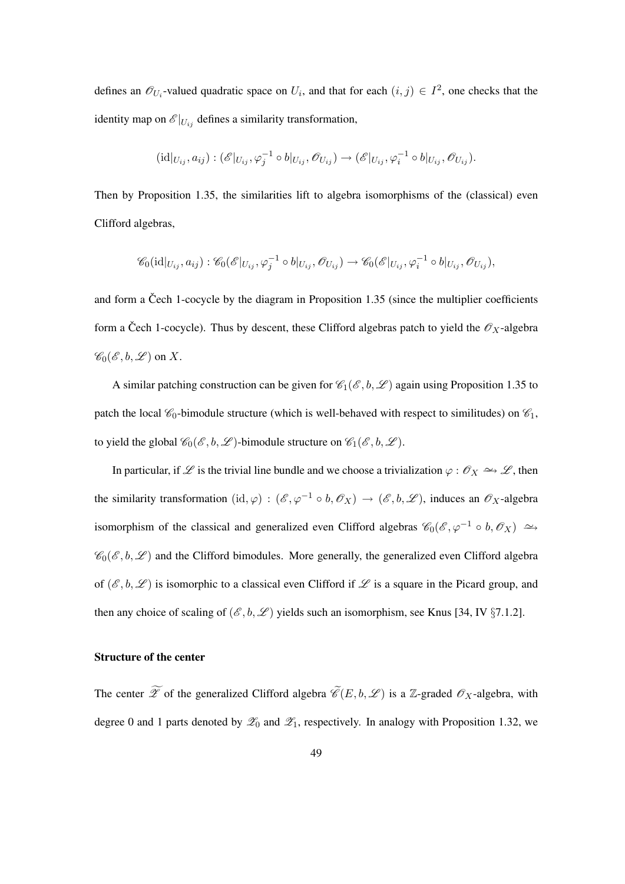defines an $\mathscr{O}_{U_i}$-valued quadratic space on $U_i$, and that for each $(i,j) \in I^2$, one checks that the identity map on $\mathscr{E}|_{U_{ij}}$ defines a similarity transformation,

$$(\mathrm{id}|_{U_{ij}}, a_{ij}) : (\mathscr{E}|_{U_{ij}}, \varphi_j^{-1} \circ b|_{U_{ij}}, \mathscr{O}_{U_{ij}}) \to (\mathscr{E}|_{U_{ij}}, \varphi_i^{-1} \circ b|_{U_{ij}}, \mathscr{O}_{U_{ij}}).$$

Then by Proposition 1.35, the similarities lift to algebra isomorphisms of the (classical) even Clifford algebras,

$$\mathscr{C}_0(\mathrm{id}|_{U_{ij}}, a_{ij}) : \mathscr{C}_0(\mathscr{E}|_{U_{ij}}, \varphi_j^{-1} \circ b|_{U_{ij}}, \mathscr{O}_{U_{ij}}) \to \mathscr{C}_0(\mathscr{E}|_{U_{ij}}, \varphi_i^{-1} \circ b|_{U_{ij}}, \mathscr{O}_{U_{ij}}),$$

and form a Čech 1-cocycle by the diagram in Proposition 1.35 (since the multiplier coefficients form a Čech 1-cocycle). Thus by descent, these Clifford algebras patch to yield the $\mathscr{O}_X$-algebra $\mathscr{C}_0(\mathscr{E}, b, \mathscr{L})$ on $X$.

A similar patching construction can be given for $\mathscr{C}_1(\mathscr{E}, b, \mathscr{L})$ again using Proposition 1.35 to patch the local $\mathscr{C}_0$-bimodule structure (which is well-behaved with respect to similitudes) on $\mathscr{C}_1$, to yield the global $\mathscr{C}_0(\mathscr{E}, b, \mathscr{L})$-bimodule structure on $\mathscr{C}_1(\mathscr{E}, b, \mathscr{L})$.

In particular, if $\mathscr{L}$ is the trivial line bundle and we choose a trivialization $\varphi : \mathscr{O}_X \xrightarrow{\sim} \mathscr{L}$, then the similarity transformation $(\mathrm{id}, \varphi) : (\mathscr{E}, \varphi^{-1} \circ b, \mathscr{O}_X) \to (\mathscr{E}, b, \mathscr{L})$, induces an $\mathscr{O}_X$-algebra isomorphism of the classical and generalized even Clifford algebras $\mathscr{C}_0(\mathscr{E}, \varphi^{-1} \circ b, \mathscr{O}_X) \xrightarrow{\sim} \mathscr{C}_0(\mathscr{E}, b, \mathscr{L})$ and the Clifford bimodules. More generally, the generalized even Clifford algebra of $(\mathscr{E}, b, \mathscr{L})$ is isomorphic to a classical even Clifford if $\mathscr{L}$ is a square in the Picard group, and then any choice of scaling of $(\mathscr{E}, b, \mathscr{L})$ yields such an isomorphism, see Knus [34, IV §7.1.2].

#### Structure of the center

The center $\widetilde{\mathscr{Z}}$ of the generalized Clifford algebra $\widetilde{\mathscr{C}}(E, b, \mathscr{L})$ is a $\mathbb{Z}$-graded $\mathscr{O}_X$-algebra, with degree 0 and 1 parts denoted by $\mathscr{Z}_0$ and $\mathscr{Z}_1$, respectively. In analogy with Proposition 1.32, we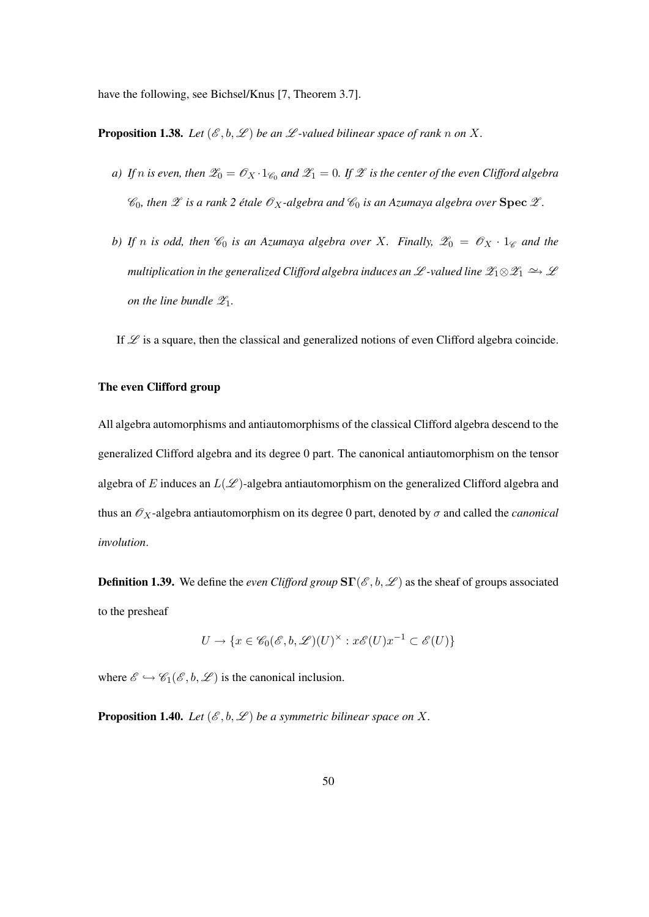have the following, see Bichsel/Knus [7, Theorem 3.7].

**Proposition 1.38.** *Let $(\mathscr{E}, b, \mathscr{L})$ be an $\mathscr{L}$-valued bilinear space of rank $n$ on $X$.*

*a) If $n$ is even, then $\mathscr{Z}_0 = \mathscr{O}_X \cdot 1_{\mathscr{C}_0}$ and $\mathscr{Z}_1 = 0$. If $\mathscr{Z}$ is the center of the even Clifford algebra $\mathscr{C}_0$, then $\mathscr{Z}$ is a rank 2 étale $\mathscr{O}_X$-algebra and $\mathscr{C}_0$ is an Azumaya algebra over $\mathbf{Spec}\, \mathscr{Z}$.*

*b) If $n$ is odd, then $\mathscr{C}_0$ is an Azumaya algebra over $X$. Finally, $\mathscr{Z}_0 = \mathscr{O}_X \cdot 1_{\mathscr{C}}$ and the multiplication in the generalized Clifford algebra induces an $\mathscr{L}$-valued line $\mathscr{Z}_1 \otimes \mathscr{Z}_1 \xrightarrow{\sim} \mathscr{L}$ on the line bundle $\mathscr{Z}_1$.*

If $\mathscr{L}$ is a square, then the classical and generalized notions of even Clifford algebra coincide.

**The even Clifford group**

All algebra automorphisms and antiautomorphisms of the classical Clifford algebra descend to the generalized Clifford algebra and its degree 0 part. The canonical antiautomorphism on the tensor algebra of $E$ induces an $L(\mathscr{L})$-algebra antiautomorphism on the generalized Clifford algebra and thus an $\mathscr{O}_X$-algebra antiautomorphism on its degree 0 part, denoted by $\sigma$ and called the *canonical involution*.

**Definition 1.39.** We define the *even Clifford group* $\mathbf{S\Gamma}(\mathscr{E}, b, \mathscr{L})$ as the sheaf of groups associated to the presheaf

$$U \to \{x \in \mathscr{C}_0(\mathscr{E}, b, \mathscr{L})(U)^\times : x\mathscr{E}(U)x^{-1} \subset \mathscr{E}(U)\}$$

where $\mathscr{E} \hookrightarrow \mathscr{C}_1(\mathscr{E}, b, \mathscr{L})$ is the canonical inclusion.

**Proposition 1.40.** *Let $(\mathscr{E}, b, \mathscr{L})$ be a symmetric bilinear space on $X$.*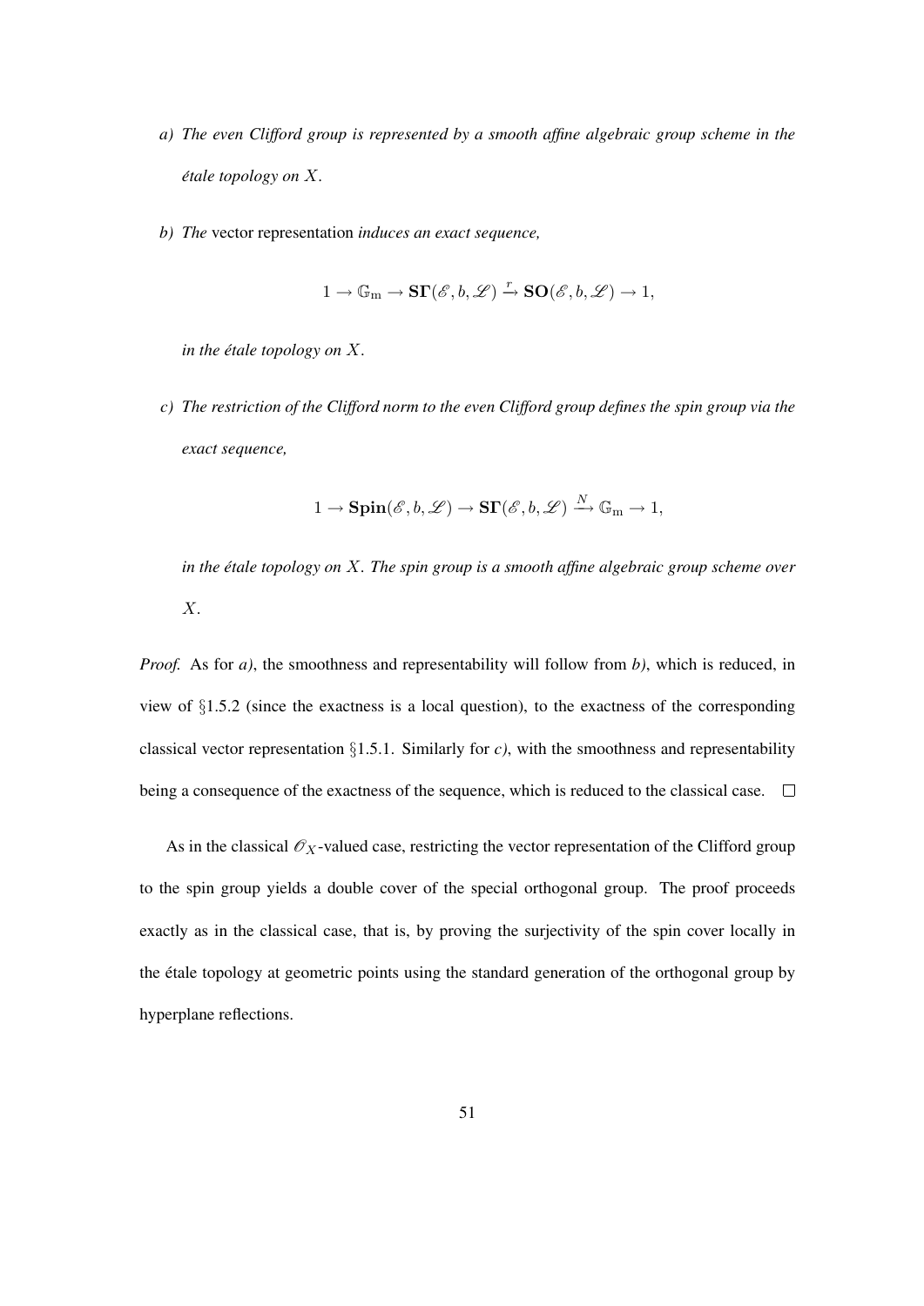*a) The even Clifford group is represented by a smooth affine algebraic group scheme in the étale topology on $X$.*

*b) The* vector representation *induces an exact sequence,*

$$1 \to \mathbb{G}_{\mathrm{m}} \to \mathbf{S\Gamma}(\mathscr{E}, b, \mathscr{L}) \xrightarrow{r} \mathbf{SO}(\mathscr{E}, b, \mathscr{L}) \to 1,$$

*in the étale topology on $X$.*

*c) The restriction of the Clifford norm to the even Clifford group defines the spin group via the exact sequence,*

$$1 \to \mathbf{Spin}(\mathscr{E}, b, \mathscr{L}) \to \mathbf{S\Gamma}(\mathscr{E}, b, \mathscr{L}) \xrightarrow{N} \mathbb{G}_{\mathrm{m}} \to 1,$$

*in the étale topology on $X$. The spin group is a smooth affine algebraic group scheme over $X$.*

*Proof.* As for *a)*, the smoothness and representability will follow from *b)*, which is reduced, in view of §1.5.2 (since the exactness is a local question), to the exactness of the corresponding classical vector representation §1.5.1. Similarly for *c)*, with the smoothness and representability being a consequence of the exactness of the sequence, which is reduced to the classical case. □

As in the classical $\mathscr{O}_X$-valued case, restricting the vector representation of the Clifford group to the spin group yields a double cover of the special orthogonal group. The proof proceeds exactly as in the classical case, that is, by proving the surjectivity of the spin cover locally in the étale topology at geometric points using the standard generation of the orthogonal group by hyperplane reflections.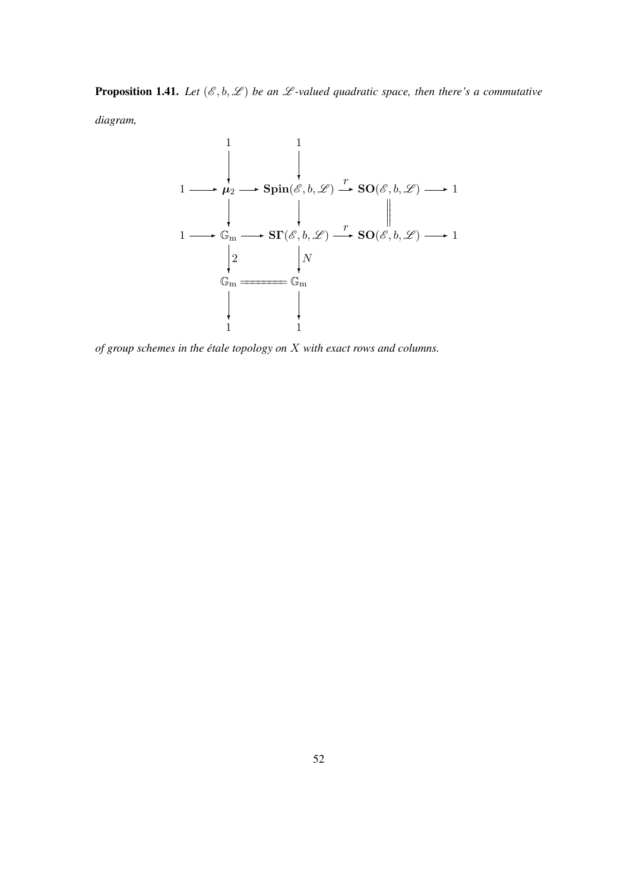**Proposition 1.41.** *Let $(\mathscr{E}, b, \mathscr{L})$ be an $\mathscr{L}$-valued quadratic space, then there's a commutative diagram,*

$$
\begin{array}{ccccccccc}
 & & 1 & & 1 & & & & \\
 & & \downarrow & & \downarrow & & & & \\
1 & \longrightarrow & \boldsymbol{\mu}_2 & \longrightarrow & \mathbf{Spin}(\mathscr{E}, b, \mathscr{L}) & \xrightarrow{r} & \mathbf{SO}(\mathscr{E}, b, \mathscr{L}) & \longrightarrow & 1 \\
 & & \downarrow & & \downarrow & & \| & & \\
1 & \longrightarrow & \mathbb{G}_{\mathrm{m}} & \longrightarrow & \mathbf{S\Gamma}(\mathscr{E}, b, \mathscr{L}) & \xrightarrow{r} & \mathbf{SO}(\mathscr{E}, b, \mathscr{L}) & \longrightarrow & 1 \\
 & & \downarrow{\scriptstyle 2} & & \downarrow{\scriptstyle N} & & & & \\
 & & \mathbb{G}_{\mathrm{m}} & = & \mathbb{G}_{\mathrm{m}} & & & & \\
 & & \downarrow & & \downarrow & & & & \\
 & & 1 & & 1 & & & &
\end{array}
$$

*of group schemes in the étale topology on $X$ with exact rows and columns.*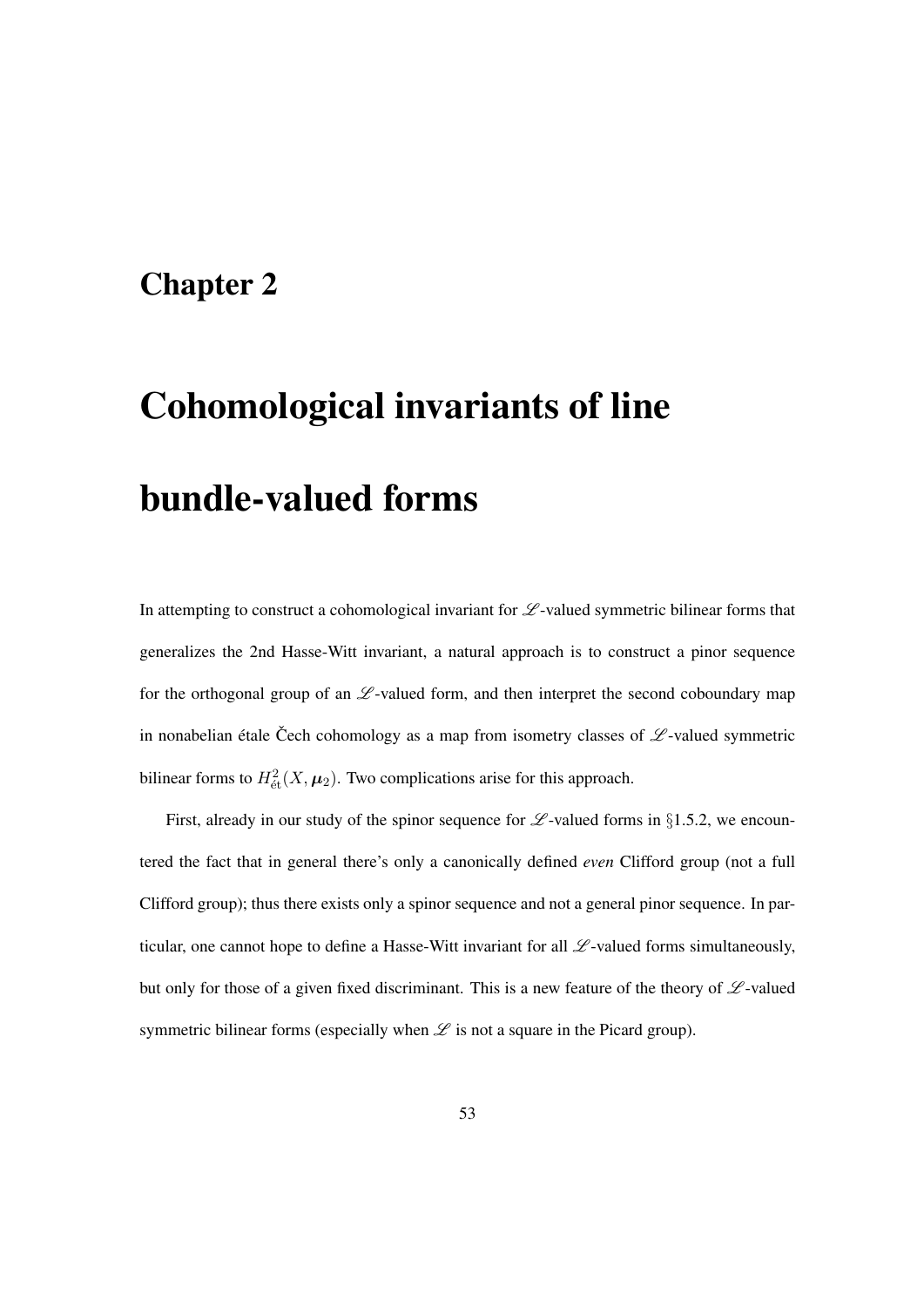# Chapter 2

# Cohomological invariants of line bundle-valued forms

In attempting to construct a cohomological invariant for $\mathscr{L}$-valued symmetric bilinear forms that generalizes the 2nd Hasse-Witt invariant, a natural approach is to construct a pinor sequence for the orthogonal group of an $\mathscr{L}$-valued form, and then interpret the second coboundary map in nonabelian étale Čech cohomology as a map from isometry classes of $\mathscr{L}$-valued symmetric bilinear forms to $H^2_{\text{ét}}(X, \boldsymbol{\mu}_2)$. Two complications arise for this approach.

First, already in our study of the spinor sequence for $\mathscr{L}$-valued forms in §1.5.2, we encountered the fact that in general there's only a canonically defined *even* Clifford group (not a full Clifford group); thus there exists only a spinor sequence and not a general pinor sequence. In particular, one cannot hope to define a Hasse-Witt invariant for all $\mathscr{L}$-valued forms simultaneously, but only for those of a given fixed discriminant. This is a new feature of the theory of $\mathscr{L}$-valued symmetric bilinear forms (especially when $\mathscr{L}$ is not a square in the Picard group).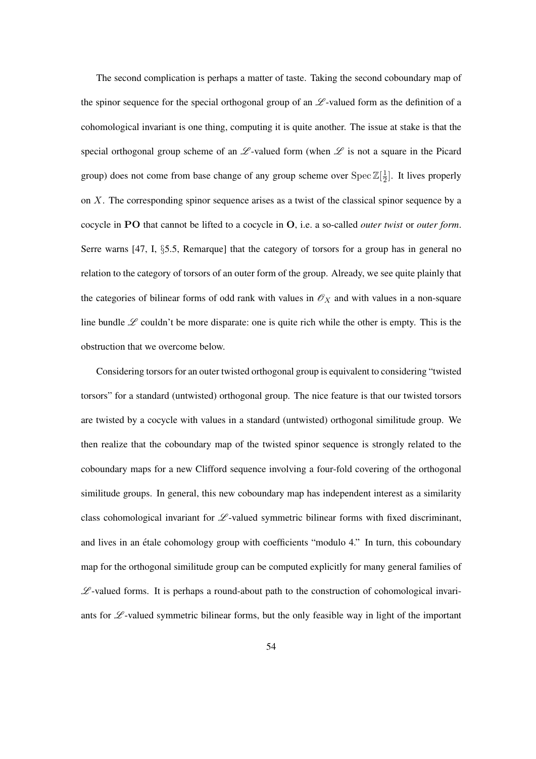The second complication is perhaps a matter of taste. Taking the second coboundary map of the spinor sequence for the special orthogonal group of an $\mathscr{L}$-valued form as the definition of a cohomological invariant is one thing, computing it is quite another. The issue at stake is that the special orthogonal group scheme of an $\mathscr{L}$-valued form (when $\mathscr{L}$ is not a square in the Picard group) does not come from base change of any group scheme over $\operatorname{Spec} \mathbb{Z}[\frac{1}{2}]$. It lives properly on $X$. The corresponding spinor sequence arises as a twist of the classical spinor sequence by a cocycle in $\mathbf{PO}$ that cannot be lifted to a cocycle in $\mathbf{O}$, i.e. a so-called *outer twist* or *outer form*. Serre warns [47, I, §5.5, Remarque] that the category of torsors for a group has in general no relation to the category of torsors of an outer form of the group. Already, we see quite plainly that the categories of bilinear forms of odd rank with values in $\mathscr{O}_X$ and with values in a non-square line bundle $\mathscr{L}$ couldn't be more disparate: one is quite rich while the other is empty. This is the obstruction that we overcome below.

Considering torsors for an outer twisted orthogonal group is equivalent to considering "twisted torsors" for a standard (untwisted) orthogonal group. The nice feature is that our twisted torsors are twisted by a cocycle with values in a standard (untwisted) orthogonal similitude group. We then realize that the coboundary map of the twisted spinor sequence is strongly related to the coboundary maps for a new Clifford sequence involving a four-fold covering of the orthogonal similitude groups. In general, this new coboundary map has independent interest as a similarity class cohomological invariant for $\mathscr{L}$-valued symmetric bilinear forms with fixed discriminant, and lives in an étale cohomology group with coefficients "modulo 4." In turn, this coboundary map for the orthogonal similitude group can be computed explicitly for many general families of $\mathscr{L}$-valued forms. It is perhaps a round-about path to the construction of cohomological invariants for $\mathscr{L}$-valued symmetric bilinear forms, but the only feasible way in light of the important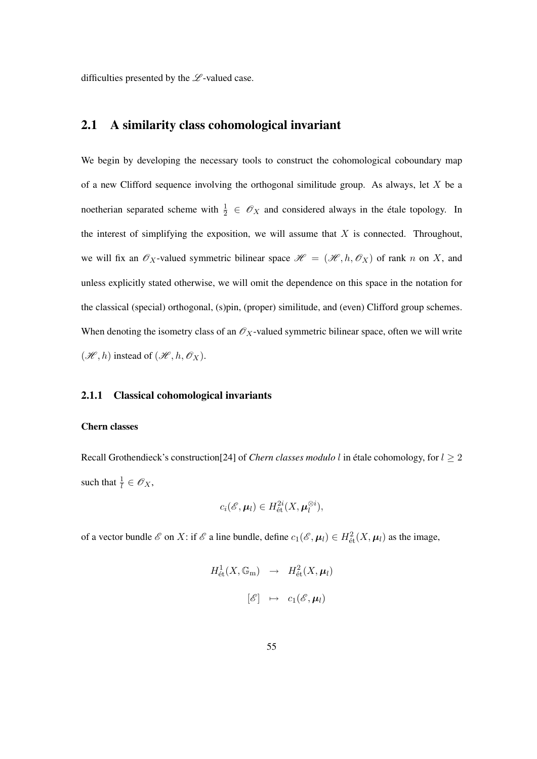difficulties presented by the $\mathscr{L}$-valued case.

## 2.1 A similarity class cohomological invariant

We begin by developing the necessary tools to construct the cohomological coboundary map of a new Clifford sequence involving the orthogonal similitude group. As always, let $X$ be a noetherian separated scheme with $\frac{1}{2} \in \mathscr{O}_X$ and considered always in the étale topology. In the interest of simplifying the exposition, we will assume that $X$ is connected. Throughout, we will fix an $\mathscr{O}_X$-valued symmetric bilinear space $\mathscr{H} = (\mathscr{H}, h, \mathscr{O}_X)$ of rank $n$ on $X$, and unless explicitly stated otherwise, we will omit the dependence on this space in the notation for the classical (special) orthogonal, (s)pin, (proper) similitude, and (even) Clifford group schemes. When denoting the isometry class of an $\mathscr{O}_X$-valued symmetric bilinear space, often we will write $(\mathscr{H}, h)$ instead of $(\mathscr{H}, h, \mathscr{O}_X)$.

### 2.1.1 Classical cohomological invariants

#### Chern classes

Recall Grothendieck's construction[24] of *Chern classes modulo $l$* in étale cohomology, for $l \geq 2$ such that $\frac{1}{l} \in \mathscr{O}_X$,

$$c_i(\mathscr{E}, \boldsymbol{\mu}_l) \in H^{2i}_{\text{ét}}(X, \boldsymbol{\mu}_l^{\otimes i}),$$

of a vector bundle $\mathscr{E}$ on $X$: if $\mathscr{E}$ a line bundle, define $c_1(\mathscr{E}, \boldsymbol{\mu}_l) \in H^2_{\text{ét}}(X, \boldsymbol{\mu}_l)$ as the image,

$$\begin{array}{rcl} H^1_{\text{ét}}(X, \mathbb{G}_{\text{m}}) & \to & H^2_{\text{ét}}(X, \boldsymbol{\mu}_l) \\ [\mathscr{E}] & \mapsto & c_1(\mathscr{E}, \boldsymbol{\mu}_l) \end{array}$$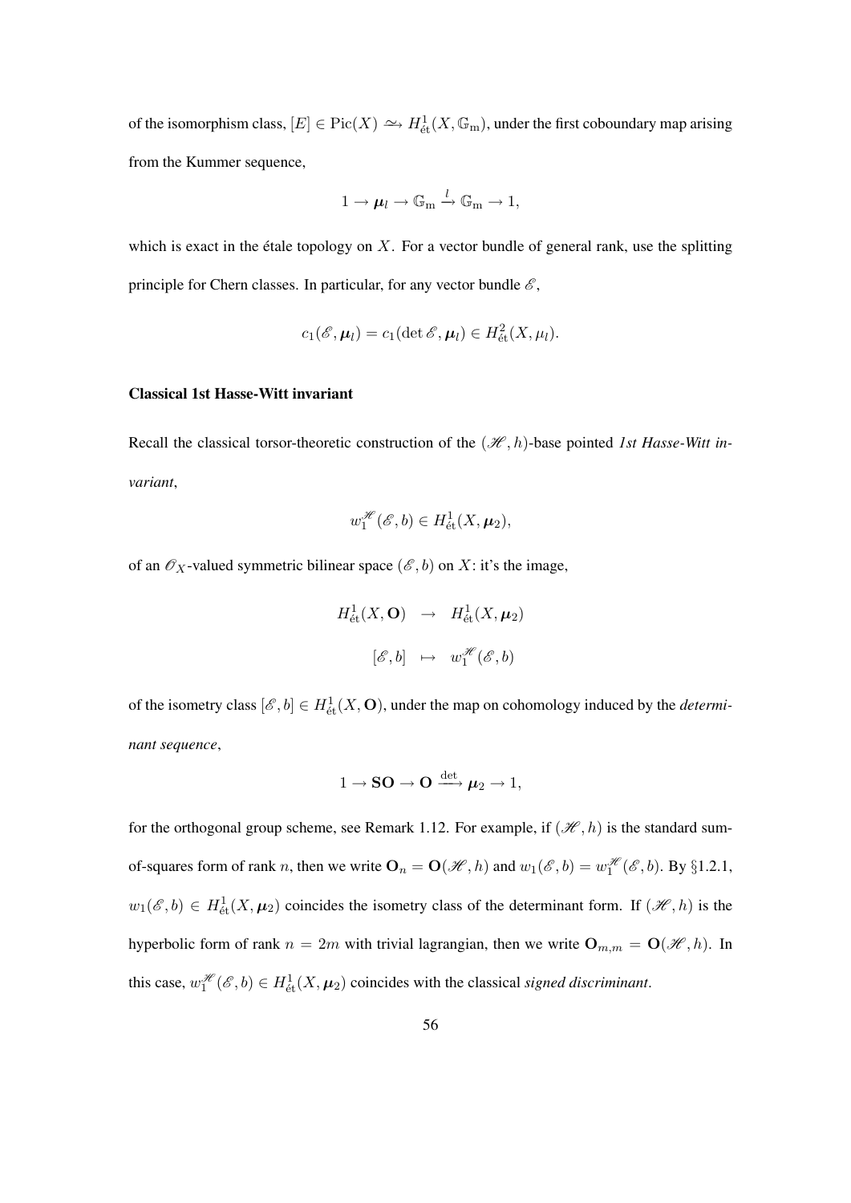of the isomorphism class, $[E] \in \mathrm{Pic}(X) \xrightarrow{\sim} H^1_{\text{ét}}(X, \mathbb{G}_{\mathrm{m}})$, under the first coboundary map arising from the Kummer sequence,

$$1 \to \boldsymbol{\mu}_l \to \mathbb{G}_{\mathrm{m}} \xrightarrow{l} \mathbb{G}_{\mathrm{m}} \to 1,$$

which is exact in the étale topology on $X$. For a vector bundle of general rank, use the splitting principle for Chern classes. In particular, for any vector bundle $\mathscr{E}$,

$$c_1(\mathscr{E}, \boldsymbol{\mu}_l) = c_1(\det \mathscr{E}, \boldsymbol{\mu}_l) \in H^2_{\text{ét}}(X, \mu_l).$$

**Classical 1st Hasse-Witt invariant**

Recall the classical torsor-theoretic construction of the $(\mathscr{H}, h)$-base pointed *1st Hasse-Witt invariant*,

$$w_1^{\mathscr{H}}(\mathscr{E}, b) \in H^1_{\text{ét}}(X, \boldsymbol{\mu}_2),$$

of an $\mathscr{O}_X$-valued symmetric bilinear space $(\mathscr{E}, b)$ on $X$: it's the image,

$$\begin{array}{rcl} H^1_{\text{ét}}(X, \mathbf{O}) & \to & H^1_{\text{ét}}(X, \boldsymbol{\mu}_2) \\ [\mathscr{E}, b] & \mapsto & w_1^{\mathscr{H}}(\mathscr{E}, b) \end{array}$$

of the isometry class $[\mathscr{E}, b] \in H^1_{\text{ét}}(X, \mathbf{O})$, under the map on cohomology induced by the *determinant sequence*,

$$1 \to \mathbf{SO} \to \mathbf{O} \xrightarrow{\det} \boldsymbol{\mu}_2 \to 1,$$

for the orthogonal group scheme, see Remark 1.12. For example, if $(\mathscr{H}, h)$ is the standard sum-of-squares form of rank $n$, then we write $\mathbf{O}_n = \mathbf{O}(\mathscr{H}, h)$ and $w_1(\mathscr{E}, b) = w_1^{\mathscr{H}}(\mathscr{E}, b)$. By §1.2.1, $w_1(\mathscr{E}, b) \in H^1_{\text{ét}}(X, \boldsymbol{\mu}_2)$ coincides the isometry class of the determinant form. If $(\mathscr{H}, h)$ is the hyperbolic form of rank $n = 2m$ with trivial lagrangian, then we write $\mathbf{O}_{m,m} = \mathbf{O}(\mathscr{H}, h)$. In this case, $w_1^{\mathscr{H}}(\mathscr{E}, b) \in H^1_{\text{ét}}(X, \boldsymbol{\mu}_2)$ coincides with the classical *signed discriminant*.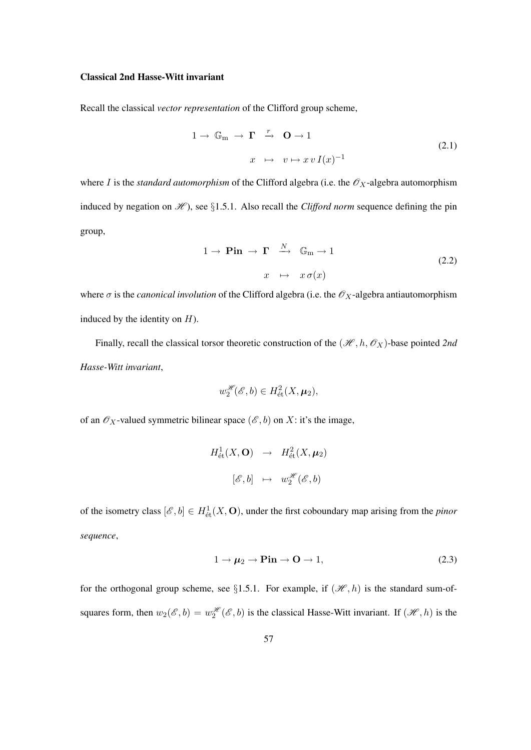**Classical 2nd Hasse-Witt invariant**

Recall the classical *vector representation* of the Clifford group scheme,

$$
\begin{array}{rcl}
1 \to \mathbb{G}_{\mathrm{m}} \to \mathbf{\Gamma} & \xrightarrow{r} & \mathbf{O} \to 1 \\
x & \mapsto & v \mapsto x\, v\, I(x)^{-1}
\end{array}
\tag{2.1}
$$

where $I$ is the *standard automorphism* of the Clifford algebra (i.e. the $\mathscr{O}_X$-algebra automorphism induced by negation on $\mathscr{H}$), see §1.5.1. Also recall the *Clifford norm* sequence defining the pin group,

$$
\begin{array}{rcl}
1 \to \mathbf{Pin} \to \mathbf{\Gamma} & \xrightarrow{N} & \mathbb{G}_{\mathrm{m}} \to 1 \\
x & \mapsto & x\,\sigma(x)
\end{array}
\tag{2.2}
$$

where $\sigma$ is the *canonical involution* of the Clifford algebra (i.e. the $\mathscr{O}_X$-algebra antiautomorphism induced by the identity on $H$).

Finally, recall the classical torsor theoretic construction of the $(\mathscr{H}, h, \mathscr{O}_X)$-base pointed *2nd Hasse-Witt invariant*,

$$
w_2^{\mathscr{H}}(\mathscr{E}, b) \in H^2_{\text{ét}}(X, \boldsymbol{\mu}_2),
$$

of an $\mathscr{O}_X$-valued symmetric bilinear space $(\mathscr{E}, b)$ on $X$: it's the image,

$$
\begin{array}{rcl}
H^1_{\text{ét}}(X, \mathbf{O}) & \to & H^2_{\text{ét}}(X, \boldsymbol{\mu}_2) \\
[\mathscr{E}, b] & \mapsto & w_2^{\mathscr{H}}(\mathscr{E}, b)
\end{array}
$$

of the isometry class $[\mathscr{E}, b] \in H^1_{\text{ét}}(X, \mathbf{O})$, under the first coboundary map arising from the *pinor sequence*,

$$
1 \to \boldsymbol{\mu}_2 \to \mathbf{Pin} \to \mathbf{O} \to 1, \tag{2.3}
$$

for the orthogonal group scheme, see §1.5.1. For example, if $(\mathscr{H}, h)$ is the standard sum-of-squares form, then $w_2(\mathscr{E}, b) = w_2^{\mathscr{H}}(\mathscr{E}, b)$ is the classical Hasse-Witt invariant. If $(\mathscr{H}, h)$ is the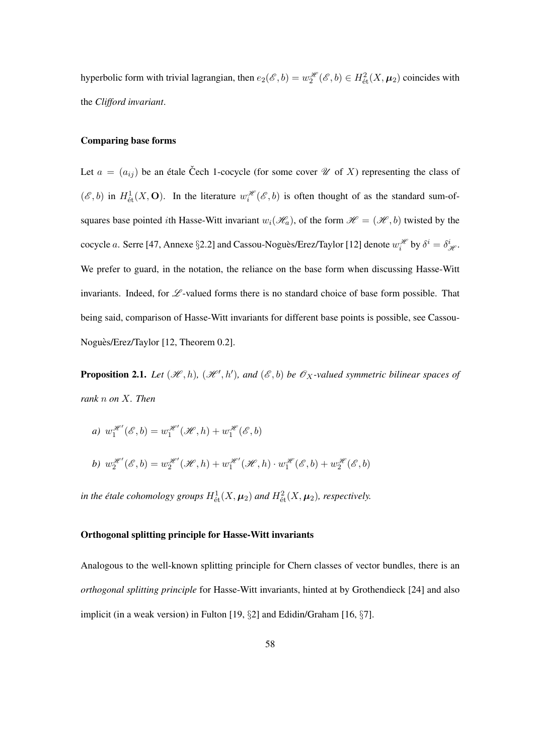hyperbolic form with trivial lagrangian, then $e_2(\mathscr{E}, b) = w_2^{\mathscr{H}}(\mathscr{E}, b) \in H^2_{\text{ét}}(X, \boldsymbol{\mu}_2)$ coincides with the *Clifford invariant*.

### Comparing base forms

Let $a = (a_{ij})$ be an étale Čech 1-cocycle (for some cover $\mathscr{U}$ of $X$) representing the class of $(\mathscr{E}, b)$ in $H^1_{\text{ét}}(X, \mathbf{O})$. In the literature $w_i^{\mathscr{H}}(\mathscr{E}, b)$ is often thought of as the standard sum-of-squares base pointed $i$th Hasse-Witt invariant $w_i(\mathscr{H}_a)$, of the form $\mathscr{H} = (\mathscr{H}, b)$ twisted by the cocycle $a$. Serre [47, Annexe §2.2] and Cassou-Noguès/Erez/Taylor [12] denote $w_i^{\mathscr{H}}$ by $\delta^i = \delta^i_{\mathscr{H}}$. We prefer to guard, in the notation, the reliance on the base form when discussing Hasse-Witt invariants. Indeed, for $\mathscr{L}$-valued forms there is no standard choice of base form possible. That being said, comparison of Hasse-Witt invariants for different base points is possible, see Cassou-Noguès/Erez/Taylor [12, Theorem 0.2].

**Proposition 2.1.** *Let $(\mathscr{H}, h)$, $(\mathscr{H}', h')$, and $(\mathscr{E}, b)$ be $\mathscr{O}_X$-valued symmetric bilinear spaces of rank $n$ on $X$. Then*

*a)* $w_1^{\mathscr{H}'}(\mathscr{E}, b) = w_1^{\mathscr{H}'}(\mathscr{H}, h) + w_1^{\mathscr{H}}(\mathscr{E}, b)$

*b)* $w_2^{\mathscr{H}'}(\mathscr{E}, b) = w_2^{\mathscr{H}'}(\mathscr{H}, h) + w_1^{\mathscr{H}'}(\mathscr{H}, h) \cdot w_1^{\mathscr{H}}(\mathscr{E}, b) + w_2^{\mathscr{H}}(\mathscr{E}, b)$

*in the étale cohomology groups $H^1_{\text{ét}}(X, \boldsymbol{\mu}_2)$ and $H^2_{\text{ét}}(X, \boldsymbol{\mu}_2)$, respectively.*

### Orthogonal splitting principle for Hasse-Witt invariants

Analogous to the well-known splitting principle for Chern classes of vector bundles, there is an *orthogonal splitting principle* for Hasse-Witt invariants, hinted at by Grothendieck [24] and also implicit (in a weak version) in Fulton [19, §2] and Edidin/Graham [16, §7].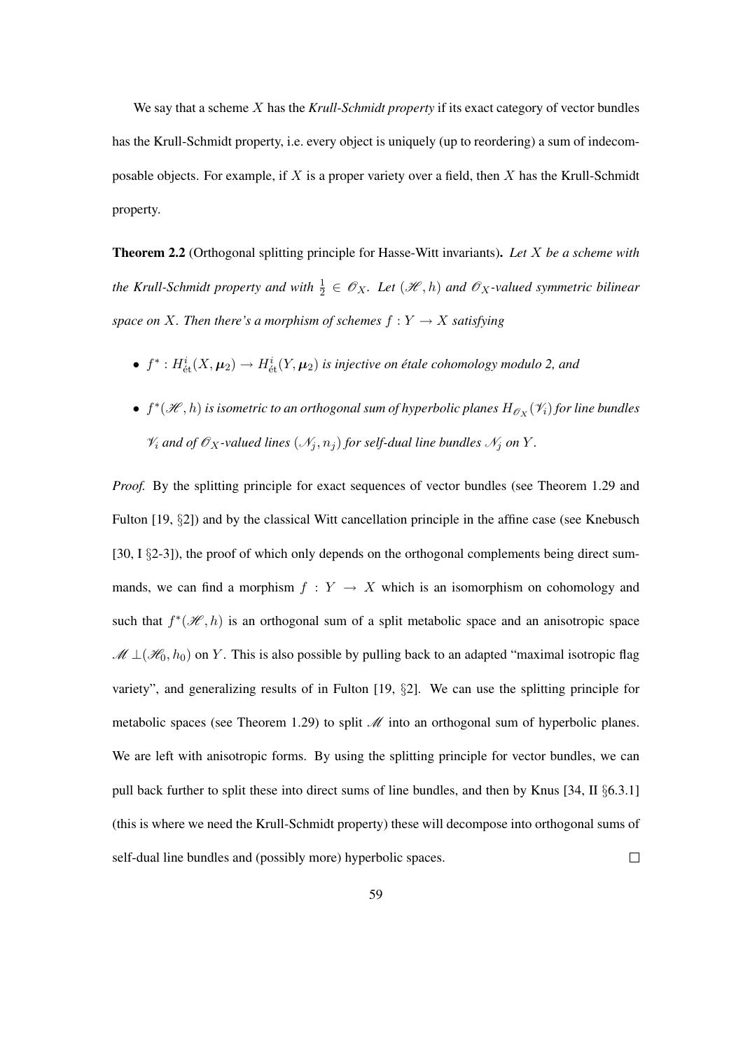We say that a scheme $X$ has the *Krull-Schmidt property* if its exact category of vector bundles has the Krull-Schmidt property, i.e. every object is uniquely (up to reordering) a sum of indecomposable objects. For example, if $X$ is a proper variety over a field, then $X$ has the Krull-Schmidt property.

**Theorem 2.2** (Orthogonal splitting principle for Hasse-Witt invariants)**.** *Let $X$ be a scheme with the Krull-Schmidt property and with $\frac{1}{2} \in \mathscr{O}_X$. Let $(\mathscr{H}, h)$ and $\mathscr{O}_X$-valued symmetric bilinear space on $X$. Then there's a morphism of schemes $f : Y \to X$ satisfying*

- $f^* : H^i_{\text{ét}}(X, \boldsymbol{\mu}_2) \to H^i_{\text{ét}}(Y, \boldsymbol{\mu}_2)$ *is injective on étale cohomology modulo 2, and*
- $f^*(\mathscr{H}, h)$ *is isometric to an orthogonal sum of hyperbolic planes $H_{\mathscr{O}_X}(\mathscr{V}_i)$ for line bundles $\mathscr{V}_i$ and of $\mathscr{O}_X$-valued lines $(\mathscr{N}_j, n_j)$ for self-dual line bundles $\mathscr{N}_j$ on $Y$.*

*Proof.* By the splitting principle for exact sequences of vector bundles (see Theorem 1.29 and Fulton [19, §2]) and by the classical Witt cancellation principle in the affine case (see Knebusch [30, I §2-3]), the proof of which only depends on the orthogonal complements being direct summands, we can find a morphism $f : Y \to X$ which is an isomorphism on cohomology and such that $f^*(\mathscr{H}, h)$ is an orthogonal sum of a split metabolic space and an anisotropic space $\mathscr{M} \perp (\mathscr{H}_0, h_0)$ on $Y$. This is also possible by pulling back to an adapted "maximal isotropic flag variety", and generalizing results of in Fulton [19, §2]. We can use the splitting principle for metabolic spaces (see Theorem 1.29) to split $\mathscr{M}$ into an orthogonal sum of hyperbolic planes. We are left with anisotropic forms. By using the splitting principle for vector bundles, we can pull back further to split these into direct sums of line bundles, and then by Knus [34, II §6.3.1] (this is where we need the Krull-Schmidt property) these will decompose into orthogonal sums of self-dual line bundles and (possibly more) hyperbolic spaces. $\square$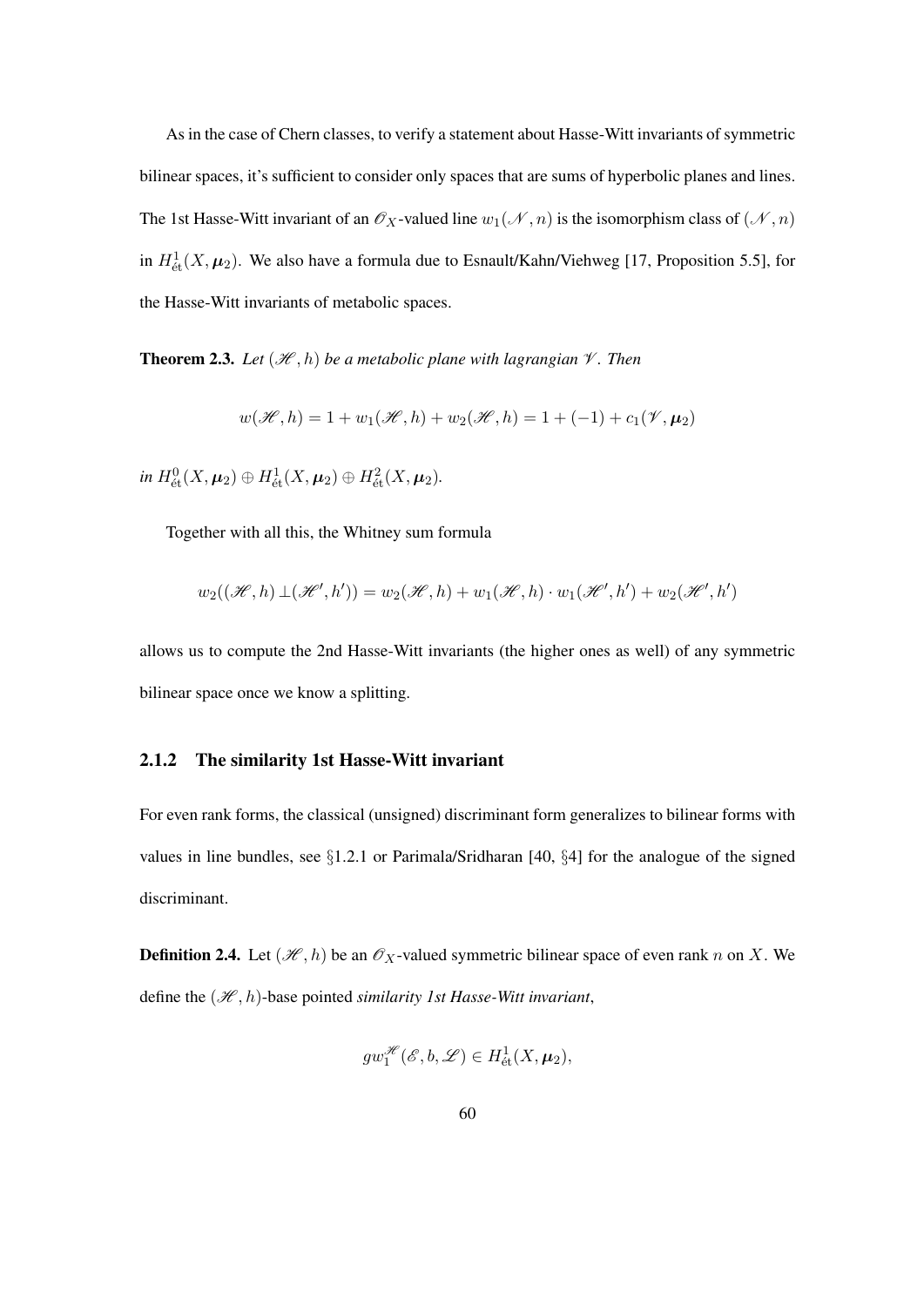As in the case of Chern classes, to verify a statement about Hasse-Witt invariants of symmetric bilinear spaces, it's sufficient to consider only spaces that are sums of hyperbolic planes and lines. The 1st Hasse-Witt invariant of an $\mathscr{O}_X$-valued line $w_1(\mathscr{N}, n)$ is the isomorphism class of $(\mathscr{N}, n)$ in $H^1_{\text{ét}}(X, \boldsymbol{\mu}_2)$. We also have a formula due to Esnault/Kahn/Viehweg [17, Proposition 5.5], for the Hasse-Witt invariants of metabolic spaces.

**Theorem 2.3.** *Let $(\mathscr{H}, h)$ be a metabolic plane with lagrangian $\mathscr{V}$. Then*

$$w(\mathscr{H}, h) = 1 + w_1(\mathscr{H}, h) + w_2(\mathscr{H}, h) = 1 + (-1) + c_1(\mathscr{V}, \boldsymbol{\mu}_2)$$

*in $H^0_{\text{ét}}(X, \boldsymbol{\mu}_2) \oplus H^1_{\text{ét}}(X, \boldsymbol{\mu}_2) \oplus H^2_{\text{ét}}(X, \boldsymbol{\mu}_2)$.*

Together with all this, the Whitney sum formula

$$w_2((\mathscr{H}, h) \perp (\mathscr{H}', h')) = w_2(\mathscr{H}, h) + w_1(\mathscr{H}, h) \cdot w_1(\mathscr{H}', h') + w_2(\mathscr{H}', h')$$

allows us to compute the 2nd Hasse-Witt invariants (the higher ones as well) of any symmetric bilinear space once we know a splitting.

### 2.1.2 The similarity 1st Hasse-Witt invariant

For even rank forms, the classical (unsigned) discriminant form generalizes to bilinear forms with values in line bundles, see §1.2.1 or Parimala/Sridharan [40, §4] for the analogue of the signed discriminant.

**Definition 2.4.** Let $(\mathscr{H}, h)$ be an $\mathscr{O}_X$-valued symmetric bilinear space of even rank $n$ on $X$. We define the $(\mathscr{H}, h)$-base pointed *similarity 1st Hasse-Witt invariant*,

$$gw_1^{\mathscr{H}}(\mathscr{E}, b, \mathscr{L}) \in H^1_{\text{ét}}(X, \boldsymbol{\mu}_2),$$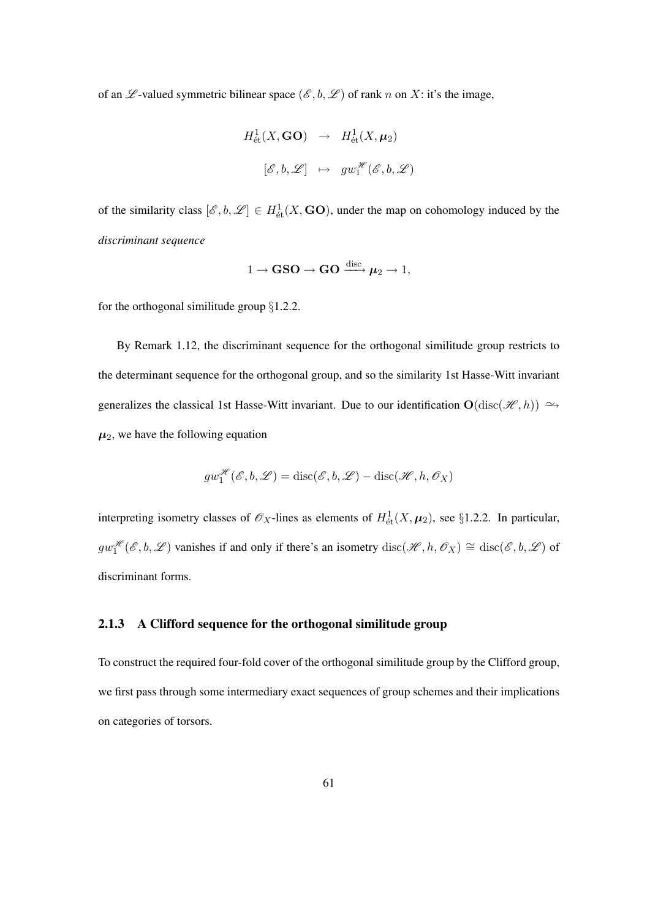of an $\mathscr{L}$-valued symmetric bilinear space $(\mathscr{E}, b, \mathscr{L})$ of rank $n$ on $X$: it's the image,

$$\begin{array}{rcl} H^1_{\text{ét}}(X, \mathbf{GO}) & \to & H^1_{\text{ét}}(X, \boldsymbol{\mu}_2) \\ [\mathscr{E}, b, \mathscr{L}] & \mapsto & gw_1^{\mathscr{H}}(\mathscr{E}, b, \mathscr{L}) \end{array}$$

of the similarity class $[\mathscr{E}, b, \mathscr{L}] \in H^1_{\text{ét}}(X, \mathbf{GO})$, under the map on cohomology induced by the *discriminant sequence*

$$1 \to \mathbf{GSO} \to \mathbf{GO} \xrightarrow{\text{disc}} \boldsymbol{\mu}_2 \to 1,$$

for the orthogonal similitude group §1.2.2.

By Remark 1.12, the discriminant sequence for the orthogonal similitude group restricts to the determinant sequence for the orthogonal group, and so the similarity 1st Hasse-Witt invariant generalizes the classical 1st Hasse-Witt invariant. Due to our identification $\mathbf{O}(\text{disc}(\mathscr{H}, h)) \xrightarrow{\simeq} \boldsymbol{\mu}_2$, we have the following equation

$$gw_1^{\mathscr{H}}(\mathscr{E}, b, \mathscr{L}) = \text{disc}(\mathscr{E}, b, \mathscr{L}) - \text{disc}(\mathscr{H}, h, \mathscr{O}_X)$$

interpreting isometry classes of $\mathscr{O}_X$-lines as elements of $H^1_{\text{ét}}(X, \boldsymbol{\mu}_2)$, see §1.2.2. In particular, $gw_1^{\mathscr{H}}(\mathscr{E}, b, \mathscr{L})$ vanishes if and only if there's an isometry $\text{disc}(\mathscr{H}, h, \mathscr{O}_X) \cong \text{disc}(\mathscr{E}, b, \mathscr{L})$ of discriminant forms.

### 2.1.3 A Clifford sequence for the orthogonal similitude group

To construct the required four-fold cover of the orthogonal similitude group by the Clifford group, we first pass through some intermediary exact sequences of group schemes and their implications on categories of torsors.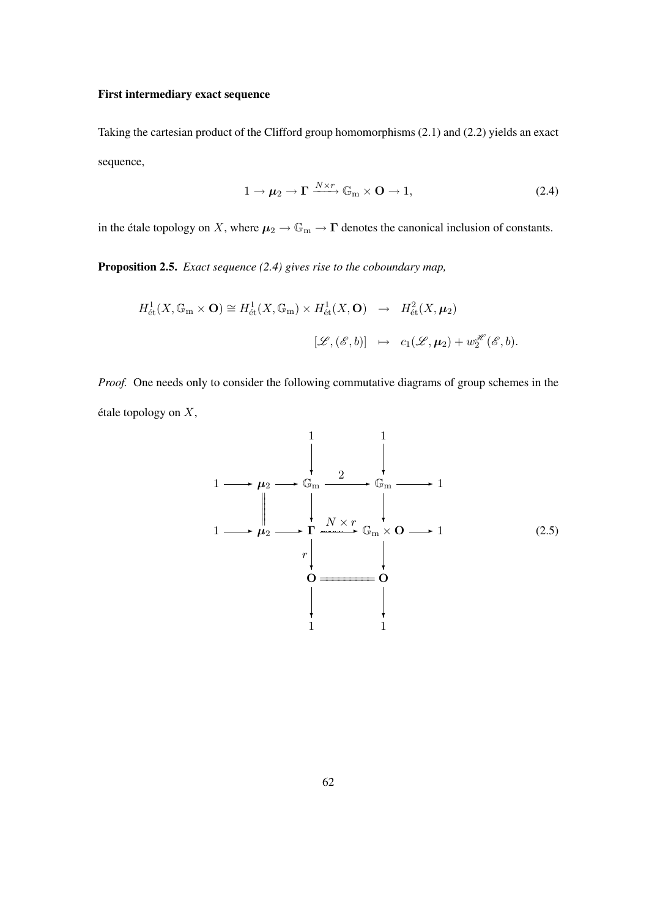**First intermediary exact sequence**

Taking the cartesian product of the Clifford group homomorphisms (2.1) and (2.2) yields an exact sequence,

$$1 \to \boldsymbol{\mu}_2 \to \boldsymbol{\Gamma} \xrightarrow{N \times r} \mathbb{G}_{\mathrm{m}} \times \mathbf{O} \to 1, \tag{2.4}$$

in the étale topology on $X$, where $\boldsymbol{\mu}_2 \to \mathbb{G}_{\mathrm{m}} \to \boldsymbol{\Gamma}$ denotes the canonical inclusion of constants.

**Proposition 2.5.** *Exact sequence (2.4) gives rise to the coboundary map,*

$$\begin{array}{rcl} H^1_{\text{ét}}(X, \mathbb{G}_{\mathrm{m}} \times \mathbf{O}) \cong H^1_{\text{ét}}(X, \mathbb{G}_{\mathrm{m}}) \times H^1_{\text{ét}}(X, \mathbf{O}) & \to & H^2_{\text{ét}}(X, \boldsymbol{\mu}_2) \\ {[\mathscr{L}, (\mathscr{E}, b)]} & \mapsto & c_1(\mathscr{L}, \boldsymbol{\mu}_2) + w_2^{\mathscr{H}}(\mathscr{E}, b). \end{array}$$

*Proof.* One needs only to consider the following commutative diagrams of group schemes in the étale topology on $X$,

$$\begin{array}{ccccccccc}
 & & & & 1 & & 1 & & \\
 & & & & \downarrow & & \downarrow & & \\
1 & \longrightarrow & \boldsymbol{\mu}_2 & \longrightarrow & \mathbb{G}_{\mathrm{m}} & \xrightarrow{\ 2\ } & \mathbb{G}_{\mathrm{m}} & \longrightarrow & 1 \\
 & & \| & & \downarrow & & \downarrow & & \\
1 & \longrightarrow & \boldsymbol{\mu}_2 & \longrightarrow & \boldsymbol{\Gamma} & \xrightarrow{N \times r} & \mathbb{G}_{\mathrm{m}} \times \mathbf{O} & \longrightarrow & 1 \\
 & & & & {\scriptstyle r}\downarrow & & \downarrow & & \\
 & & & & \mathbf{O} & = & \mathbf{O} & & \\
 & & & & \downarrow & & \downarrow & & \\
 & & & & 1 & & 1 & &
\end{array} \tag{2.5}$$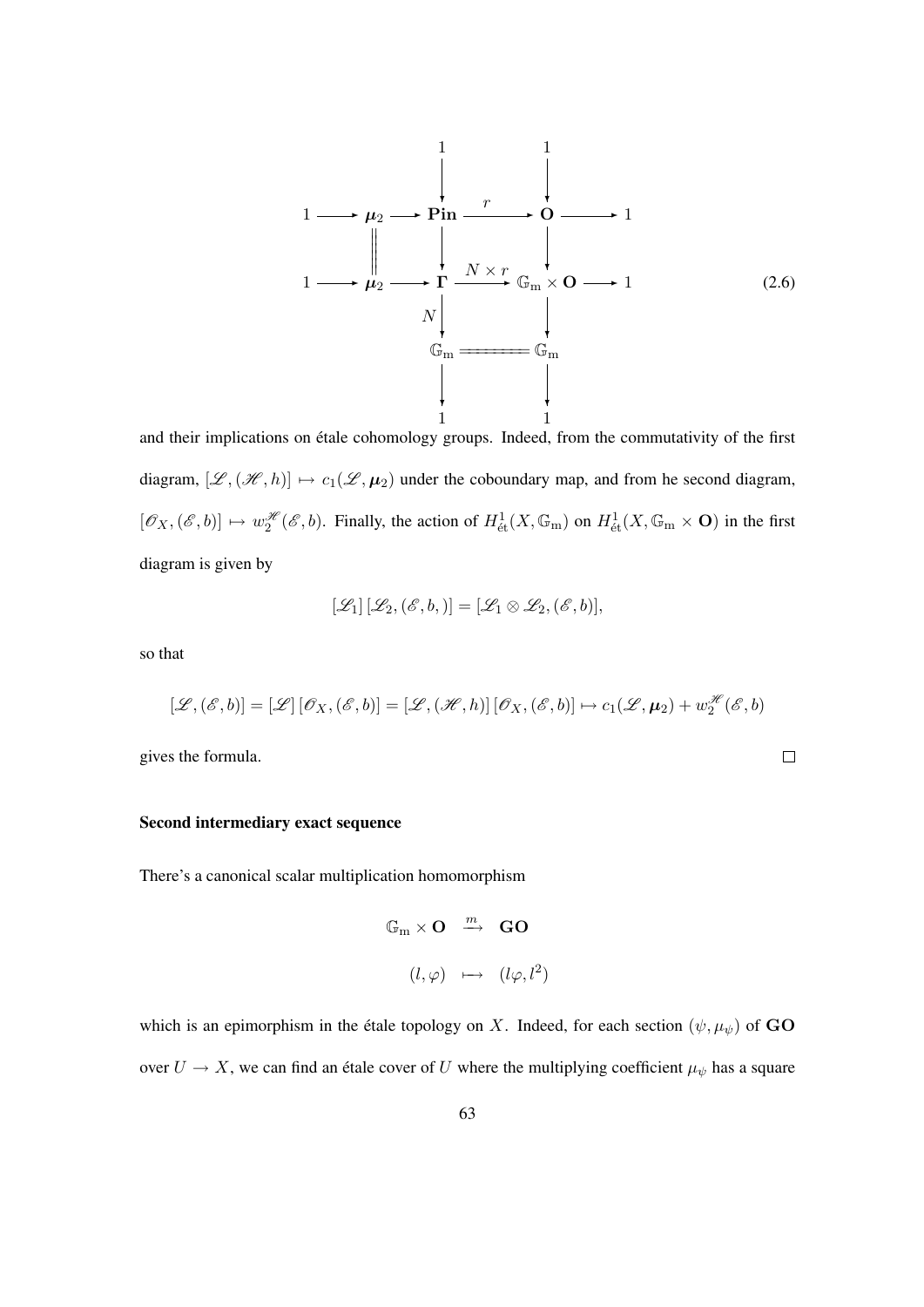$$
\begin{array}{ccccccccc}
 & & & & 1 & & 1 & & \\
 & & & & \downarrow & & \downarrow & & \\
1 & \longrightarrow & \boldsymbol{\mu}_2 & \longrightarrow & \mathbf{Pin} & \xrightarrow{\ r\ } & \mathbf{O} & \longrightarrow & 1 \\
 & & \| & & \downarrow & & \downarrow & & \\
1 & \longrightarrow & \boldsymbol{\mu}_2 & \longrightarrow & \boldsymbol{\Gamma} & \xrightarrow{N \times r} & \mathbb{G}_{\mathrm{m}} \times \mathbf{O} & \longrightarrow & 1 \\
 & & & & {\scriptstyle N}\downarrow & & \downarrow & & \\
 & & & & \mathbb{G}_{\mathrm{m}} & = & \mathbb{G}_{\mathrm{m}} & & \\
 & & & & \downarrow & & \downarrow & & \\
 & & & & 1 & & 1 & &
\end{array}
\tag{2.6}
$$

and their implications on étale cohomology groups. Indeed, from the commutativity of the first diagram, $[\mathscr{L}, (\mathscr{H}, h)] \mapsto c_1(\mathscr{L}, \boldsymbol{\mu}_2)$ under the coboundary map, and from he second diagram, $[\mathscr{O}_X, (\mathscr{E}, b)] \mapsto w_2^{\mathscr{H}}(\mathscr{E}, b)$. Finally, the action of $H^1_{\text{ét}}(X, \mathbb{G}_{\mathrm{m}})$ on $H^1_{\text{ét}}(X, \mathbb{G}_{\mathrm{m}} \times \mathbf{O})$ in the first diagram is given by

$$
[\mathscr{L}_1]\,[\mathscr{L}_2, (\mathscr{E}, b, )] = [\mathscr{L}_1 \otimes \mathscr{L}_2, (\mathscr{E}, b)],
$$

so that

$$
[\mathscr{L}, (\mathscr{E}, b)] = [\mathscr{L}]\,[\mathscr{O}_X, (\mathscr{E}, b)] = [\mathscr{L}, (\mathscr{H}, h)]\,[\mathscr{O}_X, (\mathscr{E}, b)] \mapsto c_1(\mathscr{L}, \boldsymbol{\mu}_2) + w_2^{\mathscr{H}}(\mathscr{E}, b)
$$

gives the formula. □

**Second intermediary exact sequence**

There's a canonical scalar multiplication homomorphism

$$
\begin{array}{ccc}
\mathbb{G}_{\mathrm{m}} \times \mathbf{O} & \xrightarrow{m} & \mathbf{GO} \\
(l, \varphi) & \longmapsto & (l\varphi, l^2)
\end{array}
$$

which is an epimorphism in the étale topology on $X$. Indeed, for each section $(\psi, \mu_\psi)$ of $\mathbf{GO}$ over $U \to X$, we can find an étale cover of $U$ where the multiplying coefficient $\mu_\psi$ has a square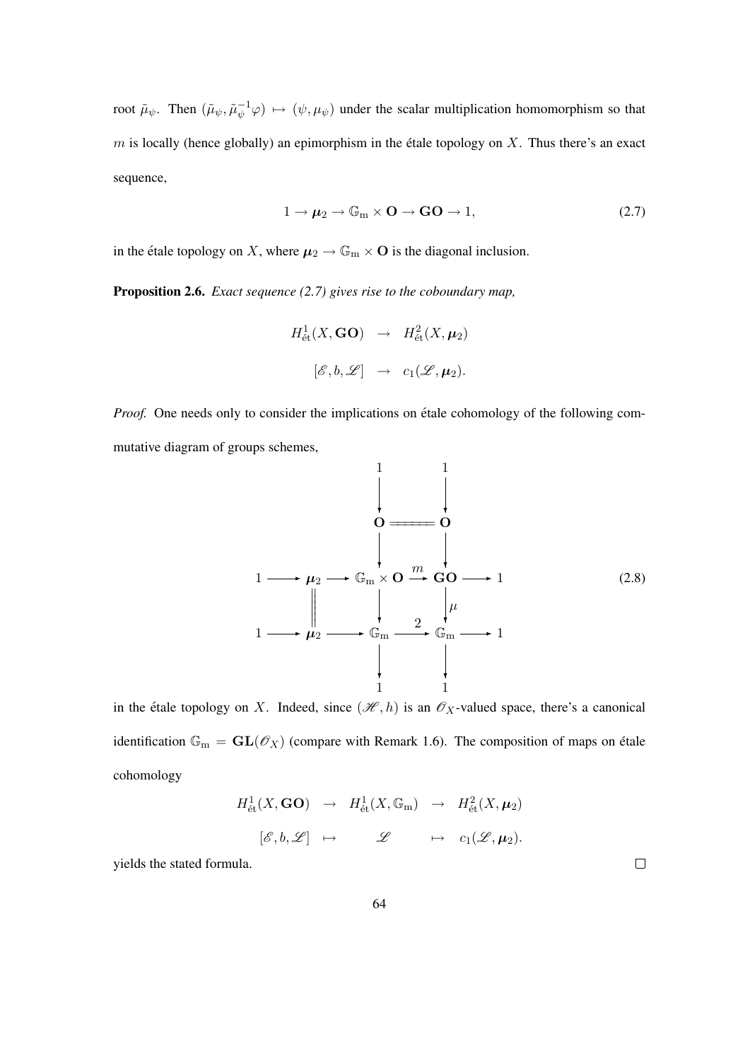root $\tilde{\mu}_\psi$. Then $(\tilde{\mu}_\psi, \tilde{\mu}_\psi^{-1}\varphi) \mapsto (\psi, \mu_\psi)$ under the scalar multiplication homomorphism so that $m$ is locally (hence globally) an epimorphism in the étale topology on $X$. Thus there's an exact sequence,

$$1 \to \boldsymbol{\mu}_2 \to \mathbb{G}_{\mathrm{m}} \times \mathbf{O} \to \mathbf{GO} \to 1, \tag{2.7}$$

in the étale topology on $X$, where $\boldsymbol{\mu}_2 \to \mathbb{G}_{\mathrm{m}} \times \mathbf{O}$ is the diagonal inclusion.

**Proposition 2.6.** *Exact sequence (2.7) gives rise to the coboundary map,*

$$\begin{array}{rcl} H^1_{\text{ét}}(X, \mathbf{GO}) & \to & H^2_{\text{ét}}(X, \boldsymbol{\mu}_2) \\ [\mathscr{E}, b, \mathscr{L}] & \to & c_1(\mathscr{L}, \boldsymbol{\mu}_2). \end{array}$$

*Proof.* One needs only to consider the implications on étale cohomology of the following commutative diagram of groups schemes,

$$\begin{array}{ccccccccc}
 & & & & 1 & & 1 & & \\
 & & & & \downarrow & & \downarrow & & \\
 & & & & \mathbf{O} & = & \mathbf{O} & & \\
 & & & & \downarrow & & \downarrow & & \\
1 & \to & \boldsymbol{\mu}_2 & \to & \mathbb{G}_{\mathrm{m}} \times \mathbf{O} & \xrightarrow{m} & \mathbf{GO} & \to & 1 \\
 & & \| & & \downarrow & & \downarrow \mu & & \\
1 & \to & \boldsymbol{\mu}_2 & \to & \mathbb{G}_{\mathrm{m}} & \xrightarrow{2} & \mathbb{G}_{\mathrm{m}} & \to & 1 \\
 & & & & \downarrow & & \downarrow & & \\
 & & & & 1 & & 1 & &
\end{array} \tag{2.8}$$

in the étale topology on $X$. Indeed, since $(\mathscr{H}, h)$ is an $\mathscr{O}_X$-valued space, there's a canonical identification $\mathbb{G}_{\mathrm{m}} = \mathbf{GL}(\mathscr{O}_X)$ (compare with Remark 1.6). The composition of maps on étale cohomology

$$\begin{array}{ccccc} H^1_{\text{ét}}(X, \mathbf{GO}) & \to & H^1_{\text{ét}}(X, \mathbb{G}_{\mathrm{m}}) & \to & H^2_{\text{ét}}(X, \boldsymbol{\mu}_2) \\ [\mathscr{E}, b, \mathscr{L}] & \mapsto & \mathscr{L} & \mapsto & c_1(\mathscr{L}, \boldsymbol{\mu}_2). \end{array}$$

yields the stated formula. □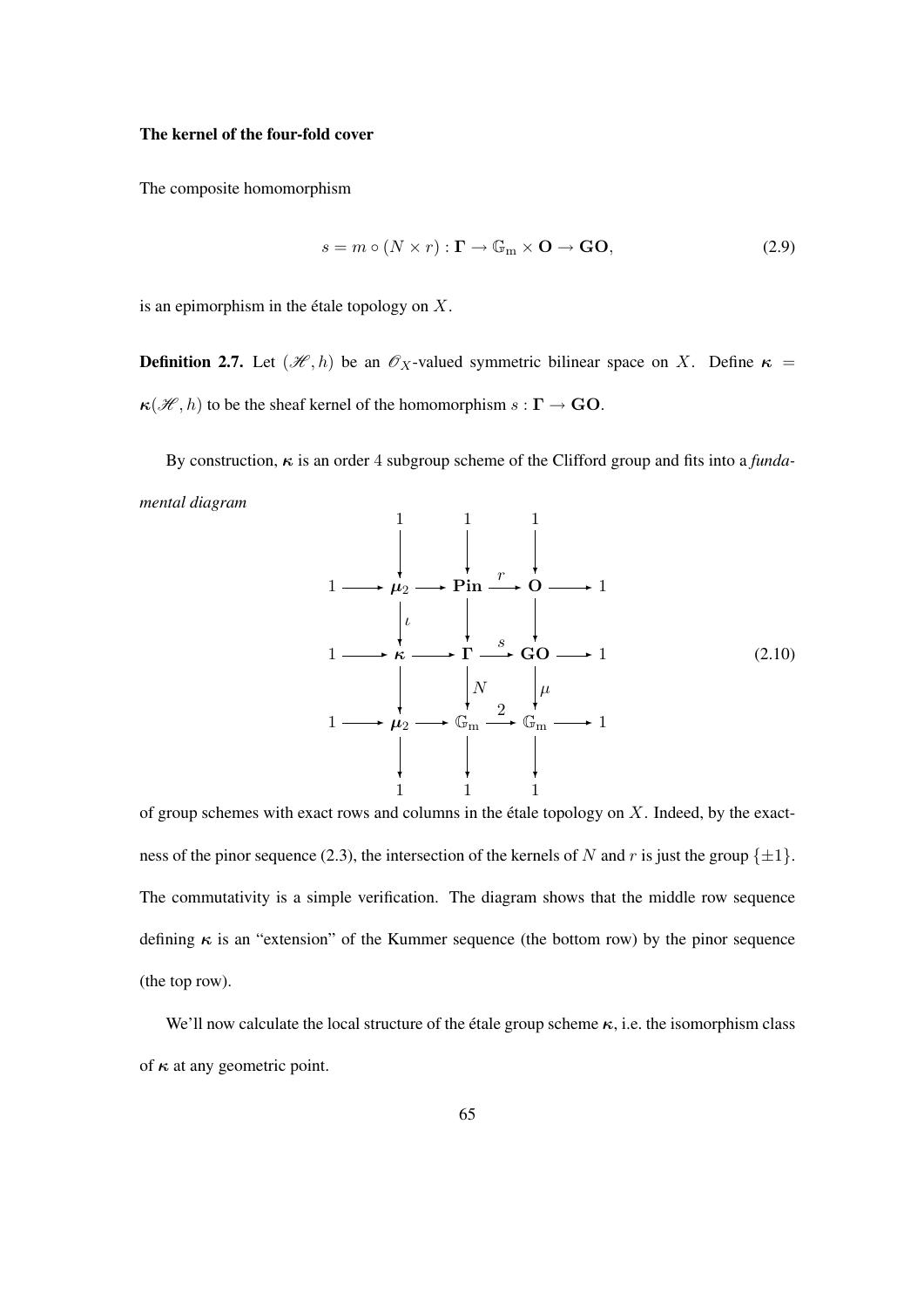**The kernel of the four-fold cover**

The composite homomorphism

$$s = m \circ (N \times r) : \mathbf{\Gamma} \to \mathbb{G}_{\mathrm{m}} \times \mathbf{O} \to \mathbf{GO}, \tag{2.9}$$

is an epimorphism in the étale topology on $X$.

**Definition 2.7.** Let $(\mathscr{H}, h)$ be an $\mathscr{O}_X$-valued symmetric bilinear space on $X$. Define $\boldsymbol{\kappa} = \boldsymbol{\kappa}(\mathscr{H}, h)$ to be the sheaf kernel of the homomorphism $s : \mathbf{\Gamma} \to \mathbf{GO}$.

By construction, $\boldsymbol{\kappa}$ is an order 4 subgroup scheme of the Clifford group and fits into a *fundamental diagram*

$$\begin{array}{ccccccccc}
 & & 1 & & 1 & & 1 & & \\
 & & \downarrow & & \downarrow & & \downarrow & & \\
1 & \longrightarrow & \boldsymbol{\mu}_2 & \longrightarrow & \mathbf{Pin} & \xrightarrow{r} & \mathbf{O} & \longrightarrow & 1 \\
 & & \downarrow{\scriptstyle \iota} & & \downarrow & & \downarrow & & \\
1 & \longrightarrow & \boldsymbol{\kappa} & \longrightarrow & \mathbf{\Gamma} & \xrightarrow{s} & \mathbf{GO} & \longrightarrow & 1 \\
 & & \downarrow & & \downarrow{\scriptstyle N} & & \downarrow{\scriptstyle \mu} & & \\
1 & \longrightarrow & \boldsymbol{\mu}_2 & \longrightarrow & \mathbb{G}_{\mathrm{m}} & \xrightarrow{2} & \mathbb{G}_{\mathrm{m}} & \longrightarrow & 1 \\
 & & \downarrow & & \downarrow & & \downarrow & & \\
 & & 1 & & 1 & & 1 & &
\end{array} \tag{2.10}$$

of group schemes with exact rows and columns in the étale topology on $X$. Indeed, by the exactness of the pinor sequence (2.3), the intersection of the kernels of $N$ and $r$ is just the group $\{\pm 1\}$. The commutativity is a simple verification. The diagram shows that the middle row sequence defining $\boldsymbol{\kappa}$ is an "extension" of the Kummer sequence (the bottom row) by the pinor sequence (the top row).

We'll now calculate the local structure of the étale group scheme $\boldsymbol{\kappa}$, i.e. the isomorphism class of $\boldsymbol{\kappa}$ at any geometric point.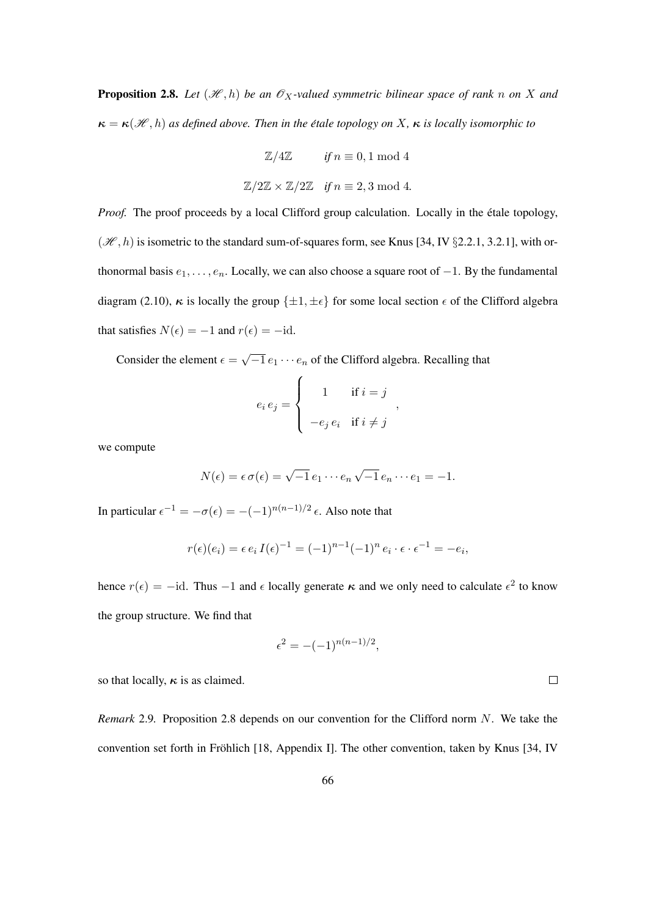**Proposition 2.8.** *Let $(\mathscr{H}, h)$ be an $\mathscr{O}_X$-valued symmetric bilinear space of rank $n$ on $X$ and $\boldsymbol{\kappa} = \boldsymbol{\kappa}(\mathscr{H}, h)$ as defined above. Then in the étale topology on $X$, $\boldsymbol{\kappa}$ is locally isomorphic to*

$$
\begin{array}{ll}
\mathbb{Z}/4\mathbb{Z} & \text{if } n \equiv 0, 1 \bmod 4 \\
\mathbb{Z}/2\mathbb{Z} \times \mathbb{Z}/2\mathbb{Z} & \text{if } n \equiv 2, 3 \bmod 4.
\end{array}
$$

*Proof.* The proof proceeds by a local Clifford group calculation. Locally in the étale topology, $(\mathscr{H}, h)$ is isometric to the standard sum-of-squares form, see Knus [34, IV §2.2.1, 3.2.1], with orthonormal basis $e_1, \ldots, e_n$. Locally, we can also choose a square root of $-1$. By the fundamental diagram (2.10), $\boldsymbol{\kappa}$ is locally the group $\{\pm 1, \pm\epsilon\}$ for some local section $\epsilon$ of the Clifford algebra that satisfies $N(\epsilon) = -1$ and $r(\epsilon) = -\mathrm{id}$.

Consider the element $\epsilon = \sqrt{-1}\, e_1 \cdots e_n$ of the Clifford algebra. Recalling that

$$
e_i\, e_j = \begin{cases} 1 & \text{if } i = j \\ -e_j\, e_i & \text{if } i \neq j \end{cases},
$$

we compute

$$
N(\epsilon) = \epsilon\, \sigma(\epsilon) = \sqrt{-1}\, e_1 \cdots e_n \sqrt{-1}\, e_n \cdots e_1 = -1.
$$

In particular $\epsilon^{-1} = -\sigma(\epsilon) = -(-1)^{n(n-1)/2}\, \epsilon$. Also note that

$$
r(\epsilon)(e_i) = \epsilon\, e_i\, I(\epsilon)^{-1} = (-1)^{n-1}(-1)^n\, e_i \cdot \epsilon \cdot \epsilon^{-1} = -e_i,
$$

hence $r(\epsilon) = -\mathrm{id}$. Thus $-1$ and $\epsilon$ locally generate $\boldsymbol{\kappa}$ and we only need to calculate $\epsilon^2$ to know the group structure. We find that

$$
\epsilon^2 = -(-1)^{n(n-1)/2},
$$

so that locally, $\boldsymbol{\kappa}$ is as claimed. $\square$

*Remark* 2.9. Proposition 2.8 depends on our convention for the Clifford norm $N$. We take the convention set forth in Fröhlich [18, Appendix I]. The other convention, taken by Knus [34, IV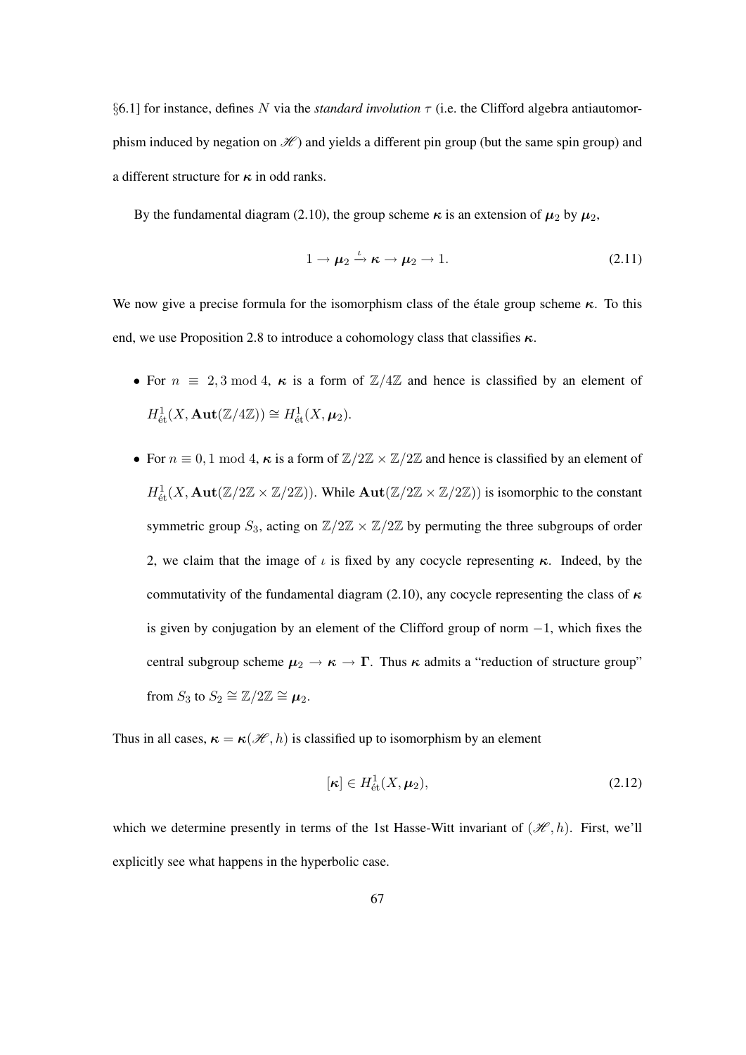§6.1] for instance, defines $N$ via the *standard involution* $\tau$ (i.e. the Clifford algebra antiautomorphism induced by negation on $\mathscr{H}$) and yields a different pin group (but the same spin group) and a different structure for $\boldsymbol{\kappa}$ in odd ranks.

By the fundamental diagram (2.10), the group scheme $\boldsymbol{\kappa}$ is an extension of $\boldsymbol{\mu}_2$ by $\boldsymbol{\mu}_2$,

$$1 \to \boldsymbol{\mu}_2 \xrightarrow{\iota} \boldsymbol{\kappa} \to \boldsymbol{\mu}_2 \to 1. \tag{2.11}$$

We now give a precise formula for the isomorphism class of the étale group scheme $\boldsymbol{\kappa}$. To this end, we use Proposition 2.8 to introduce a cohomology class that classifies $\boldsymbol{\kappa}$.

- For $n \equiv 2, 3 \bmod 4$, $\boldsymbol{\kappa}$ is a form of $\mathbb{Z}/4\mathbb{Z}$ and hence is classified by an element of $H^1_{\text{ét}}(X, \mathbf{Aut}(\mathbb{Z}/4\mathbb{Z})) \cong H^1_{\text{ét}}(X, \boldsymbol{\mu}_2)$.
- For $n \equiv 0, 1 \bmod 4$, $\boldsymbol{\kappa}$ is a form of $\mathbb{Z}/2\mathbb{Z} \times \mathbb{Z}/2\mathbb{Z}$ and hence is classified by an element of $H^1_{\text{ét}}(X, \mathbf{Aut}(\mathbb{Z}/2\mathbb{Z} \times \mathbb{Z}/2\mathbb{Z}))$. While $\mathbf{Aut}(\mathbb{Z}/2\mathbb{Z} \times \mathbb{Z}/2\mathbb{Z}))$ is isomorphic to the constant symmetric group $S_3$, acting on $\mathbb{Z}/2\mathbb{Z} \times \mathbb{Z}/2\mathbb{Z}$ by permuting the three subgroups of order 2, we claim that the image of $\iota$ is fixed by any cocycle representing $\boldsymbol{\kappa}$. Indeed, by the commutativity of the fundamental diagram (2.10), any cocycle representing the class of $\boldsymbol{\kappa}$ is given by conjugation by an element of the Clifford group of norm $-1$, which fixes the central subgroup scheme $\boldsymbol{\mu}_2 \to \boldsymbol{\kappa} \to \boldsymbol{\Gamma}$. Thus $\boldsymbol{\kappa}$ admits a "reduction of structure group" from $S_3$ to $S_2 \cong \mathbb{Z}/2\mathbb{Z} \cong \boldsymbol{\mu}_2$.

Thus in all cases, $\boldsymbol{\kappa} = \boldsymbol{\kappa}(\mathscr{H}, h)$ is classified up to isomorphism by an element

$$[\boldsymbol{\kappa}] \in H^1_{\text{ét}}(X, \boldsymbol{\mu}_2), \tag{2.12}$$

which we determine presently in terms of the 1st Hasse-Witt invariant of $(\mathscr{H}, h)$. First, we'll explicitly see what happens in the hyperbolic case.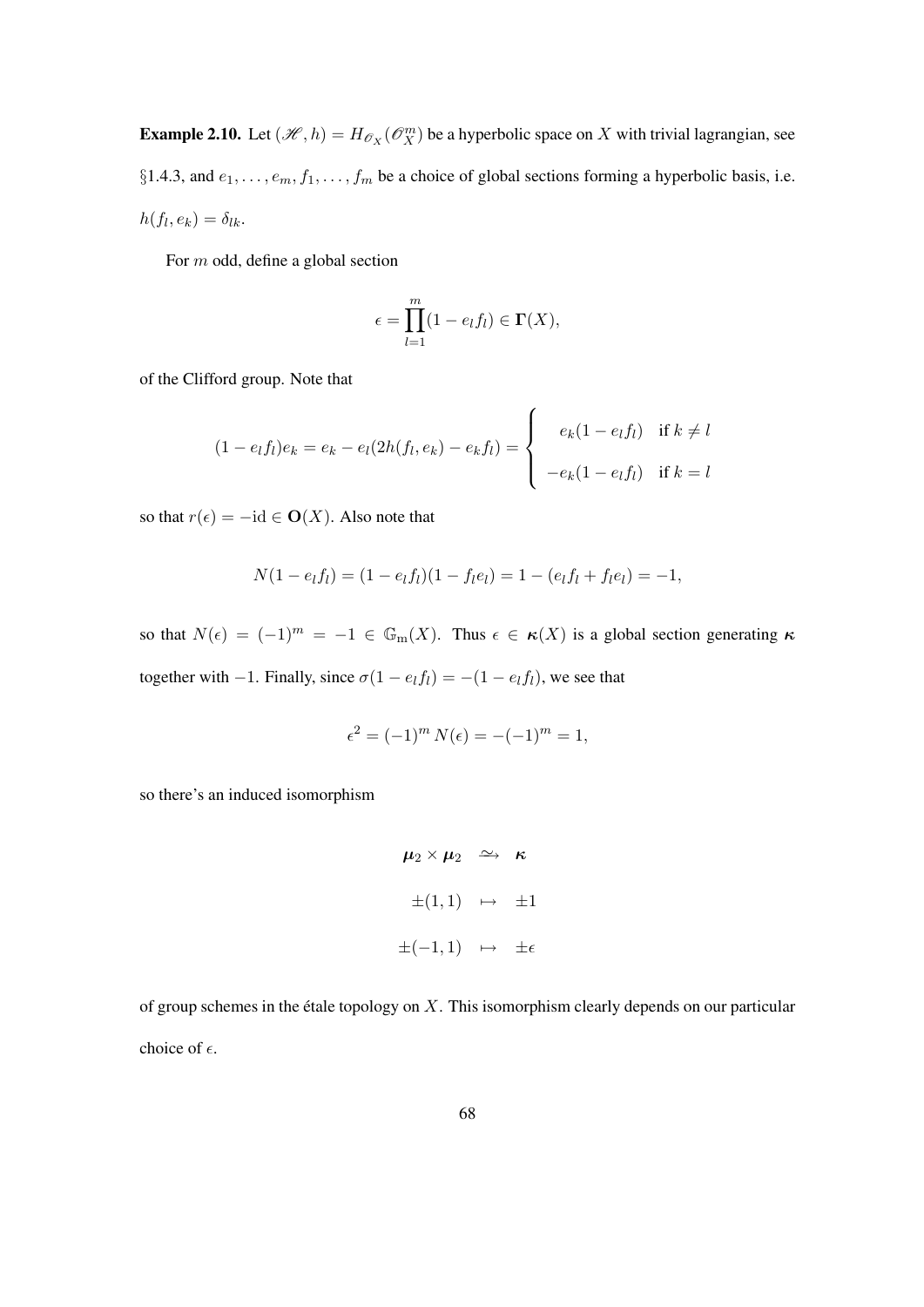**Example 2.10.** Let $(\mathscr{H}, h) = H_{\mathscr{O}_X}(\mathscr{O}_X^m)$ be a hyperbolic space on $X$ with trivial lagrangian, see §1.4.3, and $e_1, \ldots, e_m, f_1, \ldots, f_m$ be a choice of global sections forming a hyperbolic basis, i.e. $h(f_l, e_k) = \delta_{lk}$.

For $m$ odd, define a global section

$$\epsilon = \prod_{l=1}^{m} (1 - e_l f_l) \in \mathbf{\Gamma}(X),$$

of the Clifford group. Note that

$$(1 - e_l f_l) e_k = e_k - e_l(2h(f_l, e_k) - e_k f_l) = \begin{cases} e_k(1 - e_l f_l) & \text{if } k \neq l \\ -e_k(1 - e_l f_l) & \text{if } k = l \end{cases}$$

so that $r(\epsilon) = -\mathrm{id} \in \mathbf{O}(X)$. Also note that

$$N(1 - e_l f_l) = (1 - e_l f_l)(1 - f_l e_l) = 1 - (e_l f_l + f_l e_l) = -1,$$

so that $N(\epsilon) = (-1)^m = -1 \in \mathbb{G}_{\mathrm{m}}(X)$. Thus $\epsilon \in \boldsymbol{\kappa}(X)$ is a global section generating $\boldsymbol{\kappa}$ together with $-1$. Finally, since $\sigma(1 - e_l f_l) = -(1 - e_l f_l)$, we see that

$$\epsilon^2 = (-1)^m \, N(\epsilon) = -(-1)^m = 1,$$

so there's an induced isomorphism

$$\begin{array}{rcl} \boldsymbol{\mu}_2 \times \boldsymbol{\mu}_2 & \xrightarrow{\sim} & \boldsymbol{\kappa} \\ \pm(1,1) & \mapsto & \pm 1 \\ \pm(-1,1) & \mapsto & \pm \epsilon \end{array}$$

of group schemes in the étale topology on $X$. This isomorphism clearly depends on our particular choice of $\epsilon$.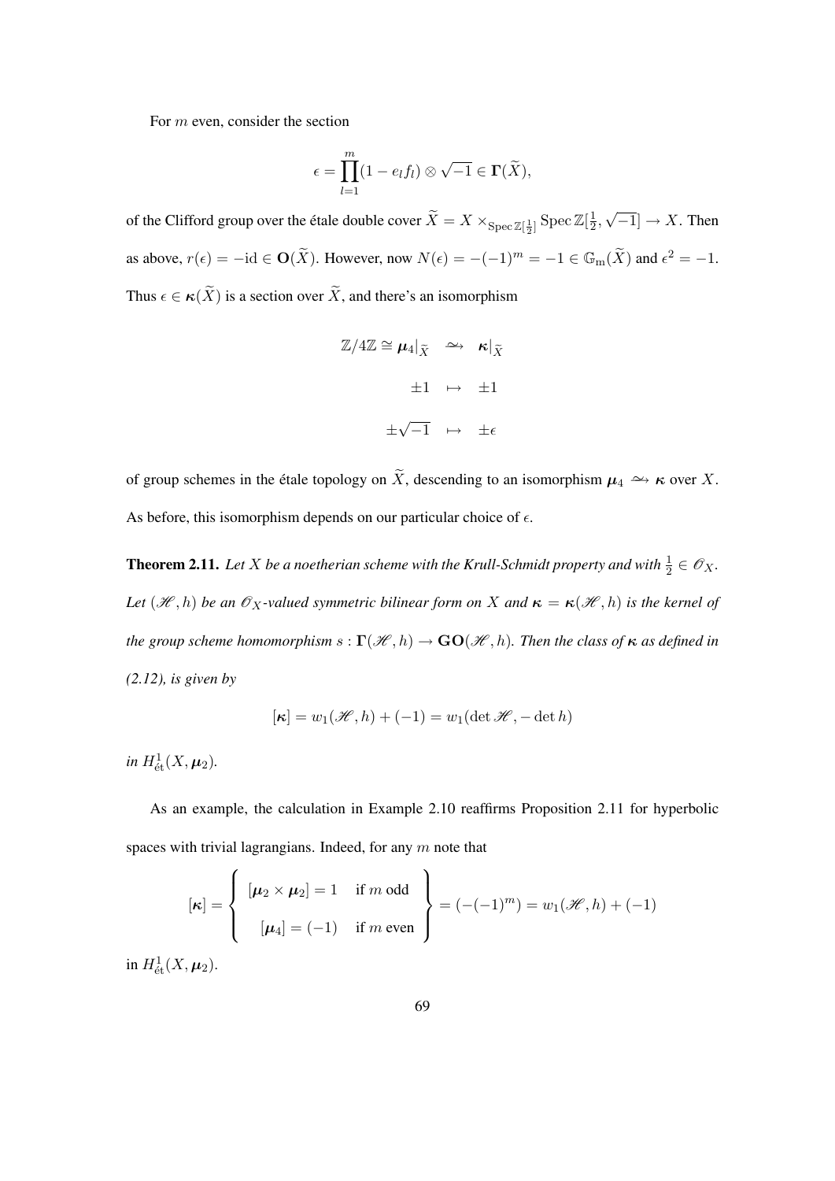For $m$ even, consider the section

$$\epsilon = \prod_{l=1}^{m}(1 - e_l f_l) \otimes \sqrt{-1} \in \mathbf{\Gamma}(\widetilde{X}),$$

of the Clifford group over the étale double cover $\widetilde{X} = X \times_{\operatorname{Spec}\mathbb{Z}[\frac{1}{2}]} \operatorname{Spec}\mathbb{Z}[\frac{1}{2}, \sqrt{-1}] \to X$. Then as above, $r(\epsilon) = -\mathrm{id} \in \mathbf{O}(\widetilde{X})$. However, now $N(\epsilon) = -(-1)^m = -1 \in \mathbb{G}_{\mathrm{m}}(\widetilde{X})$ and $\epsilon^2 = -1$. Thus $\epsilon \in \boldsymbol{\kappa}(\widetilde{X})$ is a section over $\widetilde{X}$, and there's an isomorphism

$$\begin{array}{rcl}
\mathbb{Z}/4\mathbb{Z} \cong \boldsymbol{\mu}_4|_{\widetilde{X}} & \xrightarrow{\sim} & \boldsymbol{\kappa}|_{\widetilde{X}} \\
\pm 1 & \mapsto & \pm 1 \\
\pm\sqrt{-1} & \mapsto & \pm\epsilon
\end{array}$$

of group schemes in the étale topology on $\widetilde{X}$, descending to an isomorphism $\boldsymbol{\mu}_4 \xrightarrow{\sim} \boldsymbol{\kappa}$ over $X$. As before, this isomorphism depends on our particular choice of $\epsilon$.

**Theorem 2.11.** *Let $X$ be a noetherian scheme with the Krull-Schmidt property and with $\frac{1}{2} \in \mathscr{O}_X$. Let $(\mathscr{H}, h)$ be an $\mathscr{O}_X$-valued symmetric bilinear form on $X$ and $\boldsymbol{\kappa} = \boldsymbol{\kappa}(\mathscr{H}, h)$ is the kernel of the group scheme homomorphism $s : \mathbf{\Gamma}(\mathscr{H}, h) \to \mathbf{GO}(\mathscr{H}, h)$. Then the class of $\boldsymbol{\kappa}$ as defined in (2.12), is given by*

$$[\boldsymbol{\kappa}] = w_1(\mathscr{H}, h) + (-1) = w_1(\det \mathscr{H}, -\det h)$$

*in $H^1_{\text{ét}}(X, \boldsymbol{\mu}_2)$.*

As an example, the calculation in Example 2.10 reaffirms Proposition 2.11 for hyperbolic spaces with trivial lagrangians. Indeed, for any $m$ note that

$$[\boldsymbol{\kappa}] = \left\{ \begin{array}{ll} [\boldsymbol{\mu}_2 \times \boldsymbol{\mu}_2] = 1 & \text{if } m \text{ odd} \\ [\boldsymbol{\mu}_4] = (-1) & \text{if } m \text{ even} \end{array} \right\} = (-(-1)^m) = w_1(\mathscr{H}, h) + (-1)$$

in $H^1_{\text{ét}}(X, \boldsymbol{\mu}_2)$.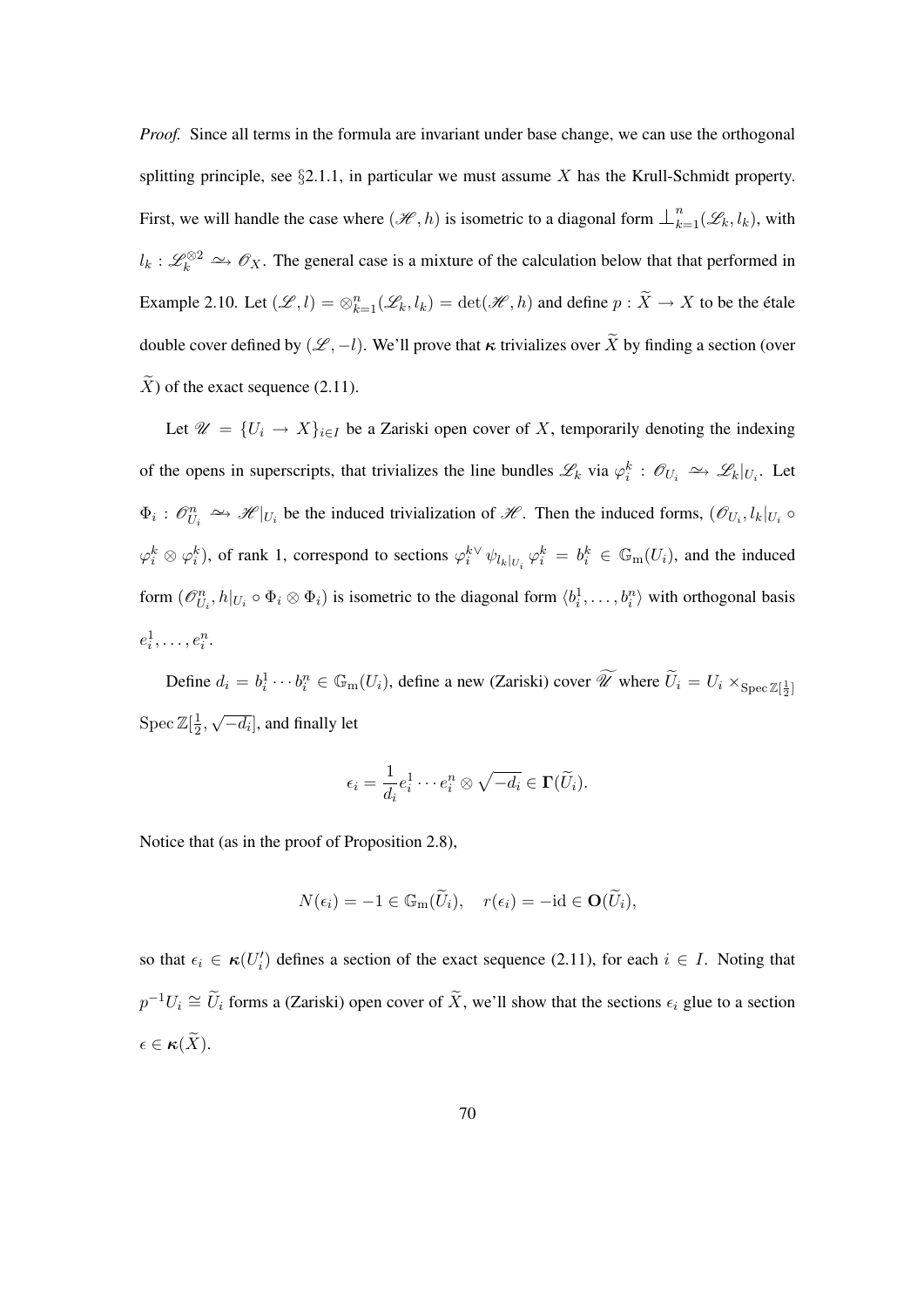*Proof.* Since all terms in the formula are invariant under base change, we can use the orthogonal splitting principle, see §2.1.1, in particular we must assume $X$ has the Krull-Schmidt property. First, we will handle the case where $(\mathscr{H}, h)$ is isometric to a diagonal form $\perp_{k=1}^{n}(\mathscr{L}_k, l_k)$, with $l_k : \mathscr{L}_k^{\otimes 2} \xrightarrow{\sim} \mathscr{O}_X$. The general case is a mixture of the calculation below that that performed in Example 2.10. Let $(\mathscr{L}, l) = \otimes_{k=1}^{n}(\mathscr{L}_k, l_k) = \det(\mathscr{H}, h)$ and define $p : \widetilde{X} \to X$ to be the étale double cover defined by $(\mathscr{L}, -l)$. We'll prove that $\boldsymbol{\kappa}$ trivializes over $\widetilde{X}$ by finding a section (over $\widetilde{X}$) of the exact sequence (2.11).

Let $\mathscr{U} = \{U_i \to X\}_{i \in I}$ be a Zariski open cover of $X$, temporarily denoting the indexing of the opens in superscripts, that trivializes the line bundles $\mathscr{L}_k$ via $\varphi_i^k : \mathscr{O}_{U_i} \xrightarrow{\sim} \mathscr{L}_k|_{U_i}$. Let $\Phi_i : \mathscr{O}_{U_i}^n \xrightarrow{\sim} \mathscr{H}|_{U_i}$ be the induced trivialization of $\mathscr{H}$. Then the induced forms, $(\mathscr{O}_{U_i}, l_k|_{U_i} \circ \varphi_i^k \otimes \varphi_i^k)$, of rank 1, correspond to sections $\varphi_i^{k\vee}\, \psi_{l_k|_{U_i}}\, \varphi_i^k = b_i^k \in \mathbb{G}_{\mathrm{m}}(U_i)$, and the induced form $(\mathscr{O}_{U_i}^n, h|_{U_i} \circ \Phi_i \otimes \Phi_i)$ is isometric to the diagonal form $\langle b_i^1, \ldots, b_i^n \rangle$ with orthogonal basis $e_i^1, \ldots, e_i^n$.

Define $d_i = b_i^1 \cdots b_i^n \in \mathbb{G}_{\mathrm{m}}(U_i)$, define a new (Zariski) cover $\widetilde{\mathscr{U}}$ where $\widetilde{U}_i = U_i \times_{\operatorname{Spec} \mathbb{Z}[\frac{1}{2}]} \operatorname{Spec} \mathbb{Z}[\frac{1}{2}, \sqrt{-d_i}]$, and finally let

$$\epsilon_i = \frac{1}{d_i} e_i^1 \cdots e_i^n \otimes \sqrt{-d_i} \in \mathbf{\Gamma}(\widetilde{U}_i).$$

Notice that (as in the proof of Proposition 2.8),

$$N(\epsilon_i) = -1 \in \mathbb{G}_{\mathrm{m}}(\widetilde{U}_i), \quad r(\epsilon_i) = -\mathrm{id} \in \mathbf{O}(\widetilde{U}_i),$$

so that $\epsilon_i \in \boldsymbol{\kappa}(U_i')$ defines a section of the exact sequence (2.11), for each $i \in I$. Noting that $p^{-1}U_i \cong \widetilde{U}_i$ forms a (Zariski) open cover of $\widetilde{X}$, we'll show that the sections $\epsilon_i$ glue to a section $\epsilon \in \boldsymbol{\kappa}(\widetilde{X})$.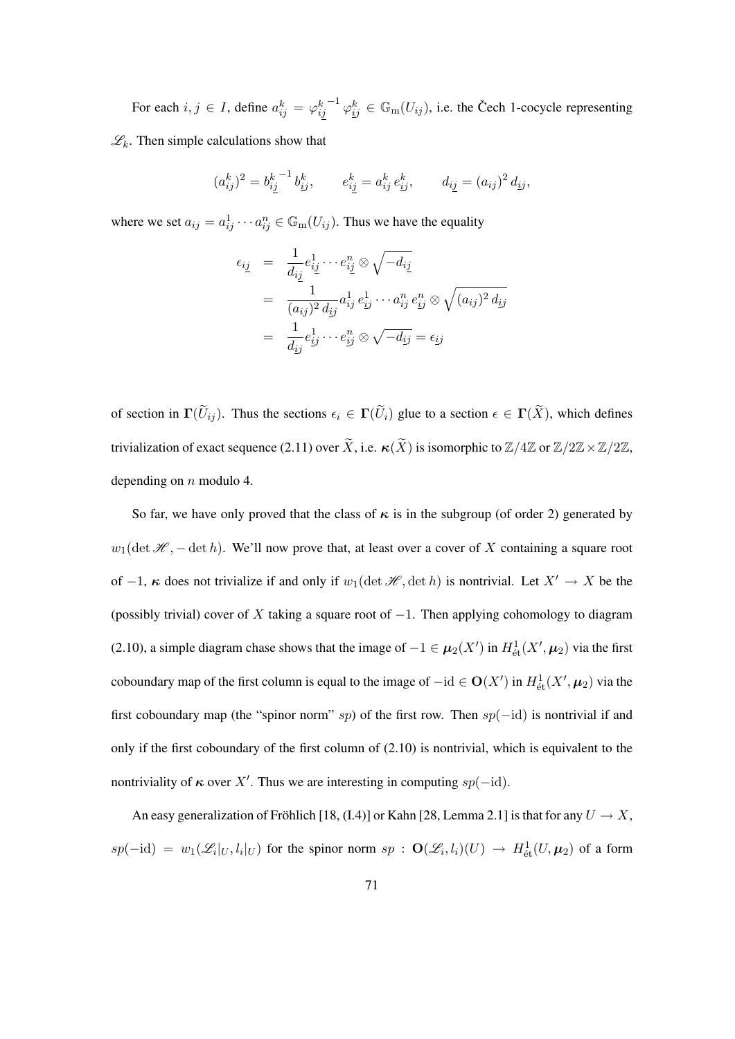For each $i, j \in I$, define $a_{ij}^k = {\varphi_{i\underline{j}}^k}^{-1} \varphi_{\underline{i}j}^k \in \mathbb{G}_{\mathrm{m}}(U_{ij})$, i.e. the Čech 1-cocycle representing $\mathscr{L}_k$. Then simple calculations show that

$$(a_{ij}^k)^2 = {b_{i\underline{j}}^k}^{-1} b_{\underline{i}j}^k, \qquad e_{i\underline{j}}^k = a_{ij}^k \, e_{\underline{i}j}^k, \qquad d_{i\underline{j}} = (a_{ij})^2 \, d_{\underline{i}j},$$

where we set $a_{ij} = a_{ij}^1 \cdots a_{ij}^n \in \mathbb{G}_{\mathrm{m}}(U_{ij})$. Thus we have the equality

$$\begin{aligned}
\epsilon_{i\underline{j}} &= \frac{1}{d_{i\underline{j}}} e_{i\underline{j}}^1 \cdots e_{i\underline{j}}^n \otimes \sqrt{-d_{i\underline{j}}} \\
&= \frac{1}{(a_{ij})^2 \, d_{\underline{i}j}} a_{ij}^1 \, e_{\underline{i}j}^1 \cdots a_{ij}^n \, e_{\underline{i}j}^n \otimes \sqrt{(a_{ij})^2 \, d_{\underline{i}j}} \\
&= \frac{1}{d_{\underline{i}j}} e_{\underline{i}j}^1 \cdots e_{\underline{i}j}^n \otimes \sqrt{-d_{\underline{i}j}} = \epsilon_{\underline{i}j}
\end{aligned}$$

of section in $\mathbf{\Gamma}(\widetilde{U}_{ij})$. Thus the sections $\epsilon_i \in \mathbf{\Gamma}(\widetilde{U}_i)$ glue to a section $\epsilon \in \mathbf{\Gamma}(\widetilde{X})$, which defines trivialization of exact sequence (2.11) over $\widetilde{X}$, i.e. $\boldsymbol{\kappa}(\widetilde{X})$ is isomorphic to $\mathbb{Z}/4\mathbb{Z}$ or $\mathbb{Z}/2\mathbb{Z} \times \mathbb{Z}/2\mathbb{Z}$, depending on $n$ modulo 4.

So far, we have only proved that the class of $\boldsymbol{\kappa}$ is in the subgroup (of order 2) generated by $w_1(\det \mathscr{H}, -\det h)$. We'll now prove that, at least over a cover of $X$ containing a square root of $-1$, $\boldsymbol{\kappa}$ does not trivialize if and only if $w_1(\det \mathscr{H}, \det h)$ is nontrivial. Let $X' \to X$ be the (possibly trivial) cover of $X$ taking a square root of $-1$. Then applying cohomology to diagram (2.10), a simple diagram chase shows that the image of $-1 \in \boldsymbol{\mu}_2(X')$ in $H^1_{\text{ét}}(X', \boldsymbol{\mu}_2)$ via the first coboundary map of the first column is equal to the image of $-\mathrm{id} \in \mathbf{O}(X')$ in $H^1_{\text{ét}}(X', \boldsymbol{\mu}_2)$ via the first coboundary map (the "spinor norm" $sp$) of the first row. Then $sp(-\mathrm{id})$ is nontrivial if and only if the first coboundary of the first column of (2.10) is nontrivial, which is equivalent to the nontriviality of $\boldsymbol{\kappa}$ over $X'$. Thus we are interesting in computing $sp(-\mathrm{id})$.

An easy generalization of Fröhlich [18, (I.4)] or Kahn [28, Lemma 2.1] is that for any $U \to X$, $sp(-\mathrm{id}) = w_1(\mathscr{L}_i|_U, l_i|_U)$ for the spinor norm $sp : \mathbf{O}(\mathscr{L}_i, l_i)(U) \to H^1_{\text{ét}}(U, \boldsymbol{\mu}_2)$ of a form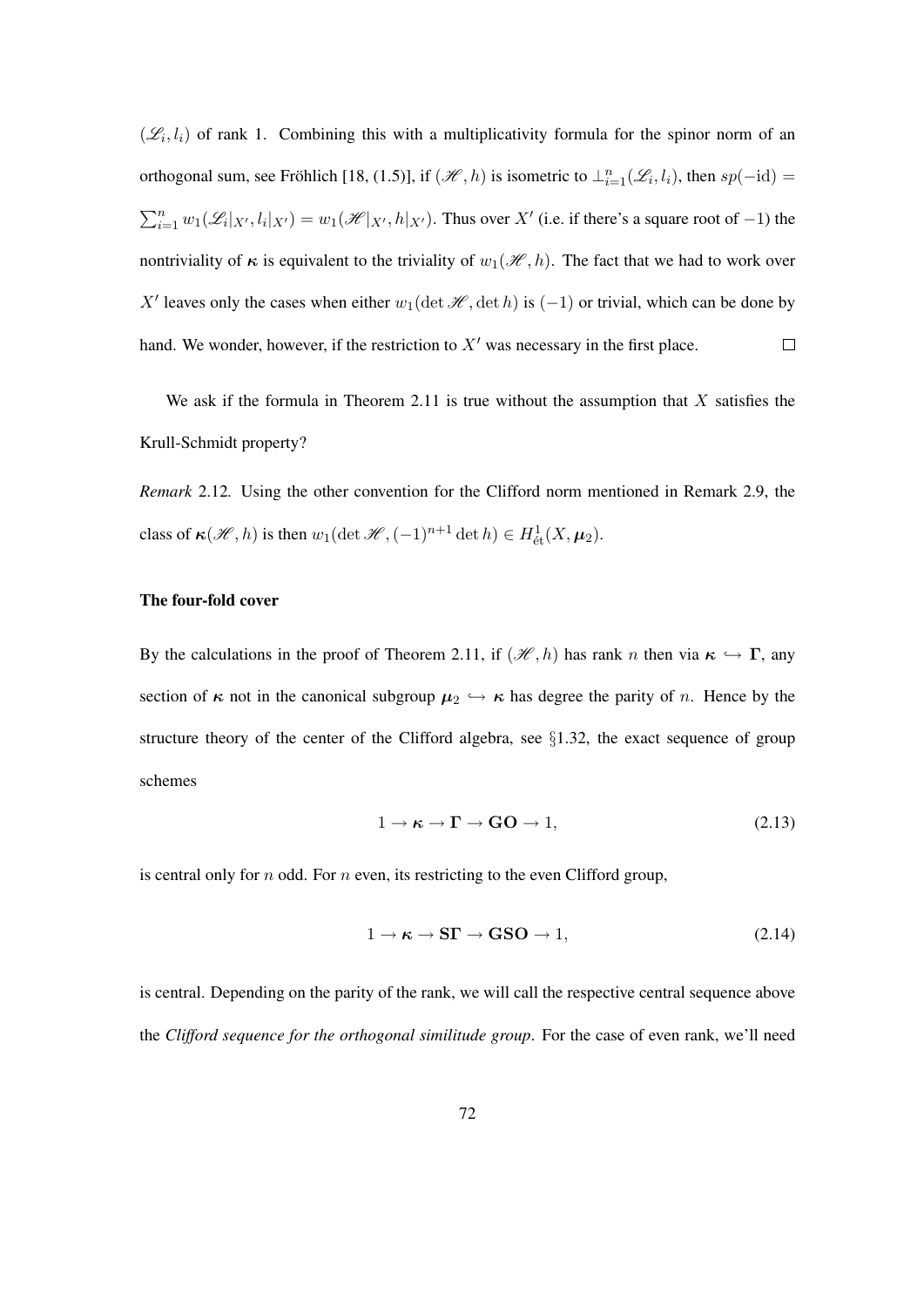$(\mathscr{L}_i, l_i)$ of rank 1. Combining this with a multiplicativity formula for the spinor norm of an orthogonal sum, see Fröhlich [18, (1.5)], if $(\mathscr{H}, h)$ is isometric to $\perp_{i=1}^{n}(\mathscr{L}_i, l_i)$, then $sp(-\mathrm{id}) = \sum_{i=1}^{n} w_1(\mathscr{L}_i|_{X'}, l_i|_{X'}) = w_1(\mathscr{H}|_{X'}, h|_{X'})$. Thus over $X'$ (i.e. if there's a square root of $-1$) the nontriviality of $\boldsymbol{\kappa}$ is equivalent to the triviality of $w_1(\mathscr{H}, h)$. The fact that we had to work over $X'$ leaves only the cases when either $w_1(\det \mathscr{H}, \det h)$ is $(-1)$ or trivial, which can be done by hand. We wonder, however, if the restriction to $X'$ was necessary in the first place. $\square$

We ask if the formula in Theorem 2.11 is true without the assumption that $X$ satisfies the Krull-Schmidt property?

*Remark* 2.12. Using the other convention for the Clifford norm mentioned in Remark 2.9, the class of $\boldsymbol{\kappa}(\mathscr{H}, h)$ is then $w_1(\det \mathscr{H}, (-1)^{n+1} \det h) \in H^1_{\text{ét}}(X, \boldsymbol{\mu}_2)$.

**The four-fold cover**

By the calculations in the proof of Theorem 2.11, if $(\mathscr{H}, h)$ has rank $n$ then via $\boldsymbol{\kappa} \hookrightarrow \boldsymbol{\Gamma}$, any section of $\boldsymbol{\kappa}$ not in the canonical subgroup $\boldsymbol{\mu}_2 \hookrightarrow \boldsymbol{\kappa}$ has degree the parity of $n$. Hence by the structure theory of the center of the Clifford algebra, see §1.32, the exact sequence of group schemes

$$1 \to \boldsymbol{\kappa} \to \boldsymbol{\Gamma} \to \mathbf{GO} \to 1, \tag{2.13}$$

is central only for $n$ odd. For $n$ even, its restricting to the even Clifford group,

$$1 \to \boldsymbol{\kappa} \to \mathbf{S\Gamma} \to \mathbf{GSO} \to 1, \tag{2.14}$$

is central. Depending on the parity of the rank, we will call the respective central sequence above the *Clifford sequence for the orthogonal similitude group*. For the case of even rank, we'll need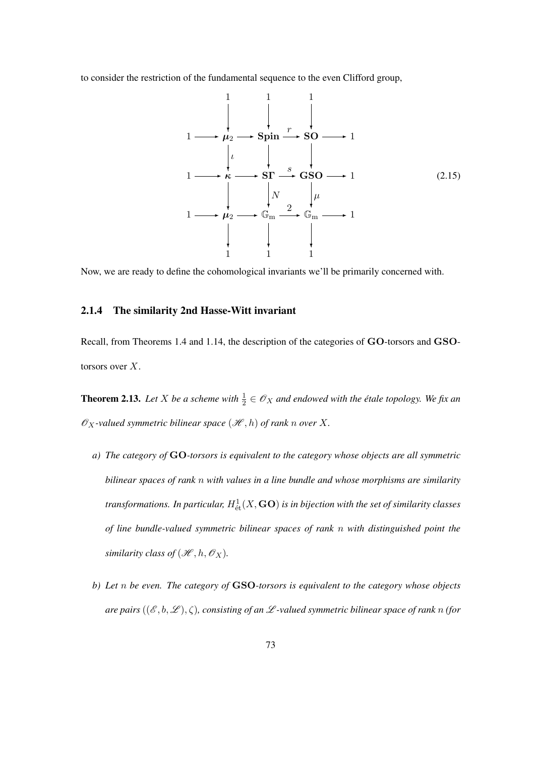to consider the restriction of the fundamental sequence to the even Clifford group,

$$
\begin{array}{ccccccccc}
 & & 1 & & 1 & & 1 & & \\
 & & \downarrow & & \downarrow & & \downarrow & & \\
1 & \longrightarrow & \boldsymbol{\mu}_2 & \longrightarrow & \mathbf{Spin} & \xrightarrow{r} & \mathbf{SO} & \longrightarrow & 1 \\
 & & \downarrow \iota & & \downarrow & & \downarrow & & \\
1 & \longrightarrow & \boldsymbol{\kappa} & \longrightarrow & \mathbf{S\Gamma} & \xrightarrow{s} & \mathbf{GSO} & \longrightarrow & 1 \\
 & & \downarrow & & \downarrow N & & \downarrow \mu & & \\
1 & \longrightarrow & \boldsymbol{\mu}_2 & \longrightarrow & \mathbb{G}_{\mathrm{m}} & \xrightarrow{2} & \mathbb{G}_{\mathrm{m}} & \longrightarrow & 1 \\
 & & \downarrow & & \downarrow & & \downarrow & & \\
 & & 1 & & 1 & & 1 & &
\end{array}
\tag{2.15}
$$

Now, we are ready to define the cohomological invariants we'll be primarily concerned with.

### 2.1.4 The similarity 2nd Hasse-Witt invariant

Recall, from Theorems 1.4 and 1.14, the description of the categories of $\mathbf{GO}$-torsors and $\mathbf{GSO}$-torsors over $X$.

**Theorem 2.13.** *Let $X$ be a scheme with $\frac{1}{2} \in \mathscr{O}_X$ and endowed with the étale topology. We fix an $\mathscr{O}_X$-valued symmetric bilinear space $(\mathscr{H}, h)$ of rank $n$ over $X$.*

*a) The category of $\mathbf{GO}$-torsors is equivalent to the category whose objects are all symmetric bilinear spaces of rank $n$ with values in a line bundle and whose morphisms are similarity transformations. In particular, $H^1_{\text{ét}}(X, \mathbf{GO})$ is in bijection with the set of similarity classes of line bundle-valued symmetric bilinear spaces of rank $n$ with distinguished point the similarity class of $(\mathscr{H}, h, \mathscr{O}_X)$.*

*b) Let $n$ be even. The category of $\mathbf{GSO}$-torsors is equivalent to the category whose objects are pairs $((\mathscr{E}, b, \mathscr{L}), \zeta)$, consisting of an $\mathscr{L}$-valued symmetric bilinear space of rank $n$ (for*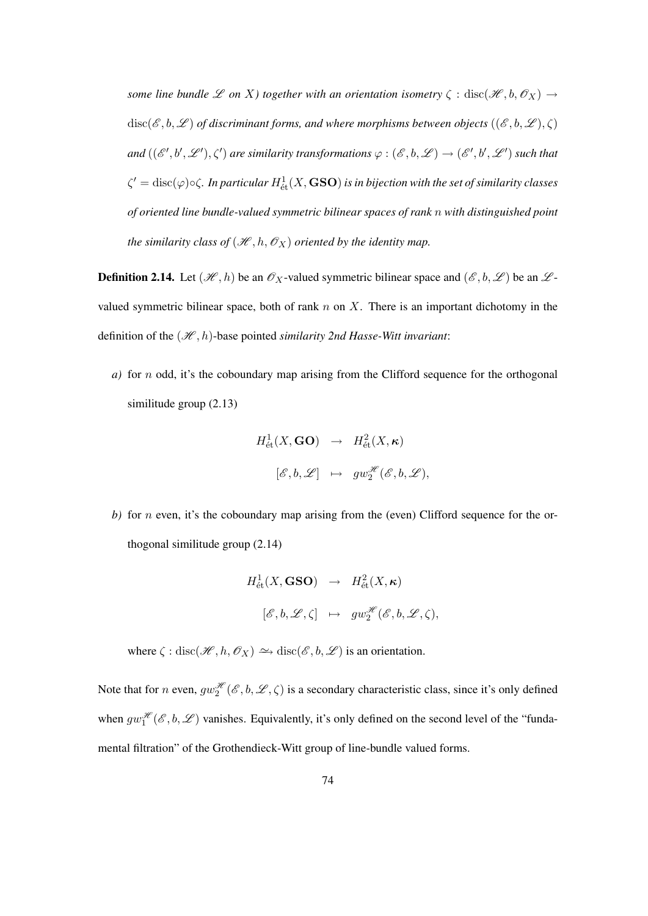*some line bundle $\mathscr{L}$ on $X$) together with an orientation isometry $\zeta : \mathrm{disc}(\mathscr{H}, b, \mathscr{O}_X) \to \mathrm{disc}(\mathscr{E}, b, \mathscr{L})$ of discriminant forms, and where morphisms between objects $((\mathscr{E}, b, \mathscr{L}), \zeta)$ and $((\mathscr{E}', b', \mathscr{L}'), \zeta')$ are similarity transformations $\varphi : (\mathscr{E}, b, \mathscr{L}) \to (\mathscr{E}', b', \mathscr{L}')$ such that $\zeta' = \mathrm{disc}(\varphi) \circ \zeta$. In particular $H^1_{\acute{e}t}(X, \mathbf{GSO})$ is in bijection with the set of similarity classes of oriented line bundle-valued symmetric bilinear spaces of rank $n$ with distinguished point the similarity class of $(\mathscr{H}, h, \mathscr{O}_X)$ oriented by the identity map.*

**Definition 2.14.** Let $(\mathscr{H}, h)$ be an $\mathscr{O}_X$-valued symmetric bilinear space and $(\mathscr{E}, b, \mathscr{L})$ be an $\mathscr{L}$-valued symmetric bilinear space, both of rank $n$ on $X$. There is an important dichotomy in the definition of the $(\mathscr{H}, h)$-base pointed *similarity 2nd Hasse-Witt invariant*:

*a)* for $n$ odd, it's the coboundary map arising from the Clifford sequence for the orthogonal similitude group (2.13)

$$\begin{array}{rcl} H^1_{\acute{e}t}(X, \mathbf{GO}) & \to & H^2_{\acute{e}t}(X, \boldsymbol{\kappa}) \\ {[\mathscr{E}, b, \mathscr{L}]} & \mapsto & gw_2^{\mathscr{H}}(\mathscr{E}, b, \mathscr{L}), \end{array}$$

*b)* for $n$ even, it's the coboundary map arising from the (even) Clifford sequence for the orthogonal similitude group (2.14)

$$\begin{array}{rcl} H^1_{\acute{e}t}(X, \mathbf{GSO}) & \to & H^2_{\acute{e}t}(X, \boldsymbol{\kappa}) \\ {[\mathscr{E}, b, \mathscr{L}, \zeta]} & \mapsto & gw_2^{\mathscr{H}}(\mathscr{E}, b, \mathscr{L}, \zeta), \end{array}$$

where $\zeta : \mathrm{disc}(\mathscr{H}, h, \mathscr{O}_X) \xrightarrow{\simeq} \mathrm{disc}(\mathscr{E}, b, \mathscr{L})$ is an orientation.

Note that for $n$ even, $gw_2^{\mathscr{H}}(\mathscr{E}, b, \mathscr{L}, \zeta)$ is a secondary characteristic class, since it's only defined when $gw_1^{\mathscr{H}}(\mathscr{E}, b, \mathscr{L})$ vanishes. Equivalently, it's only defined on the second level of the "fundamental filtration" of the Grothendieck-Witt group of line-bundle valued forms.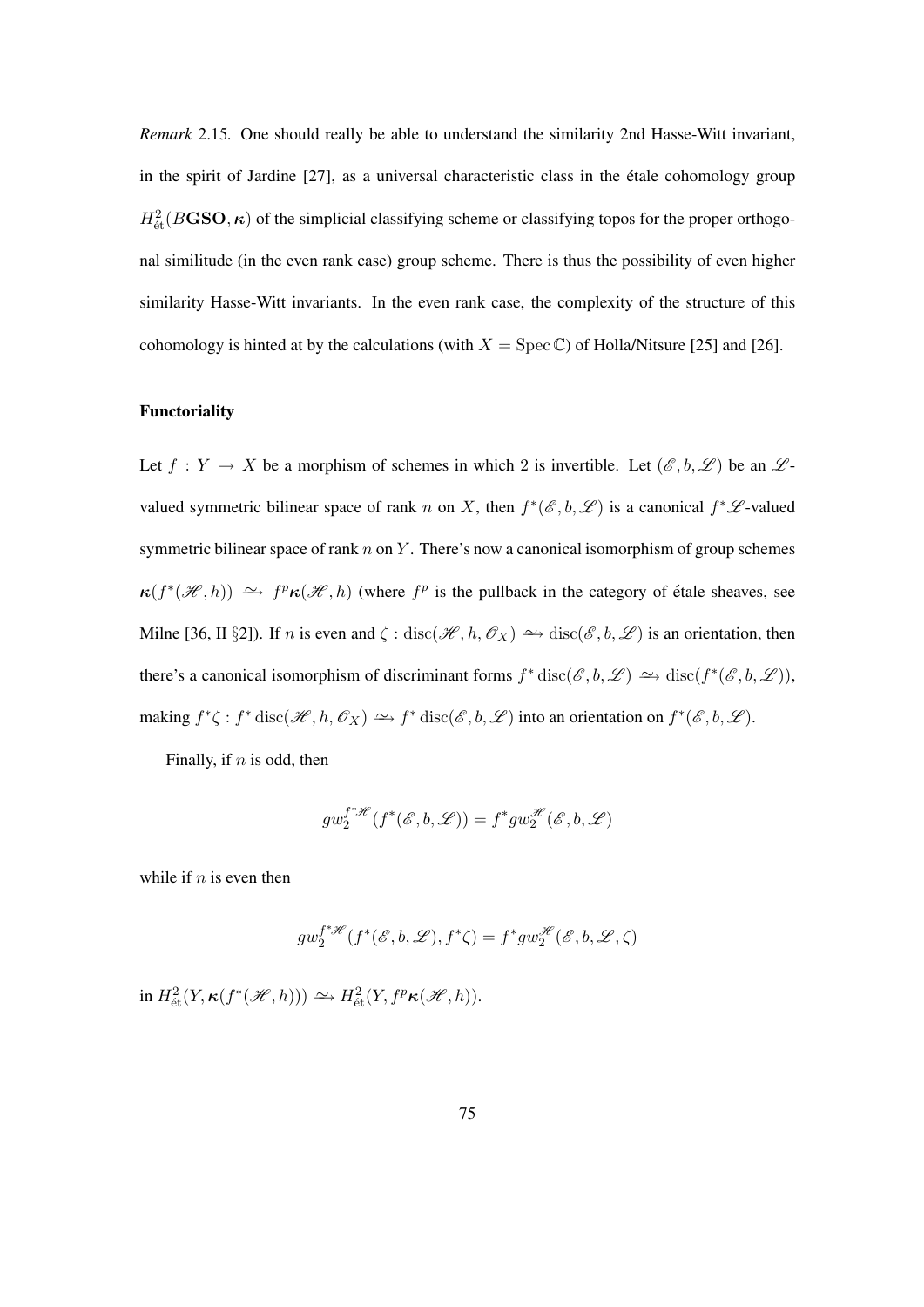*Remark* 2.15. One should really be able to understand the similarity 2nd Hasse-Witt invariant, in the spirit of Jardine [27], as a universal characteristic class in the étale cohomology group $H^2_{\text{ét}}(B\mathbf{GSO}, \boldsymbol{\kappa})$ of the simplicial classifying scheme or classifying topos for the proper orthogonal similitude (in the even rank case) group scheme. There is thus the possibility of even higher similarity Hasse-Witt invariants. In the even rank case, the complexity of the structure of this cohomology is hinted at by the calculations (with $X = \operatorname{Spec} \mathbb{C}$) of Holla/Nitsure [25] and [26].

**Functoriality**

Let $f : Y \to X$ be a morphism of schemes in which 2 is invertible. Let $(\mathscr{E}, b, \mathscr{L})$ be an $\mathscr{L}$-valued symmetric bilinear space of rank $n$ on $X$, then $f^*(\mathscr{E}, b, \mathscr{L})$ is a canonical $f^*\mathscr{L}$-valued symmetric bilinear space of rank $n$ on $Y$. There's now a canonical isomorphism of group schemes $\boldsymbol{\kappa}(f^*(\mathscr{H}, h)) \xrightarrow{\sim} f^p \boldsymbol{\kappa}(\mathscr{H}, h)$ (where $f^p$ is the pullback in the category of étale sheaves, see Milne [36, II §2]). If $n$ is even and $\zeta : \operatorname{disc}(\mathscr{H}, h, \mathscr{O}_X) \xrightarrow{\sim} \operatorname{disc}(\mathscr{E}, b, \mathscr{L})$ is an orientation, then there's a canonical isomorphism of discriminant forms $f^* \operatorname{disc}(\mathscr{E}, b, \mathscr{L}) \xrightarrow{\sim} \operatorname{disc}(f^*(\mathscr{E}, b, \mathscr{L}))$, making $f^*\zeta : f^* \operatorname{disc}(\mathscr{H}, h, \mathscr{O}_X) \xrightarrow{\sim} f^* \operatorname{disc}(\mathscr{E}, b, \mathscr{L})$ into an orientation on $f^*(\mathscr{E}, b, \mathscr{L})$.

Finally, if $n$ is odd, then

$$gw_2^{f^*\mathscr{H}}(f^*(\mathscr{E}, b, \mathscr{L})) = f^* gw_2^{\mathscr{H}}(\mathscr{E}, b, \mathscr{L})$$

while if $n$ is even then

$$gw_2^{f^*\mathscr{H}}(f^*(\mathscr{E}, b, \mathscr{L}), f^*\zeta) = f^* gw_2^{\mathscr{H}}(\mathscr{E}, b, \mathscr{L}, \zeta)$$

in $H^2_{\text{ét}}(Y, \boldsymbol{\kappa}(f^*(\mathscr{H}, h))) \xrightarrow{\sim} H^2_{\text{ét}}(Y, f^p \boldsymbol{\kappa}(\mathscr{H}, h))$.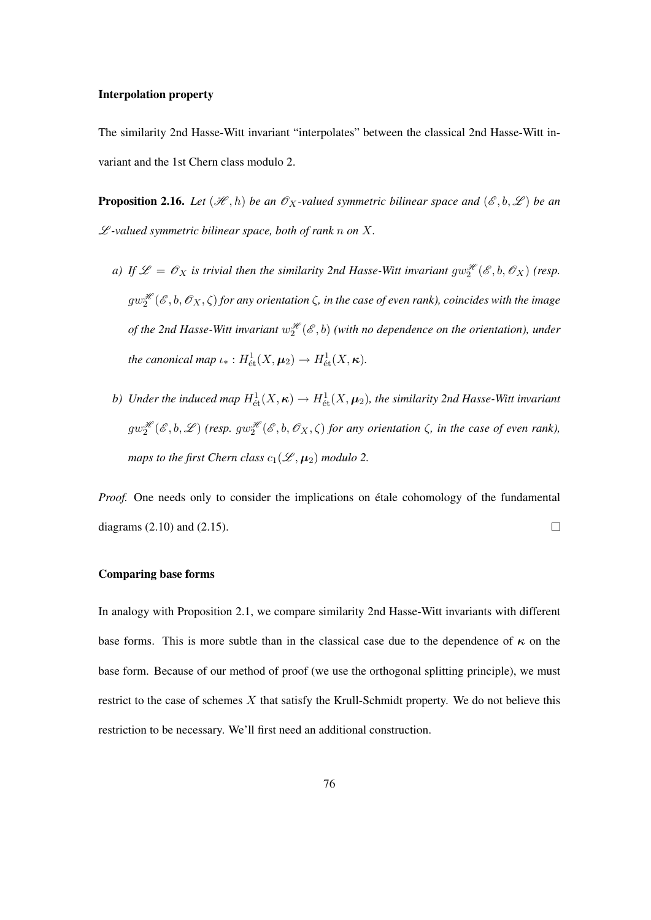#### Interpolation property

The similarity 2nd Hasse-Witt invariant "interpolates" between the classical 2nd Hasse-Witt invariant and the 1st Chern class modulo 2.

**Proposition 2.16.** *Let $(\mathscr{H}, h)$ be an $\mathscr{O}_X$-valued symmetric bilinear space and $(\mathscr{E}, b, \mathscr{L})$ be an $\mathscr{L}$-valued symmetric bilinear space, both of rank $n$ on $X$.*

*a) If $\mathscr{L} = \mathscr{O}_X$ is trivial then the similarity 2nd Hasse-Witt invariant $gw_2^{\mathscr{H}}(\mathscr{E}, b, \mathscr{O}_X)$ (resp. $gw_2^{\mathscr{H}}(\mathscr{E}, b, \mathscr{O}_X, \zeta)$ for any orientation $\zeta$, in the case of even rank), coincides with the image of the 2nd Hasse-Witt invariant $w_2^{\mathscr{H}}(\mathscr{E}, b)$ (with no dependence on the orientation), under the canonical map $\iota_* : H^1_{\text{ét}}(X, \boldsymbol{\mu}_2) \to H^1_{\text{ét}}(X, \boldsymbol{\kappa})$.*

*b) Under the induced map $H^1_{\text{ét}}(X, \boldsymbol{\kappa}) \to H^1_{\text{ét}}(X, \boldsymbol{\mu}_2)$, the similarity 2nd Hasse-Witt invariant $gw_2^{\mathscr{H}}(\mathscr{E}, b, \mathscr{L})$ (resp. $gw_2^{\mathscr{H}}(\mathscr{E}, b, \mathscr{O}_X, \zeta)$ for any orientation $\zeta$, in the case of even rank), maps to the first Chern class $c_1(\mathscr{L}, \boldsymbol{\mu}_2)$ modulo 2.*

*Proof.* One needs only to consider the implications on étale cohomology of the fundamental diagrams (2.10) and (2.15). □

#### Comparing base forms

In analogy with Proposition 2.1, we compare similarity 2nd Hasse-Witt invariants with different base forms. This is more subtle than in the classical case due to the dependence of $\boldsymbol{\kappa}$ on the base form. Because of our method of proof (we use the orthogonal splitting principle), we must restrict to the case of schemes $X$ that satisfy the Krull-Schmidt property. We do not believe this restriction to be necessary. We'll first need an additional construction.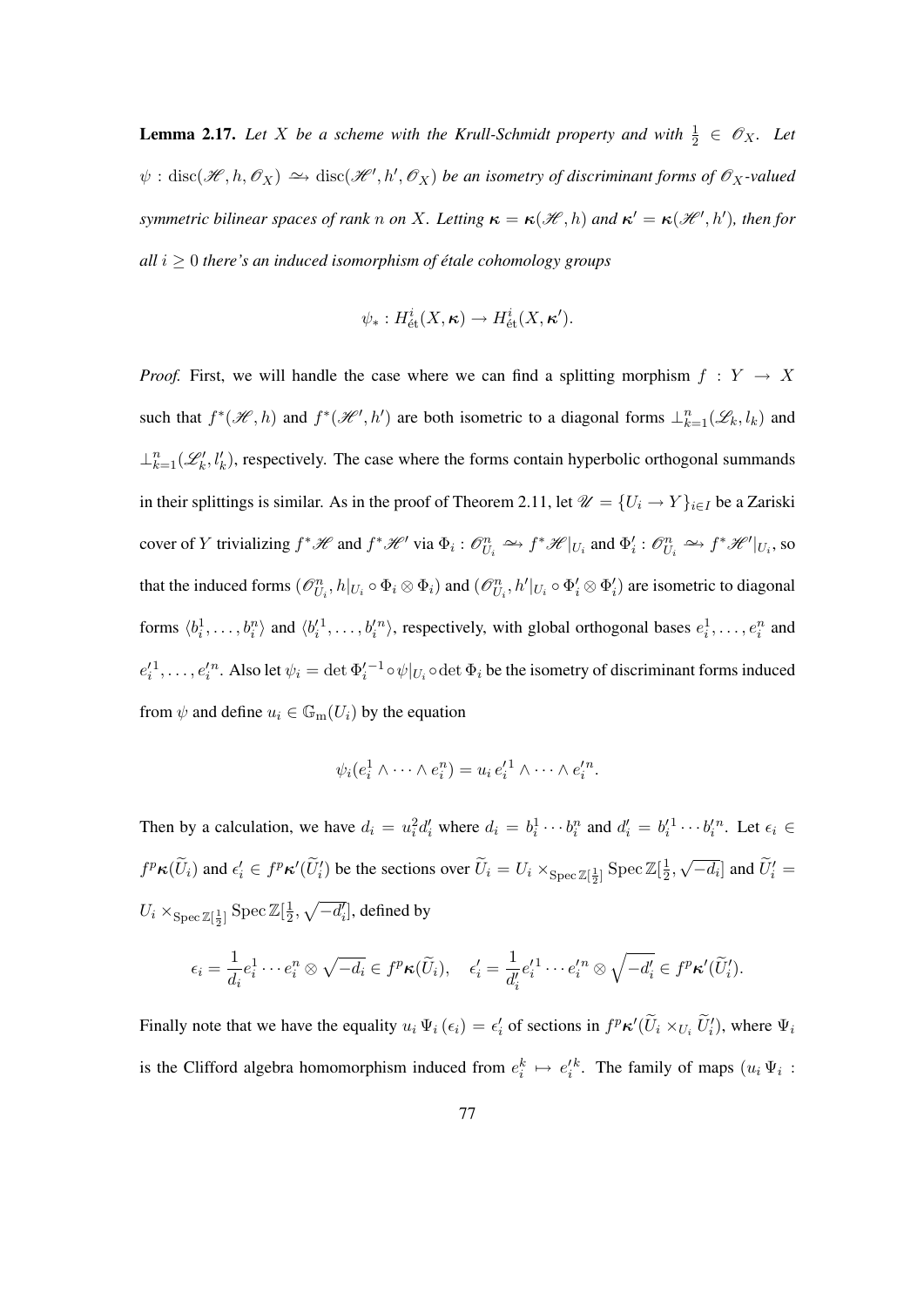**Lemma 2.17.** *Let $X$ be a scheme with the Krull-Schmidt property and with $\frac{1}{2} \in \mathscr{O}_X$. Let $\psi : \operatorname{disc}(\mathscr{H}, h, \mathscr{O}_X) \xrightarrow{\sim} \operatorname{disc}(\mathscr{H}', h', \mathscr{O}_X)$ be an isometry of discriminant forms of $\mathscr{O}_X$-valued symmetric bilinear spaces of rank $n$ on $X$. Letting $\boldsymbol{\kappa} = \boldsymbol{\kappa}(\mathscr{H}, h)$ and $\boldsymbol{\kappa}' = \boldsymbol{\kappa}(\mathscr{H}', h')$, then for all $i \geq 0$ there's an induced isomorphism of étale cohomology groups*

$$\psi_* : H^i_{\text{ét}}(X, \boldsymbol{\kappa}) \to H^i_{\text{ét}}(X, \boldsymbol{\kappa}').$$

*Proof.* First, we will handle the case where we can find a splitting morphism $f : Y \to X$ such that $f^*(\mathscr{H}, h)$ and $f^*(\mathscr{H}', h')$ are both isometric to a diagonal forms $\perp_{k=1}^n (\mathscr{L}_k, l_k)$ and $\perp_{k=1}^n (\mathscr{L}'_k, l'_k)$, respectively. The case where the forms contain hyperbolic orthogonal summands in their splittings is similar. As in the proof of Theorem 2.11, let $\mathscr{U} = \{U_i \to Y\}_{i \in I}$ be a Zariski cover of $Y$ trivializing $f^*\mathscr{H}$ and $f^*\mathscr{H}'$ via $\Phi_i : \mathscr{O}^n_{U_i} \xrightarrow{\sim} f^*\mathscr{H}|_{U_i}$ and $\Phi'_i : \mathscr{O}^n_{U_i} \xrightarrow{\sim} f^*\mathscr{H}'|_{U_i}$, so that the induced forms $(\mathscr{O}^n_{U_i}, h|_{U_i} \circ \Phi_i \otimes \Phi_i)$ and $(\mathscr{O}^n_{U_i}, h'|_{U_i} \circ \Phi'_i \otimes \Phi'_i)$ are isometric to diagonal forms $\langle b^1_i, \ldots, b^n_i \rangle$ and $\langle b'^1_i, \ldots, b'^n_i \rangle$, respectively, with global orthogonal bases $e^1_i, \ldots, e^n_i$ and $e'^1_i, \ldots, e'^n_i$. Also let $\psi_i = \det \Phi'^{-1}_i \circ \psi|_{U_i} \circ \det \Phi_i$ be the isometry of discriminant forms induced from $\psi$ and define $u_i \in \mathbb{G}_{\text{m}}(U_i)$ by the equation

$$\psi_i(e^1_i \wedge \cdots \wedge e^n_i) = u_i \, e'^1_i \wedge \cdots \wedge e'^n_i.$$

Then by a calculation, we have $d_i = u_i^2 d'_i$ where $d_i = b^1_i \cdots b^n_i$ and $d'_i = b'^1_i \cdots b'^n_i$. Let $\epsilon_i \in f^p\boldsymbol{\kappa}(\widetilde{U}_i)$ and $\epsilon'_i \in f^p\boldsymbol{\kappa}'(\widetilde{U}'_i)$ be the sections over $\widetilde{U}_i = U_i \times_{\operatorname{Spec} \mathbb{Z}[\frac{1}{2}]} \operatorname{Spec} \mathbb{Z}[\frac{1}{2}, \sqrt{-d_i}]$ and $\widetilde{U}'_i = U_i \times_{\operatorname{Spec} \mathbb{Z}[\frac{1}{2}]} \operatorname{Spec} \mathbb{Z}[\frac{1}{2}, \sqrt{-d'_i}]$, defined by

$$\epsilon_i = \frac{1}{d_i} e^1_i \cdots e^n_i \otimes \sqrt{-d_i} \in f^p\boldsymbol{\kappa}(\widetilde{U}_i), \quad \epsilon'_i = \frac{1}{d'_i} e'^1_i \cdots e'^n_i \otimes \sqrt{-d'_i} \in f^p\boldsymbol{\kappa}'(\widetilde{U}'_i).$$

Finally note that we have the equality $u_i \, \Psi_i \left(\epsilon_i\right) = \epsilon'_i$ of sections in $f^p\boldsymbol{\kappa}'(\widetilde{U}_i \times_{U_i} \widetilde{U}'_i)$, where $\Psi_i$ is the Clifford algebra homomorphism induced from $e^k_i \mapsto e'^k_i$. The family of maps $(u_i \, \Psi_i :$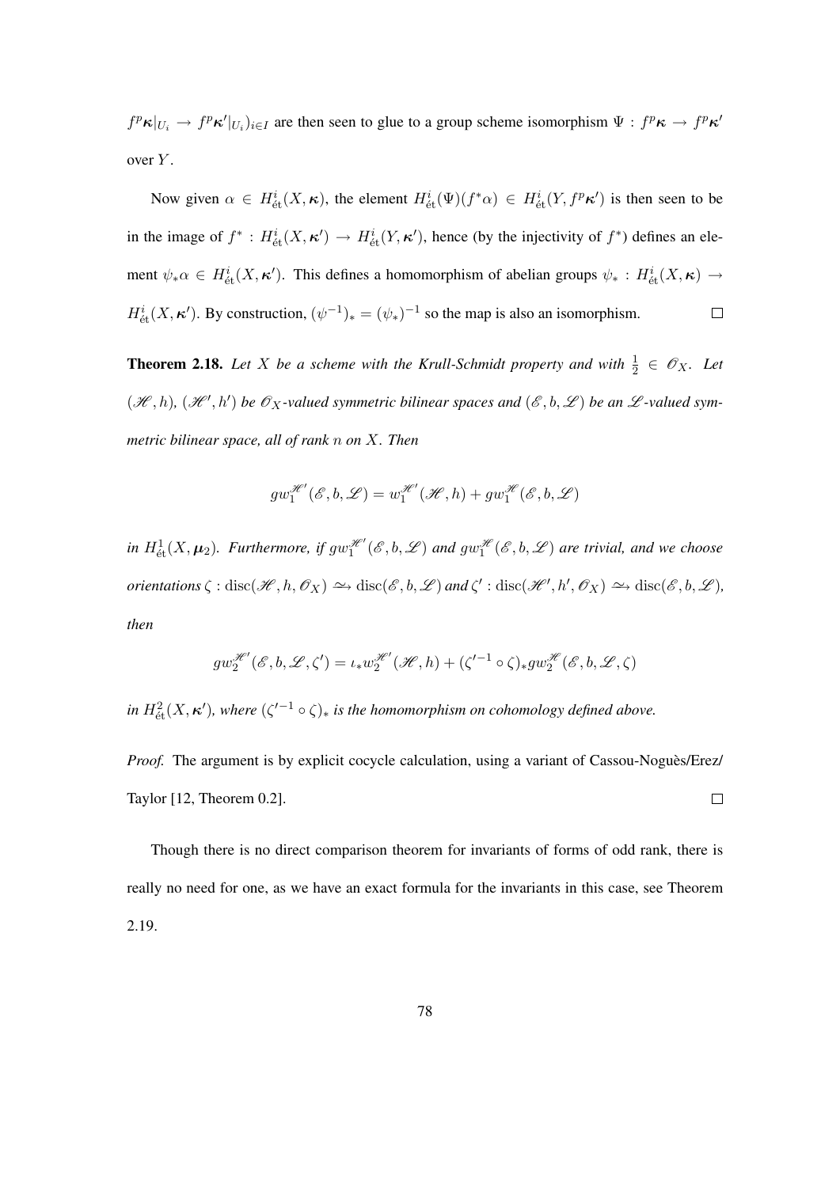$f^p\boldsymbol{\kappa}|_{U_i} \to f^p\boldsymbol{\kappa}'|_{U_i})_{i\in I}$ are then seen to glue to a group scheme isomorphism $\Psi : f^p\boldsymbol{\kappa} \to f^p\boldsymbol{\kappa}'$ over $Y$.

Now given $\alpha \in H^i_{\text{ét}}(X, \boldsymbol{\kappa})$, the element $H^i_{\text{ét}}(\Psi)(f^*\alpha) \in H^i_{\text{ét}}(Y, f^p\boldsymbol{\kappa}')$ is then seen to be in the image of $f^* : H^i_{\text{ét}}(X, \boldsymbol{\kappa}') \to H^i_{\text{ét}}(Y, \boldsymbol{\kappa}')$, hence (by the injectivity of $f^*$) defines an element $\psi_*\alpha \in H^i_{\text{ét}}(X, \boldsymbol{\kappa}')$. This defines a homomorphism of abelian groups $\psi_* : H^i_{\text{ét}}(X, \boldsymbol{\kappa}) \to H^i_{\text{ét}}(X, \boldsymbol{\kappa}')$. By construction, $(\psi^{-1})_* = (\psi_*)^{-1}$ so the map is also an isomorphism. $\square$

**Theorem 2.18.** *Let $X$ be a scheme with the Krull-Schmidt property and with $\frac{1}{2} \in \mathscr{O}_X$. Let $(\mathscr{H}, h)$, $(\mathscr{H}', h')$ be $\mathscr{O}_X$-valued symmetric bilinear spaces and $(\mathscr{E}, b, \mathscr{L})$ be an $\mathscr{L}$-valued symmetric bilinear space, all of rank $n$ on $X$. Then*

$$gw_1^{\mathscr{H}'}(\mathscr{E}, b, \mathscr{L}) = w_1^{\mathscr{H}'}(\mathscr{H}, h) + gw_1^{\mathscr{H}}(\mathscr{E}, b, \mathscr{L})$$

*in $H^1_{\text{ét}}(X, \boldsymbol{\mu}_2)$. Furthermore, if $gw_1^{\mathscr{H}'}(\mathscr{E}, b, \mathscr{L})$ and $gw_1^{\mathscr{H}}(\mathscr{E}, b, \mathscr{L})$ are trivial, and we choose orientations $\zeta : \operatorname{disc}(\mathscr{H}, h, \mathscr{O}_X) \xrightarrow{\simeq} \operatorname{disc}(\mathscr{E}, b, \mathscr{L})$ and $\zeta' : \operatorname{disc}(\mathscr{H}', h', \mathscr{O}_X) \xrightarrow{\simeq} \operatorname{disc}(\mathscr{E}, b, \mathscr{L})$, then*

$$gw_2^{\mathscr{H}'}(\mathscr{E}, b, \mathscr{L}, \zeta') = \iota_* w_2^{\mathscr{H}'}(\mathscr{H}, h) + (\zeta'^{-1} \circ \zeta)_* gw_2^{\mathscr{H}}(\mathscr{E}, b, \mathscr{L}, \zeta)$$

*in $H^2_{\text{ét}}(X, \boldsymbol{\kappa}')$, where $(\zeta'^{-1} \circ \zeta)_*$ is the homomorphism on cohomology defined above.*

*Proof.* The argument is by explicit cocycle calculation, using a variant of Cassou-Noguès/Erez/Taylor [12, Theorem 0.2]. $\square$

Though there is no direct comparison theorem for invariants of forms of odd rank, there is really no need for one, as we have an exact formula for the invariants in this case, see Theorem 2.19.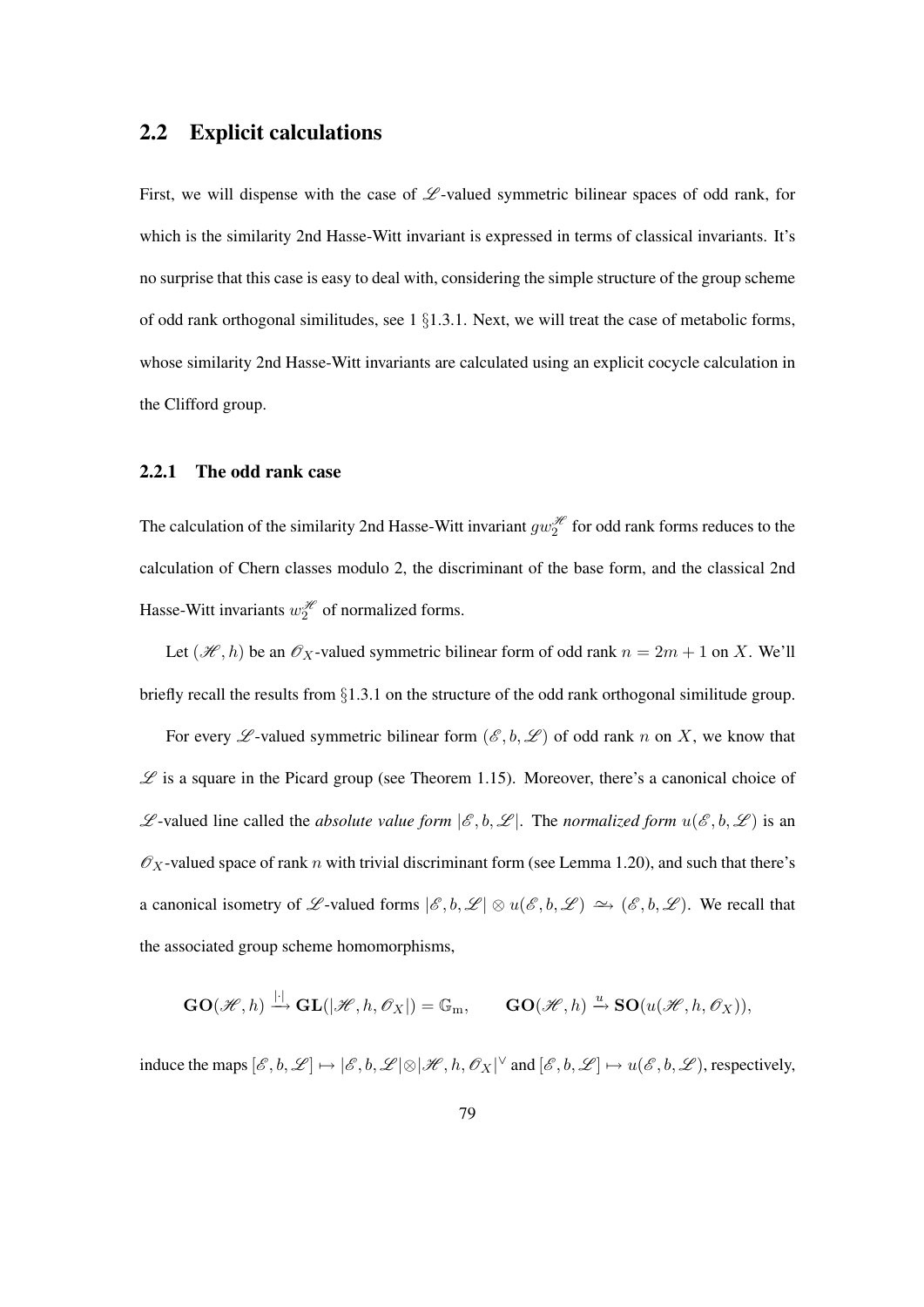## 2.2 Explicit calculations

First, we will dispense with the case of $\mathscr{L}$-valued symmetric bilinear spaces of odd rank, for which is the similarity 2nd Hasse-Witt invariant is expressed in terms of classical invariants. It's no surprise that this case is easy to deal with, considering the simple structure of the group scheme of odd rank orthogonal similitudes, see 1 §1.3.1. Next, we will treat the case of metabolic forms, whose similarity 2nd Hasse-Witt invariants are calculated using an explicit cocycle calculation in the Clifford group.

### 2.2.1 The odd rank case

The calculation of the similarity 2nd Hasse-Witt invariant $gw_2^{\mathscr{H}}$ for odd rank forms reduces to the calculation of Chern classes modulo 2, the discriminant of the base form, and the classical 2nd Hasse-Witt invariants $w_2^{\mathscr{H}}$ of normalized forms.

Let $(\mathscr{H}, h)$ be an $\mathscr{O}_X$-valued symmetric bilinear form of odd rank $n = 2m+1$ on $X$. We'll briefly recall the results from §1.3.1 on the structure of the odd rank orthogonal similitude group.

For every $\mathscr{L}$-valued symmetric bilinear form $(\mathscr{E}, b, \mathscr{L})$ of odd rank $n$ on $X$, we know that $\mathscr{L}$ is a square in the Picard group (see Theorem 1.15). Moreover, there's a canonical choice of $\mathscr{L}$-valued line called the *absolute value form* $|\mathscr{E}, b, \mathscr{L}|$. The *normalized form* $u(\mathscr{E}, b, \mathscr{L})$ is an $\mathscr{O}_X$-valued space of rank $n$ with trivial discriminant form (see Lemma 1.20), and such that there's a canonical isometry of $\mathscr{L}$-valued forms $|\mathscr{E}, b, \mathscr{L}| \otimes u(\mathscr{E}, b, \mathscr{L}) \xrightarrow{\sim} (\mathscr{E}, b, \mathscr{L})$. We recall that the associated group scheme homomorphisms,

$$\mathbf{GO}(\mathscr{H}, h) \xrightarrow{|\cdot|} \mathbf{GL}(|\mathscr{H}, h, \mathscr{O}_X|) = \mathbb{G}_{\mathrm{m}}, \qquad \mathbf{GO}(\mathscr{H}, h) \xrightarrow{u} \mathbf{SO}(u(\mathscr{H}, h, \mathscr{O}_X)),$$

induce the maps $[\mathscr{E}, b, \mathscr{L}] \mapsto |\mathscr{E}, b, \mathscr{L}| \otimes |\mathscr{H}, h, \mathscr{O}_X|^\vee$ and $[\mathscr{E}, b, \mathscr{L}] \mapsto u(\mathscr{E}, b, \mathscr{L})$, respectively,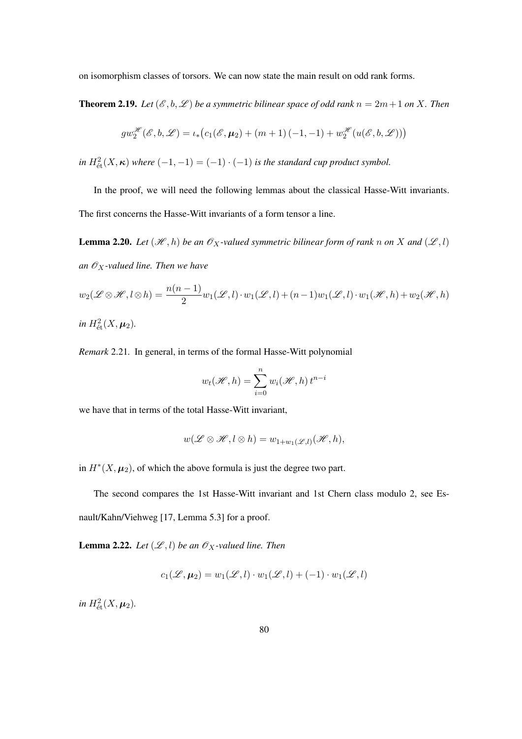on isomorphism classes of torsors. We can now state the main result on odd rank forms.

**Theorem 2.19.** *Let $(\mathscr{E}, b, \mathscr{L})$ be a symmetric bilinear space of odd rank $n = 2m+1$ on $X$. Then*

$$gw_2^{\mathscr{H}}(\mathscr{E}, b, \mathscr{L}) = \iota_*\big(c_1(\mathscr{E}, \boldsymbol{\mu}_2) + (m+1)\,(-1,-1) + w_2^{\mathscr{H}}(u(\mathscr{E}, b, \mathscr{L}))\big)$$

*in $H^2_{\text{ét}}(X, \boldsymbol{\kappa})$ where $(-1,-1) = (-1)\cdot(-1)$ is the standard cup product symbol.*

In the proof, we will need the following lemmas about the classical Hasse-Witt invariants. The first concerns the Hasse-Witt invariants of a form tensor a line.

**Lemma 2.20.** *Let $(\mathscr{H}, h)$ be an $\mathscr{O}_X$-valued symmetric bilinear form of rank $n$ on $X$ and $(\mathscr{L}, l)$ an $\mathscr{O}_X$-valued line. Then we have*

$$w_2(\mathscr{L}\otimes\mathscr{H}, l\otimes h) = \frac{n(n-1)}{2} w_1(\mathscr{L}, l)\cdot w_1(\mathscr{L}, l) + (n-1) w_1(\mathscr{L}, l)\cdot w_1(\mathscr{H}, h) + w_2(\mathscr{H}, h)$$

*in $H^2_{\text{ét}}(X, \boldsymbol{\mu}_2)$.*

*Remark* 2.21. In general, in terms of the formal Hasse-Witt polynomial

$$w_t(\mathscr{H}, h) = \sum_{i=0}^{n} w_i(\mathscr{H}, h)\, t^{n-i}$$

we have that in terms of the total Hasse-Witt invariant,

$$w(\mathscr{L}\otimes\mathscr{H}, l\otimes h) = w_{1+w_1(\mathscr{L}, l)}(\mathscr{H}, h),$$

in $H^*(X, \boldsymbol{\mu}_2)$, of which the above formula is just the degree two part.

The second compares the 1st Hasse-Witt invariant and 1st Chern class modulo 2, see Esnault/Kahn/Viehweg [17, Lemma 5.3] for a proof.

**Lemma 2.22.** *Let $(\mathscr{L}, l)$ be an $\mathscr{O}_X$-valued line. Then*

$$c_1(\mathscr{L}, \boldsymbol{\mu}_2) = w_1(\mathscr{L}, l)\cdot w_1(\mathscr{L}, l) + (-1)\cdot w_1(\mathscr{L}, l)$$

*in $H^2_{\text{ét}}(X, \boldsymbol{\mu}_2)$.*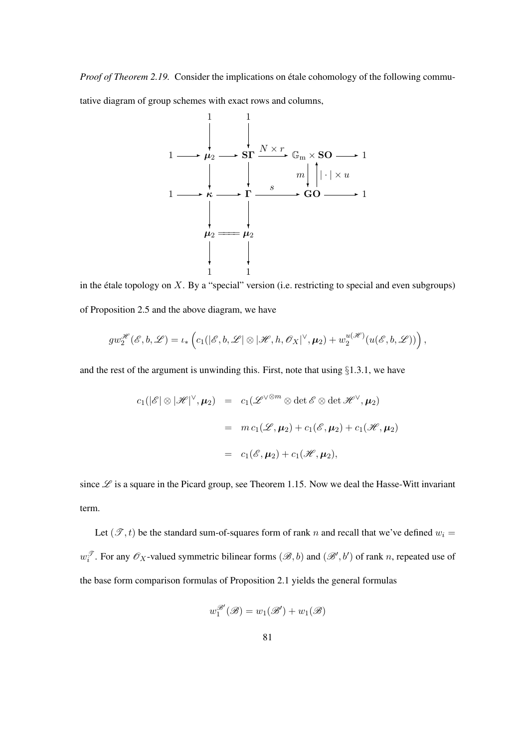*Proof of Theorem 2.19.* Consider the implications on étale cohomology of the following commutative diagram of group schemes with exact rows and columns,

$$
\begin{array}{ccccccccc}
 & & 1 & & 1 & & & & \\
 & & \downarrow & & \downarrow & & & & \\
1 & \longrightarrow & \boldsymbol{\mu}_2 & \longrightarrow & \mathbf{S\Gamma} & \xrightarrow{N \times r} & \mathbb{G}_{\mathrm{m}} \times \mathbf{SO} & \longrightarrow & 1 \\
 & & \downarrow & & \downarrow & & m \downarrow \; \uparrow |\cdot| \times u & & \\
1 & \longrightarrow & \boldsymbol{\kappa} & \longrightarrow & \mathbf{\Gamma} & \xrightarrow{s} & \mathbf{GO} & \longrightarrow & 1 \\
 & & \downarrow & & \downarrow & & & & \\
 & & \boldsymbol{\mu}_2 & = & \boldsymbol{\mu}_2 & & & & \\
 & & \downarrow & & \downarrow & & & & \\
 & & 1 & & 1 & & & &
\end{array}
$$

in the étale topology on $X$. By a "special" version (i.e. restricting to special and even subgroups) of Proposition 2.5 and the above diagram, we have

$$gw_2^{\mathscr{H}}(\mathscr{E}, b, \mathscr{L}) = \iota_* \left( c_1(|\mathscr{E}, b, \mathscr{L}| \otimes |\mathscr{H}, h, \mathscr{O}_X|^\vee, \boldsymbol{\mu}_2) + w_2^{u(\mathscr{H})}(u(\mathscr{E}, b, \mathscr{L})) \right),$$

and the rest of the argument is unwinding this. First, note that using §1.3.1, we have

$$
\begin{aligned}
c_1(|\mathscr{E}| \otimes |\mathscr{H}|^\vee, \boldsymbol{\mu}_2) &= c_1(\mathscr{L}^{\vee \otimes m} \otimes \det \mathscr{E} \otimes \det \mathscr{H}^\vee, \boldsymbol{\mu}_2) \\
&= m\, c_1(\mathscr{L}, \boldsymbol{\mu}_2) + c_1(\mathscr{E}, \boldsymbol{\mu}_2) + c_1(\mathscr{H}, \boldsymbol{\mu}_2) \\
&= c_1(\mathscr{E}, \boldsymbol{\mu}_2) + c_1(\mathscr{H}, \boldsymbol{\mu}_2),
\end{aligned}
$$

since $\mathscr{L}$ is a square in the Picard group, see Theorem 1.15. Now we deal the Hasse-Witt invariant term.

Let $(\mathscr{T}, t)$ be the standard sum-of-squares form of rank $n$ and recall that we've defined $w_i = w_i^{\mathscr{T}}$. For any $\mathscr{O}_X$-valued symmetric bilinear forms $(\mathscr{B}, b)$ and $(\mathscr{B}', b')$ of rank $n$, repeated use of the base form comparison formulas of Proposition 2.1 yields the general formulas

$$w_1^{\mathscr{B}'}(\mathscr{B}) = w_1(\mathscr{B}') + w_1(\mathscr{B})$$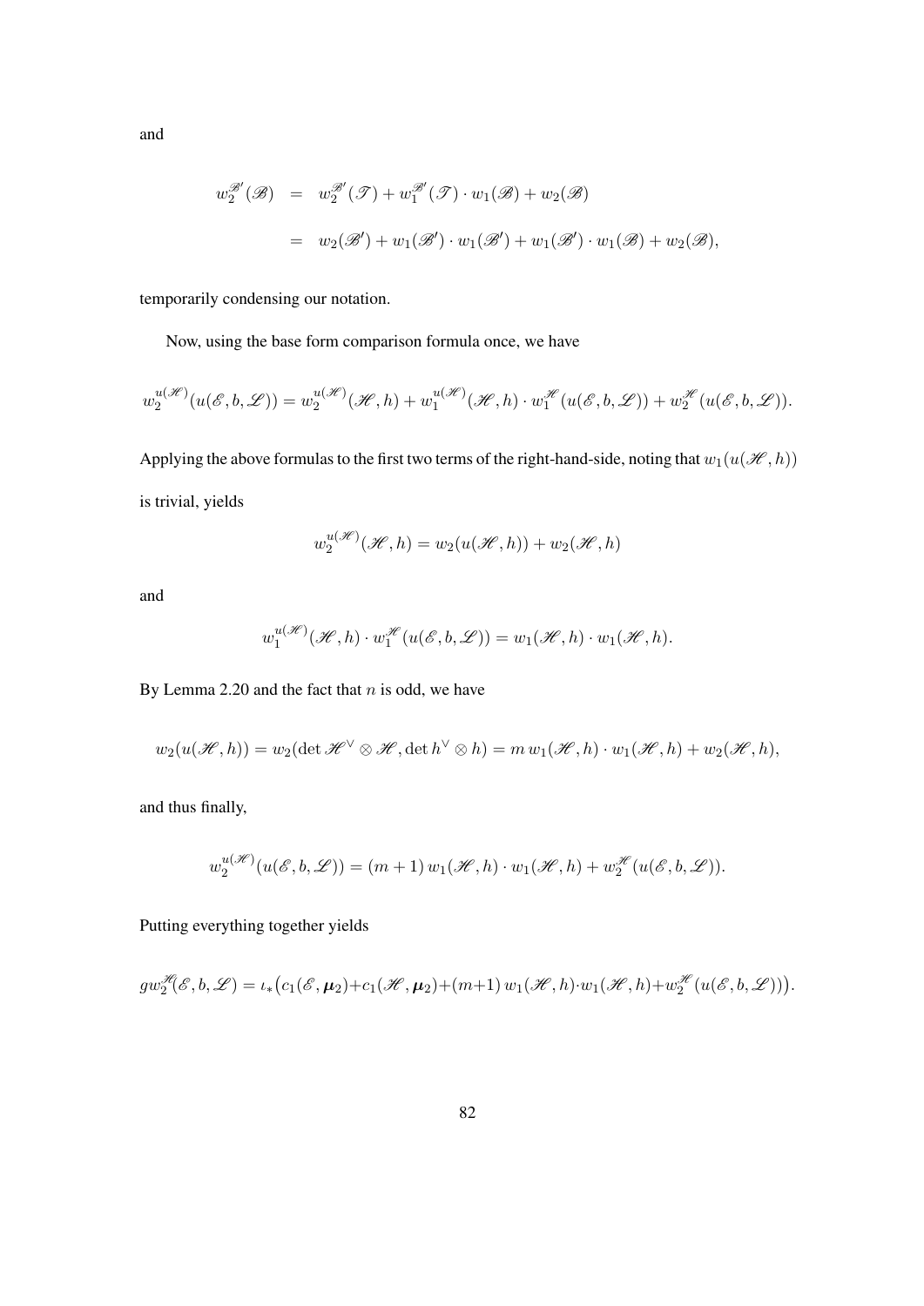and

$$
\begin{aligned}
w_2^{\mathscr{B}'}(\mathscr{B}) &= w_2^{\mathscr{B}'}(\mathscr{T}) + w_1^{\mathscr{B}'}(\mathscr{T}) \cdot w_1(\mathscr{B}) + w_2(\mathscr{B}) \\
&= w_2(\mathscr{B}') + w_1(\mathscr{B}') \cdot w_1(\mathscr{B}') + w_1(\mathscr{B}') \cdot w_1(\mathscr{B}) + w_2(\mathscr{B}),
\end{aligned}
$$

temporarily condensing our notation.

Now, using the base form comparison formula once, we have

$$
w_2^{u(\mathscr{H})}(u(\mathscr{E}, b, \mathscr{L})) = w_2^{u(\mathscr{H})}(\mathscr{H}, h) + w_1^{u(\mathscr{H})}(\mathscr{H}, h) \cdot w_1^{\mathscr{H}}(u(\mathscr{E}, b, \mathscr{L})) + w_2^{\mathscr{H}}(u(\mathscr{E}, b, \mathscr{L})).
$$

Applying the above formulas to the first two terms of the right-hand-side, noting that $w_1(u(\mathscr{H}, h))$ is trivial, yields

$$
w_2^{u(\mathscr{H})}(\mathscr{H}, h) = w_2(u(\mathscr{H}, h)) + w_2(\mathscr{H}, h)
$$

and

$$
w_1^{u(\mathscr{H})}(\mathscr{H}, h) \cdot w_1^{\mathscr{H}}(u(\mathscr{E}, b, \mathscr{L})) = w_1(\mathscr{H}, h) \cdot w_1(\mathscr{H}, h).
$$

By Lemma 2.20 and the fact that $n$ is odd, we have

$$
w_2(u(\mathscr{H}, h)) = w_2(\det \mathscr{H}^\vee \otimes \mathscr{H}, \det h^\vee \otimes h) = m\, w_1(\mathscr{H}, h) \cdot w_1(\mathscr{H}, h) + w_2(\mathscr{H}, h),
$$

and thus finally,

$$
w_2^{u(\mathscr{H})}(u(\mathscr{E}, b, \mathscr{L})) = (m+1)\, w_1(\mathscr{H}, h) \cdot w_1(\mathscr{H}, h) + w_2^{\mathscr{H}}(u(\mathscr{E}, b, \mathscr{L})).
$$

Putting everything together yields

$$
gw_2^{\mathscr{H}}(\mathscr{E}, b, \mathscr{L}) = \iota_*\big(c_1(\mathscr{E}, \boldsymbol{\mu}_2) + c_1(\mathscr{H}, \boldsymbol{\mu}_2) + (m+1)\, w_1(\mathscr{H}, h) \cdot w_1(\mathscr{H}, h) + w_2^{\mathscr{H}}(u(\mathscr{E}, b, \mathscr{L}))\big).
$$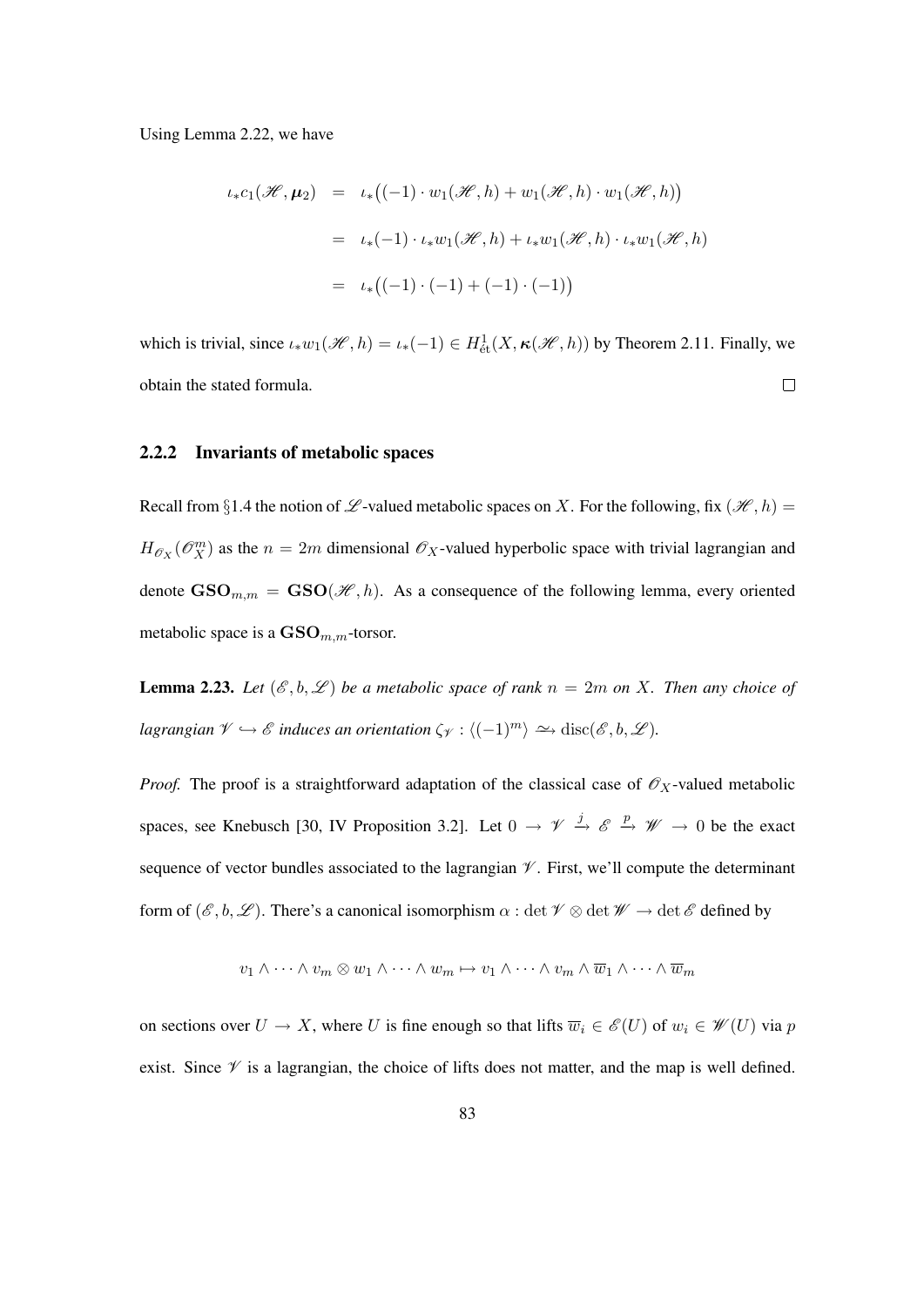Using Lemma 2.22, we have

$$
\begin{aligned}
\iota_* c_1(\mathscr{H}, \boldsymbol{\mu}_2) &= \iota_*\big((-1)\cdot w_1(\mathscr{H},h) + w_1(\mathscr{H},h)\cdot w_1(\mathscr{H},h)\big) \\
&= \iota_*(-1)\cdot \iota_* w_1(\mathscr{H},h) + \iota_* w_1(\mathscr{H},h)\cdot \iota_* w_1(\mathscr{H},h) \\
&= \iota_*\big((-1)\cdot(-1) + (-1)\cdot(-1)\big)
\end{aligned}
$$

which is trivial, since $\iota_* w_1(\mathscr{H},h) = \iota_*(-1) \in H^1_{\text{ét}}(X, \boldsymbol{\kappa}(\mathscr{H},h))$ by Theorem 2.11. Finally, we obtain the stated formula. □

### 2.2.2 Invariants of metabolic spaces

Recall from §1.4 the notion of $\mathscr{L}$-valued metabolic spaces on $X$. For the following, fix $(\mathscr{H},h) = H_{\mathscr{O}_X}(\mathscr{O}_X^m)$ as the $n = 2m$ dimensional $\mathscr{O}_X$-valued hyperbolic space with trivial lagrangian and denote $\mathbf{GSO}_{m,m} = \mathbf{GSO}(\mathscr{H},h)$. As a consequence of the following lemma, every oriented metabolic space is a $\mathbf{GSO}_{m,m}$-torsor.

**Lemma 2.23.** *Let $(\mathscr{E}, b, \mathscr{L})$ be a metabolic space of rank $n = 2m$ on $X$. Then any choice of lagrangian $\mathscr{V} \hookrightarrow \mathscr{E}$ induces an orientation $\zeta_{\mathscr{V}} : \langle (-1)^m \rangle \xrightarrow{\sim} \operatorname{disc}(\mathscr{E}, b, \mathscr{L})$.*

*Proof.* The proof is a straightforward adaptation of the classical case of $\mathscr{O}_X$-valued metabolic spaces, see Knebusch [30, IV Proposition 3.2]. Let $0 \to \mathscr{V} \xrightarrow{j} \mathscr{E} \xrightarrow{p} \mathscr{W} \to 0$ be the exact sequence of vector bundles associated to the lagrangian $\mathscr{V}$. First, we'll compute the determinant form of $(\mathscr{E}, b, \mathscr{L})$. There's a canonical isomorphism $\alpha : \det \mathscr{V} \otimes \det \mathscr{W} \to \det \mathscr{E}$ defined by

$$
v_1 \wedge \cdots \wedge v_m \otimes w_1 \wedge \cdots \wedge w_m \mapsto v_1 \wedge \cdots \wedge v_m \wedge \overline{w}_1 \wedge \cdots \wedge \overline{w}_m
$$

on sections over $U \to X$, where $U$ is fine enough so that lifts $\overline{w}_i \in \mathscr{E}(U)$ of $w_i \in \mathscr{W}(U)$ via $p$ exist. Since $\mathscr{V}$ is a lagrangian, the choice of lifts does not matter, and the map is well defined.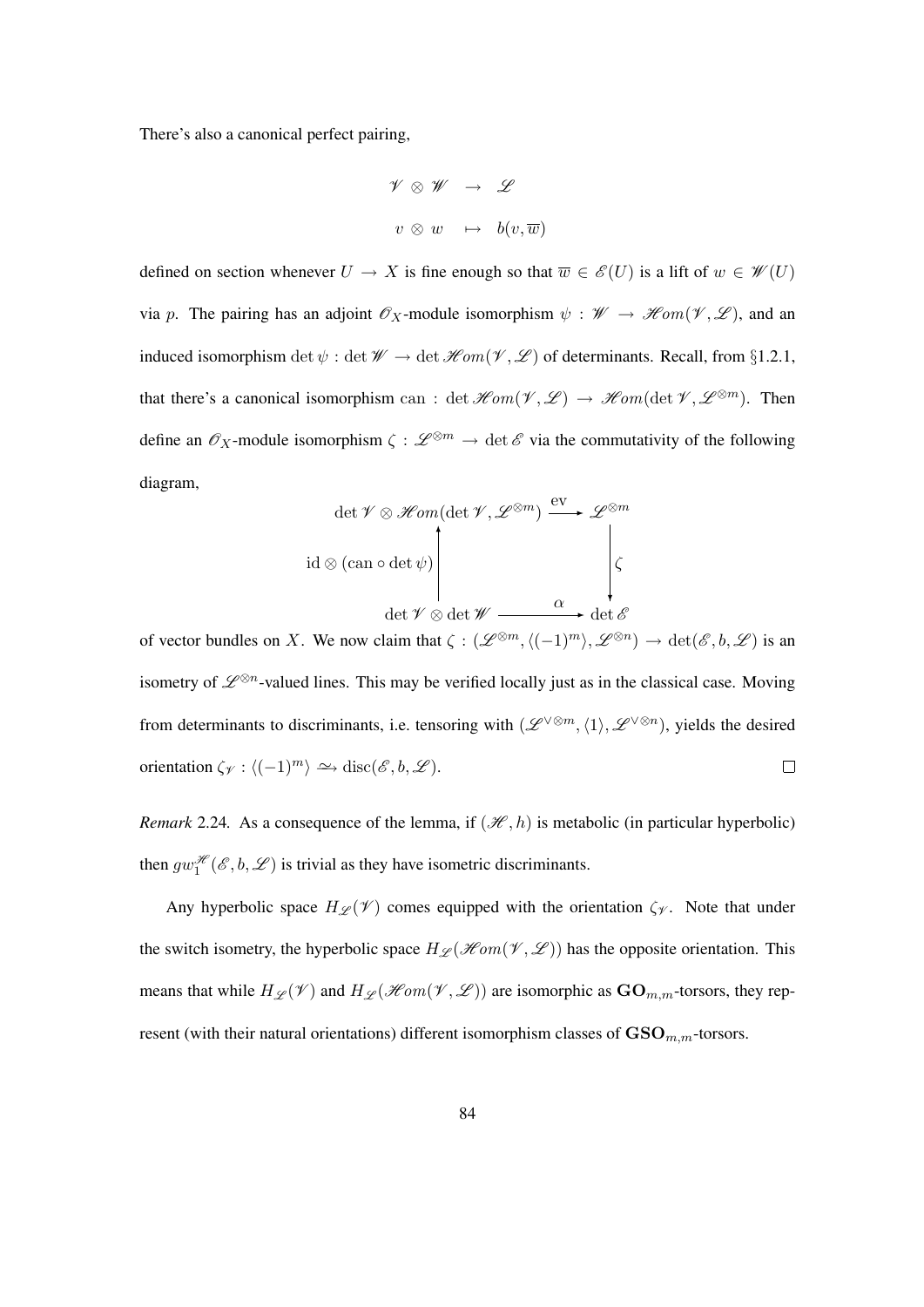There's also a canonical perfect pairing,

$$
\begin{array}{rcl}
\mathscr{V} \otimes \mathscr{W} & \to & \mathscr{L} \\
v \otimes w & \mapsto & b(v, \overline{w})
\end{array}
$$

defined on section whenever $U \to X$ is fine enough so that $\overline{w} \in \mathscr{E}(U)$ is a lift of $w \in \mathscr{W}(U)$ via $p$. The pairing has an adjoint $\mathscr{O}_X$-module isomorphism $\psi : \mathscr{W} \to \mathscr{H}om(\mathscr{V}, \mathscr{L})$, and an induced isomorphism $\det \psi : \det \mathscr{W} \to \det \mathscr{H}om(\mathscr{V}, \mathscr{L})$ of determinants. Recall, from §1.2.1, that there's a canonical isomorphism $\mathrm{can} : \det \mathscr{H}om(\mathscr{V}, \mathscr{L}) \to \mathscr{H}om(\det \mathscr{V}, \mathscr{L}^{\otimes m})$. Then define an $\mathscr{O}_X$-module isomorphism $\zeta : \mathscr{L}^{\otimes m} \to \det \mathscr{E}$ via the commutativity of the following diagram,

$$
\begin{array}{ccc}
\det \mathscr{V} \otimes \mathscr{H}om(\det \mathscr{V}, \mathscr{L}^{\otimes m}) & \xrightarrow{\mathrm{ev}} & \mathscr{L}^{\otimes m} \\
\uparrow {\scriptstyle \mathrm{id} \otimes (\mathrm{can} \circ \det \psi)} & & \downarrow {\scriptstyle \zeta} \\
\det \mathscr{V} \otimes \det \mathscr{W} & \xrightarrow{\alpha} & \det \mathscr{E}
\end{array}
$$

of vector bundles on $X$. We now claim that $\zeta : (\mathscr{L}^{\otimes m}, \langle (-1)^m \rangle, \mathscr{L}^{\otimes n}) \to \det(\mathscr{E}, b, \mathscr{L})$ is an isometry of $\mathscr{L}^{\otimes n}$-valued lines. This may be verified locally just as in the classical case. Moving from determinants to discriminants, i.e. tensoring with $(\mathscr{L}^{\vee \otimes m}, \langle 1 \rangle, \mathscr{L}^{\vee \otimes n})$, yields the desired orientation $\zeta_{\mathscr{V}} : \langle (-1)^m \rangle \xrightarrow{\sim} \mathrm{disc}(\mathscr{E}, b, \mathscr{L})$. □

*Remark* 2.24. As a consequence of the lemma, if $(\mathscr{H}, h)$ is metabolic (in particular hyperbolic) then $gw_1^{\mathscr{H}}(\mathscr{E}, b, \mathscr{L})$ is trivial as they have isometric discriminants.

Any hyperbolic space $H_{\mathscr{L}}(\mathscr{V})$ comes equipped with the orientation $\zeta_{\mathscr{V}}$. Note that under the switch isometry, the hyperbolic space $H_{\mathscr{L}}(\mathscr{H}om(\mathscr{V}, \mathscr{L}))$ has the opposite orientation. This means that while $H_{\mathscr{L}}(\mathscr{V})$ and $H_{\mathscr{L}}(\mathscr{H}om(\mathscr{V}, \mathscr{L}))$ are isomorphic as $\mathbf{GO}_{m,m}$-torsors, they represent (with their natural orientations) different isomorphism classes of $\mathbf{GSO}_{m,m}$-torsors.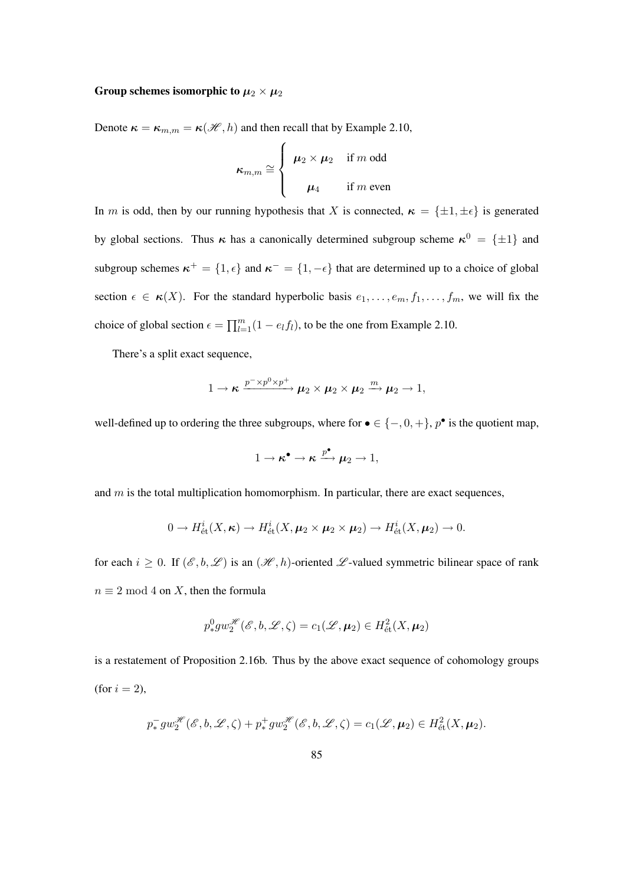**Group schemes isomorphic to $\boldsymbol{\mu}_2 \times \boldsymbol{\mu}_2$**

Denote $\boldsymbol{\kappa} = \boldsymbol{\kappa}_{m,m} = \boldsymbol{\kappa}(\mathscr{H}, h)$ and then recall that by Example 2.10,

$$\boldsymbol{\kappa}_{m,m} \cong \begin{cases} \boldsymbol{\mu}_2 \times \boldsymbol{\mu}_2 & \text{if } m \text{ odd} \\ \\ \boldsymbol{\mu}_4 & \text{if } m \text{ even} \end{cases}$$

In $m$ is odd, then by our running hypothesis that $X$ is connected, $\boldsymbol{\kappa} = \{\pm 1, \pm \epsilon\}$ is generated by global sections. Thus $\boldsymbol{\kappa}$ has a canonically determined subgroup scheme $\boldsymbol{\kappa}^0 = \{\pm 1\}$ and subgroup schemes $\boldsymbol{\kappa}^+ = \{1, \epsilon\}$ and $\boldsymbol{\kappa}^- = \{1, -\epsilon\}$ that are determined up to a choice of global section $\epsilon \in \boldsymbol{\kappa}(X)$. For the standard hyperbolic basis $e_1, \ldots, e_m, f_1, \ldots, f_m$, we will fix the choice of global section $\epsilon = \prod_{l=1}^{m}(1 - e_l f_l)$, to be the one from Example 2.10.

There's a split exact sequence,

$$1 \to \boldsymbol{\kappa} \xrightarrow{p^- \times p^0 \times p^+} \boldsymbol{\mu}_2 \times \boldsymbol{\mu}_2 \times \boldsymbol{\mu}_2 \xrightarrow{m} \boldsymbol{\mu}_2 \to 1,$$

well-defined up to ordering the three subgroups, where for $\bullet \in \{-, 0, +\}$, $p^\bullet$ is the quotient map,

$$1 \to \boldsymbol{\kappa}^\bullet \to \boldsymbol{\kappa} \xrightarrow{p^\bullet} \boldsymbol{\mu}_2 \to 1,$$

and $m$ is the total multiplication homomorphism. In particular, there are exact sequences,

$$0 \to H^i_{\text{ét}}(X, \boldsymbol{\kappa}) \to H^i_{\text{ét}}(X, \boldsymbol{\mu}_2 \times \boldsymbol{\mu}_2 \times \boldsymbol{\mu}_2) \to H^i_{\text{ét}}(X, \boldsymbol{\mu}_2) \to 0.$$

for each $i \geq 0$. If $(\mathscr{E}, b, \mathscr{L})$ is an $(\mathscr{H}, h)$-oriented $\mathscr{L}$-valued symmetric bilinear space of rank $n \equiv 2 \bmod 4$ on $X$, then the formula

$$p^0_* gw_2^{\mathscr{H}}(\mathscr{E}, b, \mathscr{L}, \zeta) = c_1(\mathscr{L}, \boldsymbol{\mu}_2) \in H^2_{\text{ét}}(X, \boldsymbol{\mu}_2)$$

is a restatement of Proposition 2.16b. Thus by the above exact sequence of cohomology groups (for $i = 2$),

$$p^-_* gw_2^{\mathscr{H}}(\mathscr{E}, b, \mathscr{L}, \zeta) + p^+_* gw_2^{\mathscr{H}}(\mathscr{E}, b, \mathscr{L}, \zeta) = c_1(\mathscr{L}, \boldsymbol{\mu}_2) \in H^2_{\text{ét}}(X, \boldsymbol{\mu}_2).$$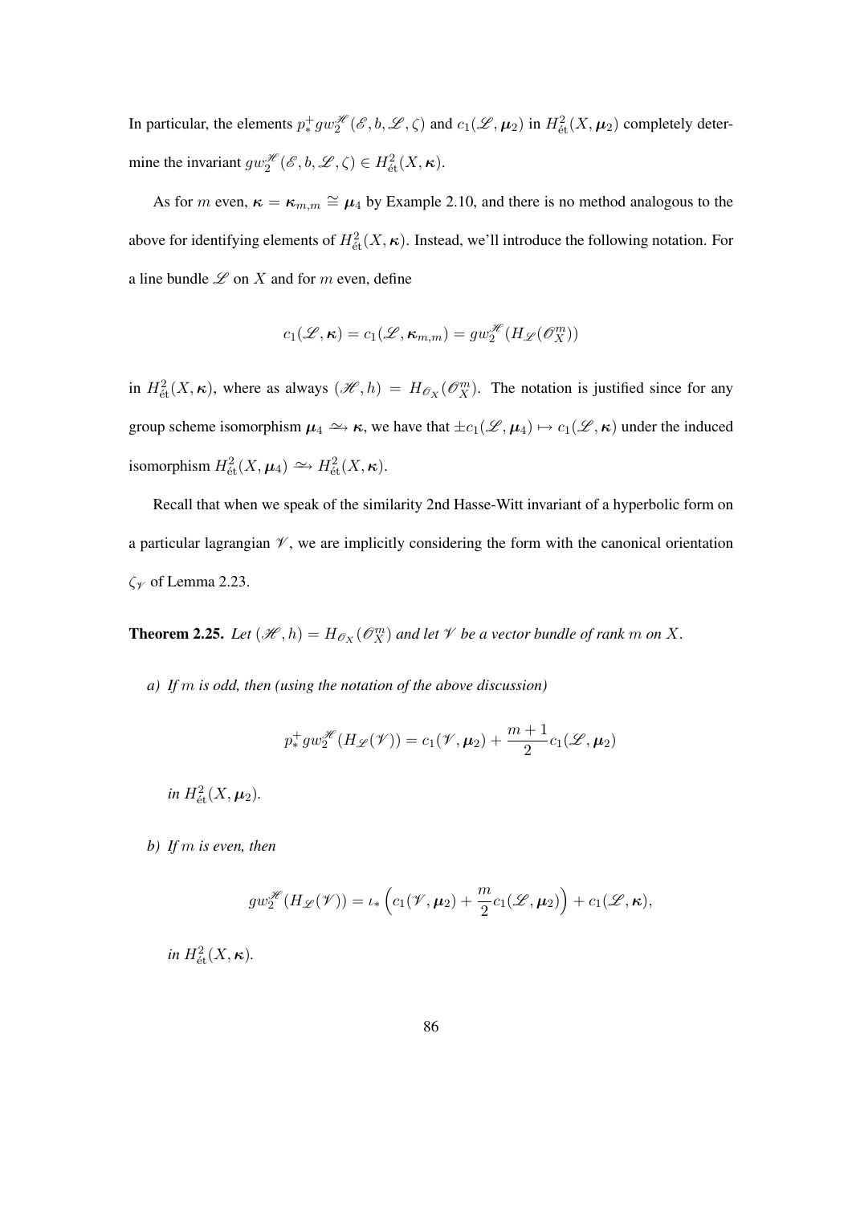In particular, the elements $p_*^+ gw_2^{\mathscr{H}}(\mathscr{E}, b, \mathscr{L}, \zeta)$ and $c_1(\mathscr{L}, \boldsymbol{\mu}_2)$ in $H^2_{\text{ét}}(X, \boldsymbol{\mu}_2)$ completely determine the invariant $gw_2^{\mathscr{H}}(\mathscr{E}, b, \mathscr{L}, \zeta) \in H^2_{\text{ét}}(X, \boldsymbol{\kappa})$.

As for $m$ even, $\boldsymbol{\kappa} = \boldsymbol{\kappa}_{m,m} \cong \boldsymbol{\mu}_4$ by Example 2.10, and there is no method analogous to the above for identifying elements of $H^2_{\text{ét}}(X, \boldsymbol{\kappa})$. Instead, we'll introduce the following notation. For a line bundle $\mathscr{L}$ on $X$ and for $m$ even, define

$$c_1(\mathscr{L}, \boldsymbol{\kappa}) = c_1(\mathscr{L}, \boldsymbol{\kappa}_{m,m}) = gw_2^{\mathscr{H}}(H_{\mathscr{L}}(\mathscr{O}_X^m))$$

in $H^2_{\text{ét}}(X, \boldsymbol{\kappa})$, where as always $(\mathscr{H}, h) = H_{\mathscr{O}_X}(\mathscr{O}_X^m)$. The notation is justified since for any group scheme isomorphism $\boldsymbol{\mu}_4 \xrightarrow{\sim} \boldsymbol{\kappa}$, we have that $\pm c_1(\mathscr{L}, \boldsymbol{\mu}_4) \mapsto c_1(\mathscr{L}, \boldsymbol{\kappa})$ under the induced isomorphism $H^2_{\text{ét}}(X, \boldsymbol{\mu}_4) \xrightarrow{\sim} H^2_{\text{ét}}(X, \boldsymbol{\kappa})$.

Recall that when we speak of the similarity 2nd Hasse-Witt invariant of a hyperbolic form on a particular lagrangian $\mathscr{V}$, we are implicitly considering the form with the canonical orientation $\zeta_{\mathscr{V}}$ of Lemma 2.23.

**Theorem 2.25.** *Let $(\mathscr{H}, h) = H_{\mathscr{O}_X}(\mathscr{O}_X^m)$ and let $\mathscr{V}$ be a vector bundle of rank $m$ on $X$.*

*a) If $m$ is odd, then (using the notation of the above discussion)*

$$p_*^+ gw_2^{\mathscr{H}}(H_{\mathscr{L}}(\mathscr{V})) = c_1(\mathscr{V}, \boldsymbol{\mu}_2) + \frac{m+1}{2} c_1(\mathscr{L}, \boldsymbol{\mu}_2)$$

*in $H^2_{\text{ét}}(X, \boldsymbol{\mu}_2)$.*

*b) If $m$ is even, then*

$$gw_2^{\mathscr{H}}(H_{\mathscr{L}}(\mathscr{V})) = \iota_* \Big( c_1(\mathscr{V}, \boldsymbol{\mu}_2) + \frac{m}{2} c_1(\mathscr{L}, \boldsymbol{\mu}_2) \Big) + c_1(\mathscr{L}, \boldsymbol{\kappa}),$$

*in $H^2_{\text{ét}}(X, \boldsymbol{\kappa})$.*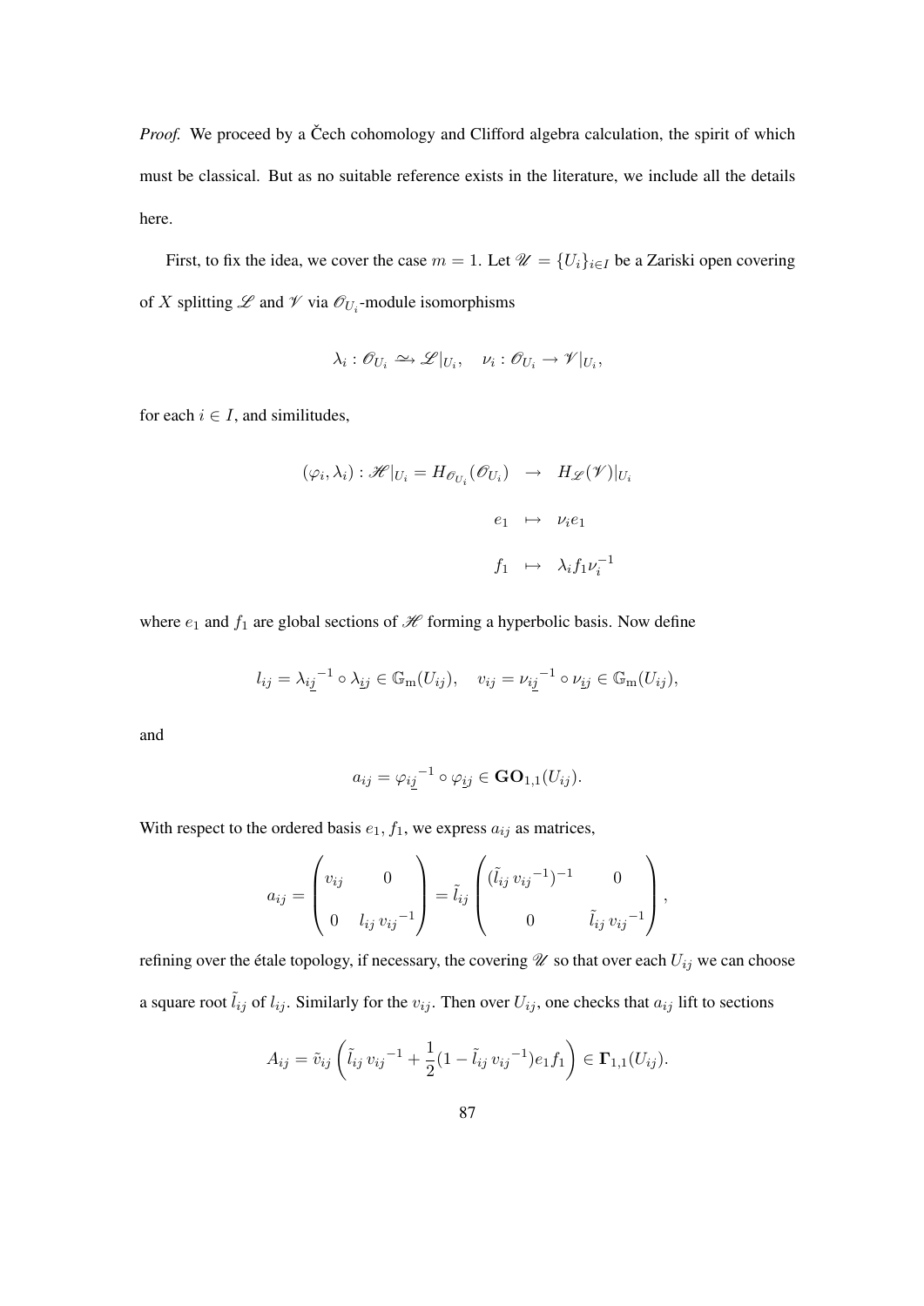*Proof.* We proceed by a Čech cohomology and Clifford algebra calculation, the spirit of which must be classical. But as no suitable reference exists in the literature, we include all the details here.

First, to fix the idea, we cover the case $m = 1$. Let $\mathscr{U} = \{U_i\}_{i\in I}$ be a Zariski open covering of $X$ splitting $\mathscr{L}$ and $\mathscr{V}$ via $\mathscr{O}_{U_i}$-module isomorphisms

$$\lambda_i : \mathscr{O}_{U_i} \xrightarrow{\sim} \mathscr{L}|_{U_i}, \quad \nu_i : \mathscr{O}_{U_i} \to \mathscr{V}|_{U_i},$$

for each $i \in I$, and similitudes,

$$\begin{array}{rcl} (\varphi_i, \lambda_i) : \mathscr{H}|_{U_i} = H_{\mathscr{O}_{U_i}}(\mathscr{O}_{U_i}) & \to & H_{\mathscr{L}}(\mathscr{V})|_{U_i} \\ e_1 & \mapsto & \nu_i e_1 \\ f_1 & \mapsto & \lambda_i f_1 \nu_i^{-1} \end{array}$$

where $e_1$ and $f_1$ are global sections of $\mathscr{H}$ forming a hyperbolic basis. Now define

$$l_{ij} = {\lambda_{i\underline{j}}}^{-1} \circ \lambda_{\underline{i}j} \in \mathbb{G}_{\mathrm{m}}(U_{ij}), \quad v_{ij} = {\nu_{i\underline{j}}}^{-1} \circ \nu_{\underline{i}j} \in \mathbb{G}_{\mathrm{m}}(U_{ij}),$$

and

$$a_{ij} = {\varphi_{i\underline{j}}}^{-1} \circ \varphi_{\underline{i}j} \in \mathbf{GO}_{1,1}(U_{ij}).$$

With respect to the ordered basis $e_1, f_1$, we express $a_{ij}$ as matrices,

$$a_{ij} = \begin{pmatrix} v_{ij} & 0 \\ 0 & l_{ij}\, {v_{ij}}^{-1} \end{pmatrix} = \tilde{l}_{ij} \begin{pmatrix} (\tilde{l}_{ij}\, {v_{ij}}^{-1})^{-1} & 0 \\ 0 & \tilde{l}_{ij}\, {v_{ij}}^{-1} \end{pmatrix},$$

refining over the étale topology, if necessary, the covering $\mathscr{U}$ so that over each $U_{ij}$ we can choose a square root $\tilde{l}_{ij}$ of $l_{ij}$. Similarly for the $v_{ij}$. Then over $U_{ij}$, one checks that $a_{ij}$ lift to sections

$$A_{ij} = \tilde{v}_{ij} \left( \tilde{l}_{ij}\, {v_{ij}}^{-1} + \frac{1}{2}(1 - \tilde{l}_{ij}\, {v_{ij}}^{-1}) e_1 f_1 \right) \in \mathbf{\Gamma}_{1,1}(U_{ij}).$$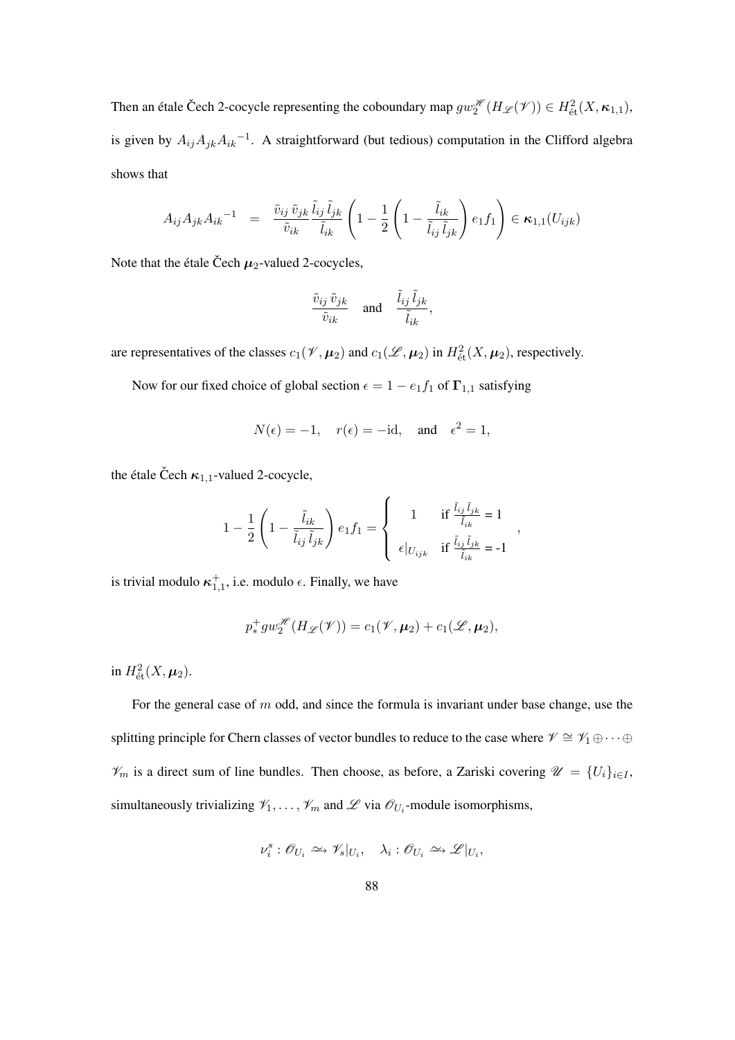Then an étale Čech 2-cocycle representing the coboundary map $gw_2^{\mathscr{H}}(H_{\mathscr{L}}(\mathscr{V})) \in H^2_{\text{ét}}(X, \boldsymbol{\kappa}_{1,1})$, is given by $A_{ij}A_{jk}{A_{ik}}^{-1}$. A straightforward (but tedious) computation in the Clifford algebra shows that

$$A_{ij}A_{jk}{A_{ik}}^{-1} \quad = \quad \frac{\tilde{v}_{ij}\,\tilde{v}_{jk}}{\tilde{v}_{ik}}\frac{\tilde{l}_{ij}\,\tilde{l}_{jk}}{\tilde{l}_{ik}}\left(1 - \frac{1}{2}\left(1 - \frac{\tilde{l}_{ik}}{\tilde{l}_{ij}\,\tilde{l}_{jk}}\right)e_1 f_1\right) \in \boldsymbol{\kappa}_{1,1}(U_{ijk})$$

Note that the étale Čech $\boldsymbol{\mu}_2$-valued 2-cocycles,

$$\frac{\tilde{v}_{ij}\,\tilde{v}_{jk}}{\tilde{v}_{ik}} \quad \text{and} \quad \frac{\tilde{l}_{ij}\,\tilde{l}_{jk}}{\tilde{l}_{ik}},$$

are representatives of the classes $c_1(\mathscr{V}, \boldsymbol{\mu}_2)$ and $c_1(\mathscr{L}, \boldsymbol{\mu}_2)$ in $H^2_{\text{ét}}(X, \boldsymbol{\mu}_2)$, respectively.

Now for our fixed choice of global section $\epsilon = 1 - e_1 f_1$ of $\boldsymbol{\Gamma}_{1,1}$ satisfying

$$N(\epsilon) = -1, \quad r(\epsilon) = -\text{id}, \quad \text{and} \quad \epsilon^2 = 1,$$

the étale Čech $\boldsymbol{\kappa}_{1,1}$-valued 2-cocycle,

$$1 - \frac{1}{2}\left(1 - \frac{\tilde{l}_{ik}}{\tilde{l}_{ij}\,\tilde{l}_{jk}}\right)e_1 f_1 = \begin{cases} 1 & \text{if } \frac{\tilde{l}_{ij}\,\tilde{l}_{jk}}{\tilde{l}_{ik}} = 1 \\ \epsilon|_{U_{ijk}} & \text{if } \frac{\tilde{l}_{ij}\,\tilde{l}_{jk}}{\tilde{l}_{ik}} = -1 \end{cases},$$

is trivial modulo $\boldsymbol{\kappa}^+_{1,1}$, i.e. modulo $\epsilon$. Finally, we have

$$p^+_* gw_2^{\mathscr{H}}(H_{\mathscr{L}}(\mathscr{V})) = c_1(\mathscr{V}, \boldsymbol{\mu}_2) + c_1(\mathscr{L}, \boldsymbol{\mu}_2),$$

in $H^2_{\text{ét}}(X, \boldsymbol{\mu}_2)$.

For the general case of $m$ odd, and since the formula is invariant under base change, use the splitting principle for Chern classes of vector bundles to reduce to the case where $\mathscr{V} \cong \mathscr{V}_1 \oplus \cdots \oplus \mathscr{V}_m$ is a direct sum of line bundles. Then choose, as before, a Zariski covering $\mathscr{U} = \{U_i\}_{i \in I}$, simultaneously trivializing $\mathscr{V}_1, \ldots, \mathscr{V}_m$ and $\mathscr{L}$ via $\mathscr{O}_{U_i}$-module isomorphisms,

$$\nu_i^s : \mathscr{O}_{U_i} \xrightarrow{\sim} \mathscr{V}_s|_{U_i}, \quad \lambda_i : \mathscr{O}_{U_i} \xrightarrow{\sim} \mathscr{L}|_{U_i},$$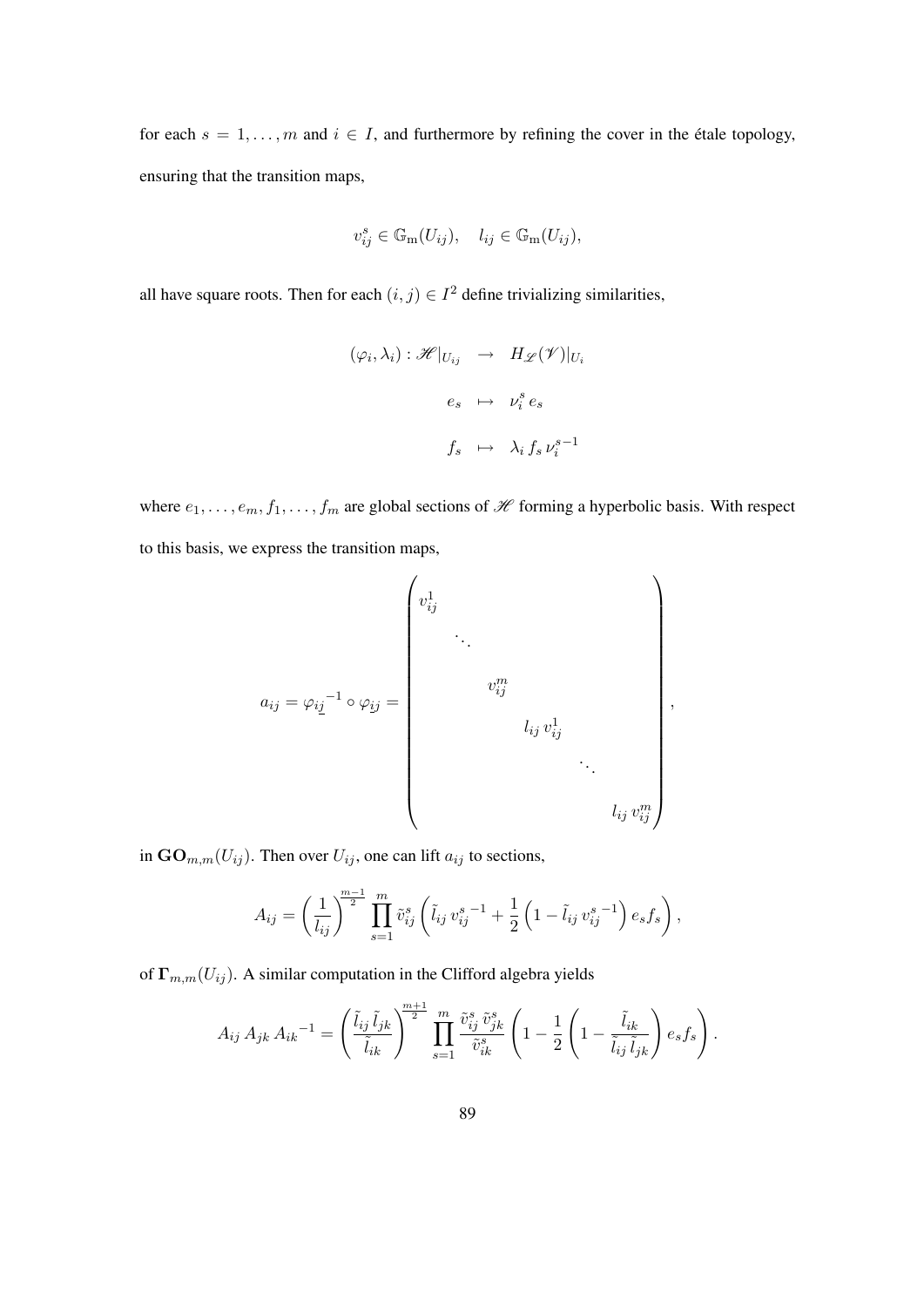for each $s = 1, \ldots, m$ and $i \in I$, and furthermore by refining the cover in the étale topology, ensuring that the transition maps,

$$v_{ij}^s \in \mathbb{G}_{\mathrm{m}}(U_{ij}), \quad l_{ij} \in \mathbb{G}_{\mathrm{m}}(U_{ij}),$$

all have square roots. Then for each $(i, j) \in I^2$ define trivializing similarities,

$$\begin{aligned}
(\varphi_i, \lambda_i) : \mathscr{H}|_{U_{ij}} &\rightarrow H_{\mathscr{L}}(\mathscr{V})|_{U_i} \\
e_s &\mapsto \nu_i^s \, e_s \\
f_s &\mapsto \lambda_i \, f_s \, \nu_i^{s-1}
\end{aligned}$$

where $e_1, \ldots, e_m, f_1, \ldots, f_m$ are global sections of $\mathscr{H}$ forming a hyperbolic basis. With respect to this basis, we express the transition maps,

$$a_{ij} = \varphi_{i\underline{j}}{}^{-1} \circ \varphi_{\underline{i}j} = \begin{pmatrix} v_{ij}^1 & & & & & \\ & \ddots & & & & \\ & & v_{ij}^m & & & \\ & & & l_{ij}\, v_{ij}^1 & & \\ & & & & \ddots & \\ & & & & & l_{ij}\, v_{ij}^m \end{pmatrix},$$

in $\mathbf{GO}_{m,m}(U_{ij})$. Then over $U_{ij}$, one can lift $a_{ij}$ to sections,

$$A_{ij} = \left(\frac{1}{\tilde{l}_{ij}}\right)^{\frac{m-1}{2}} \prod_{s=1}^{m} \tilde{v}_{ij}^s \left(\tilde{l}_{ij}\, {v_{ij}^s}^{-1} + \frac{1}{2}\left(1 - \tilde{l}_{ij}\, {v_{ij}^s}^{-1}\right) e_s f_s\right),$$

of $\mathbf{\Gamma}_{m,m}(U_{ij})$. A similar computation in the Clifford algebra yields

$$A_{ij}\, A_{jk}\, {A_{ik}}^{-1} = \left(\frac{\tilde{l}_{ij}\, \tilde{l}_{jk}}{\tilde{l}_{ik}}\right)^{\frac{m+1}{2}} \prod_{s=1}^{m} \frac{\tilde{v}_{ij}^s\, \tilde{v}_{jk}^s}{\tilde{v}_{ik}^s} \left(1 - \frac{1}{2}\left(1 - \frac{\tilde{l}_{ik}}{\tilde{l}_{ij}\, \tilde{l}_{jk}}\right) e_s f_s\right).$$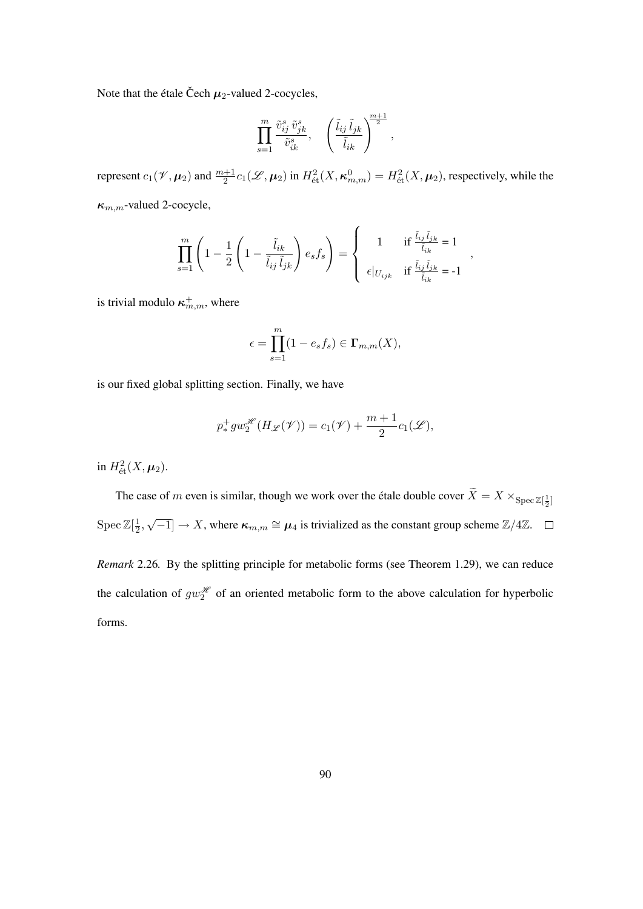Note that the étale Čech $\boldsymbol{\mu}_2$-valued 2-cocycles,

$$\prod_{s=1}^{m} \frac{\tilde{v}_{ij}^{s}\, \tilde{v}_{jk}^{s}}{\tilde{v}_{ik}^{s}}, \quad \left(\frac{\tilde{l}_{ij}\, \tilde{l}_{jk}}{\tilde{l}_{ik}}\right)^{\frac{m+1}{2}},$$

represent $c_1(\mathscr{V}, \boldsymbol{\mu}_2)$ and $\frac{m+1}{2} c_1(\mathscr{L}, \boldsymbol{\mu}_2)$ in $H^2_{\text{ét}}(X, \boldsymbol{\kappa}^0_{m,m}) = H^2_{\text{ét}}(X, \boldsymbol{\mu}_2)$, respectively, while the $\boldsymbol{\kappa}_{m,m}$-valued 2-cocycle,

$$\prod_{s=1}^{m} \left(1 - \frac{1}{2}\left(1 - \frac{\tilde{l}_{ik}}{\tilde{l}_{ij}\, \tilde{l}_{jk}}\right) e_s f_s\right) = \begin{cases} 1 & \text{if } \frac{\tilde{l}_{ij}\, \tilde{l}_{jk}}{\tilde{l}_{ik}} = 1 \\ \epsilon|_{U_{ijk}} & \text{if } \frac{\tilde{l}_{ij}\, \tilde{l}_{jk}}{\tilde{l}_{ik}} = \text{-}1 \end{cases},$$

is trivial modulo $\boldsymbol{\kappa}^{+}_{m,m}$, where

$$\epsilon = \prod_{s=1}^{m} (1 - e_s f_s) \in \boldsymbol{\Gamma}_{m,m}(X),$$

is our fixed global splitting section. Finally, we have

$$p^{+}_{*} gw_2^{\mathscr{H}}(H_{\mathscr{L}}(\mathscr{V})) = c_1(\mathscr{V}) + \frac{m+1}{2} c_1(\mathscr{L}),$$

in $H^2_{\text{ét}}(X, \boldsymbol{\mu}_2)$.

The case of $m$ even is similar, though we work over the étale double cover $\widetilde{X} = X \times_{\operatorname{Spec} \mathbb{Z}[\frac{1}{2}]} \operatorname{Spec} \mathbb{Z}[\frac{1}{2}, \sqrt{-1}] \to X$, where $\boldsymbol{\kappa}_{m,m} \cong \boldsymbol{\mu}_4$ is trivialized as the constant group scheme $\mathbb{Z}/4\mathbb{Z}$. $\square$

*Remark* 2.26. By the splitting principle for metabolic forms (see Theorem 1.29), we can reduce the calculation of $gw_2^{\mathscr{H}}$ of an oriented metabolic form to the above calculation for hyperbolic forms.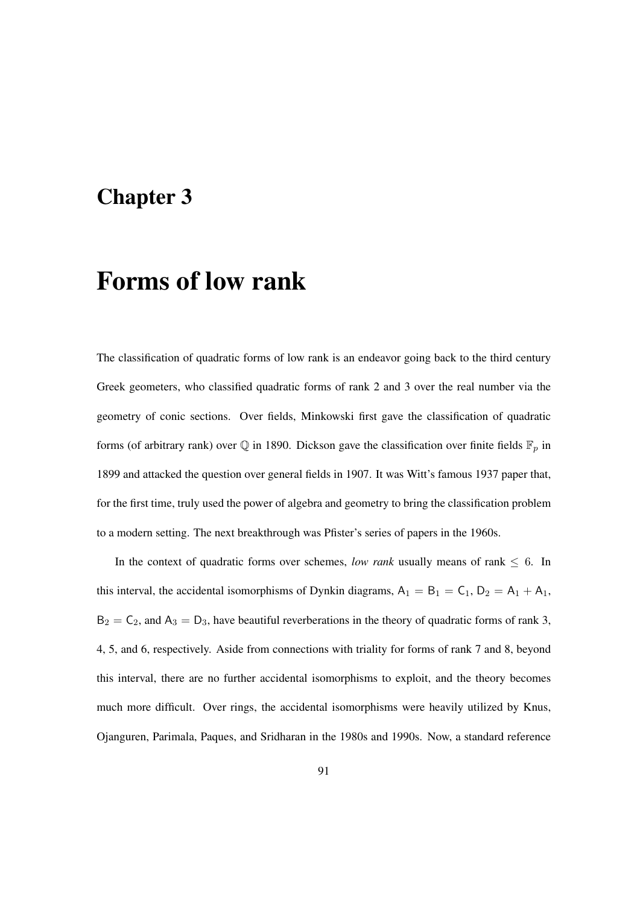# Chapter 3

# Forms of low rank

The classification of quadratic forms of low rank is an endeavor going back to the third century Greek geometers, who classified quadratic forms of rank 2 and 3 over the real number via the geometry of conic sections. Over fields, Minkowski first gave the classification of quadratic forms (of arbitrary rank) over $\mathbb{Q}$ in 1890. Dickson gave the classification over finite fields $\mathbb{F}_p$ in 1899 and attacked the question over general fields in 1907. It was Witt's famous 1937 paper that, for the first time, truly used the power of algebra and geometry to bring the classification problem to a modern setting. The next breakthrough was Pfister's series of papers in the 1960s.

In the context of quadratic forms over schemes, *low rank* usually means of rank $\leq 6$. In this interval, the accidental isomorphisms of Dynkin diagrams, $\mathsf{A}_1 = \mathsf{B}_1 = \mathsf{C}_1$, $\mathsf{D}_2 = \mathsf{A}_1 + \mathsf{A}_1$, $\mathsf{B}_2 = \mathsf{C}_2$, and $\mathsf{A}_3 = \mathsf{D}_3$, have beautiful reverberations in the theory of quadratic forms of rank 3, 4, 5, and 6, respectively. Aside from connections with triality for forms of rank 7 and 8, beyond this interval, there are no further accidental isomorphisms to exploit, and the theory becomes much more difficult. Over rings, the accidental isomorphisms were heavily utilized by Knus, Ojanguren, Parimala, Paques, and Sridharan in the 1980s and 1990s. Now, a standard reference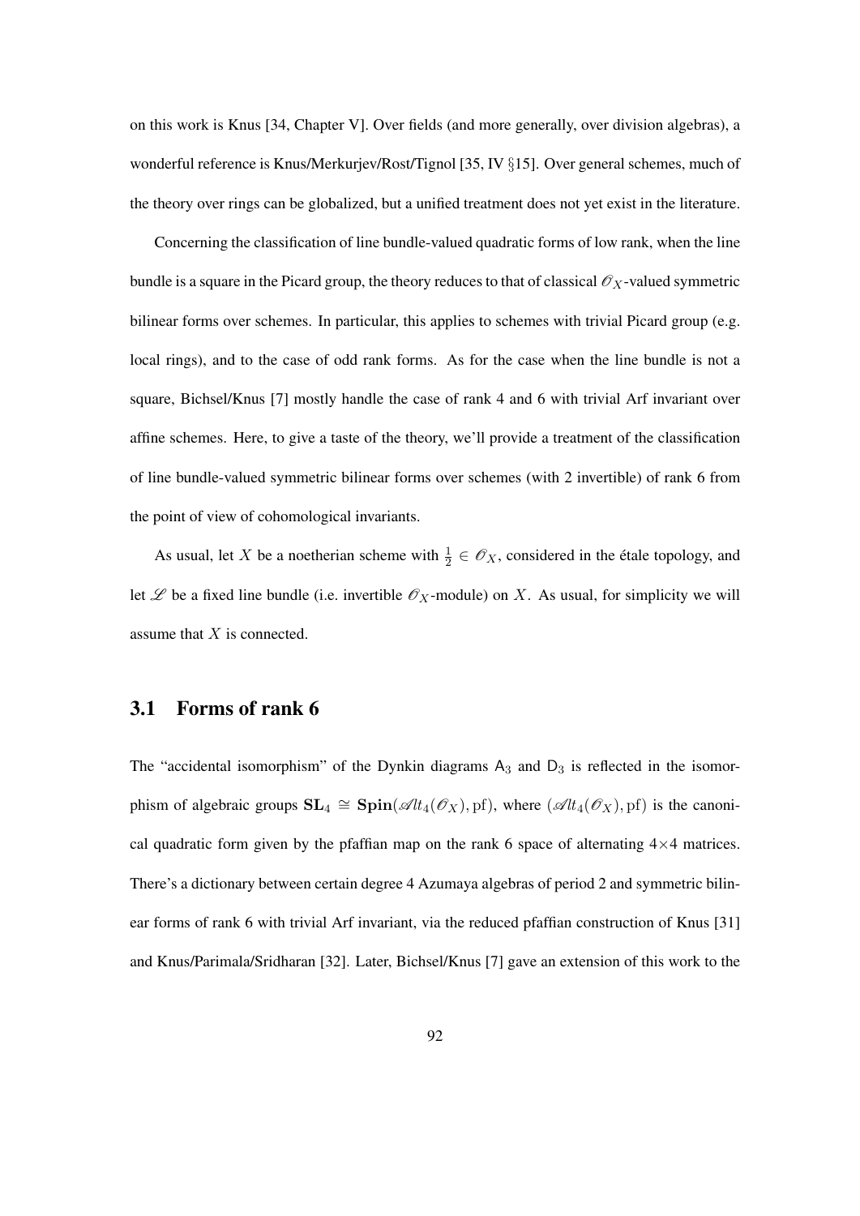on this work is Knus [34, Chapter V]. Over fields (and more generally, over division algebras), a wonderful reference is Knus/Merkurjev/Rost/Tignol [35, IV §15]. Over general schemes, much of the theory over rings can be globalized, but a unified treatment does not yet exist in the literature.

Concerning the classification of line bundle-valued quadratic forms of low rank, when the line bundle is a square in the Picard group, the theory reduces to that of classical $\mathscr{O}_X$-valued symmetric bilinear forms over schemes. In particular, this applies to schemes with trivial Picard group (e.g. local rings), and to the case of odd rank forms. As for the case when the line bundle is not a square, Bichsel/Knus [7] mostly handle the case of rank 4 and 6 with trivial Arf invariant over affine schemes. Here, to give a taste of the theory, we'll provide a treatment of the classification of line bundle-valued symmetric bilinear forms over schemes (with 2 invertible) of rank 6 from the point of view of cohomological invariants.

As usual, let $X$ be a noetherian scheme with $\frac{1}{2} \in \mathscr{O}_X$, considered in the étale topology, and let $\mathscr{L}$ be a fixed line bundle (i.e. invertible $\mathscr{O}_X$-module) on $X$. As usual, for simplicity we will assume that $X$ is connected.

## 3.1 Forms of rank 6

The "accidental isomorphism" of the Dynkin diagrams $\mathsf{A}_3$ and $\mathsf{D}_3$ is reflected in the isomorphism of algebraic groups $\mathbf{SL}_4 \cong \mathbf{Spin}(\mathscr{A}lt_4(\mathscr{O}_X), \mathrm{pf})$, where $(\mathscr{A}lt_4(\mathscr{O}_X), \mathrm{pf})$ is the canonical quadratic form given by the pfaffian map on the rank 6 space of alternating $4 \times 4$ matrices. There's a dictionary between certain degree 4 Azumaya algebras of period 2 and symmetric bilinear forms of rank 6 with trivial Arf invariant, via the reduced pfaffian construction of Knus [31] and Knus/Parimala/Sridharan [32]. Later, Bichsel/Knus [7] gave an extension of this work to the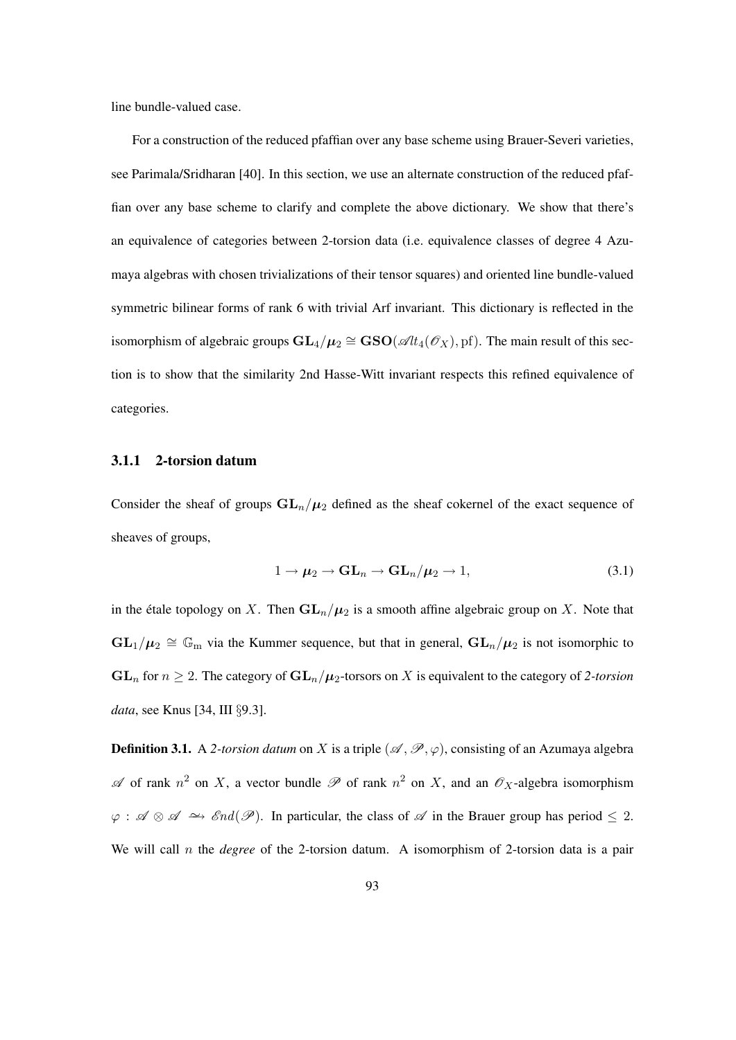line bundle-valued case.

For a construction of the reduced pfaffian over any base scheme using Brauer-Severi varieties, see Parimala/Sridharan [40]. In this section, we use an alternate construction of the reduced pfaffian over any base scheme to clarify and complete the above dictionary. We show that there's an equivalence of categories between 2-torsion data (i.e. equivalence classes of degree 4 Azumaya algebras with chosen trivializations of their tensor squares) and oriented line bundle-valued symmetric bilinear forms of rank 6 with trivial Arf invariant. This dictionary is reflected in the isomorphism of algebraic groups $\mathbf{GL}_4/\boldsymbol{\mu}_2 \cong \mathbf{GSO}(\mathscr{A}lt_4(\mathscr{O}_X), \mathrm{pf})$. The main result of this section is to show that the similarity 2nd Hasse-Witt invariant respects this refined equivalence of categories.

### 3.1.1 2-torsion datum

Consider the sheaf of groups $\mathbf{GL}_n/\boldsymbol{\mu}_2$ defined as the sheaf cokernel of the exact sequence of sheaves of groups,

$$1 \to \boldsymbol{\mu}_2 \to \mathbf{GL}_n \to \mathbf{GL}_n/\boldsymbol{\mu}_2 \to 1, \tag{3.1}$$

in the étale topology on $X$. Then $\mathbf{GL}_n/\boldsymbol{\mu}_2$ is a smooth affine algebraic group on $X$. Note that $\mathbf{GL}_1/\boldsymbol{\mu}_2 \cong \mathbb{G}_{\mathrm{m}}$ via the Kummer sequence, but that in general, $\mathbf{GL}_n/\boldsymbol{\mu}_2$ is not isomorphic to $\mathbf{GL}_n$ for $n \geq 2$. The category of $\mathbf{GL}_n/\boldsymbol{\mu}_2$-torsors on $X$ is equivalent to the category of *2-torsion data*, see Knus [34, III §9.3].

**Definition 3.1.** A *2-torsion datum* on $X$ is a triple $(\mathscr{A}, \mathscr{P}, \varphi)$, consisting of an Azumaya algebra $\mathscr{A}$ of rank $n^2$ on $X$, a vector bundle $\mathscr{P}$ of rank $n^2$ on $X$, and an $\mathscr{O}_X$-algebra isomorphism $\varphi : \mathscr{A} \otimes \mathscr{A} \xrightarrow{\sim} \mathscr{E}nd(\mathscr{P})$. In particular, the class of $\mathscr{A}$ in the Brauer group has period $\leq 2$. We will call $n$ the *degree* of the 2-torsion datum. A isomorphism of 2-torsion data is a pair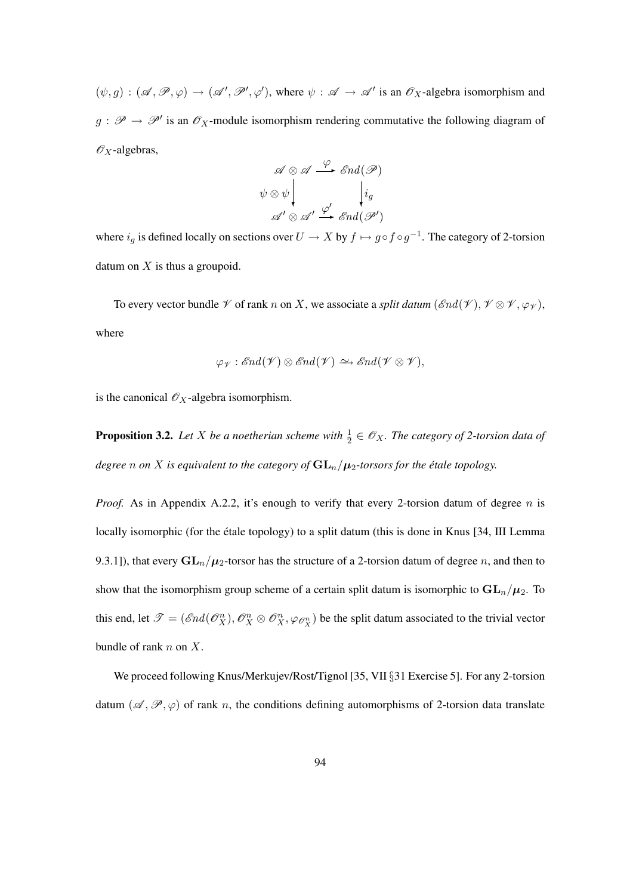$(\psi, g) : (\mathscr{A}, \mathscr{P}, \varphi) \to (\mathscr{A}', \mathscr{P}', \varphi')$, where $\psi : \mathscr{A} \to \mathscr{A}'$ is an $\mathscr{O}_X$-algebra isomorphism and $g : \mathscr{P} \to \mathscr{P}'$ is an $\mathscr{O}_X$-module isomorphism rendering commutative the following diagram of $\mathscr{O}_X$-algebras,

$$\begin{array}{ccc} \mathscr{A} \otimes \mathscr{A} & \xrightarrow{\varphi} & \mathscr{E}nd(\mathscr{P}) \\ \psi \otimes \psi \big\downarrow & & \big\downarrow i_g \\ \mathscr{A}' \otimes \mathscr{A}' & \xrightarrow{\varphi'} & \mathscr{E}nd(\mathscr{P}') \end{array}$$

where $i_g$ is defined locally on sections over $U \to X$ by $f \mapsto g \circ f \circ g^{-1}$. The category of 2-torsion datum on $X$ is thus a groupoid.

To every vector bundle $\mathscr{V}$ of rank $n$ on $X$, we associate a *split datum* $(\mathscr{E}nd(\mathscr{V}), \mathscr{V} \otimes \mathscr{V}, \varphi_{\mathscr{V}})$, where

$$\varphi_{\mathscr{V}} : \mathscr{E}nd(\mathscr{V}) \otimes \mathscr{E}nd(\mathscr{V}) \xrightarrow{\sim} \mathscr{E}nd(\mathscr{V} \otimes \mathscr{V}),$$

is the canonical $\mathscr{O}_X$-algebra isomorphism.

**Proposition 3.2.** *Let $X$ be a noetherian scheme with $\frac{1}{2} \in \mathscr{O}_X$. The category of 2-torsion data of degree $n$ on $X$ is equivalent to the category of $\mathbf{GL}_n/\boldsymbol{\mu}_2$-torsors for the étale topology.*

*Proof.* As in Appendix A.2.2, it's enough to verify that every 2-torsion datum of degree $n$ is locally isomorphic (for the étale topology) to a split datum (this is done in Knus [34, III Lemma 9.3.1]), that every $\mathbf{GL}_n/\boldsymbol{\mu}_2$-torsor has the structure of a 2-torsion datum of degree $n$, and then to show that the isomorphism group scheme of a certain split datum is isomorphic to $\mathbf{GL}_n/\boldsymbol{\mu}_2$. To this end, let $\mathscr{T} = (\mathscr{E}nd(\mathscr{O}_X^n), \mathscr{O}_X^n \otimes \mathscr{O}_X^n, \varphi_{\mathscr{O}_X^n})$ be the split datum associated to the trivial vector bundle of rank $n$ on $X$.

We proceed following Knus/Merkujev/Rost/Tignol [35, VII §31 Exercise 5]. For any 2-torsion datum $(\mathscr{A}, \mathscr{P}, \varphi)$ of rank $n$, the conditions defining automorphisms of 2-torsion data translate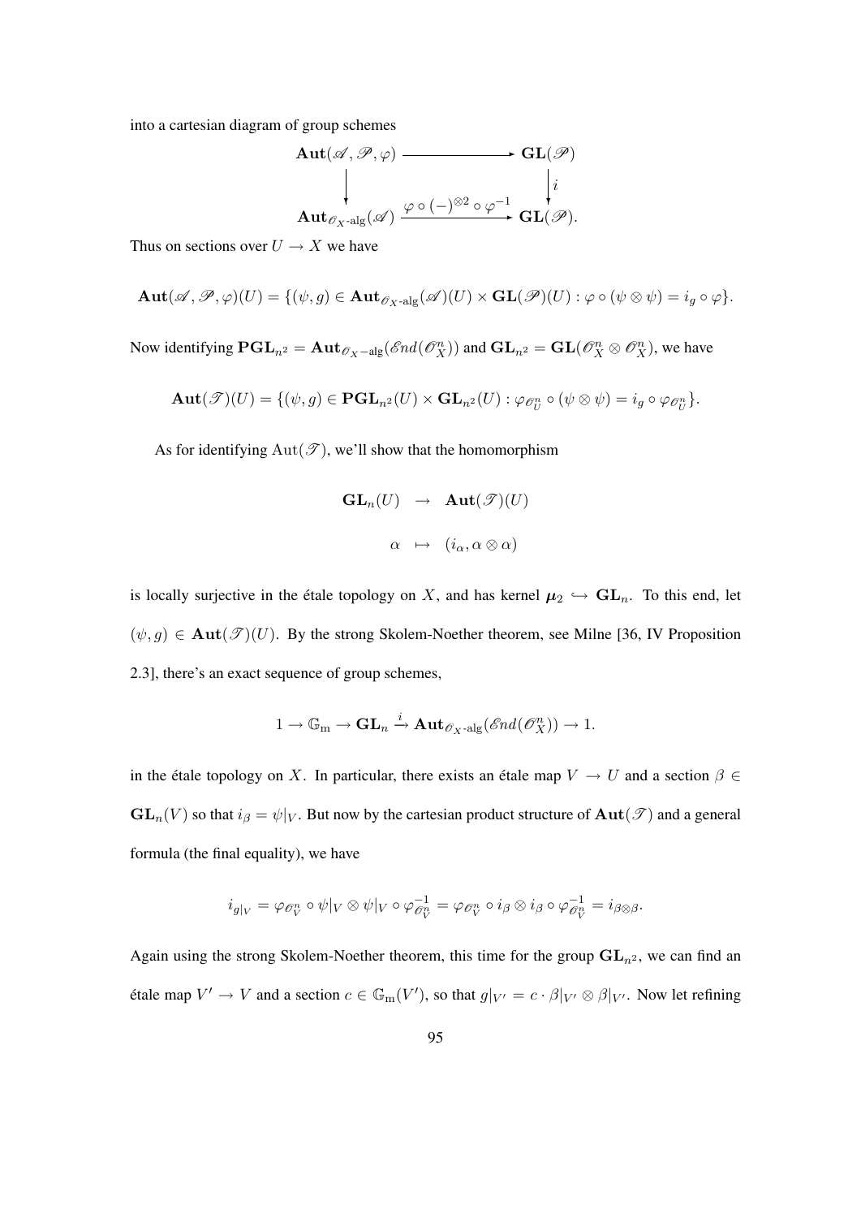into a cartesian diagram of group schemes

$$\begin{array}{ccc}
\mathbf{Aut}(\mathscr{A}, \mathscr{P}, \varphi) & \longrightarrow & \mathbf{GL}(\mathscr{P}) \\
\big\downarrow & & \big\downarrow i \\
\mathbf{Aut}_{\mathscr{O}_X\text{-alg}}(\mathscr{A}) & \xrightarrow{\varphi \circ (-)^{\otimes 2} \circ \varphi^{-1}} & \mathbf{GL}(\mathscr{P}).
\end{array}$$

Thus on sections over $U \to X$ we have

$$\mathbf{Aut}(\mathscr{A}, \mathscr{P}, \varphi)(U) = \{(\psi, g) \in \mathbf{Aut}_{\mathscr{O}_X\text{-alg}}(\mathscr{A})(U) \times \mathbf{GL}(\mathscr{P})(U) : \varphi \circ (\psi \otimes \psi) = i_g \circ \varphi\}.$$

Now identifying $\mathbf{PGL}_{n^2} = \mathbf{Aut}_{\mathscr{O}_X-\mathrm{alg}}(\mathscr{E}nd(\mathscr{O}_X^n))$ and $\mathbf{GL}_{n^2} = \mathbf{GL}(\mathscr{O}_X^n \otimes \mathscr{O}_X^n)$, we have

$$\mathbf{Aut}(\mathscr{T})(U) = \{(\psi, g) \in \mathbf{PGL}_{n^2}(U) \times \mathbf{GL}_{n^2}(U) : \varphi_{\mathscr{O}_U^n} \circ (\psi \otimes \psi) = i_g \circ \varphi_{\mathscr{O}_U^n}\}.$$

As for identifying $\mathrm{Aut}(\mathscr{T})$, we'll show that the homomorphism

$$\begin{aligned}
\mathbf{GL}_n(U) &\to \mathbf{Aut}(\mathscr{T})(U) \\
\alpha &\mapsto (i_\alpha, \alpha \otimes \alpha)
\end{aligned}$$

is locally surjective in the étale topology on $X$, and has kernel $\boldsymbol{\mu}_2 \hookrightarrow \mathbf{GL}_n$. To this end, let $(\psi, g) \in \mathbf{Aut}(\mathscr{T})(U)$. By the strong Skolem-Noether theorem, see Milne [36, IV Proposition 2.3], there's an exact sequence of group schemes,

$$1 \to \mathbb{G}_\mathrm{m} \to \mathbf{GL}_n \xrightarrow{i} \mathbf{Aut}_{\mathscr{O}_X\text{-alg}}(\mathscr{E}nd(\mathscr{O}_X^n)) \to 1.$$

in the étale topology on $X$. In particular, there exists an étale map $V \to U$ and a section $\beta \in \mathbf{GL}_n(V)$ so that $i_\beta = \psi|_V$. But now by the cartesian product structure of $\mathbf{Aut}(\mathscr{T})$ and a general formula (the final equality), we have

$$i_{g|_V} = \varphi_{\mathscr{O}_V^n} \circ \psi|_V \otimes \psi|_V \circ \varphi_{\mathscr{O}_V^n}^{-1} = \varphi_{\mathscr{O}_V^n} \circ i_\beta \otimes i_\beta \circ \varphi_{\mathscr{O}_V^n}^{-1} = i_{\beta \otimes \beta}.$$

Again using the strong Skolem-Noether theorem, this time for the group $\mathbf{GL}_{n^2}$, we can find an étale map $V' \to V$ and a section $c \in \mathbb{G}_\mathrm{m}(V')$, so that $g|_{V'} = c \cdot \beta|_{V'} \otimes \beta|_{V'}$. Now let refining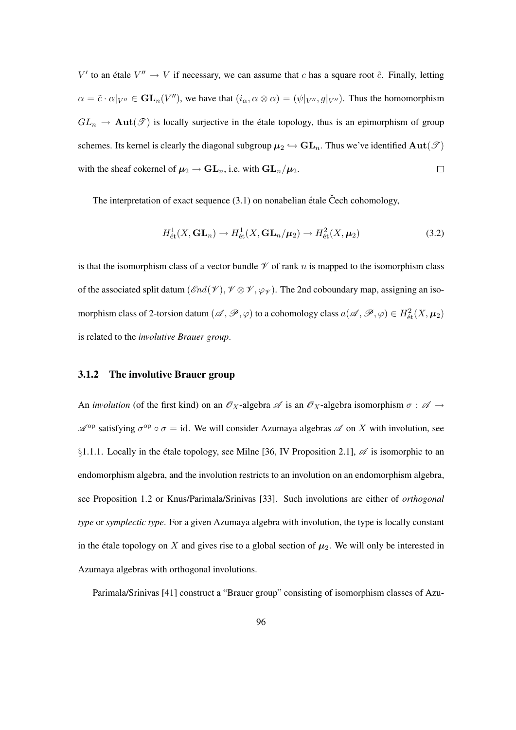$V'$ to an étale $V'' \to V$ if necessary, we can assume that $c$ has a square root $\tilde{c}$. Finally, letting $\alpha = \tilde{c} \cdot \alpha|_{V''} \in \mathbf{GL}_n(V'')$, we have that $(i_\alpha, \alpha \otimes \alpha) = (\psi|_{V''}, g|_{V''})$. Thus the homomorphism $GL_n \to \mathbf{Aut}(\mathscr{T})$ is locally surjective in the étale topology, thus is an epimorphism of group schemes. Its kernel is clearly the diagonal subgroup $\boldsymbol{\mu}_2 \hookrightarrow \mathbf{GL}_n$. Thus we've identified $\mathbf{Aut}(\mathscr{T})$ with the sheaf cokernel of $\boldsymbol{\mu}_2 \to \mathbf{GL}_n$, i.e. with $\mathbf{GL}_n/\boldsymbol{\mu}_2$. $\square$

The interpretation of exact sequence (3.1) on nonabelian étale Čech cohomology,

$$H^1_{\text{ét}}(X, \mathbf{GL}_n) \to H^1_{\text{ét}}(X, \mathbf{GL}_n/\boldsymbol{\mu}_2) \to H^2_{\text{ét}}(X, \boldsymbol{\mu}_2) \tag{3.2}$$

is that the isomorphism class of a vector bundle $\mathscr{V}$ of rank $n$ is mapped to the isomorphism class of the associated split datum $(\mathscr{E}nd(\mathscr{V}), \mathscr{V} \otimes \mathscr{V}, \varphi_{\mathscr{V}})$. The 2nd coboundary map, assigning an isomorphism class of 2-torsion datum $(\mathscr{A}, \mathscr{P}, \varphi)$ to a cohomology class $a(\mathscr{A}, \mathscr{P}, \varphi) \in H^2_{\text{ét}}(X, \boldsymbol{\mu}_2)$ is related to the *involutive Brauer group*.

### 3.1.2 The involutive Brauer group

An *involution* (of the first kind) on an $\mathscr{O}_X$-algebra $\mathscr{A}$ is an $\mathscr{O}_X$-algebra isomorphism $\sigma : \mathscr{A} \to \mathscr{A}^{\text{op}}$ satisfying $\sigma^{\text{op}} \circ \sigma = \text{id}$. We will consider Azumaya algebras $\mathscr{A}$ on $X$ with involution, see §1.1.1. Locally in the étale topology, see Milne [36, IV Proposition 2.1], $\mathscr{A}$ is isomorphic to an endomorphism algebra, and the involution restricts to an involution on an endomorphism algebra, see Proposition 1.2 or Knus/Parimala/Srinivas [33]. Such involutions are either of *orthogonal type* or *symplectic type*. For a given Azumaya algebra with involution, the type is locally constant in the étale topology on $X$ and gives rise to a global section of $\boldsymbol{\mu}_2$. We will only be interested in Azumaya algebras with orthogonal involutions.

Parimala/Srinivas [41] construct a "Brauer group" consisting of isomorphism classes of Azu-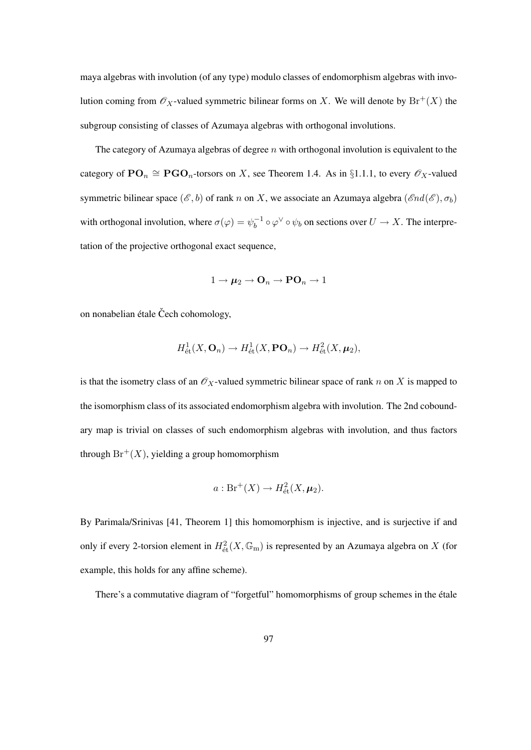maya algebras with involution (of any type) modulo classes of endomorphism algebras with involution coming from $\mathscr{O}_X$-valued symmetric bilinear forms on $X$. We will denote by $\mathrm{Br}^+(X)$ the subgroup consisting of classes of Azumaya algebras with orthogonal involutions.

The category of Azumaya algebras of degree $n$ with orthogonal involution is equivalent to the category of $\mathbf{PO}_n \cong \mathbf{PGO}_n$-torsors on $X$, see Theorem 1.4. As in §1.1.1, to every $\mathscr{O}_X$-valued symmetric bilinear space $(\mathscr{E}, b)$ of rank $n$ on $X$, we associate an Azumaya algebra $(\mathscr{E}nd(\mathscr{E}), \sigma_b)$ with orthogonal involution, where $\sigma(\varphi) = \psi_b^{-1} \circ \varphi^\vee \circ \psi_b$ on sections over $U \to X$. The interpretation of the projective orthogonal exact sequence,

$$1 \to \boldsymbol{\mu}_2 \to \mathbf{O}_n \to \mathbf{PO}_n \to 1$$

on nonabelian étale Čech cohomology,

$$H^1_{\text{ét}}(X, \mathbf{O}_n) \to H^1_{\text{ét}}(X, \mathbf{PO}_n) \to H^2_{\text{ét}}(X, \boldsymbol{\mu}_2),$$

is that the isometry class of an $\mathscr{O}_X$-valued symmetric bilinear space of rank $n$ on $X$ is mapped to the isomorphism class of its associated endomorphism algebra with involution. The 2nd coboundary map is trivial on classes of such endomorphism algebras with involution, and thus factors through $\mathrm{Br}^+(X)$, yielding a group homomorphism

$$a : \mathrm{Br}^+(X) \to H^2_{\text{ét}}(X, \boldsymbol{\mu}_2).$$

By Parimala/Srinivas [41, Theorem 1] this homomorphism is injective, and is surjective if and only if every 2-torsion element in $H^2_{\text{ét}}(X, \mathbb{G}_{\mathrm{m}})$ is represented by an Azumaya algebra on $X$ (for example, this holds for any affine scheme).

There's a commutative diagram of "forgetful" homomorphisms of group schemes in the étale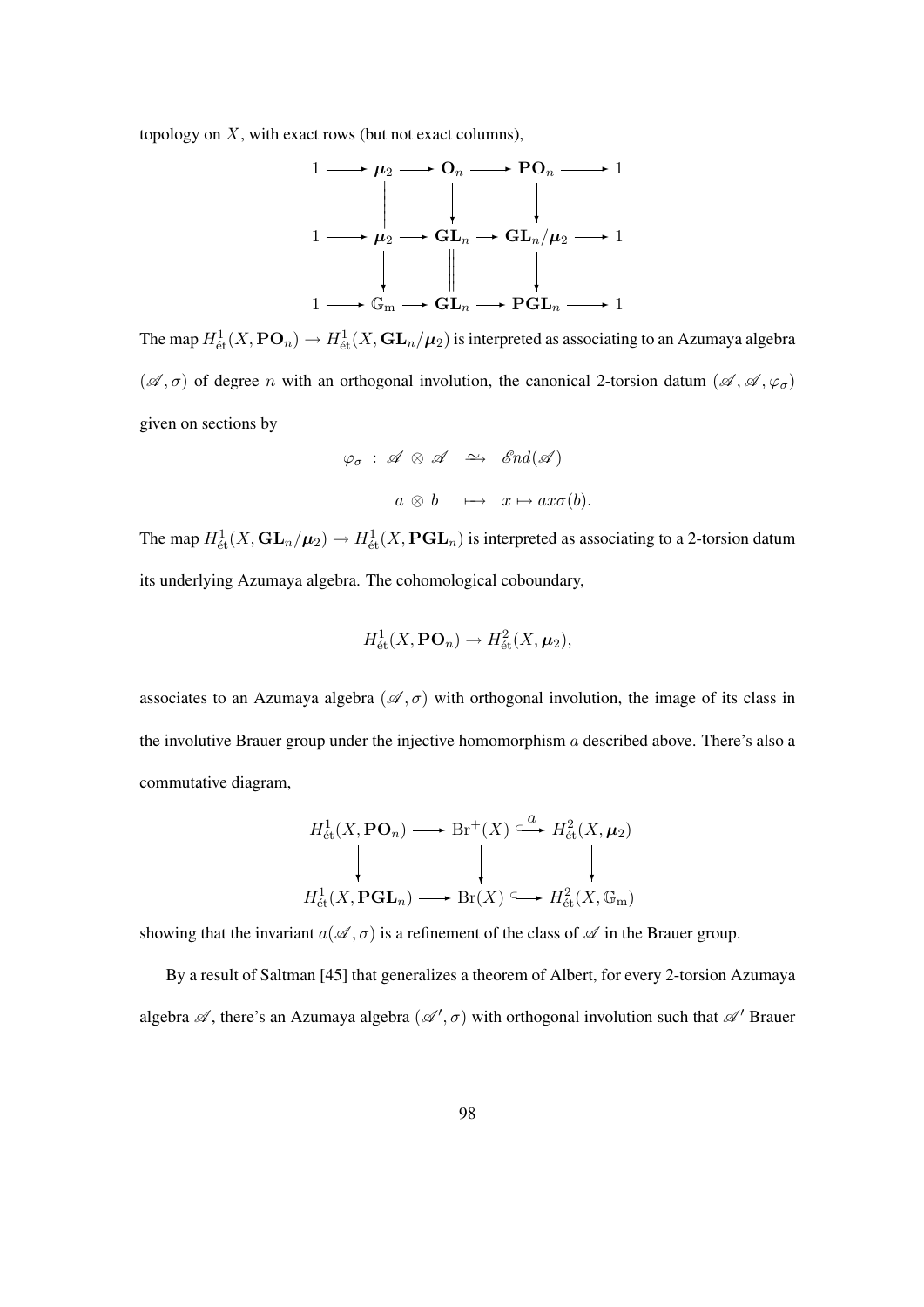topology on $X$, with exact rows (but not exact columns),

$$
\begin{array}{ccccccccc}
1 & \longrightarrow & \boldsymbol{\mu}_2 & \longrightarrow & \mathbf{O}_n & \longrightarrow & \mathbf{PO}_n & \longrightarrow & 1 \\
 & & \| & & \downarrow & & \downarrow & & \\
1 & \longrightarrow & \boldsymbol{\mu}_2 & \longrightarrow & \mathbf{GL}_n & \longrightarrow & \mathbf{GL}_n/\boldsymbol{\mu}_2 & \longrightarrow & 1 \\
 & & \downarrow & & \| & & \downarrow & & \\
1 & \longrightarrow & \mathbb{G}_{\mathrm{m}} & \longrightarrow & \mathbf{GL}_n & \longrightarrow & \mathbf{PGL}_n & \longrightarrow & 1
\end{array}
$$

The map $H^1_{\text{ét}}(X, \mathbf{PO}_n) \to H^1_{\text{ét}}(X, \mathbf{GL}_n/\boldsymbol{\mu}_2)$ is interpreted as associating to an Azumaya algebra $(\mathscr{A}, \sigma)$ of degree $n$ with an orthogonal involution, the canonical 2-torsion datum $(\mathscr{A}, \mathscr{A}, \varphi_\sigma)$ given on sections by

$$
\begin{array}{rcl}
\varphi_\sigma \, : \, \mathscr{A} \otimes \mathscr{A} & \xrightarrow{\sim} & \mathscr{E}nd(\mathscr{A}) \\
a \otimes b & \longmapsto & x \mapsto a x \sigma(b).
\end{array}
$$

The map $H^1_{\text{ét}}(X, \mathbf{GL}_n/\boldsymbol{\mu}_2) \to H^1_{\text{ét}}(X, \mathbf{PGL}_n)$ is interpreted as associating to a 2-torsion datum its underlying Azumaya algebra. The cohomological coboundary,

$$
H^1_{\text{ét}}(X, \mathbf{PO}_n) \to H^2_{\text{ét}}(X, \boldsymbol{\mu}_2),
$$

associates to an Azumaya algebra $(\mathscr{A}, \sigma)$ with orthogonal involution, the image of its class in the involutive Brauer group under the injective homomorphism $a$ described above. There's also a commutative diagram,

$$
\begin{array}{ccccc}
H^1_{\text{ét}}(X, \mathbf{PO}_n) & \longrightarrow & \mathrm{Br}^+(X) & \xhookrightarrow{a} & H^2_{\text{ét}}(X, \boldsymbol{\mu}_2) \\
\downarrow & & \downarrow & & \downarrow \\
H^1_{\text{ét}}(X, \mathbf{PGL}_n) & \longrightarrow & \mathrm{Br}(X) & \hookrightarrow & H^2_{\text{ét}}(X, \mathbb{G}_{\mathrm{m}})
\end{array}
$$

showing that the invariant $a(\mathscr{A}, \sigma)$ is a refinement of the class of $\mathscr{A}$ in the Brauer group.

By a result of Saltman [45] that generalizes a theorem of Albert, for every 2-torsion Azumaya algebra $\mathscr{A}$, there's an Azumaya algebra $(\mathscr{A}', \sigma)$ with orthogonal involution such that $\mathscr{A}'$ Brauer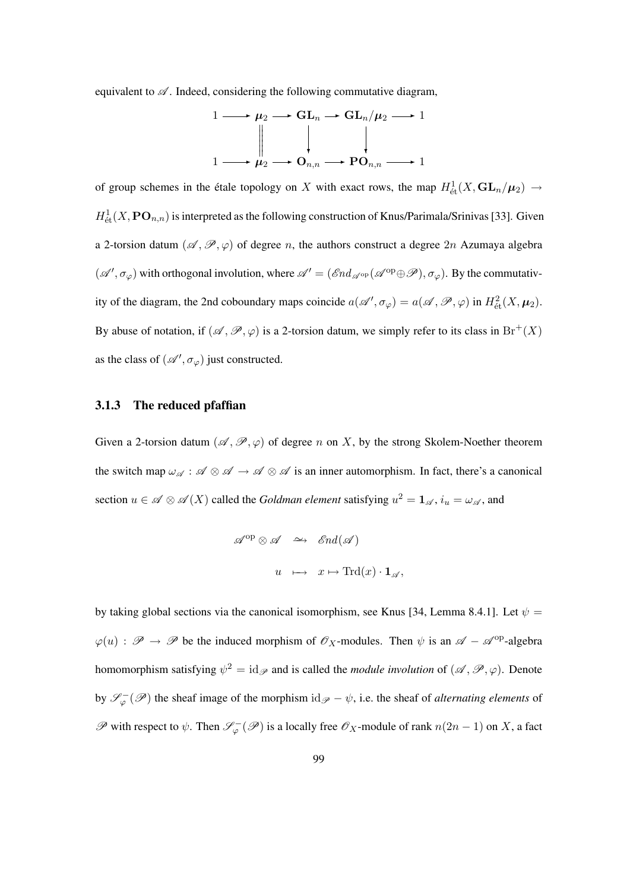equivalent to $\mathscr{A}$. Indeed, considering the following commutative diagram,

$$\begin{array}{ccccccccc} 1 & \longrightarrow & \boldsymbol{\mu}_2 & \longrightarrow & \mathbf{GL}_n & \longrightarrow & \mathbf{GL}_n/\boldsymbol{\mu}_2 & \longrightarrow & 1 \\ & & \| & & \downarrow & & \downarrow & & \\ 1 & \longrightarrow & \boldsymbol{\mu}_2 & \longrightarrow & \mathbf{O}_{n,n} & \longrightarrow & \mathbf{PO}_{n,n} & \longrightarrow & 1 \end{array}$$

of group schemes in the étale topology on $X$ with exact rows, the map $H^1_{\text{ét}}(X, \mathbf{GL}_n/\boldsymbol{\mu}_2) \to H^1_{\text{ét}}(X, \mathbf{PO}_{n,n})$ is interpreted as the following construction of Knus/Parimala/Srinivas [33]. Given a 2-torsion datum $(\mathscr{A}, \mathscr{P}, \varphi)$ of degree $n$, the authors construct a degree $2n$ Azumaya algebra $(\mathscr{A}', \sigma_\varphi)$ with orthogonal involution, where $\mathscr{A}' = (\mathscr{E}nd_{\mathscr{A}^{\text{op}}}(\mathscr{A}^{\text{op}} \oplus \mathscr{P}), \sigma_\varphi)$. By the commutativity of the diagram, the 2nd coboundary maps coincide $a(\mathscr{A}', \sigma_\varphi) = a(\mathscr{A}, \mathscr{P}, \varphi)$ in $H^2_{\text{ét}}(X, \boldsymbol{\mu}_2)$. By abuse of notation, if $(\mathscr{A}, \mathscr{P}, \varphi)$ is a 2-torsion datum, we simply refer to its class in $\mathrm{Br}^+(X)$ as the class of $(\mathscr{A}', \sigma_\varphi)$ just constructed.

### 3.1.3 The reduced pfaffian

Given a 2-torsion datum $(\mathscr{A}, \mathscr{P}, \varphi)$ of degree $n$ on $X$, by the strong Skolem-Noether theorem the switch map $\omega_{\mathscr{A}} : \mathscr{A} \otimes \mathscr{A} \to \mathscr{A} \otimes \mathscr{A}$ is an inner automorphism. In fact, there's a canonical section $u \in \mathscr{A} \otimes \mathscr{A}(X)$ called the *Goldman element* satisfying $u^2 = \mathbf{1}_{\mathscr{A}}$, $i_u = \omega_{\mathscr{A}}$, and

$$\begin{aligned} \mathscr{A}^{\text{op}} \otimes \mathscr{A} &\xrightarrow{\sim} \mathscr{E}nd(\mathscr{A}) \\ u &\longmapsto x \mapsto \mathrm{Trd}(x) \cdot \mathbf{1}_{\mathscr{A}}, \end{aligned}$$

by taking global sections via the canonical isomorphism, see Knus [34, Lemma 8.4.1]. Let $\psi = \varphi(u) : \mathscr{P} \to \mathscr{P}$ be the induced morphism of $\mathscr{O}_X$-modules. Then $\psi$ is an $\mathscr{A} - \mathscr{A}^{\text{op}}$-algebra homomorphism satisfying $\psi^2 = \mathrm{id}_{\mathscr{P}}$ and is called the *module involution* of $(\mathscr{A}, \mathscr{P}, \varphi)$. Denote by $\mathscr{S}^-_\varphi(\mathscr{P})$ the sheaf image of the morphism $\mathrm{id}_{\mathscr{P}} - \psi$, i.e. the sheaf of *alternating elements* of $\mathscr{P}$ with respect to $\psi$. Then $\mathscr{S}^-_\varphi(\mathscr{P})$ is a locally free $\mathscr{O}_X$-module of rank $n(2n-1)$ on $X$, a fact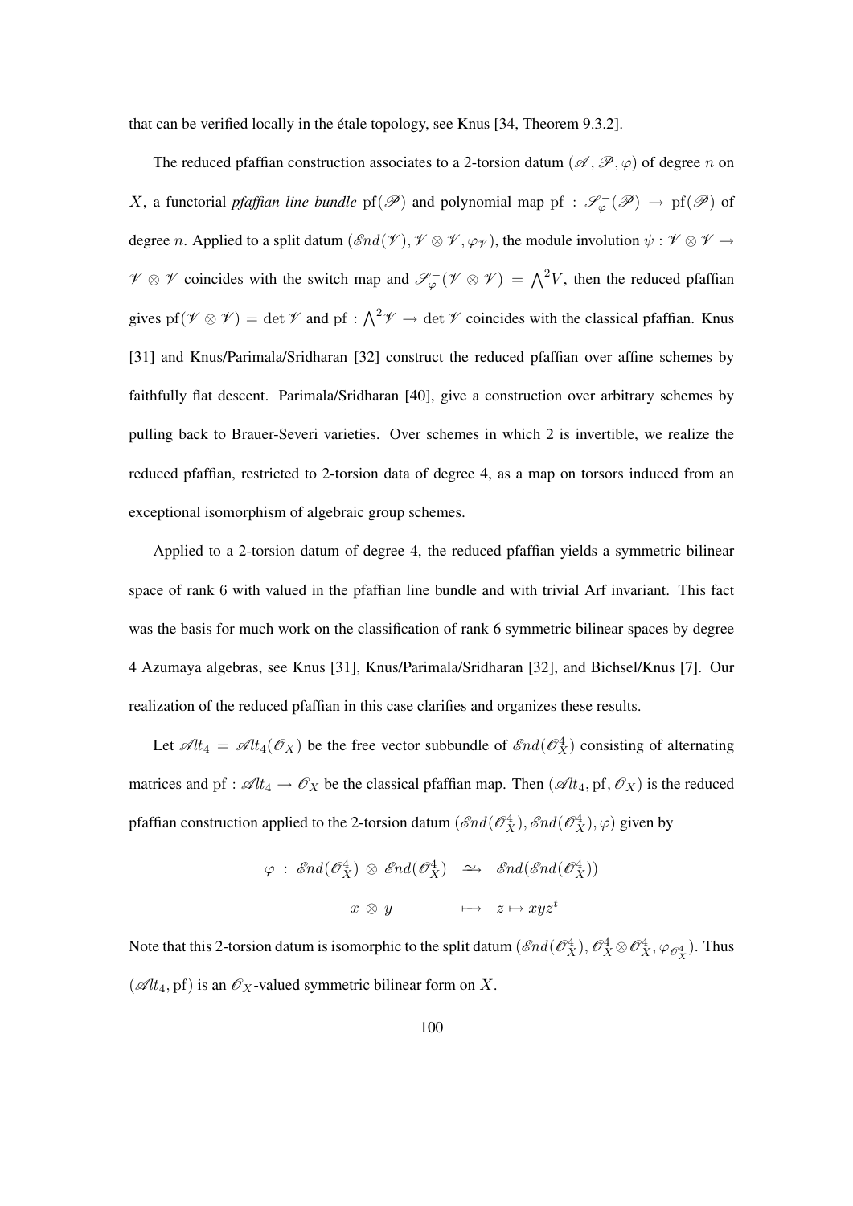that can be verified locally in the étale topology, see Knus [34, Theorem 9.3.2].

The reduced pfaffian construction associates to a 2-torsion datum $(\mathscr{A}, \mathscr{P}, \varphi)$ of degree $n$ on $X$, a functorial *pfaffian line bundle* $\mathrm{pf}(\mathscr{P})$ and polynomial map $\mathrm{pf} : \mathscr{S}^-_\varphi(\mathscr{P}) \to \mathrm{pf}(\mathscr{P})$ of degree $n$. Applied to a split datum $(\mathscr{E}nd(\mathscr{V}), \mathscr{V} \otimes \mathscr{V}, \varphi_{\mathscr{V}})$, the module involution $\psi : \mathscr{V} \otimes \mathscr{V} \to \mathscr{V} \otimes \mathscr{V}$ coincides with the switch map and $\mathscr{S}^-_\varphi(\mathscr{V} \otimes \mathscr{V}) = \bigwedge^2 V$, then the reduced pfaffian gives $\mathrm{pf}(\mathscr{V} \otimes \mathscr{V}) = \det \mathscr{V}$ and $\mathrm{pf} : \bigwedge^2 \mathscr{V} \to \det \mathscr{V}$ coincides with the classical pfaffian. Knus [31] and Knus/Parimala/Sridharan [32] construct the reduced pfaffian over affine schemes by faithfully flat descent. Parimala/Sridharan [40], give a construction over arbitrary schemes by pulling back to Brauer-Severi varieties. Over schemes in which 2 is invertible, we realize the reduced pfaffian, restricted to 2-torsion data of degree 4, as a map on torsors induced from an exceptional isomorphism of algebraic group schemes.

Applied to a 2-torsion datum of degree 4, the reduced pfaffian yields a symmetric bilinear space of rank 6 with valued in the pfaffian line bundle and with trivial Arf invariant. This fact was the basis for much work on the classification of rank 6 symmetric bilinear spaces by degree 4 Azumaya algebras, see Knus [31], Knus/Parimala/Sridharan [32], and Bichsel/Knus [7]. Our realization of the reduced pfaffian in this case clarifies and organizes these results.

Let $\mathscr{A}lt_4 = \mathscr{A}lt_4(\mathscr{O}_X)$ be the free vector subbundle of $\mathscr{E}nd(\mathscr{O}_X^4)$ consisting of alternating matrices and $\mathrm{pf} : \mathscr{A}lt_4 \to \mathscr{O}_X$ be the classical pfaffian map. Then $(\mathscr{A}lt_4, \mathrm{pf}, \mathscr{O}_X)$ is the reduced pfaffian construction applied to the 2-torsion datum $(\mathscr{E}nd(\mathscr{O}_X^4), \mathscr{E}nd(\mathscr{O}_X^4), \varphi)$ given by

$$\begin{aligned} \varphi \,:\, \mathscr{E}nd(\mathscr{O}_X^4) \otimes \mathscr{E}nd(\mathscr{O}_X^4) &\xrightarrow{\sim} \mathscr{E}nd(\mathscr{E}nd(\mathscr{O}_X^4)) \\ x \otimes y \qquad\qquad &\longmapsto \quad z \mapsto xyz^t \end{aligned}$$

Note that this 2-torsion datum is isomorphic to the split datum $(\mathscr{E}nd(\mathscr{O}_X^4), \mathscr{O}_X^4 \otimes \mathscr{O}_X^4, \varphi_{\mathscr{O}_X^4})$. Thus $(\mathscr{A}lt_4, \mathrm{pf})$ is an $\mathscr{O}_X$-valued symmetric bilinear form on $X$.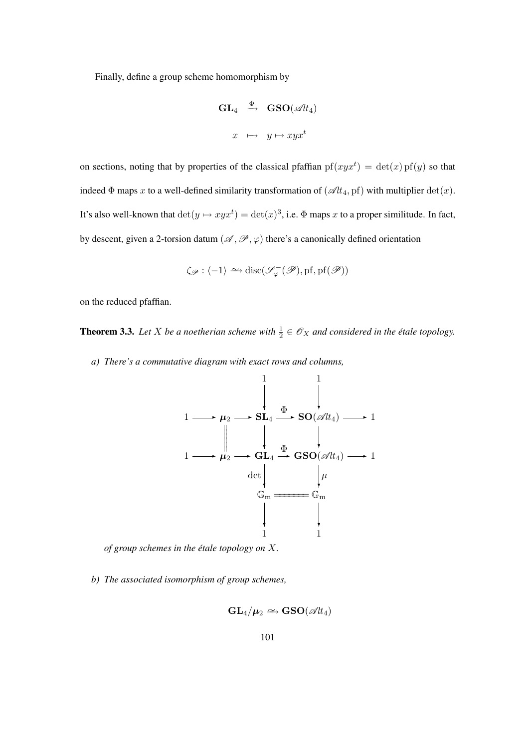Finally, define a group scheme homomorphism by

$$
\begin{array}{ccc}
\mathbf{GL}_4 & \xrightarrow{\Phi} & \mathbf{GSO}(\mathscr{A}lt_4) \\
x & \longmapsto & y \mapsto xyx^t
\end{array}
$$

on sections, noting that by properties of the classical pfaffian $\mathrm{pf}(xyx^t) = \det(x)\,\mathrm{pf}(y)$ so that indeed $\Phi$ maps $x$ to a well-defined similarity transformation of $(\mathscr{A}lt_4, \mathrm{pf})$ with multiplier $\det(x)$. It's also well-known that $\det(y \mapsto xyx^t) = \det(x)^3$, i.e. $\Phi$ maps $x$ to a proper similitude. In fact, by descent, given a 2-torsion datum $(\mathscr{A}, \mathscr{P}, \varphi)$ there's a canonically defined orientation

$$
\zeta_{\mathscr{P}} : \langle -1 \rangle \xrightarrow{\sim} \mathrm{disc}(\mathscr{S}^-_{\varphi}(\mathscr{P}), \mathrm{pf}, \mathrm{pf}(\mathscr{P}))
$$

on the reduced pfaffian.

**Theorem 3.3.** *Let $X$ be a noetherian scheme with $\frac{1}{2} \in \mathscr{O}_X$ and considered in the étale topology.*

*a) There's a commutative diagram with exact rows and columns,*

$$
\begin{array}{ccccccccc}
 & & & & 1 & & 1 & & \\
 & & & & \downarrow & & \downarrow & & \\
1 & \longrightarrow & \boldsymbol{\mu}_2 & \longrightarrow & \mathbf{SL}_4 & \xrightarrow{\Phi} & \mathbf{SO}(\mathscr{A}lt_4) & \longrightarrow & 1 \\
 & & \| & & \downarrow & & \downarrow & & \\
1 & \longrightarrow & \boldsymbol{\mu}_2 & \longrightarrow & \mathbf{GL}_4 & \xrightarrow{\Phi} & \mathbf{GSO}(\mathscr{A}lt_4) & \longrightarrow & 1 \\
 & & & & {\scriptstyle\det}\downarrow & & \downarrow{\scriptstyle\mu} & & \\
 & & & & \mathbb{G}_{\mathrm{m}} & = & \mathbb{G}_{\mathrm{m}} & & \\
 & & & & \downarrow & & \downarrow & & \\
 & & & & 1 & & 1 & &
\end{array}
$$

*of group schemes in the étale topology on $X$.*

*b) The associated isomorphism of group schemes,*

$$
\mathbf{GL}_4/\boldsymbol{\mu}_2 \xrightarrow{\sim} \mathbf{GSO}(\mathscr{A}lt_4)
$$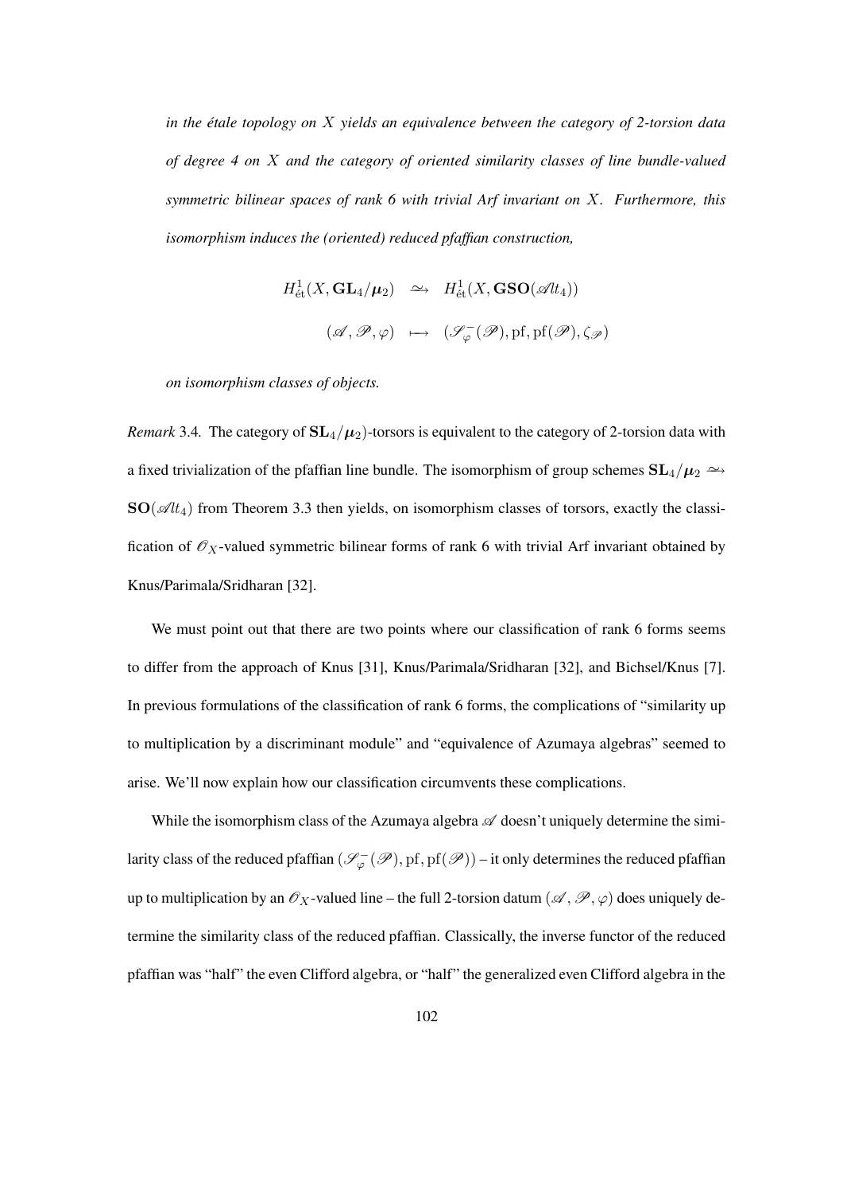*in the étale topology on $X$ yields an equivalence between the category of 2-torsion data of degree 4 on $X$ and the category of oriented similarity classes of line bundle-valued symmetric bilinear spaces of rank 6 with trivial Arf invariant on $X$. Furthermore, this isomorphism induces the (oriented) reduced pfaffian construction,*

$$
\begin{aligned}
H^1_{\text{ét}}(X, \mathbf{GL}_4/\boldsymbol{\mu}_2) &\xrightarrow{\simeq} H^1_{\text{ét}}(X, \mathbf{GSO}(\mathscr{A}lt_4)) \\
(\mathscr{A}, \mathscr{P}, \varphi) &\longmapsto (\mathscr{S}^-_\varphi(\mathscr{P}), \mathrm{pf}, \mathrm{pf}(\mathscr{P}), \zeta_\mathscr{P})
\end{aligned}
$$

*on isomorphism classes of objects.*

*Remark* 3.4. The category of $\mathbf{SL}_4/\boldsymbol{\mu}_2$)-torsors is equivalent to the category of 2-torsion data with a fixed trivialization of the pfaffian line bundle. The isomorphism of group schemes $\mathbf{SL}_4/\boldsymbol{\mu}_2 \xrightarrow{\simeq} \mathbf{SO}(\mathscr{A}lt_4)$ from Theorem 3.3 then yields, on isomorphism classes of torsors, exactly the classification of $\mathscr{O}_X$-valued symmetric bilinear forms of rank 6 with trivial Arf invariant obtained by Knus/Parimala/Sridharan [32].

We must point out that there are two points where our classification of rank 6 forms seems to differ from the approach of Knus [31], Knus/Parimala/Sridharan [32], and Bichsel/Knus [7]. In previous formulations of the classification of rank 6 forms, the complications of "similarity up to multiplication by a discriminant module" and "equivalence of Azumaya algebras" seemed to arise. We'll now explain how our classification circumvents these complications.

While the isomorphism class of the Azumaya algebra $\mathscr{A}$ doesn't uniquely determine the similarity class of the reduced pfaffian $(\mathscr{S}^-_\varphi(\mathscr{P}), \mathrm{pf}, \mathrm{pf}(\mathscr{P}))$ – it only determines the reduced pfaffian up to multiplication by an $\mathscr{O}_X$-valued line – the full 2-torsion datum $(\mathscr{A}, \mathscr{P}, \varphi)$ does uniquely determine the similarity class of the reduced pfaffian. Classically, the inverse functor of the reduced pfaffian was "half" the even Clifford algebra, or "half" the generalized even Clifford algebra in the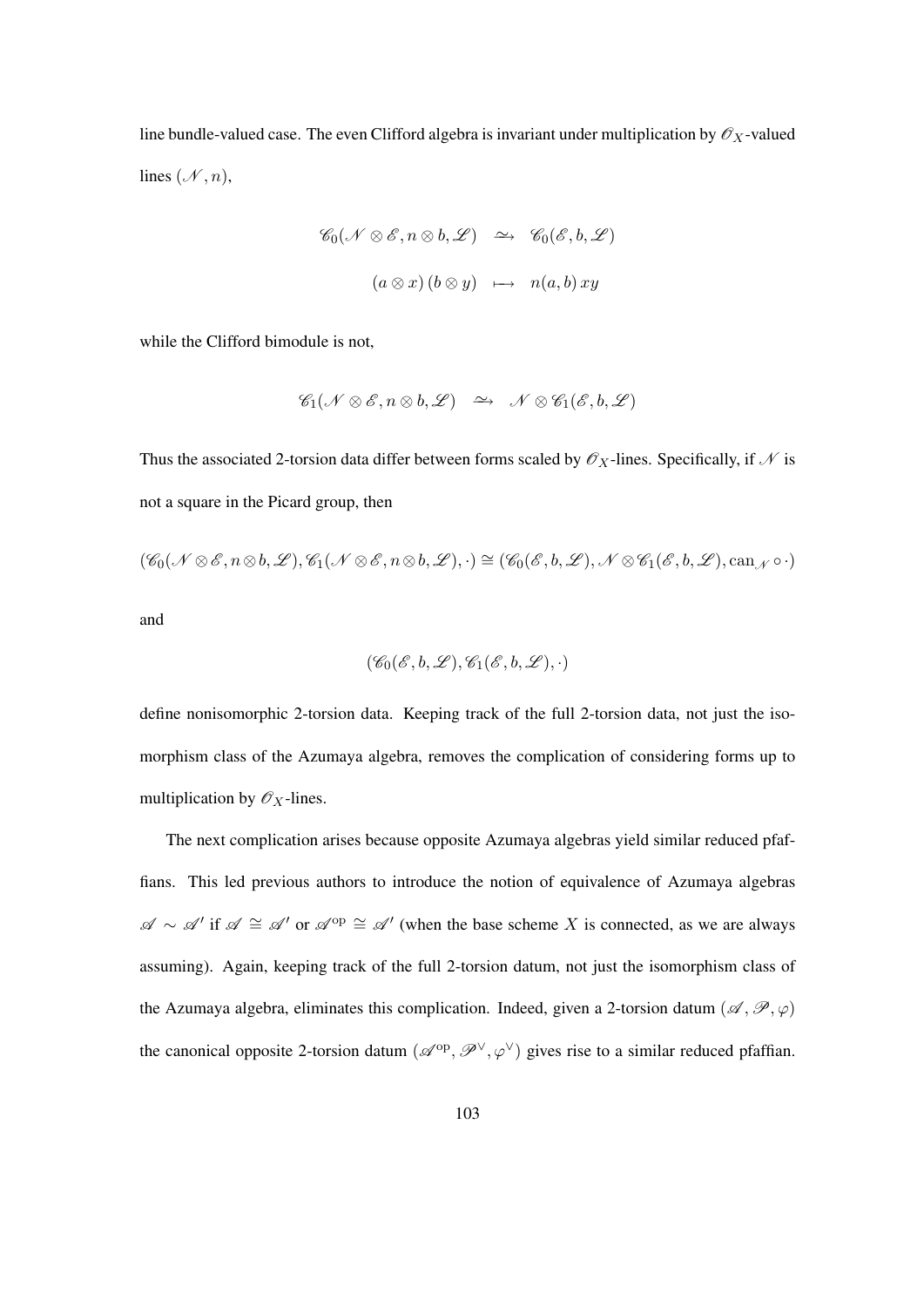line bundle-valued case. The even Clifford algebra is invariant under multiplication by $\mathscr{O}_X$-valued lines $(\mathscr{N}, n)$,

$$
\begin{aligned}
\mathscr{C}_0(\mathscr{N} \otimes \mathscr{E}, n \otimes b, \mathscr{L}) &\xrightarrow{\sim} \mathscr{C}_0(\mathscr{E}, b, \mathscr{L}) \\
(a \otimes x)\,(b \otimes y) &\longmapsto n(a,b)\,xy
\end{aligned}
$$

while the Clifford bimodule is not,

$$
\mathscr{C}_1(\mathscr{N} \otimes \mathscr{E}, n \otimes b, \mathscr{L}) \xrightarrow{\sim} \mathscr{N} \otimes \mathscr{C}_1(\mathscr{E}, b, \mathscr{L})
$$

Thus the associated 2-torsion data differ between forms scaled by $\mathscr{O}_X$-lines. Specifically, if $\mathscr{N}$ is not a square in the Picard group, then

$$
(\mathscr{C}_0(\mathscr{N} \otimes \mathscr{E}, n \otimes b, \mathscr{L}), \mathscr{C}_1(\mathscr{N} \otimes \mathscr{E}, n \otimes b, \mathscr{L}), \cdot) \cong (\mathscr{C}_0(\mathscr{E}, b, \mathscr{L}), \mathscr{N} \otimes \mathscr{C}_1(\mathscr{E}, b, \mathscr{L}), \mathrm{can}_{\mathscr{N}} \circ \cdot)
$$

and

$$
(\mathscr{C}_0(\mathscr{E}, b, \mathscr{L}), \mathscr{C}_1(\mathscr{E}, b, \mathscr{L}), \cdot)
$$

define nonisomorphic 2-torsion data. Keeping track of the full 2-torsion data, not just the isomorphism class of the Azumaya algebra, removes the complication of considering forms up to multiplication by $\mathscr{O}_X$-lines.

The next complication arises because opposite Azumaya algebras yield similar reduced pfaffians. This led previous authors to introduce the notion of equivalence of Azumaya algebras $\mathscr{A} \sim \mathscr{A}'$ if $\mathscr{A} \cong \mathscr{A}'$ or $\mathscr{A}^{\mathrm{op}} \cong \mathscr{A}'$ (when the base scheme $X$ is connected, as we are always assuming). Again, keeping track of the full 2-torsion datum, not just the isomorphism class of the Azumaya algebra, eliminates this complication. Indeed, given a 2-torsion datum $(\mathscr{A}, \mathscr{P}, \varphi)$ the canonical opposite 2-torsion datum $(\mathscr{A}^{\mathrm{op}}, \mathscr{P}^{\vee}, \varphi^{\vee})$ gives rise to a similar reduced pfaffian.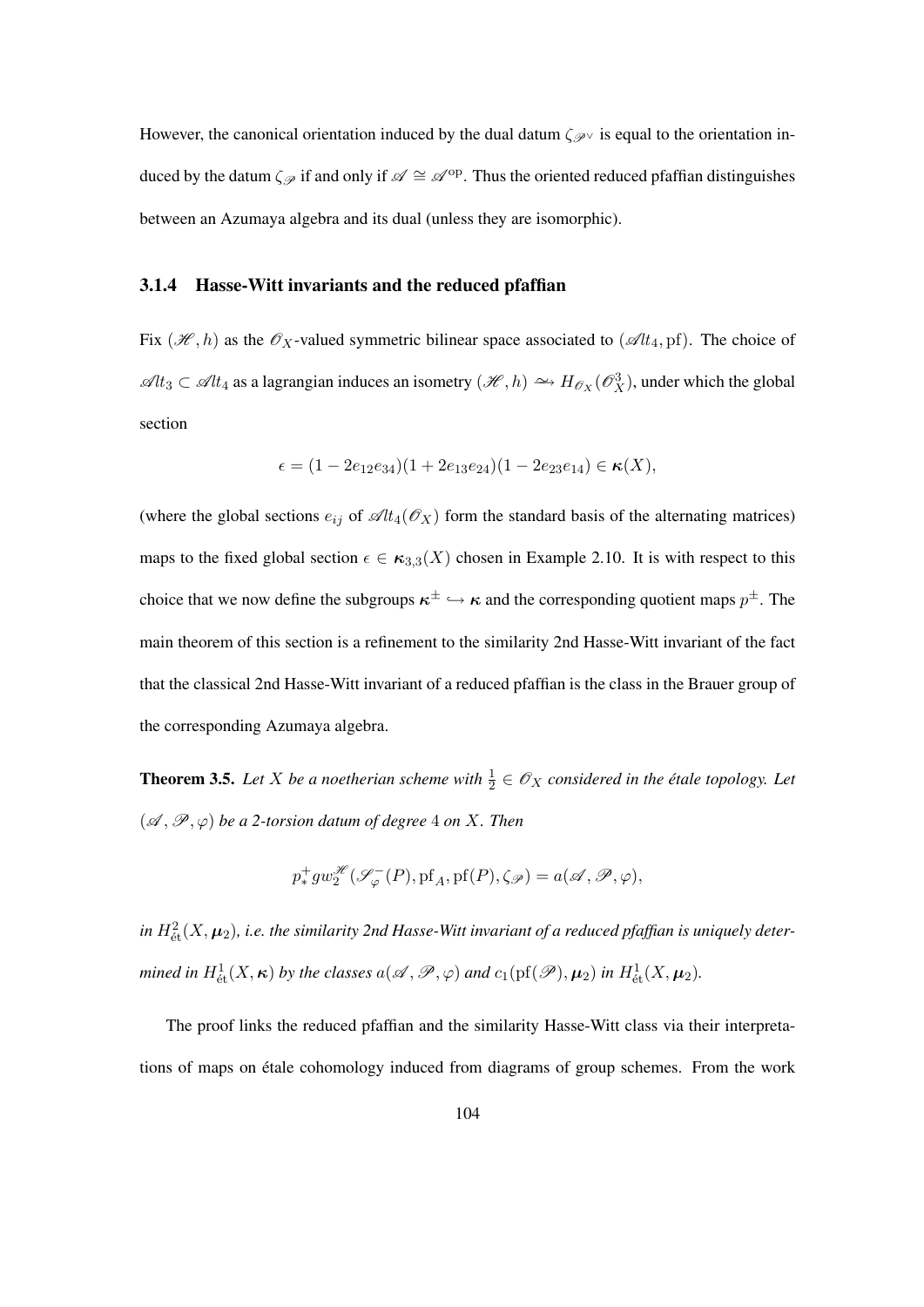However, the canonical orientation induced by the dual datum $\zeta_{\mathscr{P}^\vee}$ is equal to the orientation induced by the datum $\zeta_{\mathscr{P}}$ if and only if $\mathscr{A} \cong \mathscr{A}^{\mathrm{op}}$. Thus the oriented reduced pfaffian distinguishes between an Azumaya algebra and its dual (unless they are isomorphic).

### 3.1.4 Hasse-Witt invariants and the reduced pfaffian

Fix $(\mathscr{H}, h)$ as the $\mathscr{O}_X$-valued symmetric bilinear space associated to $(\mathscr{A}lt_4, \mathrm{pf})$. The choice of $\mathscr{A}lt_3 \subset \mathscr{A}lt_4$ as a lagrangian induces an isometry $(\mathscr{H}, h) \xrightarrow{\sim} H_{\mathscr{O}_X}(\mathscr{O}_X^3)$, under which the global section

$$\epsilon = (1 - 2e_{12}e_{34})(1 + 2e_{13}e_{24})(1 - 2e_{23}e_{14}) \in \boldsymbol{\kappa}(X),$$

(where the global sections $e_{ij}$ of $\mathscr{A}lt_4(\mathscr{O}_X)$ form the standard basis of the alternating matrices) maps to the fixed global section $\epsilon \in \boldsymbol{\kappa}_{3,3}(X)$ chosen in Example 2.10. It is with respect to this choice that we now define the subgroups $\boldsymbol{\kappa}^{\pm} \hookrightarrow \boldsymbol{\kappa}$ and the corresponding quotient maps $p^{\pm}$. The main theorem of this section is a refinement to the similarity 2nd Hasse-Witt invariant of the fact that the classical 2nd Hasse-Witt invariant of a reduced pfaffian is the class in the Brauer group of the corresponding Azumaya algebra.

**Theorem 3.5.** *Let $X$ be a noetherian scheme with $\frac{1}{2} \in \mathscr{O}_X$ considered in the étale topology. Let $(\mathscr{A}, \mathscr{P}, \varphi)$ be a 2-torsion datum of degree $4$ on $X$. Then*

$$p_*^+ gw_2^{\mathscr{H}}(\mathscr{S}_\varphi^-(P), \mathrm{pf}_A, \mathrm{pf}(P), \zeta_{\mathscr{P}}) = a(\mathscr{A}, \mathscr{P}, \varphi),$$

*in $H^2_{\text{ét}}(X, \boldsymbol{\mu}_2)$, i.e. the similarity 2nd Hasse-Witt invariant of a reduced pfaffian is uniquely determined in $H^1_{\text{ét}}(X, \boldsymbol{\kappa})$ by the classes $a(\mathscr{A}, \mathscr{P}, \varphi)$ and $c_1(\mathrm{pf}(\mathscr{P}), \boldsymbol{\mu}_2)$ in $H^1_{\text{ét}}(X, \boldsymbol{\mu}_2)$.*

The proof links the reduced pfaffian and the similarity Hasse-Witt class via their interpretations of maps on étale cohomology induced from diagrams of group schemes. From the work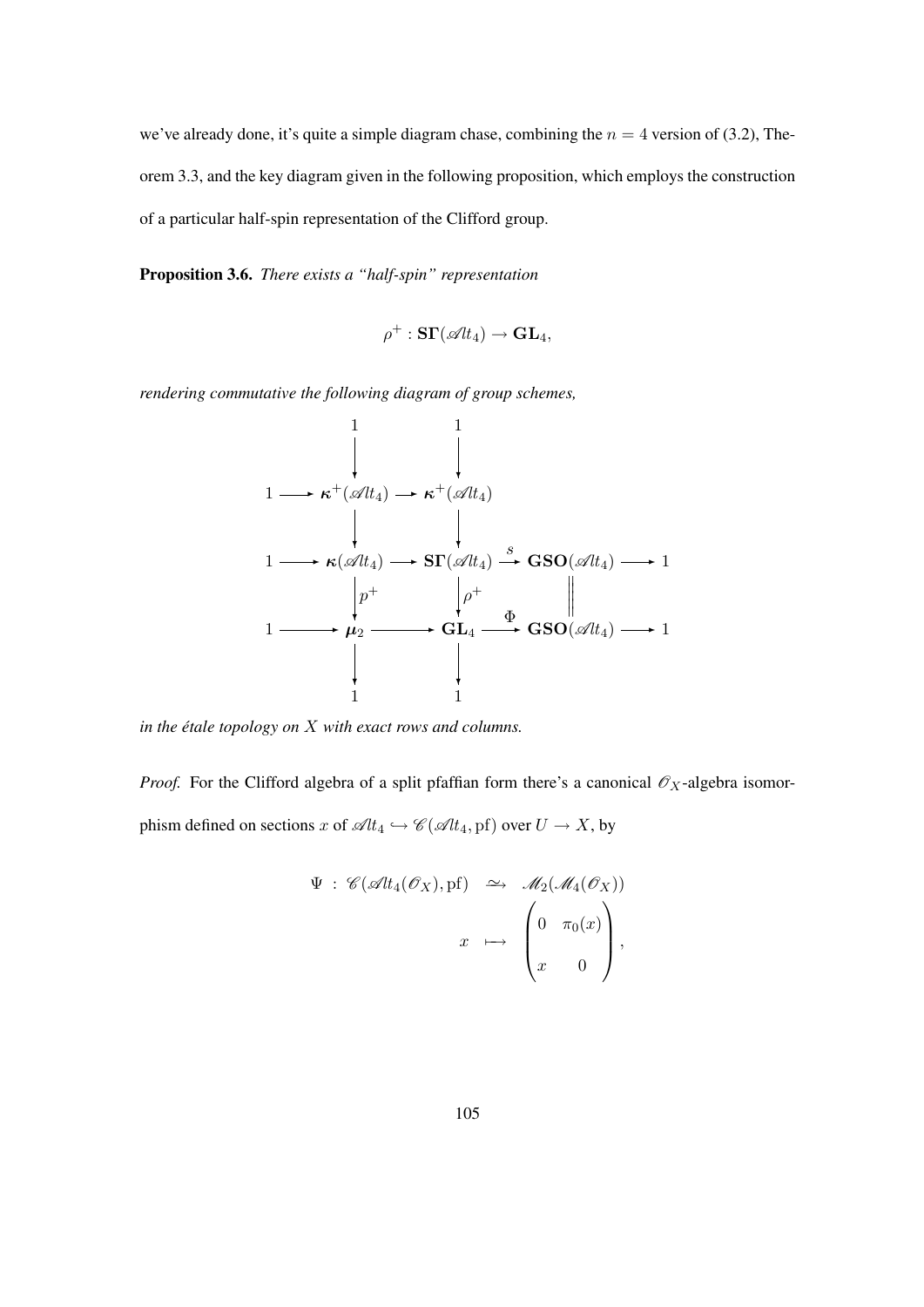we've already done, it's quite a simple diagram chase, combining the $n = 4$ version of (3.2), Theorem 3.3, and the key diagram given in the following proposition, which employs the construction of a particular half-spin representation of the Clifford group.

**Proposition 3.6.** *There exists a "half-spin" representation*

$$\rho^+ : \mathbf{S\Gamma}(\mathscr{A}lt_4) \to \mathbf{GL}_4,$$

*rendering commutative the following diagram of group schemes,*

$$\begin{array}{ccccccccc}
 & & 1 & & 1 & & & & \\
 & & \downarrow & & \downarrow & & & & \\
1 & \longrightarrow & \boldsymbol{\kappa}^+(\mathscr{A}lt_4) & \longrightarrow & \boldsymbol{\kappa}^+(\mathscr{A}lt_4) & & & & \\
 & & \downarrow & & \downarrow & & & & \\
1 & \longrightarrow & \boldsymbol{\kappa}(\mathscr{A}lt_4) & \longrightarrow & \mathbf{S\Gamma}(\mathscr{A}lt_4) & \xrightarrow{s} & \mathbf{GSO}(\mathscr{A}lt_4) & \longrightarrow & 1 \\
 & & \downarrow{\scriptstyle p^+} & & \downarrow{\scriptstyle \rho^+} & & \| & & \\
1 & \longrightarrow & \boldsymbol{\mu}_2 & \longrightarrow & \mathbf{GL}_4 & \xrightarrow{\Phi} & \mathbf{GSO}(\mathscr{A}lt_4) & \longrightarrow & 1 \\
 & & \downarrow & & \downarrow & & & & \\
 & & 1 & & 1 & & & &
\end{array}$$

*in the étale topology on $X$ with exact rows and columns.*

*Proof.* For the Clifford algebra of a split pfaffian form there's a canonical $\mathscr{O}_X$-algebra isomorphism defined on sections $x$ of $\mathscr{A}lt_4 \hookrightarrow \mathscr{C}(\mathscr{A}lt_4, \mathrm{pf})$ over $U \to X$, by

$$\begin{aligned}
\Psi \ : \ \mathscr{C}(\mathscr{A}lt_4(\mathscr{O}_X), \mathrm{pf}) \quad &\xrightarrow{\sim} \quad \mathscr{M}_2(\mathscr{M}_4(\mathscr{O}_X)) \\
x \quad &\longmapsto \quad \begin{pmatrix} 0 & \pi_0(x) \\ x & 0 \end{pmatrix},
\end{aligned}$$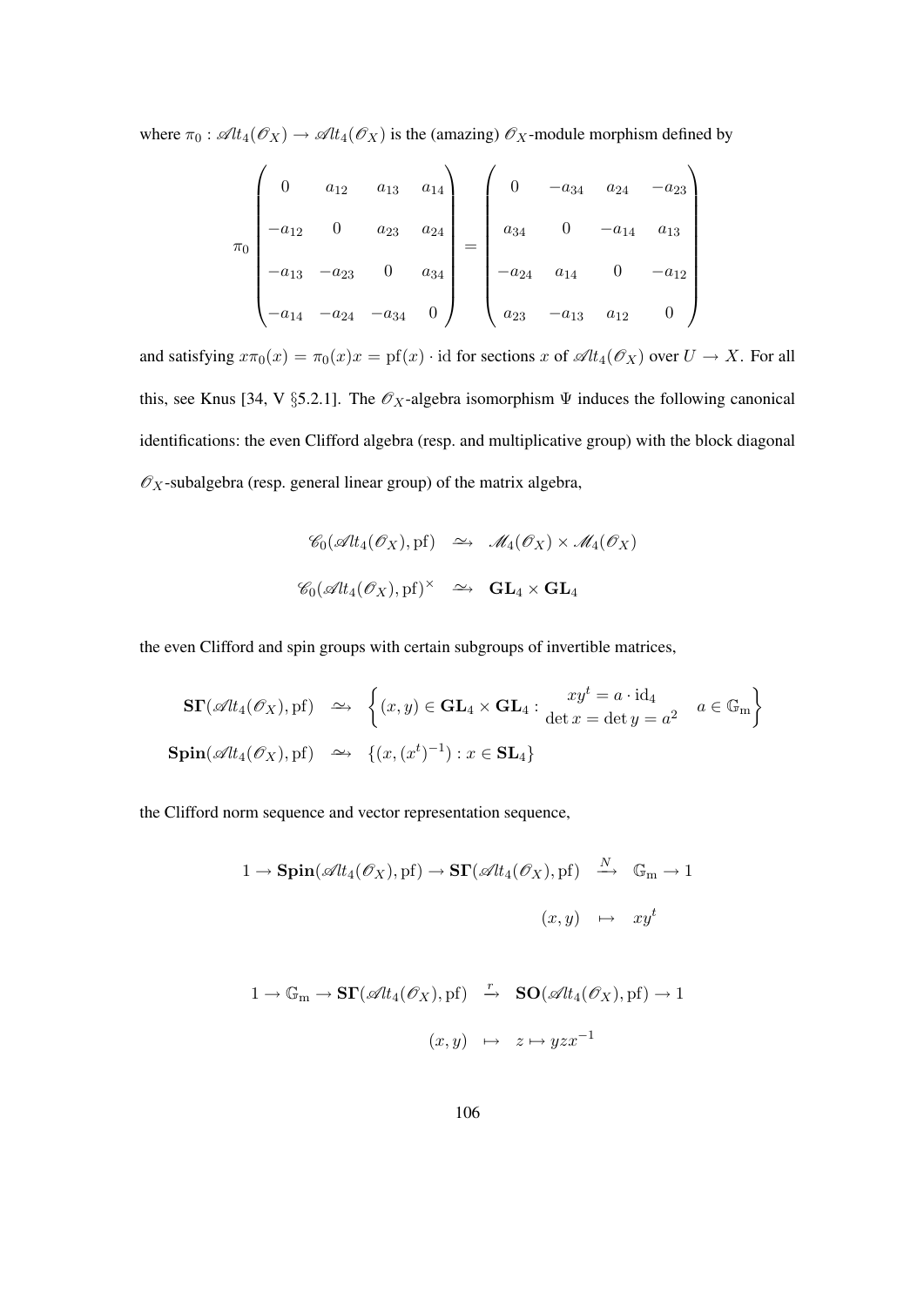where $\pi_0 : \mathscr{A}lt_4(\mathscr{O}_X) \to \mathscr{A}lt_4(\mathscr{O}_X)$ is the (amazing) $\mathscr{O}_X$-module morphism defined by

$$\pi_0 \begin{pmatrix} 0 & a_{12} & a_{13} & a_{14} \\ -a_{12} & 0 & a_{23} & a_{24} \\ -a_{13} & -a_{23} & 0 & a_{34} \\ -a_{14} & -a_{24} & -a_{34} & 0 \end{pmatrix} = \begin{pmatrix} 0 & -a_{34} & a_{24} & -a_{23} \\ a_{34} & 0 & -a_{14} & a_{13} \\ -a_{24} & a_{14} & 0 & -a_{12} \\ a_{23} & -a_{13} & a_{12} & 0 \end{pmatrix}$$

and satisfying $x\pi_0(x) = \pi_0(x)x = \mathrm{pf}(x) \cdot \mathrm{id}$ for sections $x$ of $\mathscr{A}lt_4(\mathscr{O}_X)$ over $U \to X$. For all this, see Knus [34, V §5.2.1]. The $\mathscr{O}_X$-algebra isomorphism $\Psi$ induces the following canonical identifications: the even Clifford algebra (resp. and multiplicative group) with the block diagonal $\mathscr{O}_X$-subalgebra (resp. general linear group) of the matrix algebra,

$$\begin{aligned} \mathscr{C}_0(\mathscr{A}lt_4(\mathscr{O}_X), \mathrm{pf}) &\xrightarrow{\sim} \mathscr{M}_4(\mathscr{O}_X) \times \mathscr{M}_4(\mathscr{O}_X) \\ \mathscr{C}_0(\mathscr{A}lt_4(\mathscr{O}_X), \mathrm{pf})^\times &\xrightarrow{\sim} \mathbf{GL}_4 \times \mathbf{GL}_4 \end{aligned}$$

the even Clifford and spin groups with certain subgroups of invertible matrices,

$$\begin{aligned} \mathbf{S\Gamma}(\mathscr{A}lt_4(\mathscr{O}_X), \mathrm{pf}) &\xrightarrow{\sim} \left\{ (x,y) \in \mathbf{GL}_4 \times \mathbf{GL}_4 : \begin{array}{c} xy^t = a \cdot \mathrm{id}_4 \\ \det x = \det y = a^2 \end{array} \quad a \in \mathbb{G}_{\mathrm{m}} \right\} \\ \mathbf{Spin}(\mathscr{A}lt_4(\mathscr{O}_X), \mathrm{pf}) &\xrightarrow{\sim} \{(x, (x^t)^{-1}) : x \in \mathbf{SL}_4\} \end{aligned}$$

the Clifford norm sequence and vector representation sequence,

$$\begin{aligned} 1 \to \mathbf{Spin}(\mathscr{A}lt_4(\mathscr{O}_X), \mathrm{pf}) \to \mathbf{S\Gamma}(\mathscr{A}lt_4(\mathscr{O}_X), \mathrm{pf}) &\xrightarrow{N} \mathbb{G}_{\mathrm{m}} \to 1 \\ (x,y) &\mapsto xy^t \end{aligned}$$

$$\begin{aligned} 1 \to \mathbb{G}_{\mathrm{m}} \to \mathbf{S\Gamma}(\mathscr{A}lt_4(\mathscr{O}_X), \mathrm{pf}) &\xrightarrow{r} \mathbf{SO}(\mathscr{A}lt_4(\mathscr{O}_X), \mathrm{pf}) \to 1 \\ (x,y) &\mapsto z \mapsto yzx^{-1} \end{aligned}$$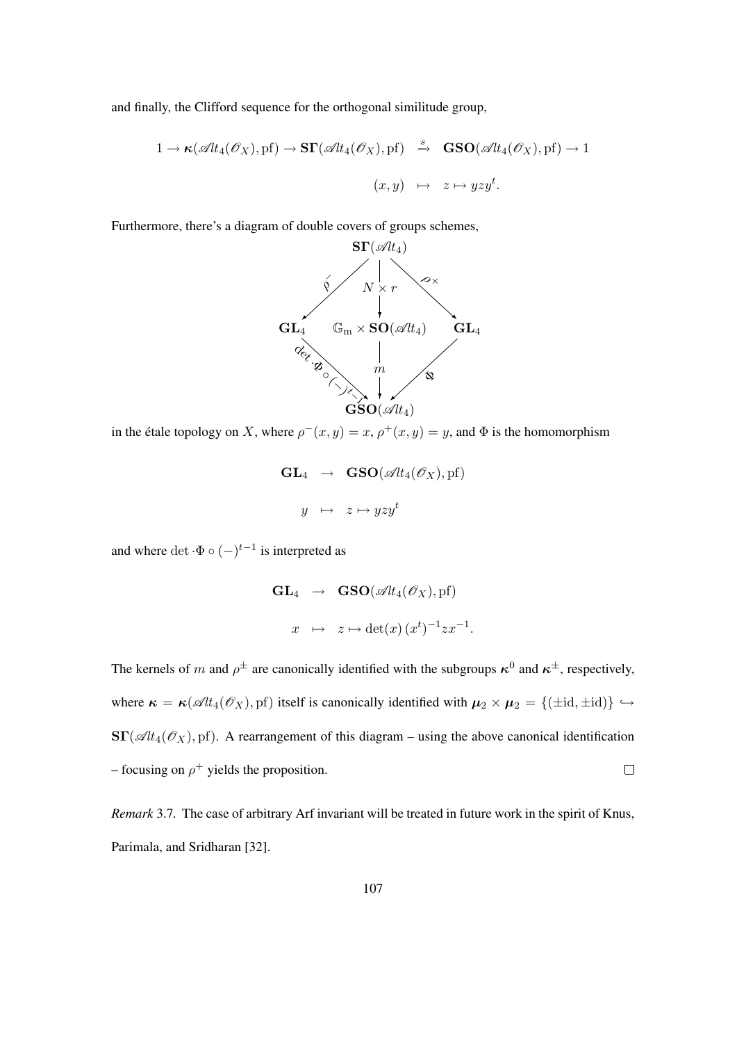and finally, the Clifford sequence for the orthogonal similitude group,

$$
\begin{array}{rcl}
1 \to \boldsymbol{\kappa}(\mathscr{A}lt_4(\mathscr{O}_X), \mathrm{pf}) \to \mathbf{S\Gamma}(\mathscr{A}lt_4(\mathscr{O}_X), \mathrm{pf}) & \xrightarrow{s} & \mathbf{GSO}(\mathscr{A}lt_4(\mathscr{O}_X), \mathrm{pf}) \to 1 \\
(x, y) & \mapsto & z \mapsto yzy^t.
\end{array}
$$

Furthermore, there's a diagram of double covers of groups schemes,

$$
\begin{array}{ccccc}
 & & \mathbf{S\Gamma}(\mathscr{A}lt_4) & & \\
 & \swarrow^{\rho^-} & \downarrow{\scriptstyle N \times r} & \searrow^{\rho^+} & \\
\mathbf{GL}_4 & & \mathbb{G}_{\mathrm{m}} \times \mathbf{SO}(\mathscr{A}lt_4) & & \mathbf{GL}_4 \\
 & \searrow_{\det \cdot \Phi \circ (-)^{t-1}} & \downarrow{\scriptstyle m} & \swarrow_{\Phi} & \\
 & & \mathbf{GSO}(\mathscr{A}lt_4) & &
\end{array}
$$

in the étale topology on $X$, where $\rho^-(x, y) = x$, $\rho^+(x, y) = y$, and $\Phi$ is the homomorphism

$$
\begin{array}{rcl}
\mathbf{GL}_4 & \to & \mathbf{GSO}(\mathscr{A}lt_4(\mathscr{O}_X), \mathrm{pf}) \\
y & \mapsto & z \mapsto yzy^t
\end{array}
$$

and where $\det \cdot \Phi \circ (-)^{t-1}$ is interpreted as

$$
\begin{array}{rcl}
\mathbf{GL}_4 & \to & \mathbf{GSO}(\mathscr{A}lt_4(\mathscr{O}_X), \mathrm{pf}) \\
x & \mapsto & z \mapsto \det(x)\,(x^t)^{-1} z x^{-1}.
\end{array}
$$

The kernels of $m$ and $\rho^{\pm}$ are canonically identified with the subgroups $\boldsymbol{\kappa}^0$ and $\boldsymbol{\kappa}^{\pm}$, respectively, where $\boldsymbol{\kappa} = \boldsymbol{\kappa}(\mathscr{A}lt_4(\mathscr{O}_X), \mathrm{pf})$ itself is canonically identified with $\boldsymbol{\mu}_2 \times \boldsymbol{\mu}_2 = \{(\pm \mathrm{id}, \pm \mathrm{id})\} \hookrightarrow \mathbf{S\Gamma}(\mathscr{A}lt_4(\mathscr{O}_X), \mathrm{pf})$. A rearrangement of this diagram – using the above canonical identification – focusing on $\rho^+$ yields the proposition. □

*Remark* 3.7. The case of arbitrary Arf invariant will be treated in future work in the spirit of Knus, Parimala, and Sridharan [32].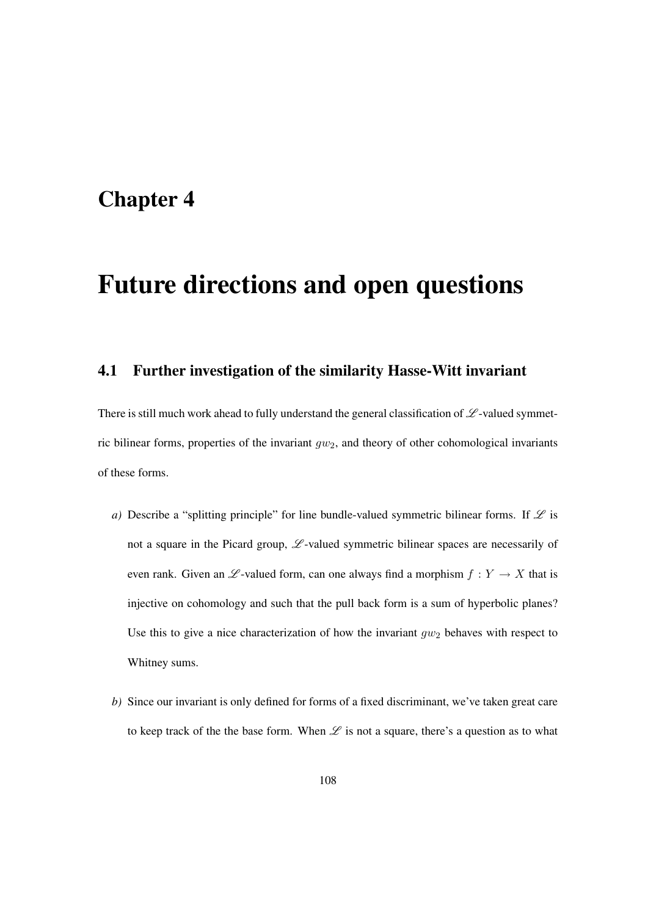# Chapter 4

# Future directions and open questions

## 4.1 Further investigation of the similarity Hasse-Witt invariant

There is still much work ahead to fully understand the general classification of $\mathscr{L}$-valued symmetric bilinear forms, properties of the invariant $gw_2$, and theory of other cohomological invariants of these forms.

*a)* Describe a "splitting principle" for line bundle-valued symmetric bilinear forms. If $\mathscr{L}$ is not a square in the Picard group, $\mathscr{L}$-valued symmetric bilinear spaces are necessarily of even rank. Given an $\mathscr{L}$-valued form, can one always find a morphism $f : Y \to X$ that is injective on cohomology and such that the pull back form is a sum of hyperbolic planes? Use this to give a nice characterization of how the invariant $gw_2$ behaves with respect to Whitney sums.

*b)* Since our invariant is only defined for forms of a fixed discriminant, we've taken great care to keep track of the the base form. When $\mathscr{L}$ is not a square, there's a question as to what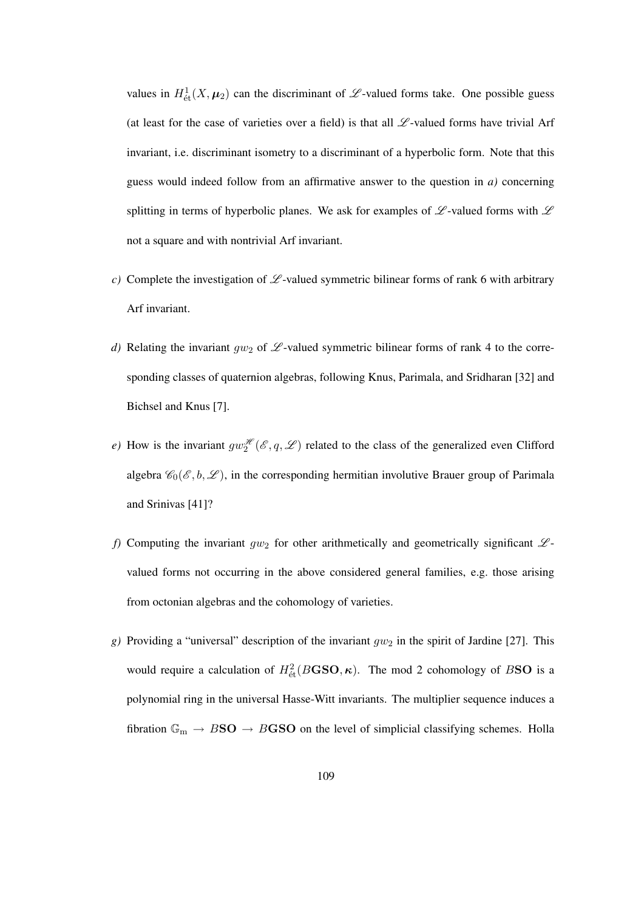values in $H^1_{\text{ét}}(X, \boldsymbol{\mu}_2)$ can the discriminant of $\mathscr{L}$-valued forms take. One possible guess (at least for the case of varieties over a field) is that all $\mathscr{L}$-valued forms have trivial Arf invariant, i.e. discriminant isometry to a discriminant of a hyperbolic form. Note that this guess would indeed follow from an affirmative answer to the question in *a)* concerning splitting in terms of hyperbolic planes. We ask for examples of $\mathscr{L}$-valued forms with $\mathscr{L}$ not a square and with nontrivial Arf invariant.

*c)* Complete the investigation of $\mathscr{L}$-valued symmetric bilinear forms of rank 6 with arbitrary Arf invariant.

*d)* Relating the invariant $gw_2$ of $\mathscr{L}$-valued symmetric bilinear forms of rank 4 to the corresponding classes of quaternion algebras, following Knus, Parimala, and Sridharan [32] and Bichsel and Knus [7].

*e)* How is the invariant $gw_2^{\mathscr{H}}(\mathscr{E}, q, \mathscr{L})$ related to the class of the generalized even Clifford algebra $\mathscr{C}_0(\mathscr{E}, b, \mathscr{L})$, in the corresponding hermitian involutive Brauer group of Parimala and Srinivas [41]?

*f)* Computing the invariant $gw_2$ for other arithmetically and geometrically significant $\mathscr{L}$-valued forms not occurring in the above considered general families, e.g. those arising from octonian algebras and the cohomology of varieties.

*g)* Providing a "universal" description of the invariant $gw_2$ in the spirit of Jardine [27]. This would require a calculation of $H^2_{\text{ét}}(B\mathbf{GSO}, \boldsymbol{\kappa})$. The mod 2 cohomology of $B\mathbf{SO}$ is a polynomial ring in the universal Hasse-Witt invariants. The multiplier sequence induces a fibration $\mathbb{G}_{\text{m}} \to B\mathbf{SO} \to B\mathbf{GSO}$ on the level of simplicial classifying schemes. Holla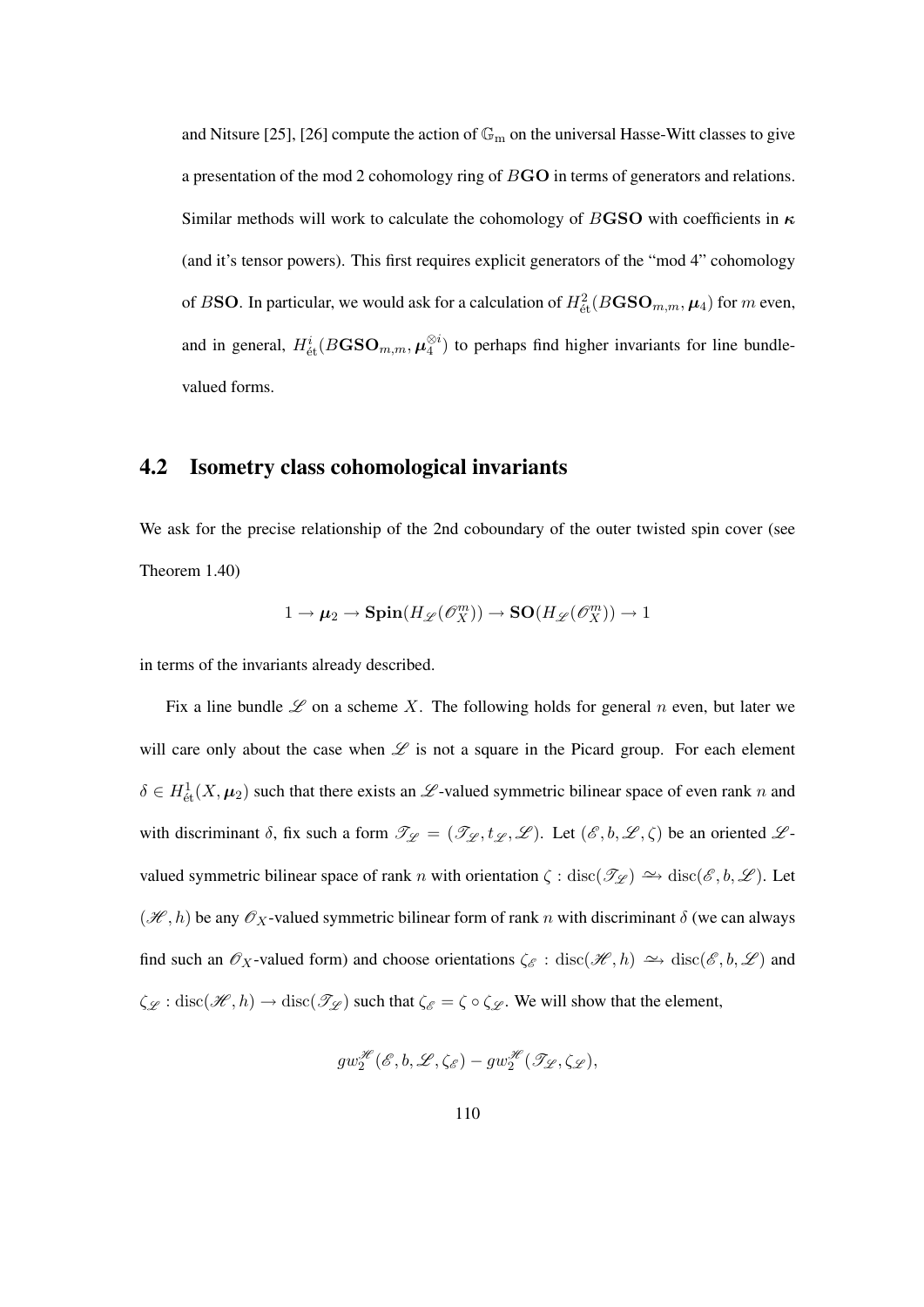and Nitsure [25], [26] compute the action of $\mathbb{G}_{\mathrm{m}}$ on the universal Hasse-Witt classes to give a presentation of the mod 2 cohomology ring of $B\mathbf{GO}$ in terms of generators and relations. Similar methods will work to calculate the cohomology of $B\mathbf{GSO}$ with coefficients in $\boldsymbol{\kappa}$ (and it's tensor powers). This first requires explicit generators of the "mod 4" cohomology of $B\mathbf{SO}$. In particular, we would ask for a calculation of $H^2_{\text{ét}}(B\mathbf{GSO}_{m,m}, \boldsymbol{\mu}_4)$ for $m$ even, and in general, $H^i_{\text{ét}}(B\mathbf{GSO}_{m,m}, \boldsymbol{\mu}_4^{\otimes i})$ to perhaps find higher invariants for line bundle-valued forms.

## 4.2 Isometry class cohomological invariants

We ask for the precise relationship of the 2nd coboundary of the outer twisted spin cover (see Theorem 1.40)

$$1 \to \boldsymbol{\mu}_2 \to \mathbf{Spin}(H_{\mathscr{L}}(\mathscr{O}_X^m)) \to \mathbf{SO}(H_{\mathscr{L}}(\mathscr{O}_X^m)) \to 1$$

in terms of the invariants already described.

Fix a line bundle $\mathscr{L}$ on a scheme $X$. The following holds for general $n$ even, but later we will care only about the case when $\mathscr{L}$ is not a square in the Picard group. For each element $\delta \in H^1_{\text{ét}}(X, \boldsymbol{\mu}_2)$ such that there exists an $\mathscr{L}$-valued symmetric bilinear space of even rank $n$ and with discriminant $\delta$, fix such a form $\mathscr{T}_{\mathscr{L}} = (\mathscr{T}_{\mathscr{L}}, t_{\mathscr{L}}, \mathscr{L})$. Let $(\mathscr{E}, b, \mathscr{L}, \zeta)$ be an oriented $\mathscr{L}$-valued symmetric bilinear space of rank $n$ with orientation $\zeta : \operatorname{disc}(\mathscr{T}_{\mathscr{L}}) \xrightarrow{\simeq} \operatorname{disc}(\mathscr{E}, b, \mathscr{L})$. Let $(\mathscr{H}, h)$ be any $\mathscr{O}_X$-valued symmetric bilinear form of rank $n$ with discriminant $\delta$ (we can always find such an $\mathscr{O}_X$-valued form) and choose orientations $\zeta_{\mathscr{E}} : \operatorname{disc}(\mathscr{H}, h) \xrightarrow{\simeq} \operatorname{disc}(\mathscr{E}, b, \mathscr{L})$ and $\zeta_{\mathscr{L}} : \operatorname{disc}(\mathscr{H}, h) \to \operatorname{disc}(\mathscr{T}_{\mathscr{L}})$ such that $\zeta_{\mathscr{E}} = \zeta \circ \zeta_{\mathscr{L}}$. We will show that the element,

$$gw_2^{\mathscr{H}}(\mathscr{E}, b, \mathscr{L}, \zeta_{\mathscr{E}}) - gw_2^{\mathscr{H}}(\mathscr{T}_{\mathscr{L}}, \zeta_{\mathscr{L}}),$$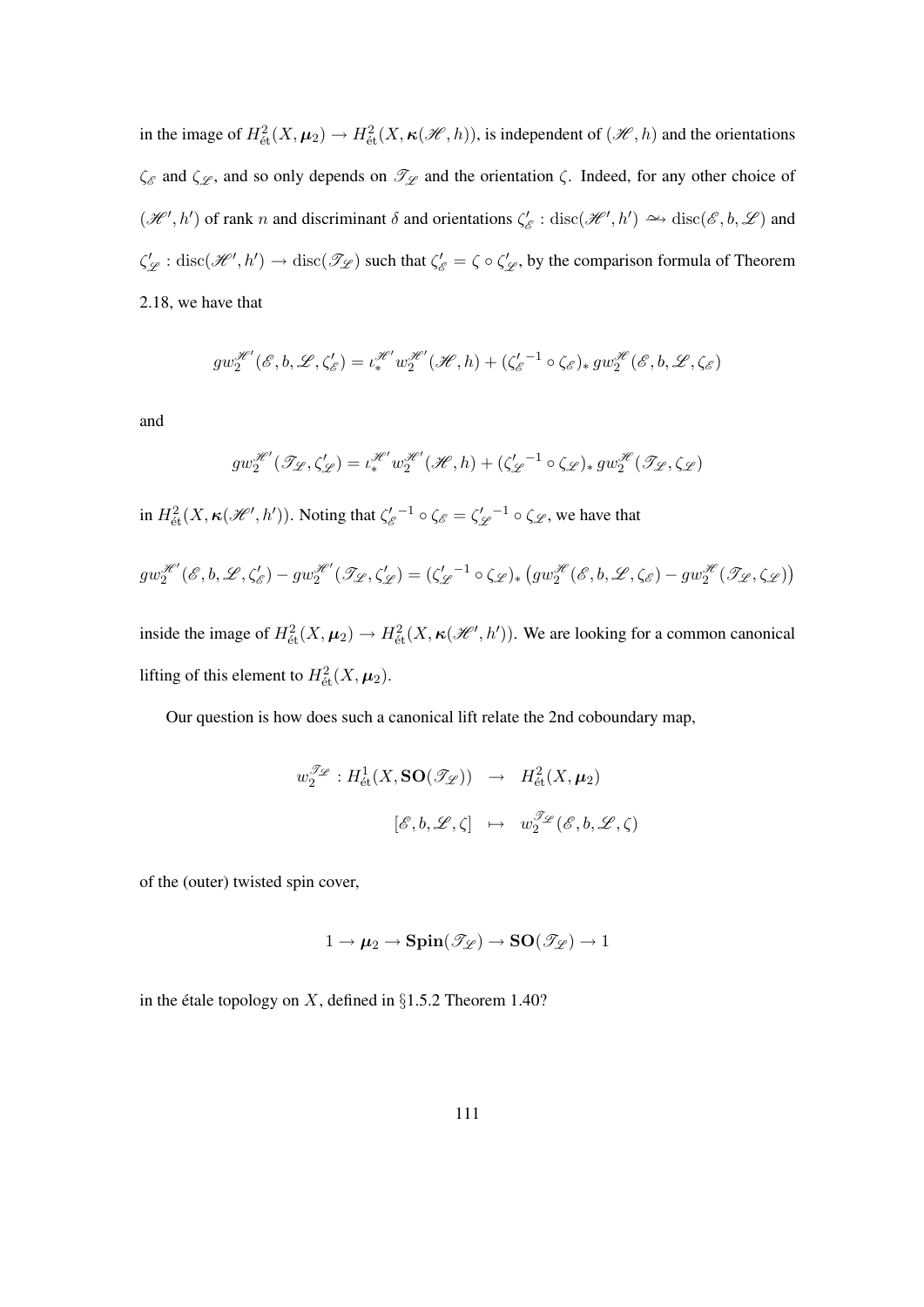in the image of $H^2_{\text{ét}}(X, \boldsymbol{\mu}_2) \to H^2_{\text{ét}}(X, \boldsymbol{\kappa}(\mathscr{H}, h))$, is independent of $(\mathscr{H}, h)$ and the orientations $\zeta_{\mathscr{E}}$ and $\zeta_{\mathscr{L}}$, and so only depends on $\mathscr{T}_{\mathscr{L}}$ and the orientation $\zeta$. Indeed, for any other choice of $(\mathscr{H}', h')$ of rank $n$ and discriminant $\delta$ and orientations $\zeta'_{\mathscr{E}} : \text{disc}(\mathscr{H}', h') \xrightarrow{\sim} \text{disc}(\mathscr{E}, b, \mathscr{L})$ and $\zeta'_{\mathscr{L}} : \text{disc}(\mathscr{H}', h') \to \text{disc}(\mathscr{T}_{\mathscr{L}})$ such that $\zeta'_{\mathscr{E}} = \zeta \circ \zeta'_{\mathscr{L}}$, by the comparison formula of Theorem 2.18, we have that

$$gw_2^{\mathscr{H}'}(\mathscr{E}, b, \mathscr{L}, \zeta'_{\mathscr{E}}) = \iota_*^{\mathscr{H}'} w_2^{\mathscr{H}'}(\mathscr{H}, h) + ({\zeta'_{\mathscr{E}}}^{-1} \circ \zeta_{\mathscr{E}})_* \, gw_2^{\mathscr{H}}(\mathscr{E}, b, \mathscr{L}, \zeta_{\mathscr{E}})$$

and

$$gw_2^{\mathscr{H}'}(\mathscr{T}_{\mathscr{L}}, \zeta'_{\mathscr{L}}) = \iota_*^{\mathscr{H}'} w_2^{\mathscr{H}'}(\mathscr{H}, h) + ({\zeta'_{\mathscr{L}}}^{-1} \circ \zeta_{\mathscr{L}})_* \, gw_2^{\mathscr{H}}(\mathscr{T}_{\mathscr{L}}, \zeta_{\mathscr{L}})$$

in $H^2_{\text{ét}}(X, \boldsymbol{\kappa}(\mathscr{H}', h'))$. Noting that ${\zeta'_{\mathscr{E}}}^{-1} \circ \zeta_{\mathscr{E}} = {\zeta'_{\mathscr{L}}}^{-1} \circ \zeta_{\mathscr{L}}$, we have that

$$gw_2^{\mathscr{H}'}(\mathscr{E}, b, \mathscr{L}, \zeta'_{\mathscr{E}}) - gw_2^{\mathscr{H}'}(\mathscr{T}_{\mathscr{L}}, \zeta'_{\mathscr{L}}) = ({\zeta'_{\mathscr{L}}}^{-1} \circ \zeta_{\mathscr{L}})_* \left( gw_2^{\mathscr{H}}(\mathscr{E}, b, \mathscr{L}, \zeta_{\mathscr{E}}) - gw_2^{\mathscr{H}}(\mathscr{T}_{\mathscr{L}}, \zeta_{\mathscr{L}}) \right)$$

inside the image of $H^2_{\text{ét}}(X, \boldsymbol{\mu}_2) \to H^2_{\text{ét}}(X, \boldsymbol{\kappa}(\mathscr{H}', h'))$. We are looking for a common canonical lifting of this element to $H^2_{\text{ét}}(X, \boldsymbol{\mu}_2)$.

Our question is how does such a canonical lift relate the 2nd coboundary map,

$$\begin{aligned} w_2^{\mathscr{T}_{\mathscr{L}}} : H^1_{\text{ét}}(X, \mathbf{SO}(\mathscr{T}_{\mathscr{L}})) &\to H^2_{\text{ét}}(X, \boldsymbol{\mu}_2) \\ [\mathscr{E}, b, \mathscr{L}, \zeta] &\mapsto w_2^{\mathscr{T}_{\mathscr{L}}}(\mathscr{E}, b, \mathscr{L}, \zeta) \end{aligned}$$

of the (outer) twisted spin cover,

$$1 \to \boldsymbol{\mu}_2 \to \mathbf{Spin}(\mathscr{T}_{\mathscr{L}}) \to \mathbf{SO}(\mathscr{T}_{\mathscr{L}}) \to 1$$

in the étale topology on $X$, defined in §1.5.2 Theorem 1.40?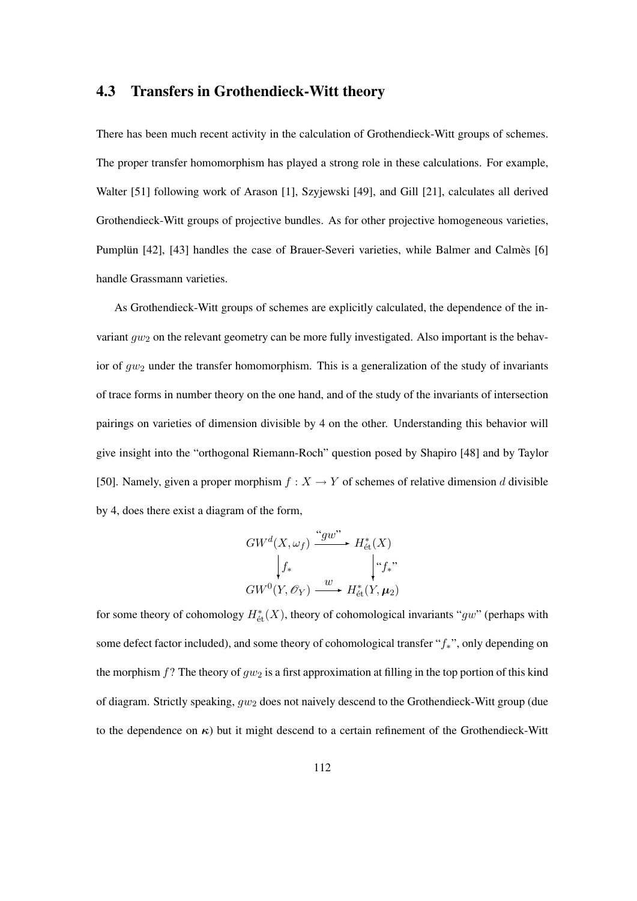## 4.3 Transfers in Grothendieck-Witt theory

There has been much recent activity in the calculation of Grothendieck-Witt groups of schemes. The proper transfer homomorphism has played a strong role in these calculations. For example, Walter [51] following work of Arason [1], Szyjewski [49], and Gill [21], calculates all derived Grothendieck-Witt groups of projective bundles. As for other projective homogeneous varieties, Pumplün [42], [43] handles the case of Brauer-Severi varieties, while Balmer and Calmès [6] handle Grassmann varieties.

As Grothendieck-Witt groups of schemes are explicitly calculated, the dependence of the invariant $gw_2$ on the relevant geometry can be more fully investigated. Also important is the behavior of $gw_2$ under the transfer homomorphism. This is a generalization of the study of invariants of trace forms in number theory on the one hand, and of the study of the invariants of intersection pairings on varieties of dimension divisible by 4 on the other. Understanding this behavior will give insight into the "orthogonal Riemann-Roch" question posed by Shapiro [48] and by Taylor [50]. Namely, given a proper morphism $f : X \to Y$ of schemes of relative dimension $d$ divisible by 4, does there exist a diagram of the form,

$$\begin{array}{ccc} GW^d(X, \omega_f) & \xrightarrow{\text{“}gw\text{”}} & H^*_{\text{ét}}(X) \\ \Big\downarrow f_* & & \Big\downarrow \text{“}f_*\text{”} \\ GW^0(Y, \mathscr{O}_Y) & \xrightarrow{w} & H^*_{\text{ét}}(Y, \boldsymbol{\mu}_2) \end{array}$$

for some theory of cohomology $H^*_{\text{ét}}(X)$, theory of cohomological invariants "$gw$" (perhaps with some defect factor included), and some theory of cohomological transfer "$f_*$", only depending on the morphism $f$? The theory of $gw_2$ is a first approximation at filling in the top portion of this kind of diagram. Strictly speaking, $gw_2$ does not naively descend to the Grothendieck-Witt group (due to the dependence on $\boldsymbol{\kappa}$) but it might descend to a certain refinement of the Grothendieck-Witt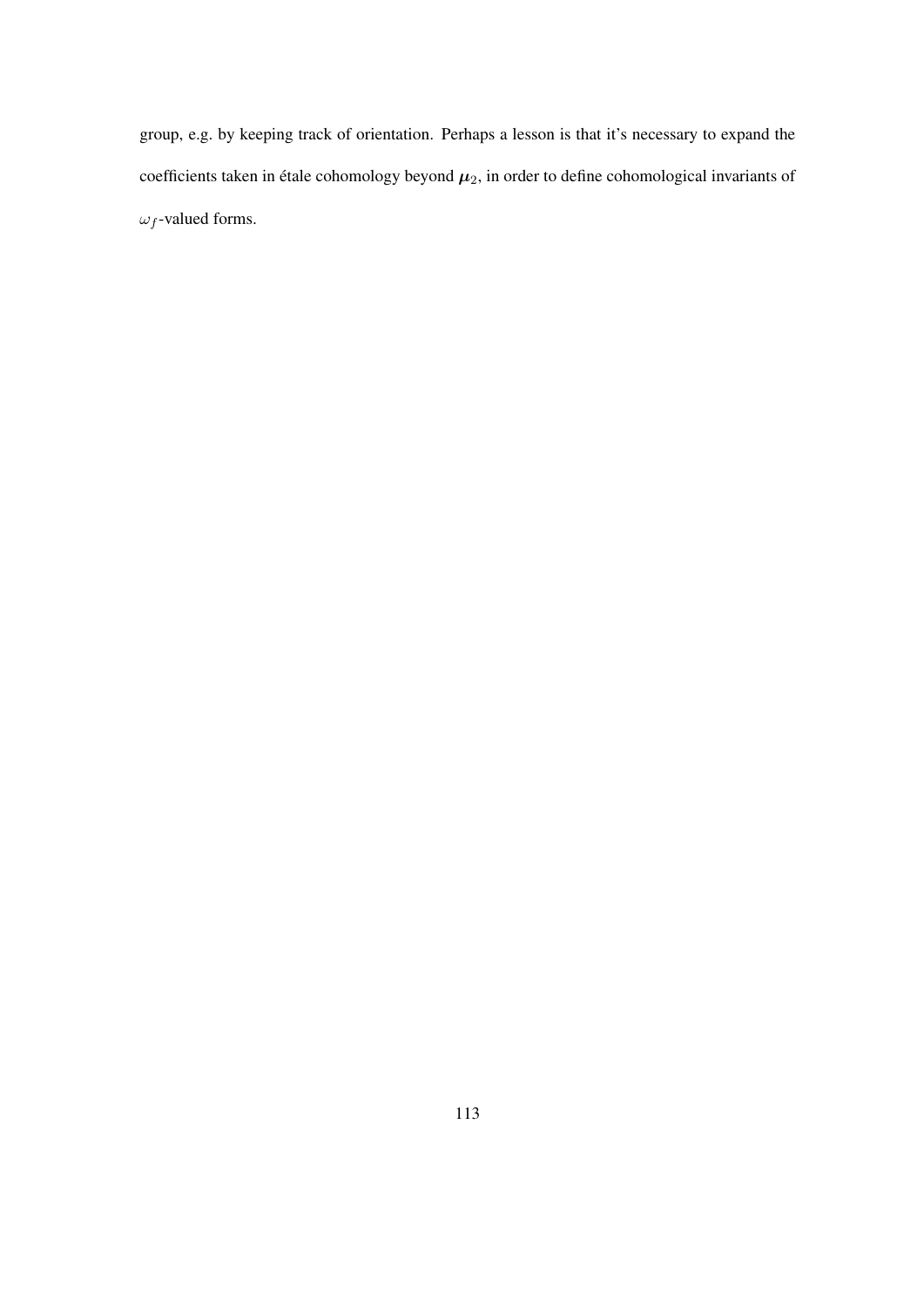group, e.g. by keeping track of orientation. Perhaps a lesson is that it's necessary to expand the coefficients taken in étale cohomology beyond $\boldsymbol{\mu}_2$, in order to define cohomological invariants of $\omega_f$-valued forms.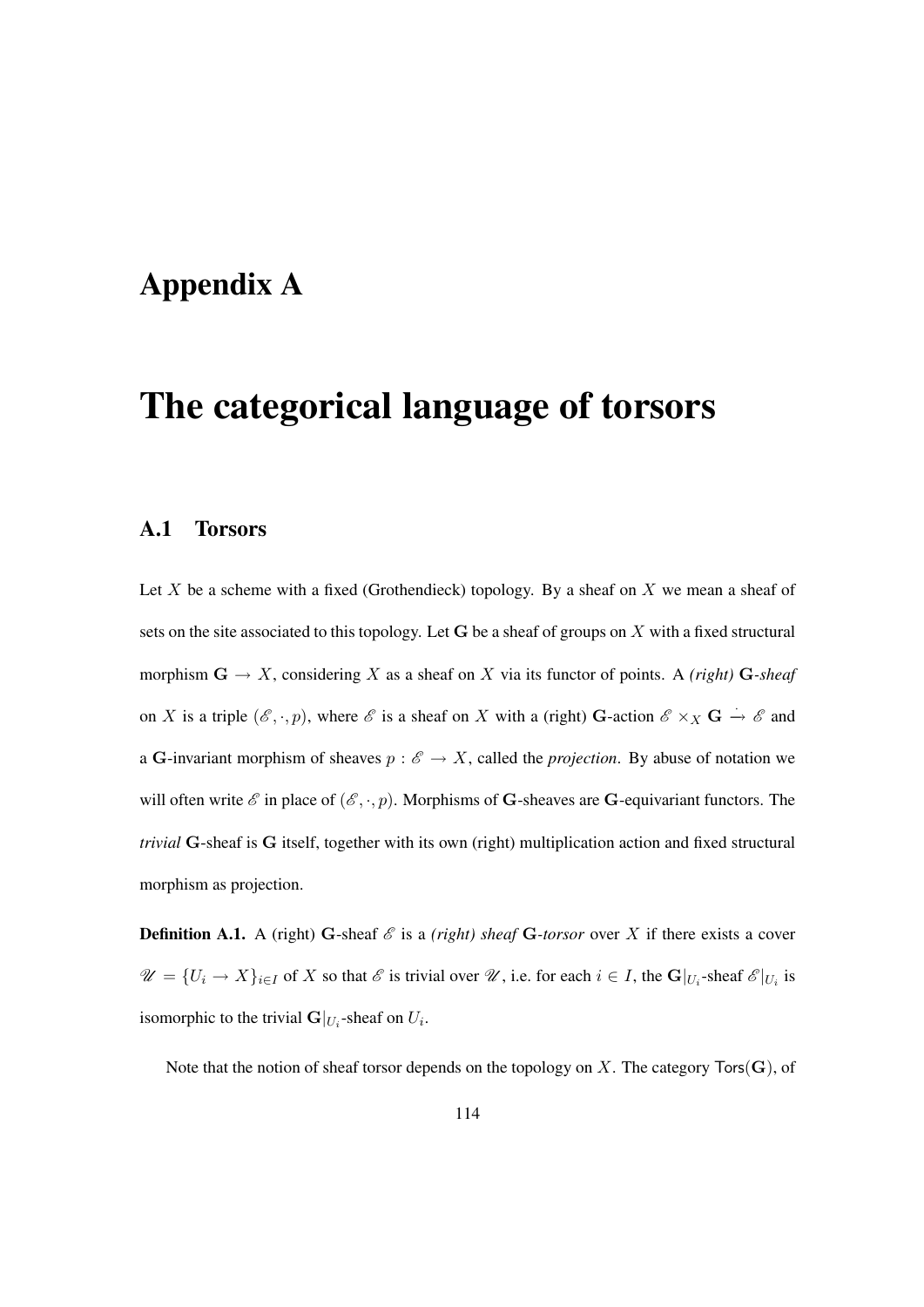# Appendix A

# The categorical language of torsors

## A.1 Torsors

Let $X$ be a scheme with a fixed (Grothendieck) topology. By a sheaf on $X$ we mean a sheaf of sets on the site associated to this topology. Let $\mathbf{G}$ be a sheaf of groups on $X$ with a fixed structural morphism $\mathbf{G} \to X$, considering $X$ as a sheaf on $X$ via its functor of points. A *(right)* $\mathbf{G}$*-sheaf* on $X$ is a triple $(\mathscr{E}, \cdot, p)$, where $\mathscr{E}$ is a sheaf on $X$ with a (right) $\mathbf{G}$-action $\mathscr{E} \times_X \mathbf{G} \xrightarrow{\cdot} \mathscr{E}$ and a $\mathbf{G}$-invariant morphism of sheaves $p : \mathscr{E} \to X$, called the *projection*. By abuse of notation we will often write $\mathscr{E}$ in place of $(\mathscr{E}, \cdot, p)$. Morphisms of $\mathbf{G}$-sheaves are $\mathbf{G}$-equivariant functors. The *trivial* $\mathbf{G}$-sheaf is $\mathbf{G}$ itself, together with its own (right) multiplication action and fixed structural morphism as projection.

**Definition A.1.** A (right) $\mathbf{G}$-sheaf $\mathscr{E}$ is a *(right) sheaf* $\mathbf{G}$*-torsor* over $X$ if there exists a cover $\mathscr{U} = \{U_i \to X\}_{i \in I}$ of $X$ so that $\mathscr{E}$ is trivial over $\mathscr{U}$, i.e. for each $i \in I$, the $\mathbf{G}|_{U_i}$-sheaf $\mathscr{E}|_{U_i}$ is isomorphic to the trivial $\mathbf{G}|_{U_i}$-sheaf on $U_i$.

Note that the notion of sheaf torsor depends on the topology on $X$. The category $\mathsf{Tors}(\mathbf{G})$, of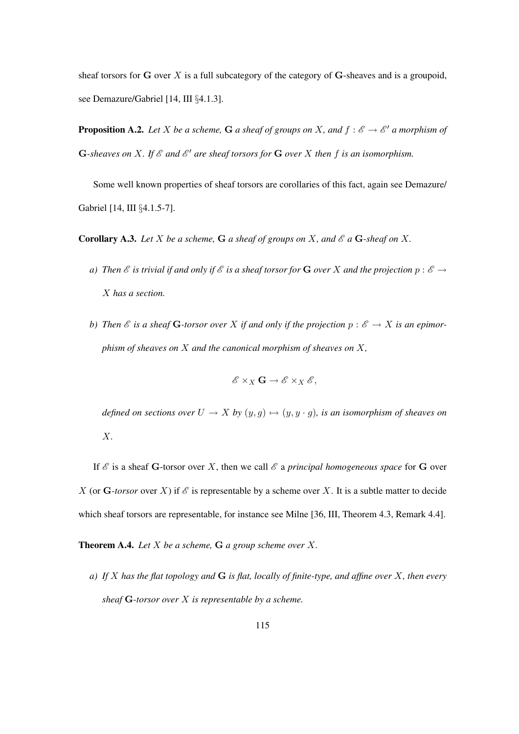sheaf torsors for $\mathbf{G}$ over $X$ is a full subcategory of the category of $\mathbf{G}$-sheaves and is a groupoid, see Demazure/Gabriel [14, III §4.1.3].

**Proposition A.2.** *Let $X$ be a scheme, $\mathbf{G}$ a sheaf of groups on $X$, and $f : \mathscr{E} \to \mathscr{E}'$ a morphism of $\mathbf{G}$-sheaves on $X$. If $\mathscr{E}$ and $\mathscr{E}'$ are sheaf torsors for $\mathbf{G}$ over $X$ then $f$ is an isomorphism.*

Some well known properties of sheaf torsors are corollaries of this fact, again see Demazure/Gabriel [14, III §4.1.5-7].

**Corollary A.3.** *Let $X$ be a scheme, $\mathbf{G}$ a sheaf of groups on $X$, and $\mathscr{E}$ a $\mathbf{G}$-sheaf on $X$.*

*a) Then $\mathscr{E}$ is trivial if and only if $\mathscr{E}$ is a sheaf torsor for $\mathbf{G}$ over $X$ and the projection $p : \mathscr{E} \to X$ has a section.*

*b) Then $\mathscr{E}$ is a sheaf $\mathbf{G}$-torsor over $X$ if and only if the projection $p : \mathscr{E} \to X$ is an epimorphism of sheaves on $X$ and the canonical morphism of sheaves on $X$,*

$$\mathscr{E} \times_X \mathbf{G} \to \mathscr{E} \times_X \mathscr{E},$$

*defined on sections over $U \to X$ by $(y, g) \mapsto (y, y \cdot g)$, is an isomorphism of sheaves on $X$.*

If $\mathscr{E}$ is a sheaf $\mathbf{G}$-torsor over $X$, then we call $\mathscr{E}$ a *principal homogeneous space* for $\mathbf{G}$ over $X$ (or $\mathbf{G}$-*torsor* over $X$) if $\mathscr{E}$ is representable by a scheme over $X$. It is a subtle matter to decide which sheaf torsors are representable, for instance see Milne [36, III, Theorem 4.3, Remark 4.4].

**Theorem A.4.** *Let $X$ be a scheme, $\mathbf{G}$ a group scheme over $X$.*

*a) If $X$ has the flat topology and $\mathbf{G}$ is flat, locally of finite-type, and affine over $X$, then every sheaf $\mathbf{G}$-torsor over $X$ is representable by a scheme.*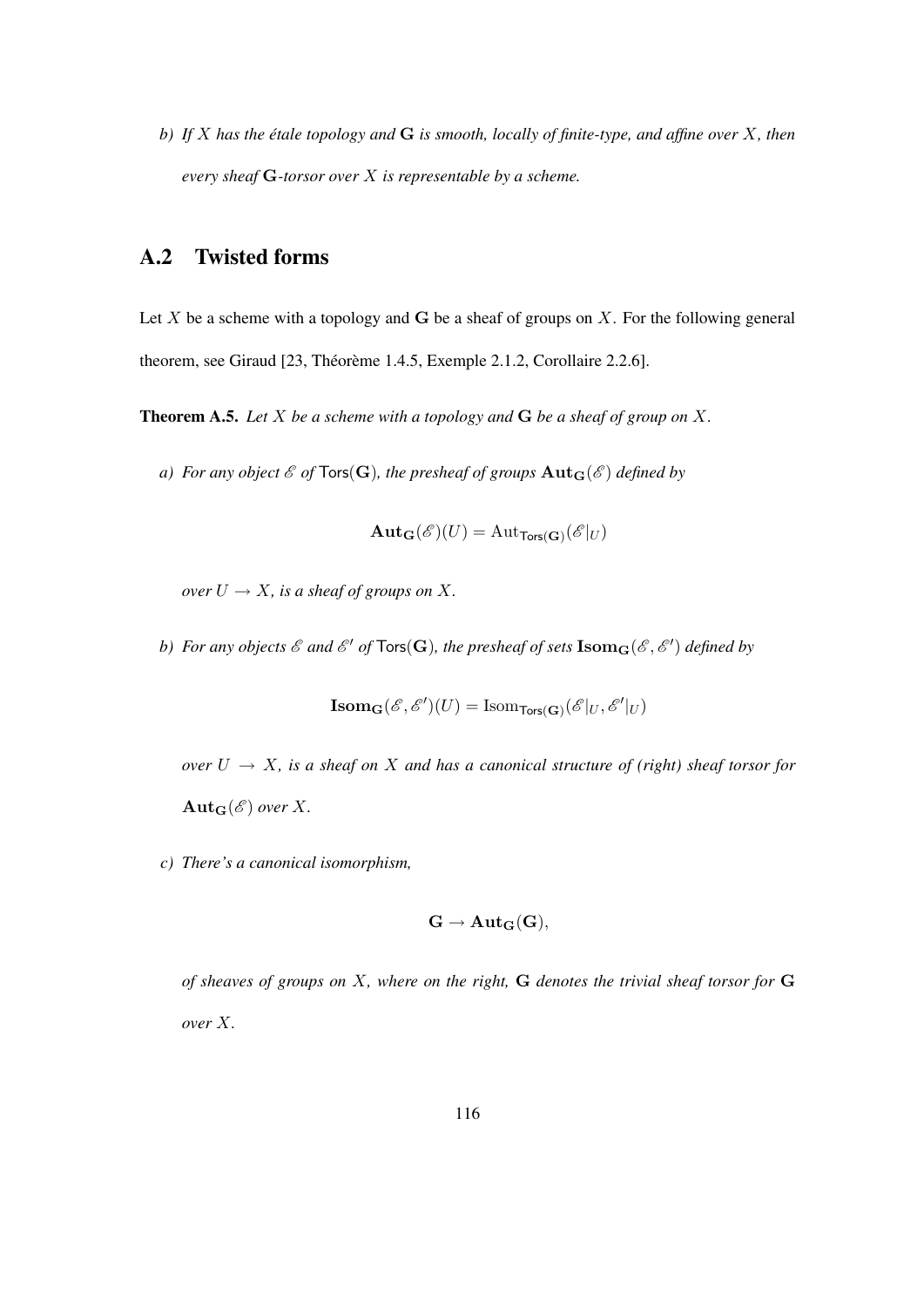*b) If $X$ has the étale topology and $\mathbf{G}$ is smooth, locally of finite-type, and affine over $X$, then every sheaf $\mathbf{G}$-torsor over $X$ is representable by a scheme.*

## A.2 Twisted forms

Let $X$ be a scheme with a topology and $\mathbf{G}$ be a sheaf of groups on $X$. For the following general theorem, see Giraud [23, Théorème 1.4.5, Exemple 2.1.2, Corollaire 2.2.6].

**Theorem A.5.** *Let $X$ be a scheme with a topology and $\mathbf{G}$ be a sheaf of group on $X$.*

*a) For any object $\mathscr{E}$ of $\mathsf{Tors}(\mathbf{G})$, the presheaf of groups $\mathbf{Aut}_{\mathbf{G}}(\mathscr{E})$ defined by*

$$\mathbf{Aut}_{\mathbf{G}}(\mathscr{E})(U) = \mathrm{Aut}_{\mathsf{Tors}(\mathbf{G})}(\mathscr{E}|_U)$$

*over $U \to X$, is a sheaf of groups on $X$.*

*b) For any objects $\mathscr{E}$ and $\mathscr{E}'$ of $\mathsf{Tors}(\mathbf{G})$, the presheaf of sets $\mathbf{Isom}_{\mathbf{G}}(\mathscr{E}, \mathscr{E}')$ defined by*

$$\mathbf{Isom}_{\mathbf{G}}(\mathscr{E}, \mathscr{E}')(U) = \mathrm{Isom}_{\mathsf{Tors}(\mathbf{G})}(\mathscr{E}|_U, \mathscr{E}'|_U)$$

*over $U \to X$, is a sheaf on $X$ and has a canonical structure of (right) sheaf torsor for $\mathbf{Aut}_{\mathbf{G}}(\mathscr{E})$ over $X$.*

*c) There's a canonical isomorphism,*

$$\mathbf{G} \to \mathbf{Aut}_{\mathbf{G}}(\mathbf{G}),$$

*of sheaves of groups on $X$, where on the right, $\mathbf{G}$ denotes the trivial sheaf torsor for $\mathbf{G}$ over $X$.*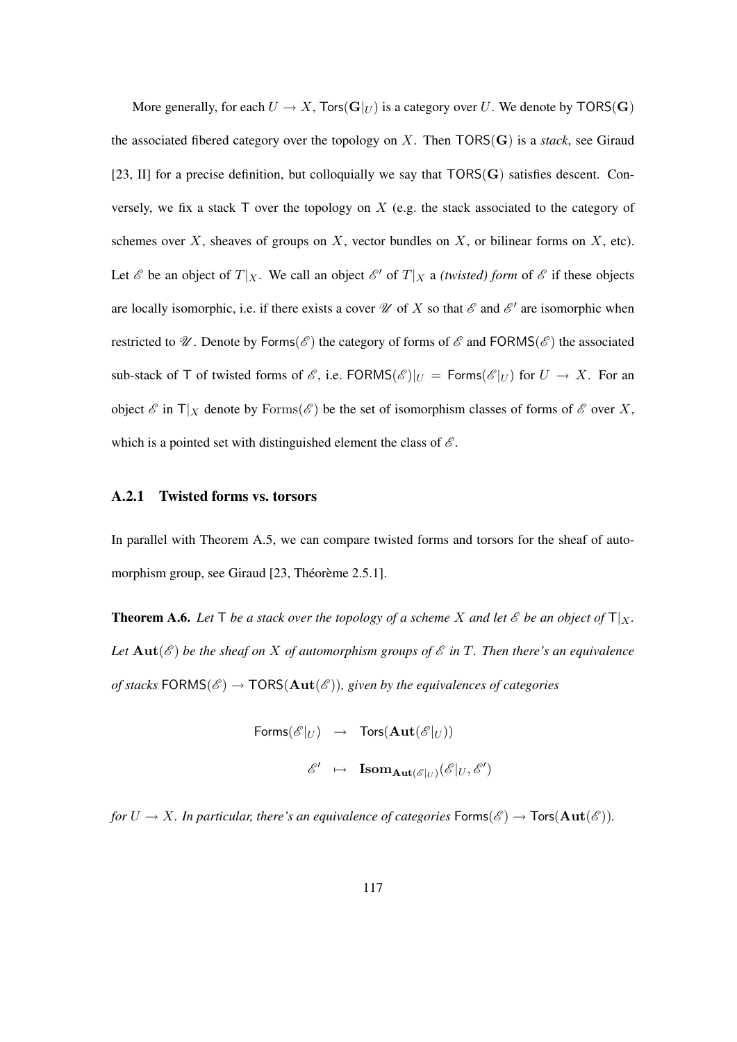More generally, for each $U \to X$, $\mathsf{Tors}(\mathbf{G}|_U)$ is a category over $U$. We denote by $\mathsf{TORS}(\mathbf{G})$ the associated fibered category over the topology on $X$. Then $\mathsf{TORS}(\mathbf{G})$ is a *stack*, see Giraud [23, II] for a precise definition, but colloquially we say that $\mathsf{TORS}(\mathbf{G})$ satisfies descent. Conversely, we fix a stack $\mathsf{T}$ over the topology on $X$ (e.g. the stack associated to the category of schemes over $X$, sheaves of groups on $X$, vector bundles on $X$, or bilinear forms on $X$, etc). Let $\mathscr{E}$ be an object of $T|_X$. We call an object $\mathscr{E}'$ of $T|_X$ a *(twisted) form* of $\mathscr{E}$ if these objects are locally isomorphic, i.e. if there exists a cover $\mathscr{U}$ of $X$ so that $\mathscr{E}$ and $\mathscr{E}'$ are isomorphic when restricted to $\mathscr{U}$. Denote by $\mathsf{Forms}(\mathscr{E})$ the category of forms of $\mathscr{E}$ and $\mathsf{FORMS}(\mathscr{E})$ the associated sub-stack of $\mathsf{T}$ of twisted forms of $\mathscr{E}$, i.e. $\mathsf{FORMS}(\mathscr{E})|_U = \mathsf{Forms}(\mathscr{E}|_U)$ for $U \to X$. For an object $\mathscr{E}$ in $\mathsf{T}|_X$ denote by $\mathrm{Forms}(\mathscr{E})$ be the set of isomorphism classes of forms of $\mathscr{E}$ over $X$, which is a pointed set with distinguished element the class of $\mathscr{E}$.

### A.2.1 Twisted forms vs. torsors

In parallel with Theorem A.5, we can compare twisted forms and torsors for the sheaf of automorphism group, see Giraud [23, Théorème 2.5.1].

**Theorem A.6.** *Let $\mathsf{T}$ be a stack over the topology of a scheme $X$ and let $\mathscr{E}$ be an object of $\mathsf{T}|_X$. Let $\mathbf{Aut}(\mathscr{E})$ be the sheaf on $X$ of automorphism groups of $\mathscr{E}$ in $T$. Then there's an equivalence of stacks $\mathsf{FORMS}(\mathscr{E}) \to \mathsf{TORS}(\mathbf{Aut}(\mathscr{E}))$, given by the equivalences of categories*

$$
\begin{aligned}
\mathsf{Forms}(\mathscr{E}|_U) &\to \mathsf{Tors}(\mathbf{Aut}(\mathscr{E}|_U)) \\
\mathscr{E}' &\mapsto \mathbf{Isom}_{\mathbf{Aut}(\mathscr{E}|_U)}(\mathscr{E}|_U, \mathscr{E}')
\end{aligned}
$$

*for $U \to X$. In particular, there's an equivalence of categories $\mathsf{Forms}(\mathscr{E}) \to \mathsf{Tors}(\mathbf{Aut}(\mathscr{E}))$.*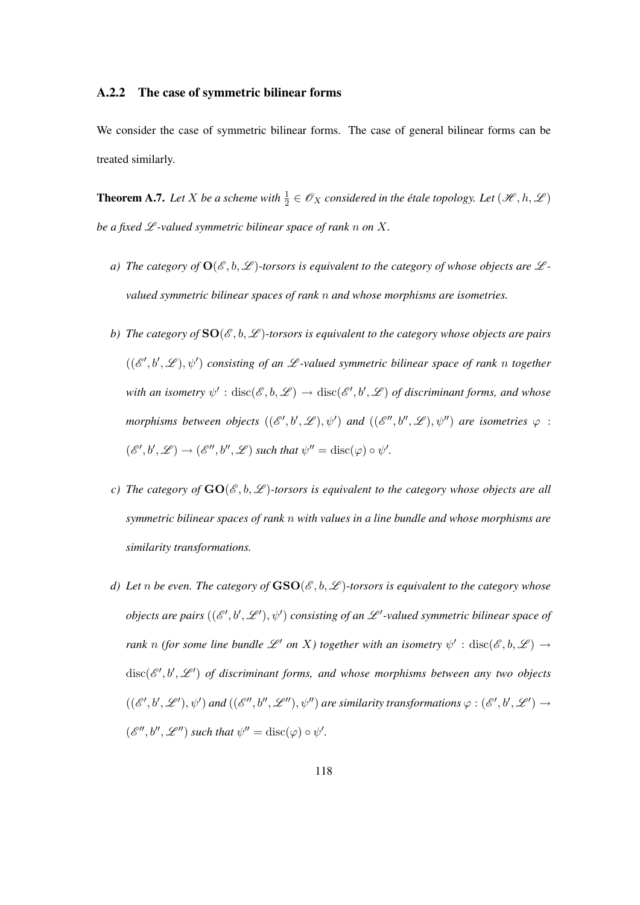### A.2.2 The case of symmetric bilinear forms

We consider the case of symmetric bilinear forms. The case of general bilinear forms can be treated similarly.

**Theorem A.7.** *Let $X$ be a scheme with $\frac{1}{2} \in \mathscr{O}_X$ considered in the étale topology. Let $(\mathscr{H}, h, \mathscr{L})$ be a fixed $\mathscr{L}$-valued symmetric bilinear space of rank $n$ on $X$.*

*a) The category of $\mathbf{O}(\mathscr{E}, b, \mathscr{L})$-torsors is equivalent to the category of whose objects are $\mathscr{L}$-valued symmetric bilinear spaces of rank $n$ and whose morphisms are isometries.*

*b) The category of $\mathbf{SO}(\mathscr{E}, b, \mathscr{L})$-torsors is equivalent to the category whose objects are pairs $((\mathscr{E}', b', \mathscr{L}), \psi')$ consisting of an $\mathscr{L}$-valued symmetric bilinear space of rank $n$ together with an isometry $\psi' : \operatorname{disc}(\mathscr{E}, b, \mathscr{L}) \to \operatorname{disc}(\mathscr{E}', b', \mathscr{L})$ of discriminant forms, and whose morphisms between objects $((\mathscr{E}', b', \mathscr{L}), \psi')$ and $((\mathscr{E}'', b'', \mathscr{L}), \psi'')$ are isometries $\varphi : (\mathscr{E}', b', \mathscr{L}) \to (\mathscr{E}'', b'', \mathscr{L})$ such that $\psi'' = \operatorname{disc}(\varphi) \circ \psi'$.*

*c) The category of $\mathbf{GO}(\mathscr{E}, b, \mathscr{L})$-torsors is equivalent to the category whose objects are all symmetric bilinear spaces of rank $n$ with values in a line bundle and whose morphisms are similarity transformations.*

*d) Let $n$ be even. The category of $\mathbf{GSO}(\mathscr{E}, b, \mathscr{L})$-torsors is equivalent to the category whose objects are pairs $((\mathscr{E}', b', \mathscr{L}'), \psi')$ consisting of an $\mathscr{L}'$-valued symmetric bilinear space of rank $n$ (for some line bundle $\mathscr{L}'$ on $X$) together with an isometry $\psi' : \operatorname{disc}(\mathscr{E}, b, \mathscr{L}) \to \operatorname{disc}(\mathscr{E}', b', \mathscr{L}')$ of discriminant forms, and whose morphisms between any two objects $((\mathscr{E}', b', \mathscr{L}'), \psi')$ and $((\mathscr{E}'', b'', \mathscr{L}''), \psi'')$ are similarity transformations $\varphi : (\mathscr{E}', b', \mathscr{L}') \to (\mathscr{E}'', b'', \mathscr{L}'')$ such that $\psi'' = \operatorname{disc}(\varphi) \circ \psi'$.*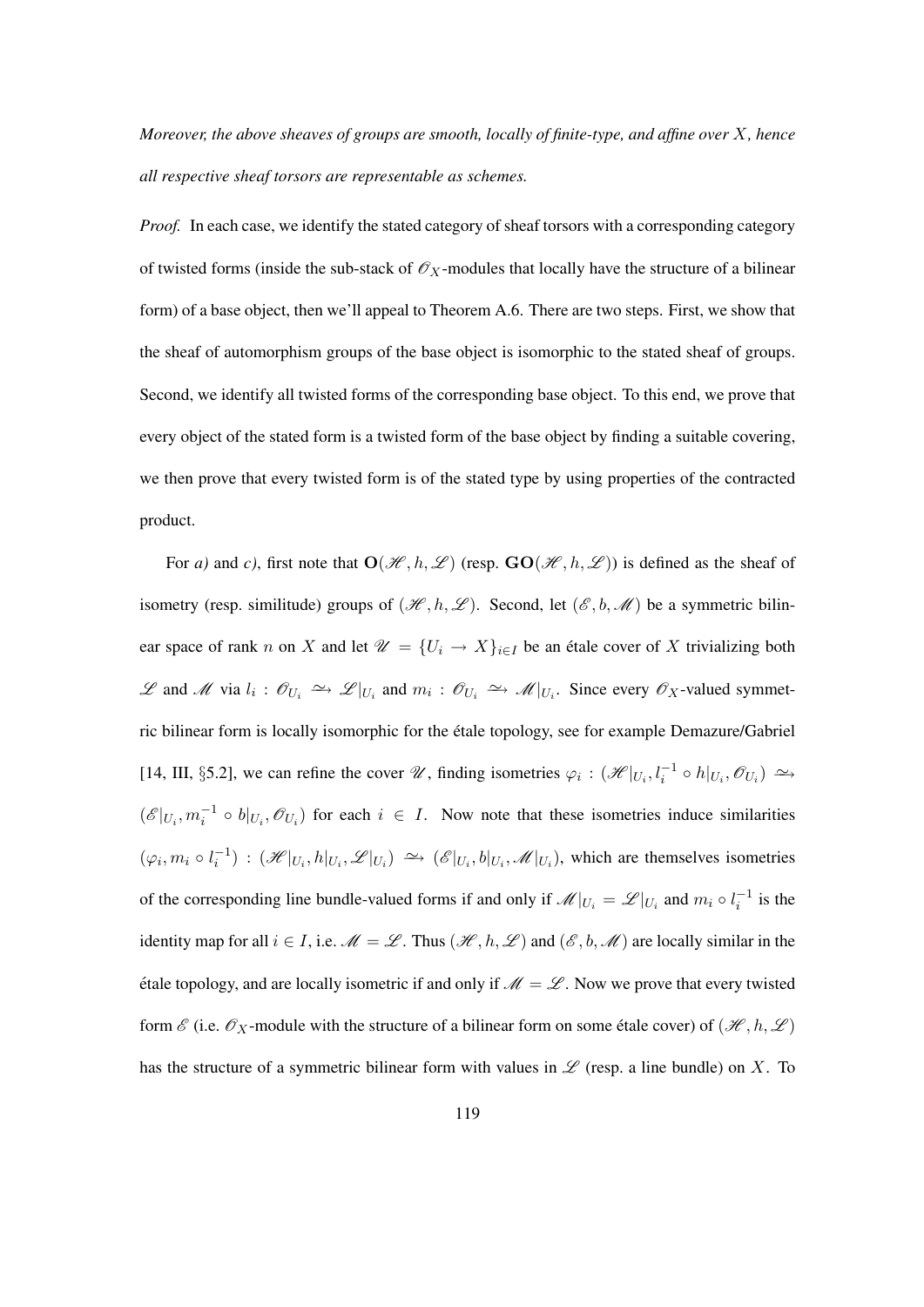*Moreover, the above sheaves of groups are smooth, locally of finite-type, and affine over $X$, hence all respective sheaf torsors are representable as schemes.*

*Proof.* In each case, we identify the stated category of sheaf torsors with a corresponding category of twisted forms (inside the sub-stack of $\mathscr{O}_X$-modules that locally have the structure of a bilinear form) of a base object, then we'll appeal to Theorem A.6. There are two steps. First, we show that the sheaf of automorphism groups of the base object is isomorphic to the stated sheaf of groups. Second, we identify all twisted forms of the corresponding base object. To this end, we prove that every object of the stated form is a twisted form of the base object by finding a suitable covering, we then prove that every twisted form is of the stated type by using properties of the contracted product.

For *a)* and *c)*, first note that $\mathbf{O}(\mathscr{H}, h, \mathscr{L})$ (resp. $\mathbf{GO}(\mathscr{H}, h, \mathscr{L})$) is defined as the sheaf of isometry (resp. similitude) groups of $(\mathscr{H}, h, \mathscr{L})$. Second, let $(\mathscr{E}, b, \mathscr{M})$ be a symmetric bilinear space of rank $n$ on $X$ and let $\mathscr{U} = \{U_i \to X\}_{i \in I}$ be an étale cover of $X$ trivializing both $\mathscr{L}$ and $\mathscr{M}$ via $l_i : \mathscr{O}_{U_i} \xrightarrow{\sim} \mathscr{L}|_{U_i}$ and $m_i : \mathscr{O}_{U_i} \xrightarrow{\sim} \mathscr{M}|_{U_i}$. Since every $\mathscr{O}_X$-valued symmetric bilinear form is locally isomorphic for the étale topology, see for example Demazure/Gabriel [14, III, §5.2], we can refine the cover $\mathscr{U}$, finding isometries $\varphi_i : (\mathscr{H}|_{U_i}, l_i^{-1} \circ h|_{U_i}, \mathscr{O}_{U_i}) \xrightarrow{\sim} (\mathscr{E}|_{U_i}, m_i^{-1} \circ b|_{U_i}, \mathscr{O}_{U_i})$ for each $i \in I$. Now note that these isometries induce similarities $(\varphi_i, m_i \circ l_i^{-1}) : (\mathscr{H}|_{U_i}, h|_{U_i}, \mathscr{L}|_{U_i}) \xrightarrow{\sim} (\mathscr{E}|_{U_i}, b|_{U_i}, \mathscr{M}|_{U_i})$, which are themselves isometries of the corresponding line bundle-valued forms if and only if $\mathscr{M}|_{U_i} = \mathscr{L}|_{U_i}$ and $m_i \circ l_i^{-1}$ is the identity map for all $i \in I$, i.e. $\mathscr{M} = \mathscr{L}$. Thus $(\mathscr{H}, h, \mathscr{L})$ and $(\mathscr{E}, b, \mathscr{M})$ are locally similar in the étale topology, and are locally isometric if and only if $\mathscr{M} = \mathscr{L}$. Now we prove that every twisted form $\mathscr{E}$ (i.e. $\mathscr{O}_X$-module with the structure of a bilinear form on some étale cover) of $(\mathscr{H}, h, \mathscr{L})$ has the structure of a symmetric bilinear form with values in $\mathscr{L}$ (resp. a line bundle) on $X$. To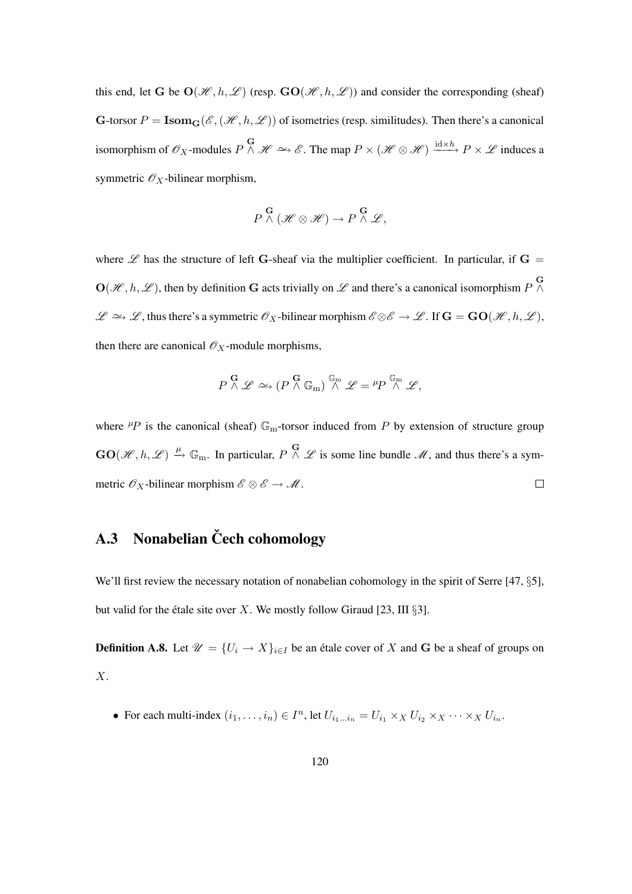this end, let $\mathbf{G}$ be $\mathbf{O}(\mathscr{H}, h, \mathscr{L})$ (resp. $\mathbf{GO}(\mathscr{H}, h, \mathscr{L})$) and consider the corresponding (sheaf) $\mathbf{G}$-torsor $P = \mathbf{Isom}_{\mathbf{G}}(\mathscr{E}, (\mathscr{H}, h, \mathscr{L}))$ of isometries (resp. similitudes). Then there's a canonical isomorphism of $\mathscr{O}_X$-modules $P \overset{\mathbf{G}}{\wedge} \mathscr{H} \xrightarrow{\sim} \mathscr{E}$. The map $P \times (\mathscr{H} \otimes \mathscr{H}) \xrightarrow{\mathrm{id} \times h} P \times \mathscr{L}$ induces a symmetric $\mathscr{O}_X$-bilinear morphism,

$$P \overset{\mathbf{G}}{\wedge} (\mathscr{H} \otimes \mathscr{H}) \to P \overset{\mathbf{G}}{\wedge} \mathscr{L},$$

where $\mathscr{L}$ has the structure of left $\mathbf{G}$-sheaf via the multiplier coefficient. In particular, if $\mathbf{G} = \mathbf{O}(\mathscr{H}, h, \mathscr{L})$, then by definition $\mathbf{G}$ acts trivially on $\mathscr{L}$ and there's a canonical isomorphism $P \overset{\mathbf{G}}{\wedge} \mathscr{L} \xrightarrow{\sim} \mathscr{L}$, thus there's a symmetric $\mathscr{O}_X$-bilinear morphism $\mathscr{E} \otimes \mathscr{E} \to \mathscr{L}$. If $\mathbf{G} = \mathbf{GO}(\mathscr{H}, h, \mathscr{L})$, then there are canonical $\mathscr{O}_X$-module morphisms,

$$P \overset{\mathbf{G}}{\wedge} \mathscr{L} \xrightarrow{\sim} (P \overset{\mathbf{G}}{\wedge} \mathbb{G}_{\mathrm{m}}) \overset{\mathbb{G}_{\mathrm{m}}}{\wedge} \mathscr{L} = {}^{\mu}P \overset{\mathbb{G}_{\mathrm{m}}}{\wedge} \mathscr{L},$$

where ${}^{\mu}P$ is the canonical (sheaf) $\mathbb{G}_{\mathrm{m}}$-torsor induced from $P$ by extension of structure group $\mathbf{GO}(\mathscr{H}, h, \mathscr{L}) \xrightarrow{\mu} \mathbb{G}_{\mathrm{m}}$. In particular, $P \overset{\mathbf{G}}{\wedge} \mathscr{L}$ is some line bundle $\mathscr{M}$, and thus there's a symmetric $\mathscr{O}_X$-bilinear morphism $\mathscr{E} \otimes \mathscr{E} \to \mathscr{M}$. $\square$

## A.3 Nonabelian Čech cohomology

We'll first review the necessary notation of nonabelian cohomology in the spirit of Serre [47, §5], but valid for the étale site over $X$. We mostly follow Giraud [23, III §3].

**Definition A.8.** Let $\mathscr{U} = \{U_i \to X\}_{i \in I}$ be an étale cover of $X$ and $\mathbf{G}$ be a sheaf of groups on $X$.

- For each multi-index $(i_1, \dots, i_n) \in I^n$, let $U_{i_1 \dots i_n} = U_{i_1} \times_X U_{i_2} \times_X \cdots \times_X U_{i_n}$.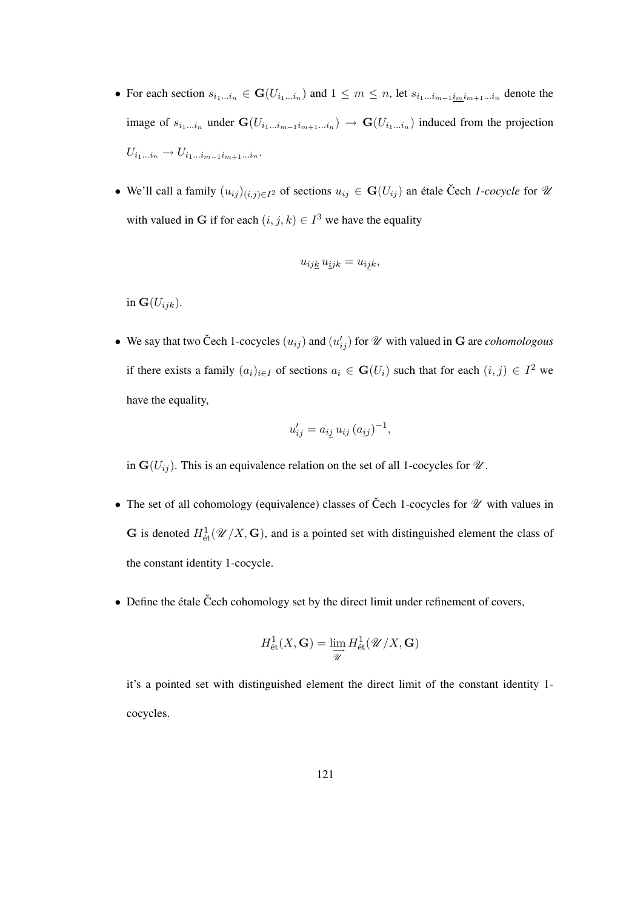- For each section $s_{i_1 \dots i_n} \in \mathbf{G}(U_{i_1 \dots i_n})$ and $1 \leq m \leq n$, let $s_{i_1 \dots i_{m-1} \underline{i_m} i_{m+1} \dots i_n}$ denote the image of $s_{i_1 \dots i_n}$ under $\mathbf{G}(U_{i_1 \dots i_{m-1} i_{m+1} \dots i_n}) \to \mathbf{G}(U_{i_1 \dots i_n})$ induced from the projection $U_{i_1 \dots i_n} \to U_{i_1 \dots i_{m-1} i_{m+1} \dots i_n}$.

- We'll call a family $(u_{ij})_{(i,j) \in I^2}$ of sections $u_{ij} \in \mathbf{G}(U_{ij})$ an étale Čech *1-cocycle* for $\mathscr{U}$ with valued in $\mathbf{G}$ if for each $(i, j, k) \in I^3$ we have the equality

$$u_{ij\underline{k}} \, u_{\underline{i}jk} = u_{i\underline{j}k},$$

  in $\mathbf{G}(U_{ijk})$.

- We say that two Čech 1-cocycles $(u_{ij})$ and $(u'_{ij})$ for $\mathscr{U}$ with valued in $\mathbf{G}$ are *cohomologous* if there exists a family $(a_i)_{i \in I}$ of sections $a_i \in \mathbf{G}(U_i)$ such that for each $(i, j) \in I^2$ we have the equality,

$$u'_{ij} = a_{i\underline{j}} \, u_{ij} \, (a_{\underline{i}j})^{-1},$$

  in $\mathbf{G}(U_{ij})$. This is an equivalence relation on the set of all 1-cocycles for $\mathscr{U}$.

- The set of all cohomology (equivalence) classes of Čech 1-cocycles for $\mathscr{U}$ with values in $\mathbf{G}$ is denoted $H^1_{\text{ét}}(\mathscr{U}/X, \mathbf{G})$, and is a pointed set with distinguished element the class of the constant identity 1-cocycle.

- Define the étale Čech cohomology set by the direct limit under refinement of covers,

$$H^1_{\text{ét}}(X, \mathbf{G}) = \varinjlim_{\mathscr{U}} H^1_{\text{ét}}(\mathscr{U}/X, \mathbf{G})$$

  it's a pointed set with distinguished element the direct limit of the constant identity 1-cocycles.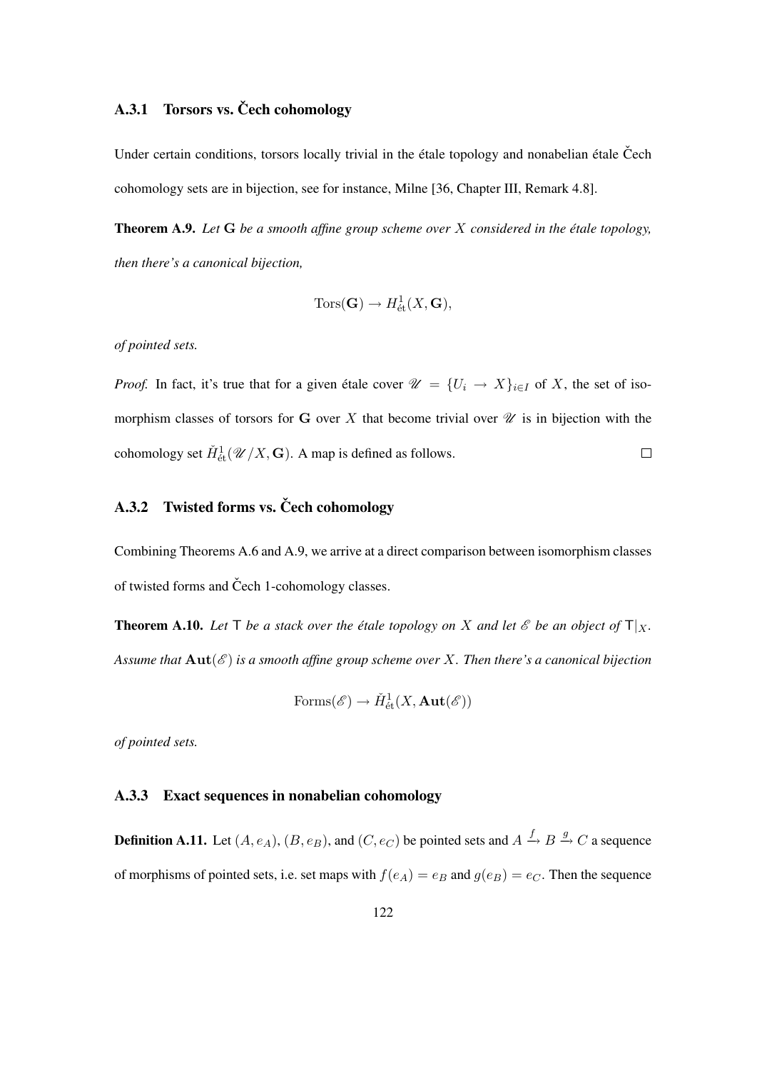### A.3.1 Torsors vs. Čech cohomology

Under certain conditions, torsors locally trivial in the étale topology and nonabelian étale Čech cohomology sets are in bijection, see for instance, Milne [36, Chapter III, Remark 4.8].

**Theorem A.9.** *Let $\mathbf{G}$ be a smooth affine group scheme over $X$ considered in the étale topology, then there's a canonical bijection,*

$$\mathrm{Tors}(\mathbf{G}) \to H^1_{\text{ét}}(X, \mathbf{G}),$$

*of pointed sets.*

*Proof.* In fact, it's true that for a given étale cover $\mathscr{U} = \{U_i \to X\}_{i \in I}$ of $X$, the set of isomorphism classes of torsors for $\mathbf{G}$ over $X$ that become trivial over $\mathscr{U}$ is in bijection with the cohomology set $\check{H}^1_{\text{ét}}(\mathscr{U}/X, \mathbf{G})$. A map is defined as follows. □

### A.3.2 Twisted forms vs. Čech cohomology

Combining Theorems A.6 and A.9, we arrive at a direct comparison between isomorphism classes of twisted forms and Čech 1-cohomology classes.

**Theorem A.10.** *Let $\mathsf{T}$ be a stack over the étale topology on $X$ and let $\mathscr{E}$ be an object of $\mathsf{T}|_X$. Assume that $\mathbf{Aut}(\mathscr{E})$ is a smooth affine group scheme over $X$. Then there's a canonical bijection*

$$\mathrm{Forms}(\mathscr{E}) \to \check{H}^1_{\text{ét}}(X, \mathbf{Aut}(\mathscr{E}))$$

*of pointed sets.*

### A.3.3 Exact sequences in nonabelian cohomology

**Definition A.11.** Let $(A, e_A)$, $(B, e_B)$, and $(C, e_C)$ be pointed sets and $A \xrightarrow{f} B \xrightarrow{g} C$ a sequence of morphisms of pointed sets, i.e. set maps with $f(e_A) = e_B$ and $g(e_B) = e_C$. Then the sequence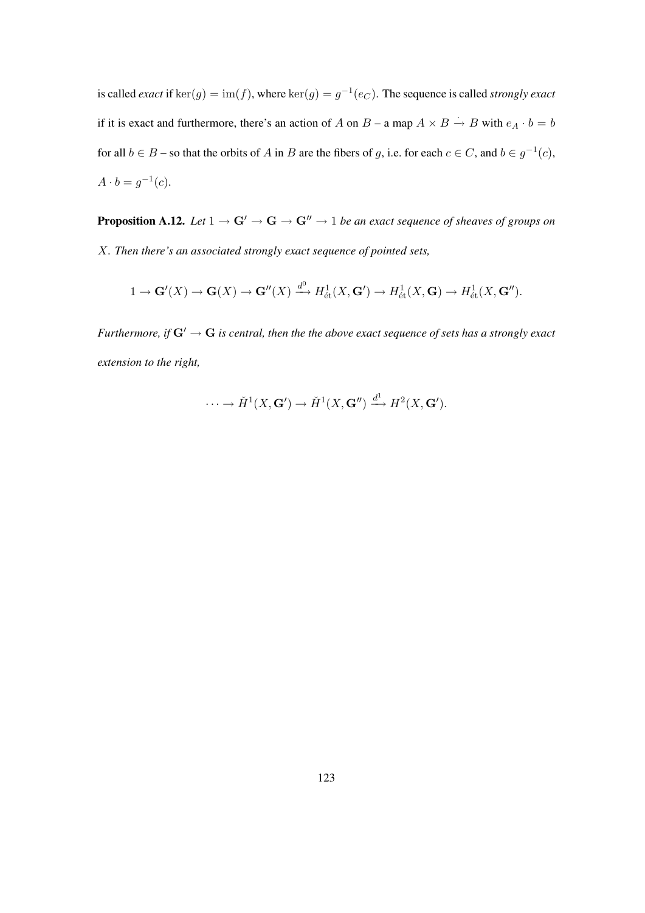is called *exact* if $\ker(g) = \mathrm{im}(f)$, where $\ker(g) = g^{-1}(e_C)$. The sequence is called *strongly exact* if it is exact and furthermore, there's an action of $A$ on $B$ – a map $A \times B \dot{\to} B$ with $e_A \cdot b = b$ for all $b \in B$ – so that the orbits of $A$ in $B$ are the fibers of $g$, i.e. for each $c \in C$, and $b \in g^{-1}(c)$, $A \cdot b = g^{-1}(c)$.

**Proposition A.12.** *Let $1 \to \mathbf{G}' \to \mathbf{G} \to \mathbf{G}'' \to 1$ be an exact sequence of sheaves of groups on $X$. Then there's an associated strongly exact sequence of pointed sets,*

$$1 \to \mathbf{G}'(X) \to \mathbf{G}(X) \to \mathbf{G}''(X) \xrightarrow{d^0} H^1_{\text{ét}}(X, \mathbf{G}') \to H^1_{\text{ét}}(X, \mathbf{G}) \to H^1_{\text{ét}}(X, \mathbf{G}'').$$

*Furthermore, if $\mathbf{G}' \to \mathbf{G}$ is central, then the the above exact sequence of sets has a strongly exact extension to the right,*

$$\cdots \to \check{H}^1(X, \mathbf{G}') \to \check{H}^1(X, \mathbf{G}'') \xrightarrow{d^1} H^2(X, \mathbf{G}').$$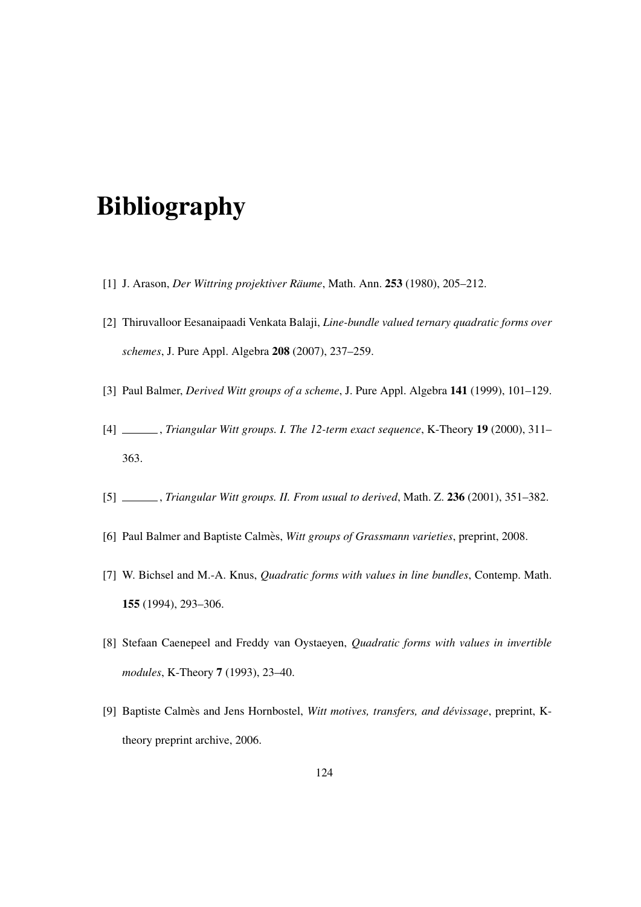# Bibliography

[1] J. Arason, *Der Wittring projektiver Räume*, Math. Ann. **253** (1980), 205–212.

[2] Thiruvalloor Eesanaipaadi Venkata Balaji, *Line-bundle valued ternary quadratic forms over schemes*, J. Pure Appl. Algebra **208** (2007), 237–259.

[3] Paul Balmer, *Derived Witt groups of a scheme*, J. Pure Appl. Algebra **141** (1999), 101–129.

[4] ______, *Triangular Witt groups. I. The 12-term exact sequence*, K-Theory **19** (2000), 311–363.

[5] ______, *Triangular Witt groups. II. From usual to derived*, Math. Z. **236** (2001), 351–382.

[6] Paul Balmer and Baptiste Calmès, *Witt groups of Grassmann varieties*, preprint, 2008.

[7] W. Bichsel and M.-A. Knus, *Quadratic forms with values in line bundles*, Contemp. Math. **155** (1994), 293–306.

[8] Stefaan Caenepeel and Freddy van Oystaeyen, *Quadratic forms with values in invertible modules*, K-Theory **7** (1993), 23–40.

[9] Baptiste Calmès and Jens Hornbostel, *Witt motives, transfers, and dévissage*, preprint, K-theory preprint archive, 2006.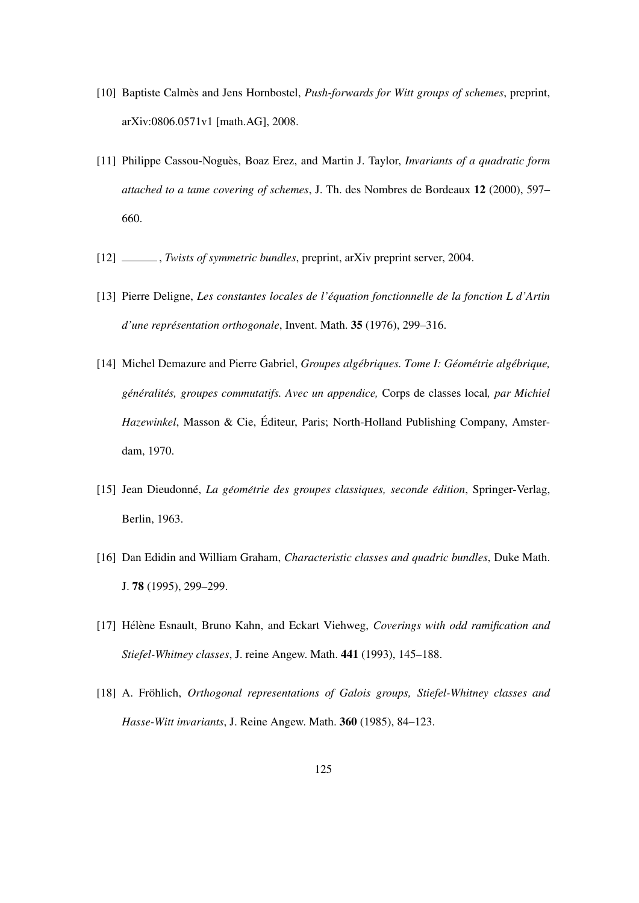[10] Baptiste Calmès and Jens Hornbostel, *Push-forwards for Witt groups of schemes*, preprint, arXiv:0806.0571v1 [math.AG], 2008.

[11] Philippe Cassou-Noguès, Boaz Erez, and Martin J. Taylor, *Invariants of a quadratic form attached to a tame covering of schemes*, J. Th. des Nombres de Bordeaux **12** (2000), 597–660.

[12] ______, *Twists of symmetric bundles*, preprint, arXiv preprint server, 2004.

[13] Pierre Deligne, *Les constantes locales de l'équation fonctionnelle de la fonction L d'Artin d'une représentation orthogonale*, Invent. Math. **35** (1976), 299–316.

[14] Michel Demazure and Pierre Gabriel, *Groupes algébriques. Tome I: Géométrie algébrique, généralités, groupes commutatifs. Avec un appendice,* Corps de classes local*, par Michiel Hazewinkel*, Masson & Cie, Éditeur, Paris; North-Holland Publishing Company, Amsterdam, 1970.

[15] Jean Dieudonné, *La géométrie des groupes classiques, seconde édition*, Springer-Verlag, Berlin, 1963.

[16] Dan Edidin and William Graham, *Characteristic classes and quadric bundles*, Duke Math. J. **78** (1995), 299–299.

[17] Hélène Esnault, Bruno Kahn, and Eckart Viehweg, *Coverings with odd ramification and Stiefel-Whitney classes*, J. reine Angew. Math. **441** (1993), 145–188.

[18] A. Fröhlich, *Orthogonal representations of Galois groups, Stiefel-Whitney classes and Hasse-Witt invariants*, J. Reine Angew. Math. **360** (1985), 84–123.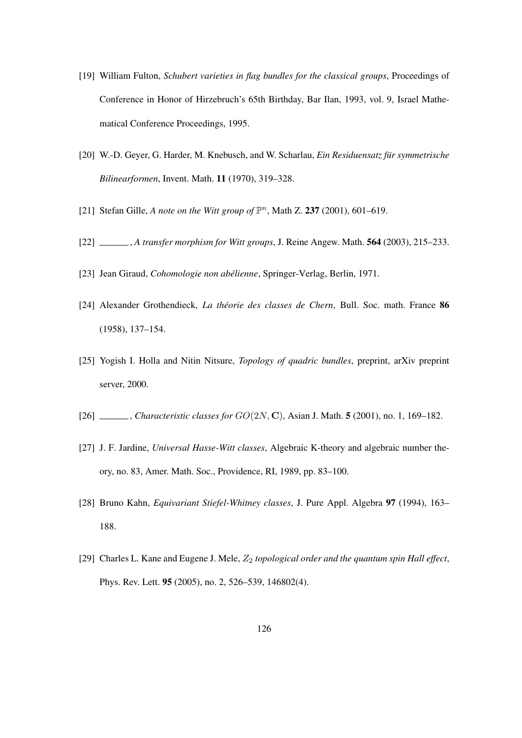[19] William Fulton, *Schubert varieties in flag bundles for the classical groups*, Proceedings of Conference in Honor of Hirzebruch's 65th Birthday, Bar Ilan, 1993, vol. 9, Israel Mathematical Conference Proceedings, 1995.

[20] W.-D. Geyer, G. Harder, M. Knebusch, and W. Scharlau, *Ein Residuensatz für symmetrische Bilinearformen*, Invent. Math. **11** (1970), 319–328.

[21] Stefan Gille, *A note on the Witt group of* $\mathbb{P}^n$, Math Z. **237** (2001), 601–619.

[22] ______, *A transfer morphism for Witt groups*, J. Reine Angew. Math. **564** (2003), 215–233.

[23] Jean Giraud, *Cohomologie non abélienne*, Springer-Verlag, Berlin, 1971.

[24] Alexander Grothendieck, *La théorie des classes de Chern*, Bull. Soc. math. France **86** (1958), 137–154.

[25] Yogish I. Holla and Nitin Nitsure, *Topology of quadric bundles*, preprint, arXiv preprint server, 2000.

[26] ______, *Characteristic classes for* $GO(2N, \mathbf{C})$, Asian J. Math. **5** (2001), no. 1, 169–182.

[27] J. F. Jardine, *Universal Hasse-Witt classes*, Algebraic K-theory and algebraic number theory, no. 83, Amer. Math. Soc., Providence, RI, 1989, pp. 83–100.

[28] Bruno Kahn, *Equivariant Stiefel-Whitney classes*, J. Pure Appl. Algebra **97** (1994), 163–188.

[29] Charles L. Kane and Eugene J. Mele, $Z_2$ *topological order and the quantum spin Hall effect*, Phys. Rev. Lett. **95** (2005), no. 2, 526–539, 146802(4).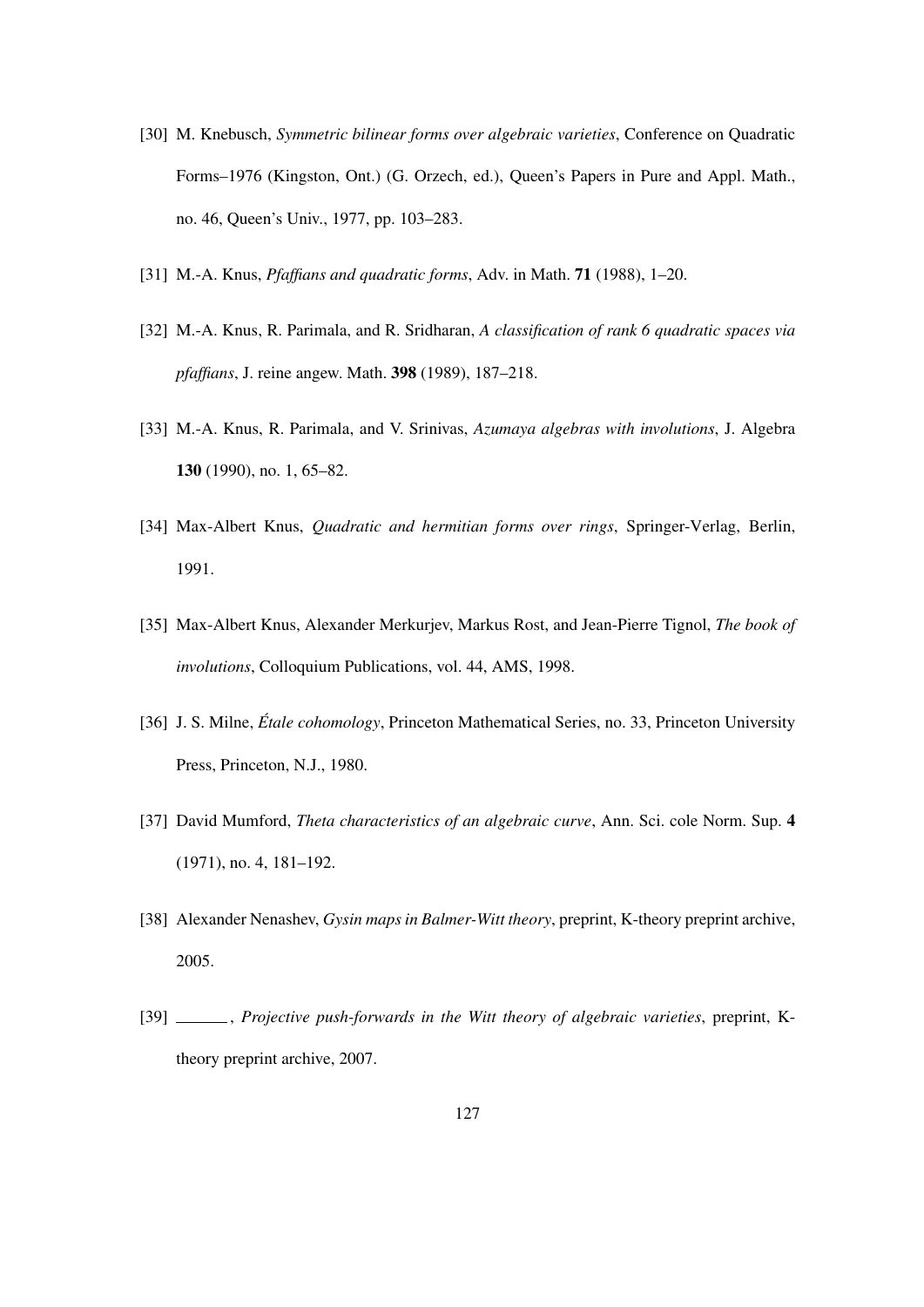[30] M. Knebusch, *Symmetric bilinear forms over algebraic varieties*, Conference on Quadratic Forms–1976 (Kingston, Ont.) (G. Orzech, ed.), Queen's Papers in Pure and Appl. Math., no. 46, Queen's Univ., 1977, pp. 103–283.

[31] M.-A. Knus, *Pfaffians and quadratic forms*, Adv. in Math. **71** (1988), 1–20.

[32] M.-A. Knus, R. Parimala, and R. Sridharan, *A classification of rank 6 quadratic spaces via pfaffians*, J. reine angew. Math. **398** (1989), 187–218.

[33] M.-A. Knus, R. Parimala, and V. Srinivas, *Azumaya algebras with involutions*, J. Algebra **130** (1990), no. 1, 65–82.

[34] Max-Albert Knus, *Quadratic and hermitian forms over rings*, Springer-Verlag, Berlin, 1991.

[35] Max-Albert Knus, Alexander Merkurjev, Markus Rost, and Jean-Pierre Tignol, *The book of involutions*, Colloquium Publications, vol. 44, AMS, 1998.

[36] J. S. Milne, *Étale cohomology*, Princeton Mathematical Series, no. 33, Princeton University Press, Princeton, N.J., 1980.

[37] David Mumford, *Theta characteristics of an algebraic curve*, Ann. Sci. cole Norm. Sup. **4** (1971), no. 4, 181–192.

[38] Alexander Nenashev, *Gysin maps in Balmer-Witt theory*, preprint, K-theory preprint archive, 2005.

[39] ______, *Projective push-forwards in the Witt theory of algebraic varieties*, preprint, K-theory preprint archive, 2007.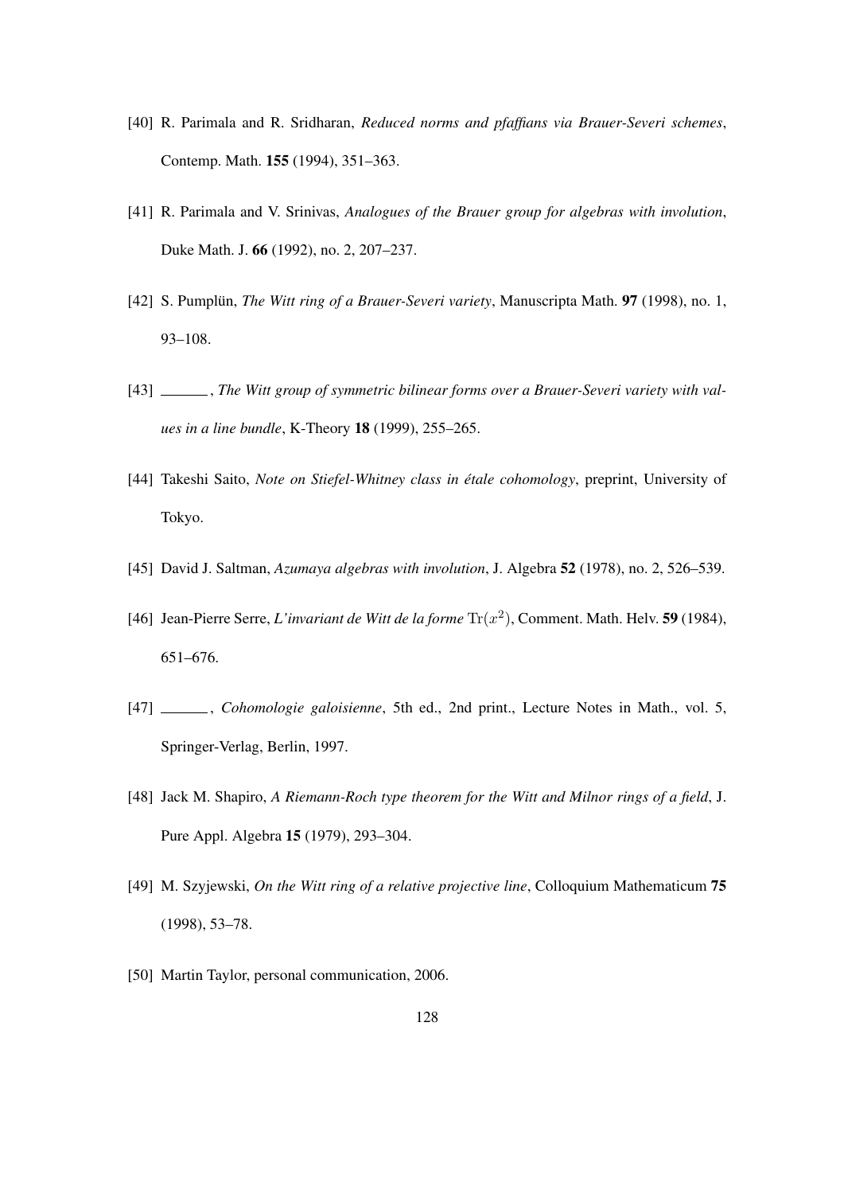[40] R. Parimala and R. Sridharan, *Reduced norms and pfaffians via Brauer-Severi schemes*, Contemp. Math. **155** (1994), 351–363.

[41] R. Parimala and V. Srinivas, *Analogues of the Brauer group for algebras with involution*, Duke Math. J. **66** (1992), no. 2, 207–237.

[42] S. Pumplün, *The Witt ring of a Brauer-Severi variety*, Manuscripta Math. **97** (1998), no. 1, 93–108.

[43] ______, *The Witt group of symmetric bilinear forms over a Brauer-Severi variety with values in a line bundle*, K-Theory **18** (1999), 255–265.

[44] Takeshi Saito, *Note on Stiefel-Whitney class in étale cohomology*, preprint, University of Tokyo.

[45] David J. Saltman, *Azumaya algebras with involution*, J. Algebra **52** (1978), no. 2, 526–539.

[46] Jean-Pierre Serre, *L'invariant de Witt de la forme* $\mathrm{Tr}(x^2)$, Comment. Math. Helv. **59** (1984), 651–676.

[47] ______, *Cohomologie galoisienne*, 5th ed., 2nd print., Lecture Notes in Math., vol. 5, Springer-Verlag, Berlin, 1997.

[48] Jack M. Shapiro, *A Riemann-Roch type theorem for the Witt and Milnor rings of a field*, J. Pure Appl. Algebra **15** (1979), 293–304.

[49] M. Szyjewski, *On the Witt ring of a relative projective line*, Colloquium Mathematicum **75** (1998), 53–78.

[50] Martin Taylor, personal communication, 2006.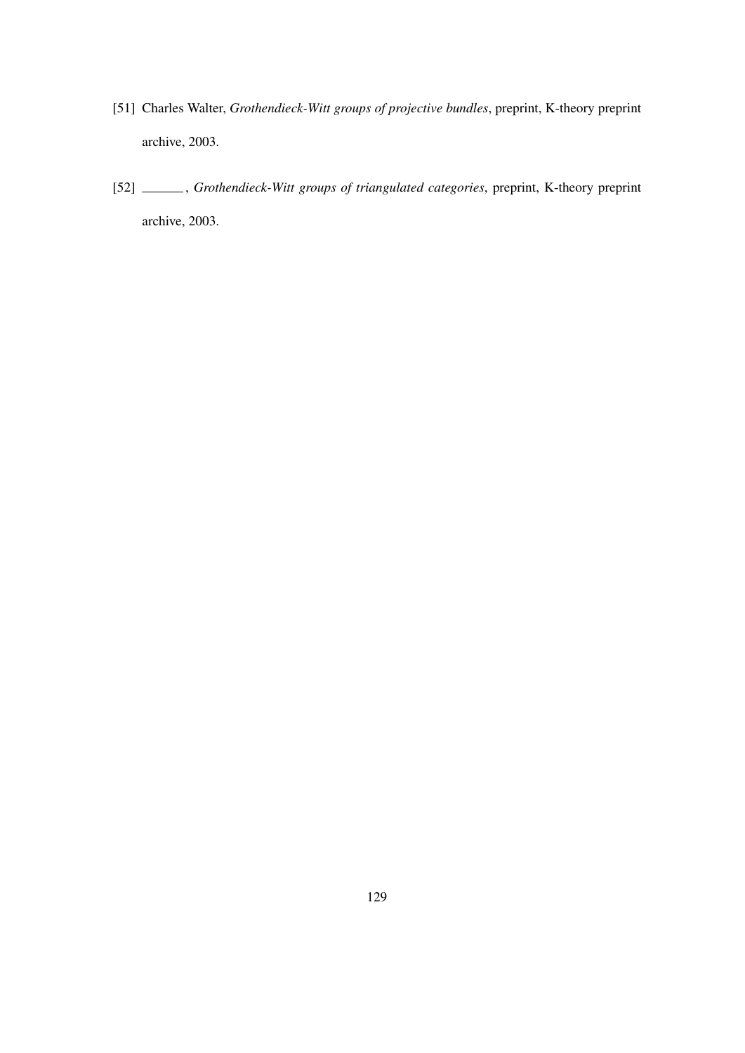[51] Charles Walter, *Grothendieck-Witt groups of projective bundles*, preprint, K-theory preprint archive, 2003.

[52] ______, *Grothendieck-Witt groups of triangulated categories*, preprint, K-theory preprint archive, 2003.